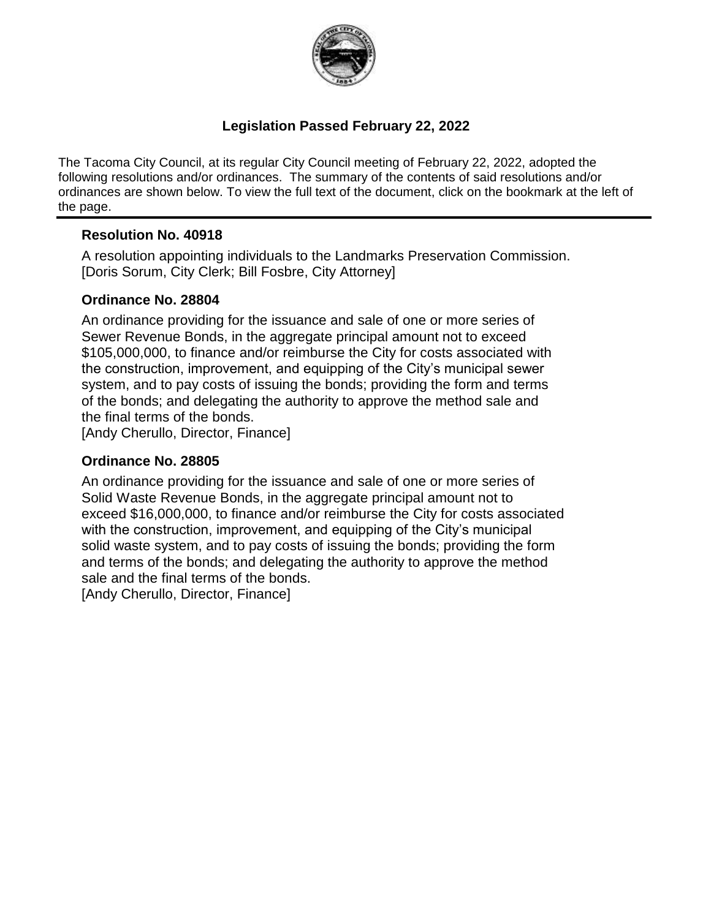# Legislation Passed February 22, 2022

The Tacoma City Council, at its regular City Council meeting of February 22, 2022, adopted the following resolutions and/or ordinances. The summary of the contents of said resolutions and/or ordinances are shown below. To view the full text of the document, click on the bookmark at the left of the page.

---

### Resolution No. 40918

A resolution appointing individuals to the Landmarks Preservation Commission.
[Doris Sorum, City Clerk; Bill Fosbre, City Attorney]

### Ordinance No. 28804

An ordinance providing for the issuance and sale of one or more series of Sewer Revenue Bonds, in the aggregate principal amount not to exceed $105,000,000, to finance and/or reimburse the City for costs associated with the construction, improvement, and equipping of the City's municipal sewer system, and to pay costs of issuing the bonds; providing the form and terms of the bonds; and delegating the authority to approve the method sale and the final terms of the bonds.
[Andy Cherullo, Director, Finance]

### Ordinance No. 28805

An ordinance providing for the issuance and sale of one or more series of Solid Waste Revenue Bonds, in the aggregate principal amount not to exceed $16,000,000, to finance and/or reimburse the City for costs associated with the construction, improvement, and equipping of the City's municipal solid waste system, and to pay costs of issuing the bonds; providing the form and terms of the bonds; and delegating the authority to approve the method sale and the final terms of the bonds.
[Andy Cherullo, Director, Finance]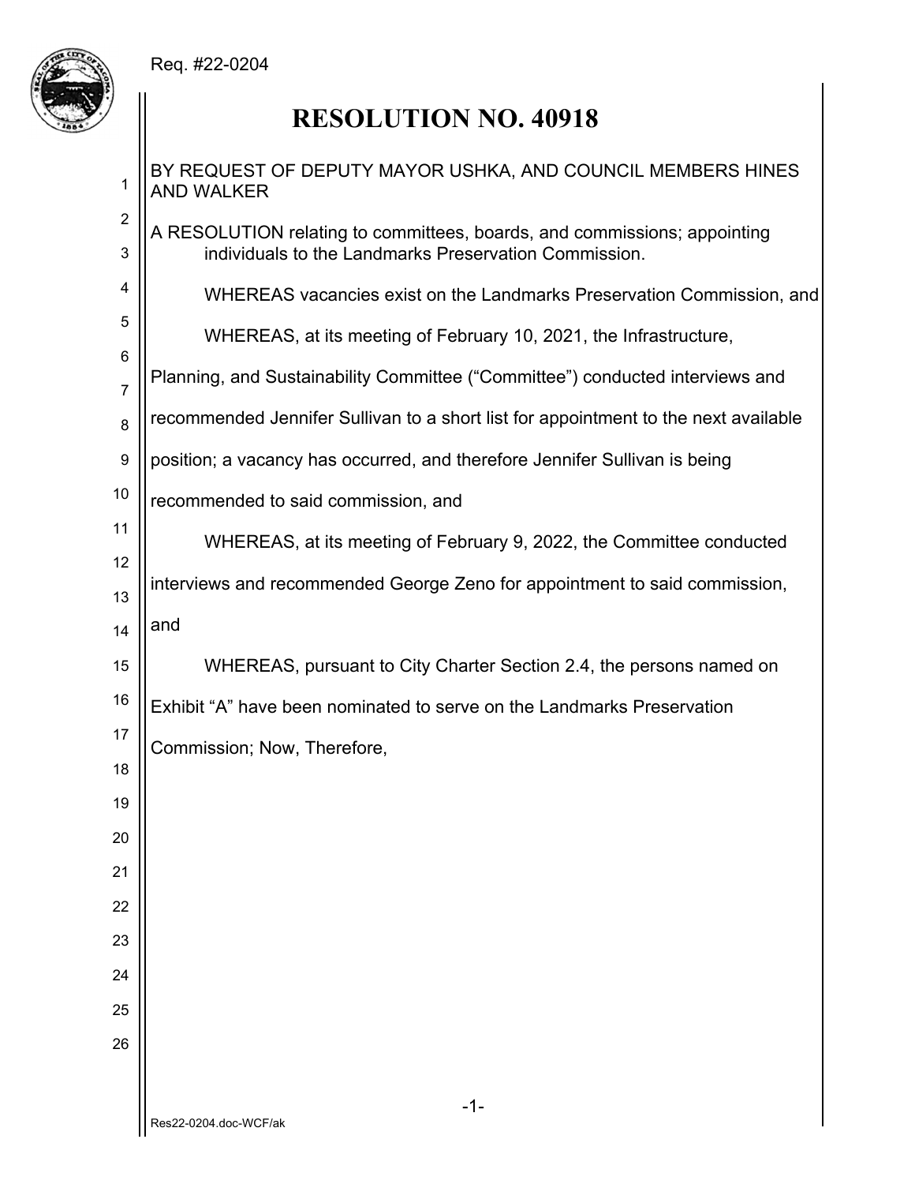Req. #22-0204

# RESOLUTION NO. 40918

BY REQUEST OF DEPUTY MAYOR USHKA, AND COUNCIL MEMBERS HINES AND WALKER

A RESOLUTION relating to committees, boards, and commissions; appointing individuals to the Landmarks Preservation Commission.

WHEREAS vacancies exist on the Landmarks Preservation Commission, and

WHEREAS, at its meeting of February 10, 2021, the Infrastructure, Planning, and Sustainability Committee ("Committee") conducted interviews and recommended Jennifer Sullivan to a short list for appointment to the next available position; a vacancy has occurred, and therefore Jennifer Sullivan is being recommended to said commission, and

WHEREAS, at its meeting of February 9, 2022, the Committee conducted interviews and recommended George Zeno for appointment to said commission, and

WHEREAS, pursuant to City Charter Section 2.4, the persons named on Exhibit "A" have been nominated to serve on the Landmarks Preservation Commission; Now, Therefore,

Res22-0204.doc-WCF/ak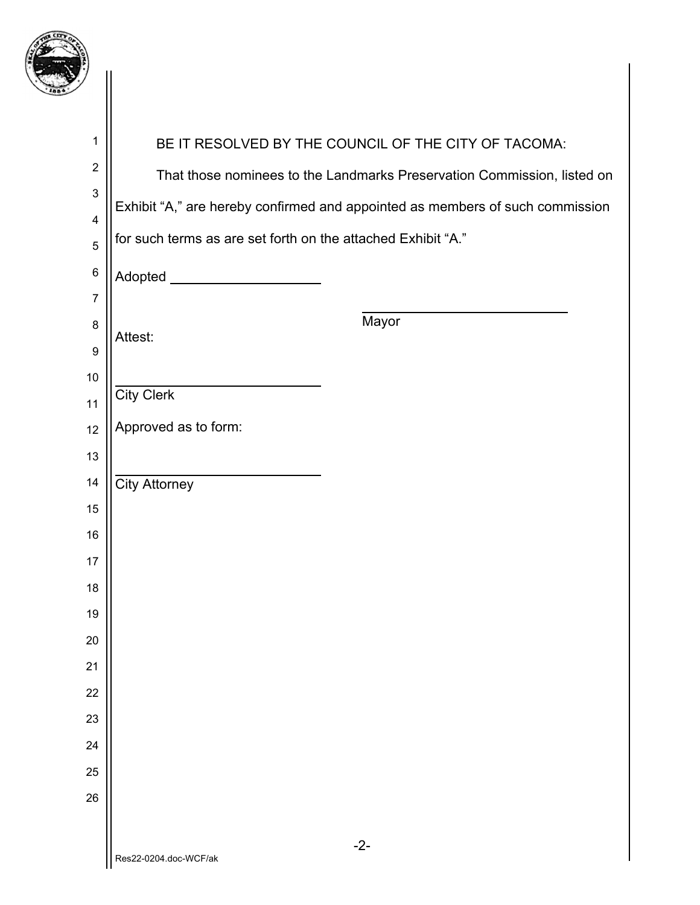BE IT RESOLVED BY THE COUNCIL OF THE CITY OF TACOMA:

That those nominees to the Landmarks Preservation Commission, listed on Exhibit "A," are hereby confirmed and appointed as members of such commission for such terms as are set forth on the attached Exhibit "A."

Adopted ____________________

____________________________
Mayor

Attest:

____________________________
City Clerk

Approved as to form:

____________________________
City Attorney

Res22-0204.doc-WCF/ak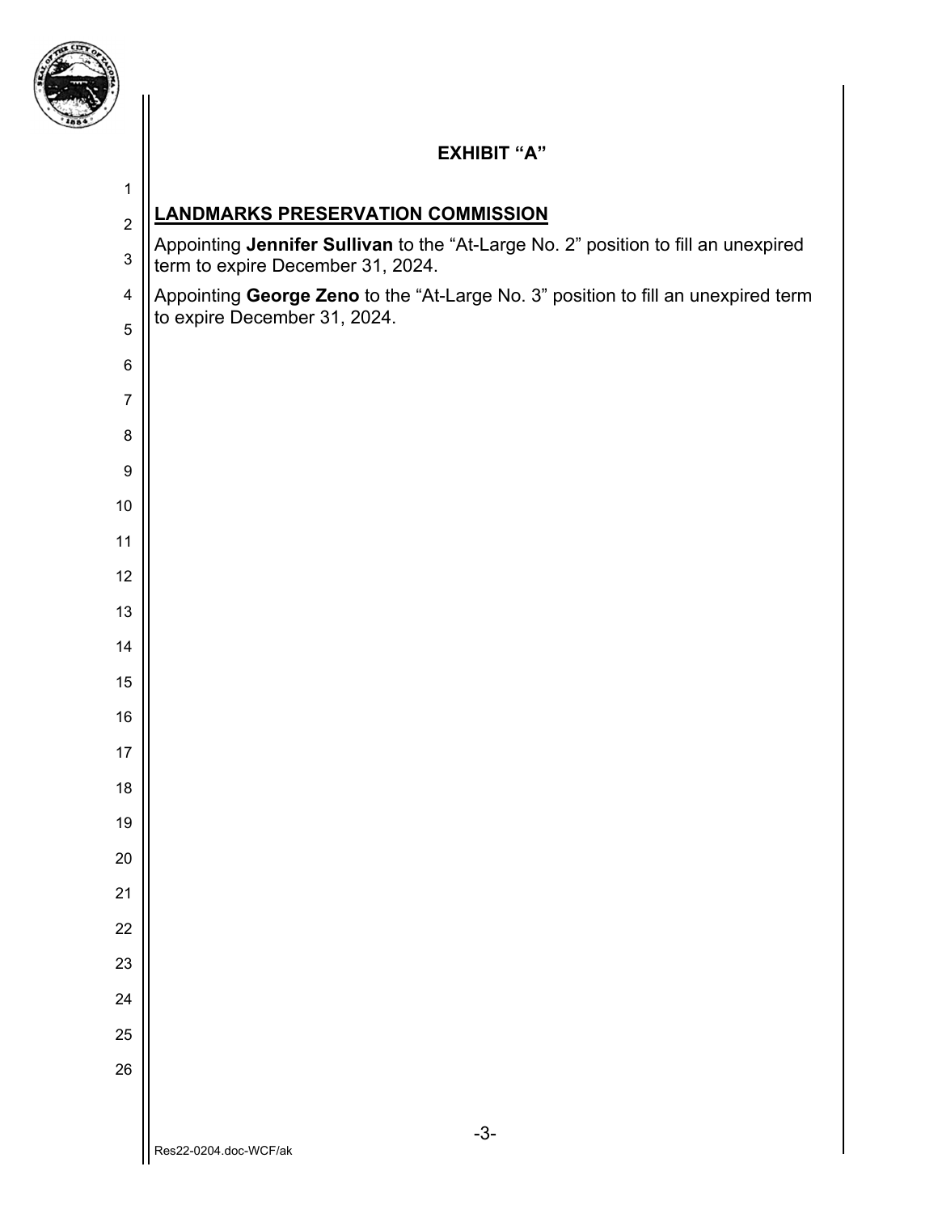## EXHIBIT "A"

**LANDMARKS PRESERVATION COMMISSION**

Appointing **Jennifer Sullivan** to the "At-Large No. 2" position to fill an unexpired term to expire December 31, 2024.

Appointing **George Zeno** to the "At-Large No. 3" position to fill an unexpired term to expire December 31, 2024.

Res22-0204.doc-WCF/ak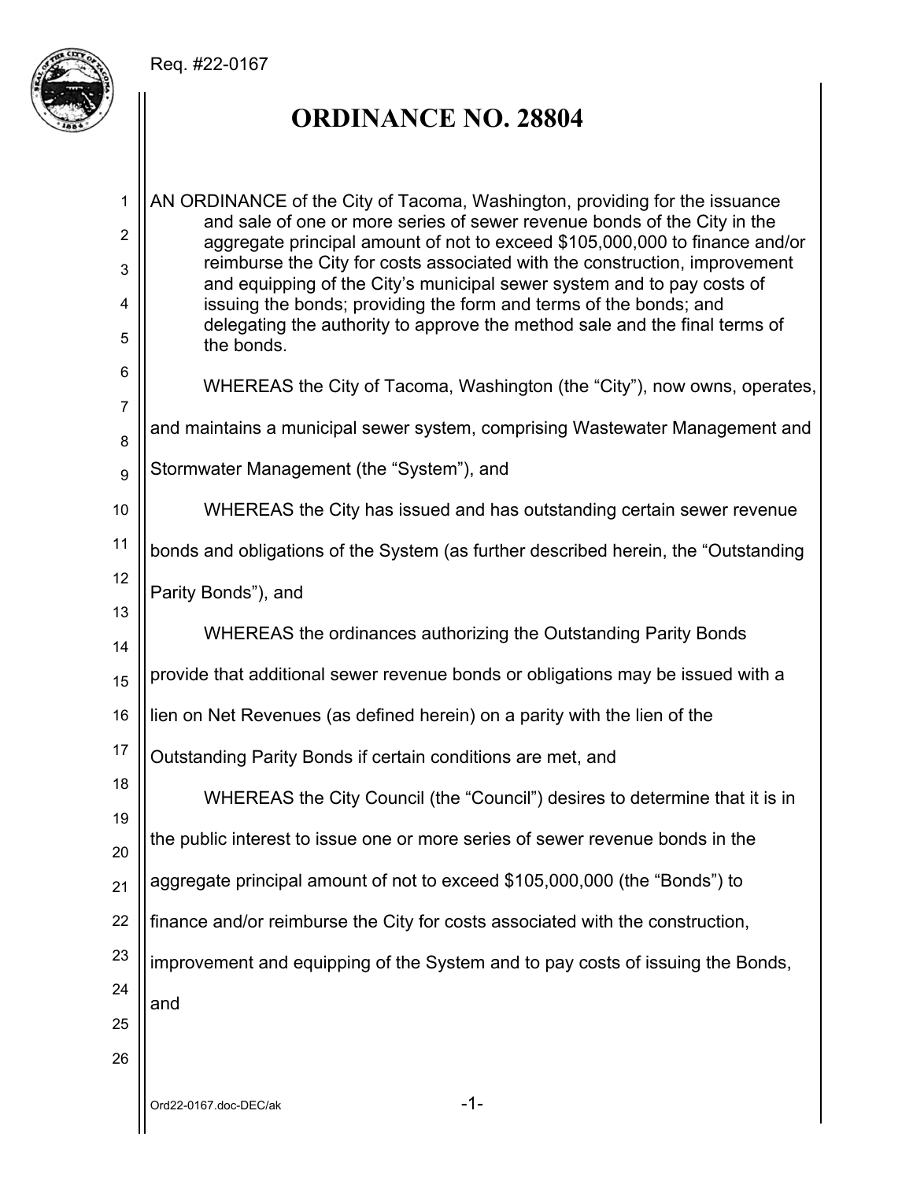Req. #22-0167

# ORDINANCE NO. 28804

AN ORDINANCE of the City of Tacoma, Washington, providing for the issuance and sale of one or more series of sewer revenue bonds of the City in the aggregate principal amount of not to exceed $105,000,000 to finance and/or reimburse the City for costs associated with the construction, improvement and equipping of the City's municipal sewer system and to pay costs of issuing the bonds; providing the form and terms of the bonds; and delegating the authority to approve the method sale and the final terms of the bonds.

WHEREAS the City of Tacoma, Washington (the "City"), now owns, operates, and maintains a municipal sewer system, comprising Wastewater Management and Stormwater Management (the "System"), and

WHEREAS the City has issued and has outstanding certain sewer revenue bonds and obligations of the System (as further described herein, the "Outstanding Parity Bonds"), and

WHEREAS the ordinances authorizing the Outstanding Parity Bonds provide that additional sewer revenue bonds or obligations may be issued with a lien on Net Revenues (as defined herein) on a parity with the lien of the Outstanding Parity Bonds if certain conditions are met, and

WHEREAS the City Council (the "Council") desires to determine that it is in the public interest to issue one or more series of sewer revenue bonds in the aggregate principal amount of not to exceed $105,000,000 (the "Bonds") to finance and/or reimburse the City for costs associated with the construction, improvement and equipping of the System and to pay costs of issuing the Bonds, and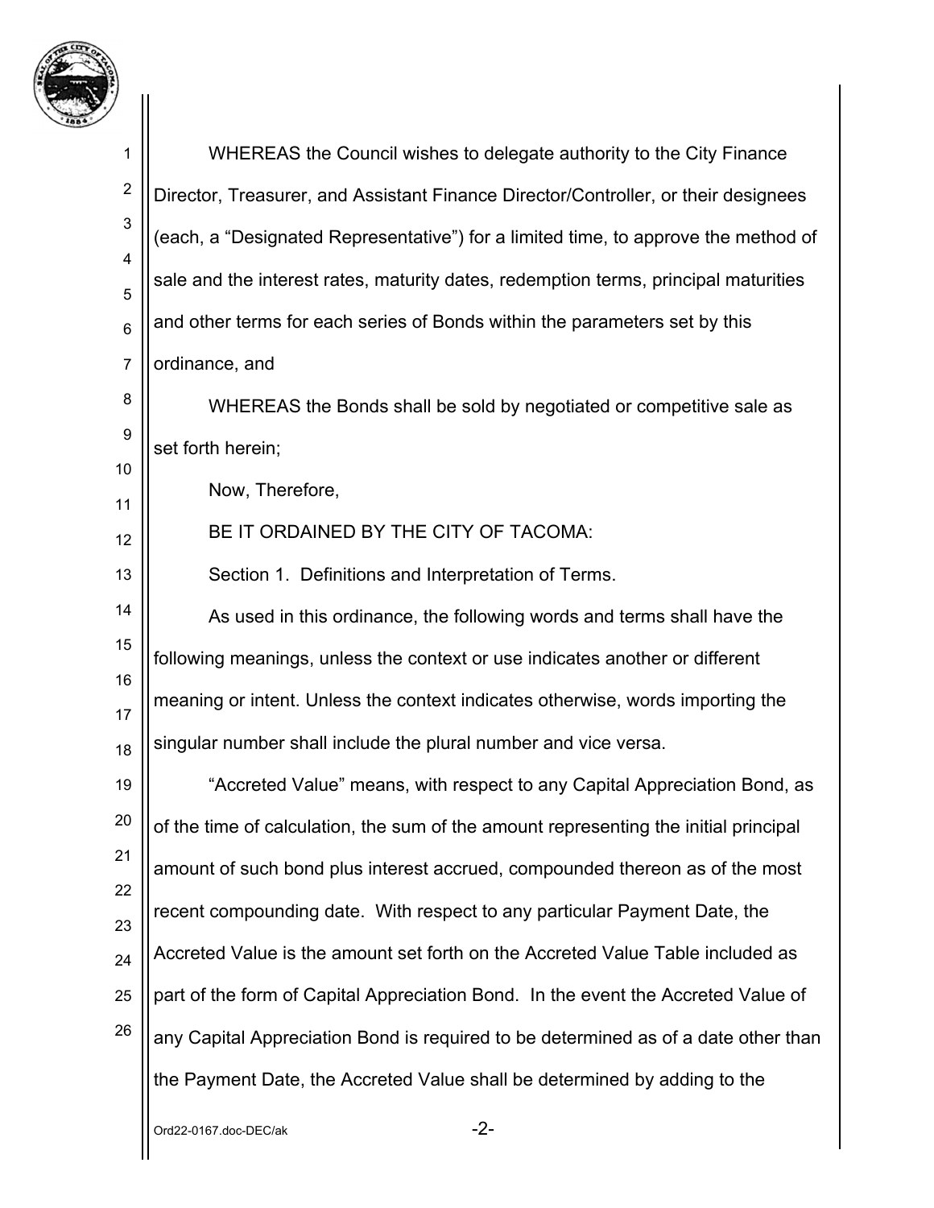WHEREAS the Council wishes to delegate authority to the City Finance Director, Treasurer, and Assistant Finance Director/Controller, or their designees (each, a "Designated Representative") for a limited time, to approve the method of sale and the interest rates, maturity dates, redemption terms, principal maturities and other terms for each series of Bonds within the parameters set by this ordinance, and

WHEREAS the Bonds shall be sold by negotiated or competitive sale as set forth herein;

Now, Therefore,

BE IT ORDAINED BY THE CITY OF TACOMA:

Section 1. Definitions and Interpretation of Terms.

As used in this ordinance, the following words and terms shall have the following meanings, unless the context or use indicates another or different meaning or intent. Unless the context indicates otherwise, words importing the singular number shall include the plural number and vice versa.

"Accreted Value" means, with respect to any Capital Appreciation Bond, as of the time of calculation, the sum of the amount representing the initial principal amount of such bond plus interest accrued, compounded thereon as of the most recent compounding date. With respect to any particular Payment Date, the Accreted Value is the amount set forth on the Accreted Value Table included as part of the form of Capital Appreciation Bond. In the event the Accreted Value of any Capital Appreciation Bond is required to be determined as of a date other than the Payment Date, the Accreted Value shall be determined by adding to the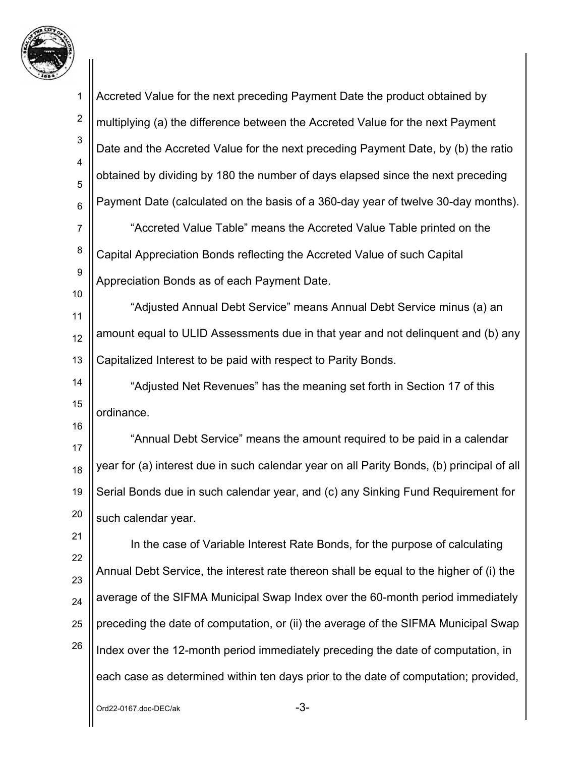Accreted Value for the next preceding Payment Date the product obtained by multiplying (a) the difference between the Accreted Value for the next Payment Date and the Accreted Value for the next preceding Payment Date, by (b) the ratio obtained by dividing by 180 the number of days elapsed since the next preceding Payment Date (calculated on the basis of a 360-day year of twelve 30-day months).

"Accreted Value Table" means the Accreted Value Table printed on the Capital Appreciation Bonds reflecting the Accreted Value of such Capital Appreciation Bonds as of each Payment Date.

"Adjusted Annual Debt Service" means Annual Debt Service minus (a) an amount equal to ULID Assessments due in that year and not delinquent and (b) any Capitalized Interest to be paid with respect to Parity Bonds.

"Adjusted Net Revenues" has the meaning set forth in Section 17 of this ordinance.

"Annual Debt Service" means the amount required to be paid in a calendar year for (a) interest due in such calendar year on all Parity Bonds, (b) principal of all Serial Bonds due in such calendar year, and (c) any Sinking Fund Requirement for such calendar year.

In the case of Variable Interest Rate Bonds, for the purpose of calculating Annual Debt Service, the interest rate thereon shall be equal to the higher of (i) the average of the SIFMA Municipal Swap Index over the 60-month period immediately preceding the date of computation, or (ii) the average of the SIFMA Municipal Swap Index over the 12-month period immediately preceding the date of computation, in each case as determined within ten days prior to the date of computation; provided,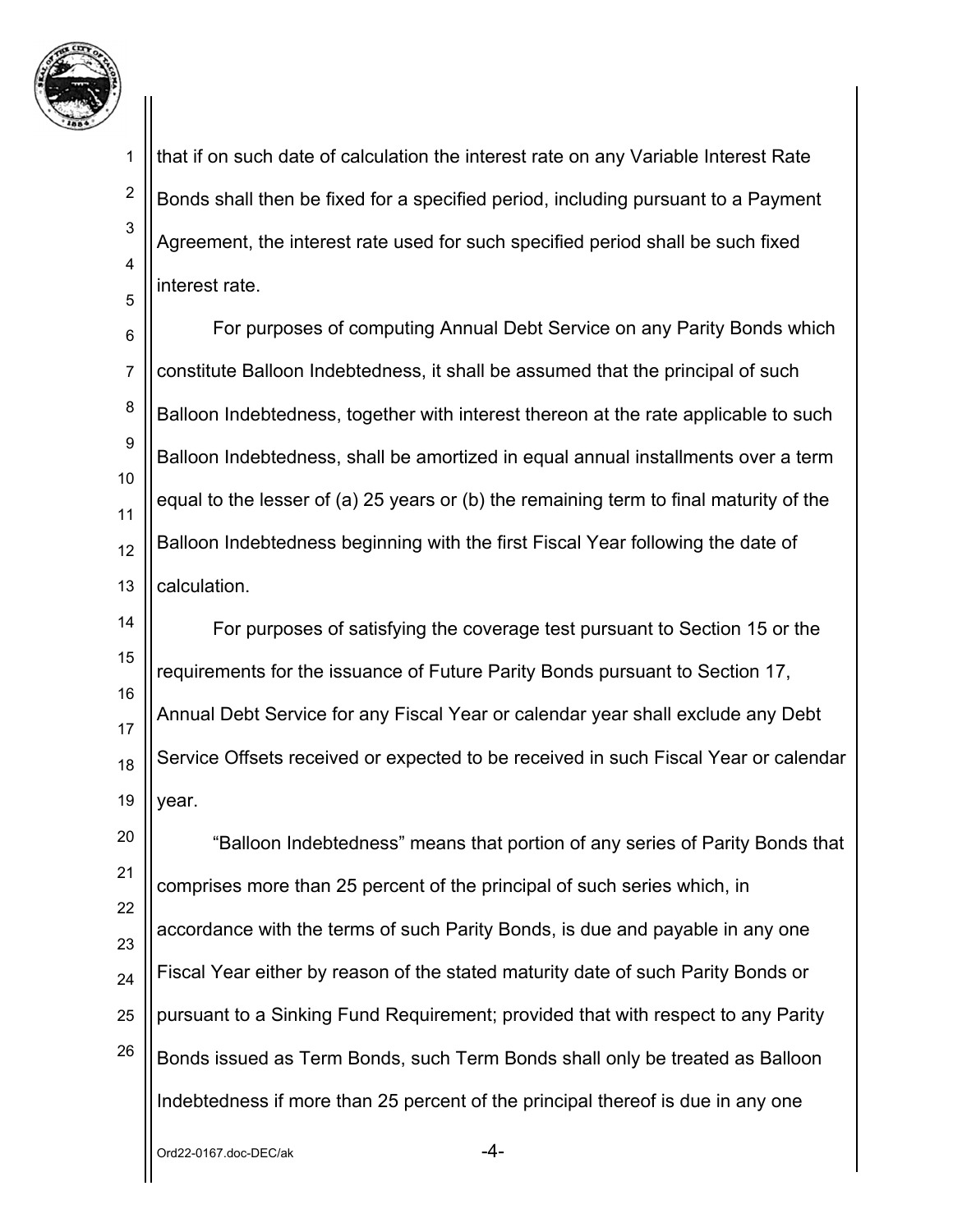that if on such date of calculation the interest rate on any Variable Interest Rate Bonds shall then be fixed for a specified period, including pursuant to a Payment Agreement, the interest rate used for such specified period shall be such fixed interest rate.

For purposes of computing Annual Debt Service on any Parity Bonds which constitute Balloon Indebtedness, it shall be assumed that the principal of such Balloon Indebtedness, together with interest thereon at the rate applicable to such Balloon Indebtedness, shall be amortized in equal annual installments over a term equal to the lesser of (a) 25 years or (b) the remaining term to final maturity of the Balloon Indebtedness beginning with the first Fiscal Year following the date of calculation.

For purposes of satisfying the coverage test pursuant to Section 15 or the requirements for the issuance of Future Parity Bonds pursuant to Section 17, Annual Debt Service for any Fiscal Year or calendar year shall exclude any Debt Service Offsets received or expected to be received in such Fiscal Year or calendar year.

"Balloon Indebtedness" means that portion of any series of Parity Bonds that comprises more than 25 percent of the principal of such series which, in accordance with the terms of such Parity Bonds, is due and payable in any one Fiscal Year either by reason of the stated maturity date of such Parity Bonds or pursuant to a Sinking Fund Requirement; provided that with respect to any Parity Bonds issued as Term Bonds, such Term Bonds shall only be treated as Balloon Indebtedness if more than 25 percent of the principal thereof is due in any one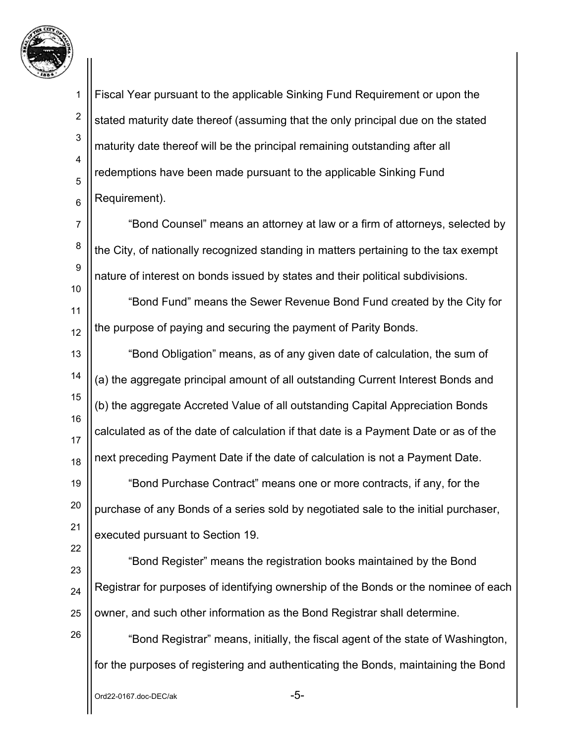Fiscal Year pursuant to the applicable Sinking Fund Requirement or upon the stated maturity date thereof (assuming that the only principal due on the stated maturity date thereof will be the principal remaining outstanding after all redemptions have been made pursuant to the applicable Sinking Fund Requirement).

"Bond Counsel" means an attorney at law or a firm of attorneys, selected by the City, of nationally recognized standing in matters pertaining to the tax exempt nature of interest on bonds issued by states and their political subdivisions.

"Bond Fund" means the Sewer Revenue Bond Fund created by the City for the purpose of paying and securing the payment of Parity Bonds.

"Bond Obligation" means, as of any given date of calculation, the sum of (a) the aggregate principal amount of all outstanding Current Interest Bonds and (b) the aggregate Accreted Value of all outstanding Capital Appreciation Bonds calculated as of the date of calculation if that date is a Payment Date or as of the next preceding Payment Date if the date of calculation is not a Payment Date.

"Bond Purchase Contract" means one or more contracts, if any, for the purchase of any Bonds of a series sold by negotiated sale to the initial purchaser, executed pursuant to Section 19.

"Bond Register" means the registration books maintained by the Bond Registrar for purposes of identifying ownership of the Bonds or the nominee of each owner, and such other information as the Bond Registrar shall determine.

"Bond Registrar" means, initially, the fiscal agent of the state of Washington, for the purposes of registering and authenticating the Bonds, maintaining the Bond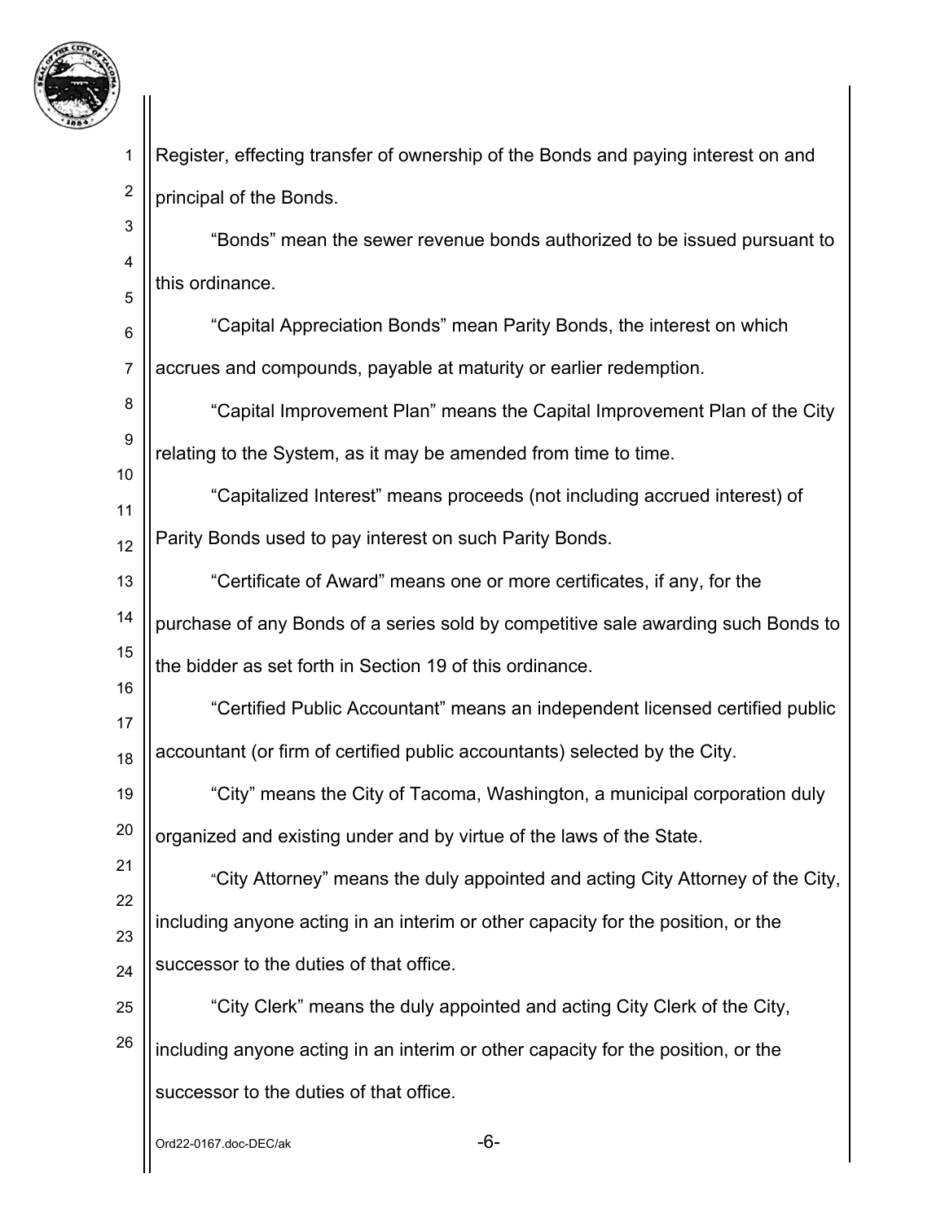Register, effecting transfer of ownership of the Bonds and paying interest on and principal of the Bonds.

"Bonds" mean the sewer revenue bonds authorized to be issued pursuant to this ordinance.

"Capital Appreciation Bonds" mean Parity Bonds, the interest on which accrues and compounds, payable at maturity or earlier redemption.

"Capital Improvement Plan" means the Capital Improvement Plan of the City relating to the System, as it may be amended from time to time.

"Capitalized Interest" means proceeds (not including accrued interest) of Parity Bonds used to pay interest on such Parity Bonds.

"Certificate of Award" means one or more certificates, if any, for the purchase of any Bonds of a series sold by competitive sale awarding such Bonds to the bidder as set forth in Section 19 of this ordinance.

"Certified Public Accountant" means an independent licensed certified public accountant (or firm of certified public accountants) selected by the City.

"City" means the City of Tacoma, Washington, a municipal corporation duly organized and existing under and by virtue of the laws of the State.

"City Attorney" means the duly appointed and acting City Attorney of the City, including anyone acting in an interim or other capacity for the position, or the successor to the duties of that office.

"City Clerk" means the duly appointed and acting City Clerk of the City, including anyone acting in an interim or other capacity for the position, or the successor to the duties of that office.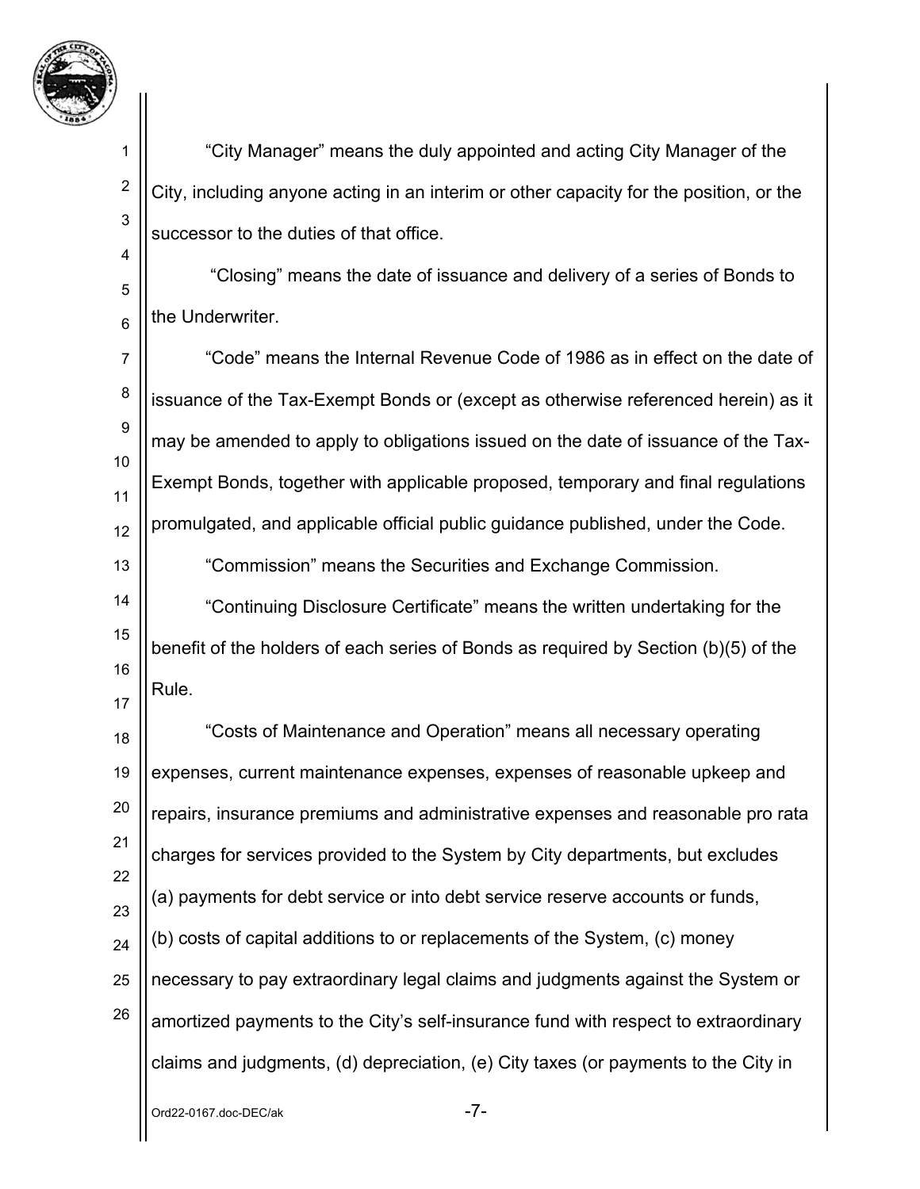"City Manager" means the duly appointed and acting City Manager of the City, including anyone acting in an interim or other capacity for the position, or the successor to the duties of that office.

"Closing" means the date of issuance and delivery of a series of Bonds to the Underwriter.

"Code" means the Internal Revenue Code of 1986 as in effect on the date of issuance of the Tax-Exempt Bonds or (except as otherwise referenced herein) as it may be amended to apply to obligations issued on the date of issuance of the Tax-Exempt Bonds, together with applicable proposed, temporary and final regulations promulgated, and applicable official public guidance published, under the Code.

"Commission" means the Securities and Exchange Commission.

"Continuing Disclosure Certificate" means the written undertaking for the benefit of the holders of each series of Bonds as required by Section (b)(5) of the Rule.

"Costs of Maintenance and Operation" means all necessary operating expenses, current maintenance expenses, expenses of reasonable upkeep and repairs, insurance premiums and administrative expenses and reasonable pro rata charges for services provided to the System by City departments, but excludes (a) payments for debt service or into debt service reserve accounts or funds, (b) costs of capital additions to or replacements of the System, (c) money necessary to pay extraordinary legal claims and judgments against the System or amortized payments to the City's self-insurance fund with respect to extraordinary claims and judgments, (d) depreciation, (e) City taxes (or payments to the City in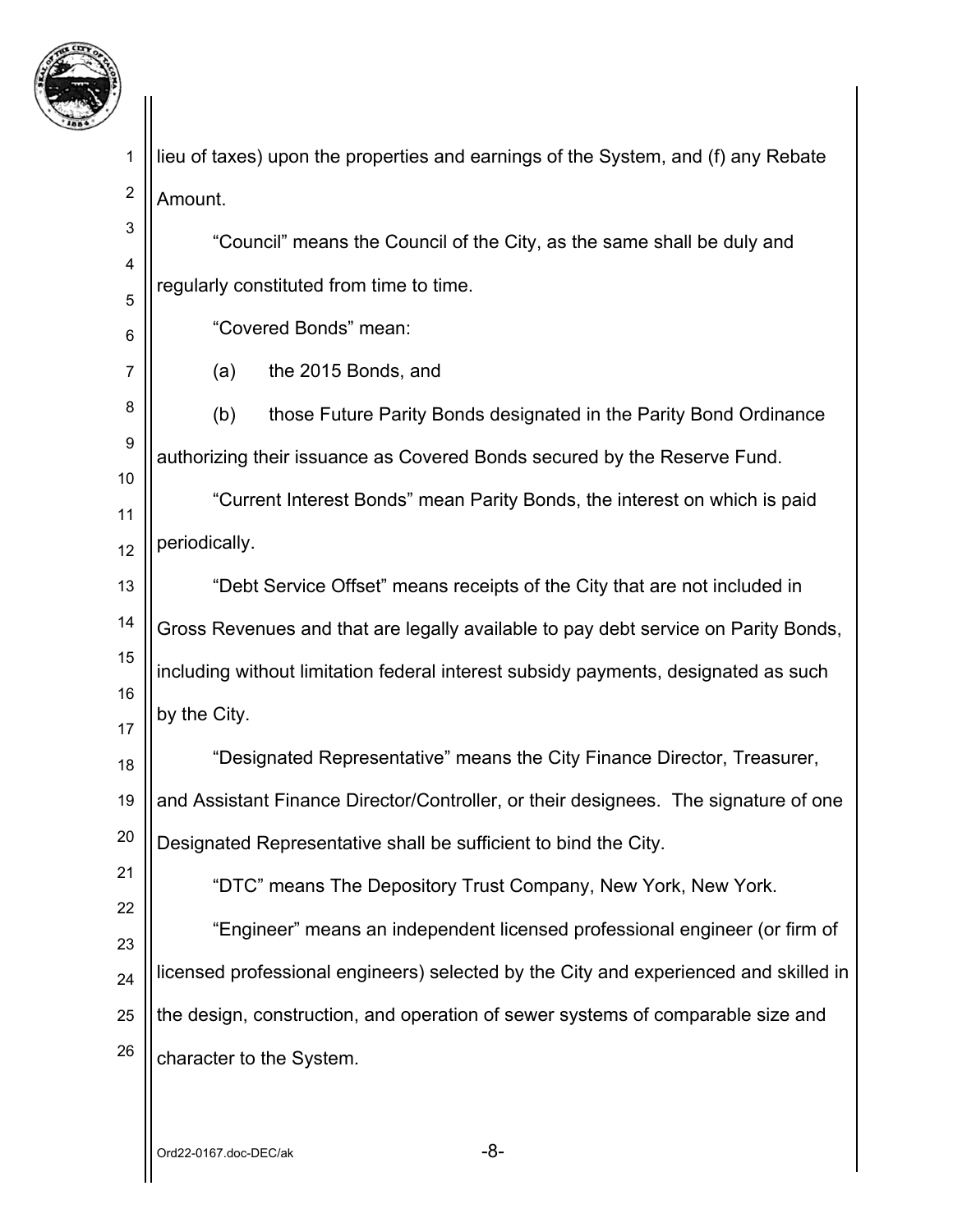lieu of taxes) upon the properties and earnings of the System, and (f) any Rebate Amount.

"Council" means the Council of the City, as the same shall be duly and regularly constituted from time to time.

"Covered Bonds" mean:

(a) the 2015 Bonds, and

(b) those Future Parity Bonds designated in the Parity Bond Ordinance authorizing their issuance as Covered Bonds secured by the Reserve Fund.

"Current Interest Bonds" mean Parity Bonds, the interest on which is paid periodically.

"Debt Service Offset" means receipts of the City that are not included in Gross Revenues and that are legally available to pay debt service on Parity Bonds, including without limitation federal interest subsidy payments, designated as such by the City.

"Designated Representative" means the City Finance Director, Treasurer, and Assistant Finance Director/Controller, or their designees. The signature of one Designated Representative shall be sufficient to bind the City.

"DTC" means The Depository Trust Company, New York, New York.

"Engineer" means an independent licensed professional engineer (or firm of licensed professional engineers) selected by the City and experienced and skilled in the design, construction, and operation of sewer systems of comparable size and character to the System.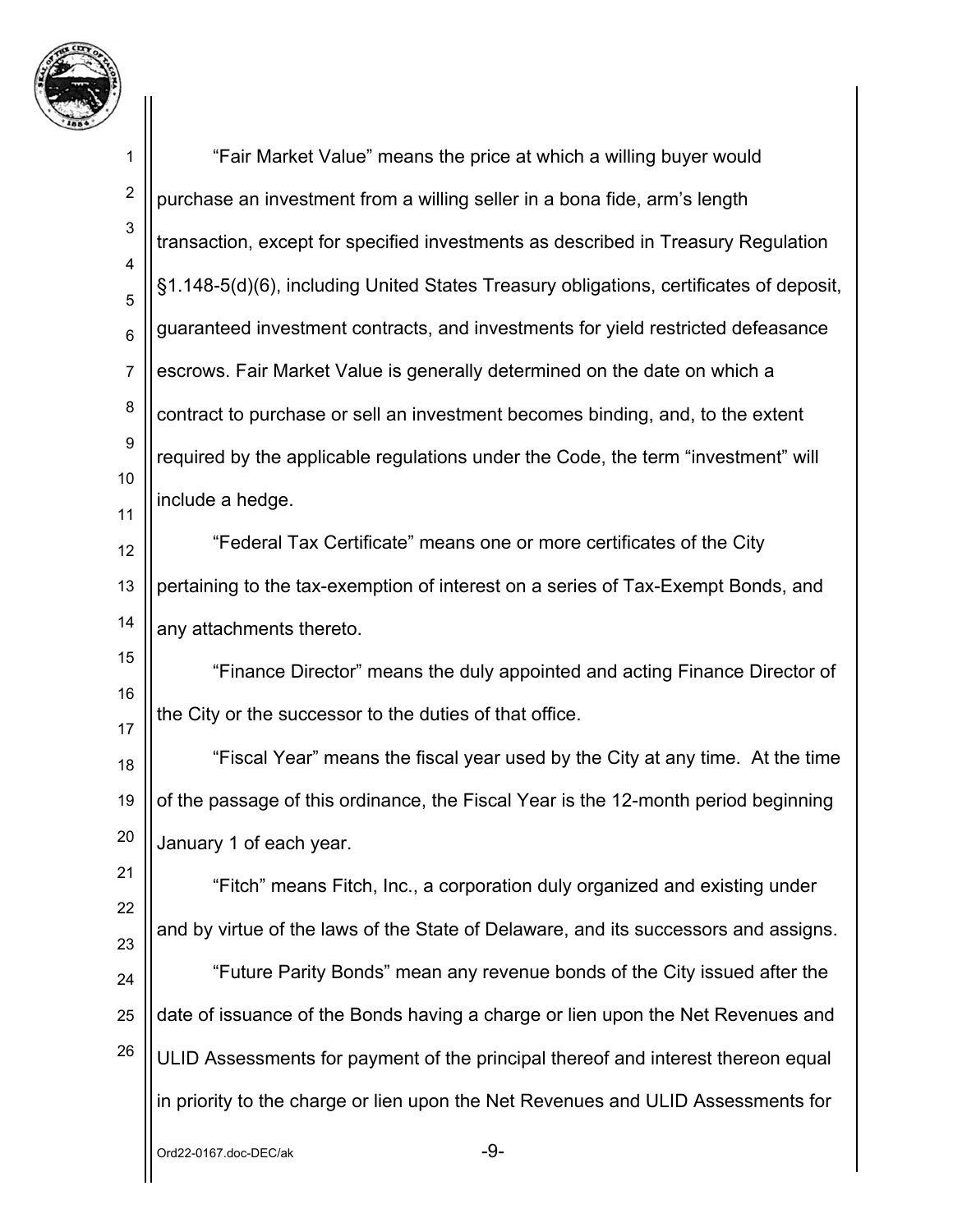"Fair Market Value" means the price at which a willing buyer would purchase an investment from a willing seller in a bona fide, arm's length transaction, except for specified investments as described in Treasury Regulation §1.148-5(d)(6), including United States Treasury obligations, certificates of deposit, guaranteed investment contracts, and investments for yield restricted defeasance escrows. Fair Market Value is generally determined on the date on which a contract to purchase or sell an investment becomes binding, and, to the extent required by the applicable regulations under the Code, the term "investment" will include a hedge.

"Federal Tax Certificate" means one or more certificates of the City pertaining to the tax-exemption of interest on a series of Tax-Exempt Bonds, and any attachments thereto.

"Finance Director" means the duly appointed and acting Finance Director of the City or the successor to the duties of that office.

"Fiscal Year" means the fiscal year used by the City at any time. At the time of the passage of this ordinance, the Fiscal Year is the 12-month period beginning January 1 of each year.

"Fitch" means Fitch, Inc., a corporation duly organized and existing under and by virtue of the laws of the State of Delaware, and its successors and assigns.

"Future Parity Bonds" mean any revenue bonds of the City issued after the date of issuance of the Bonds having a charge or lien upon the Net Revenues and ULID Assessments for payment of the principal thereof and interest thereon equal in priority to the charge or lien upon the Net Revenues and ULID Assessments for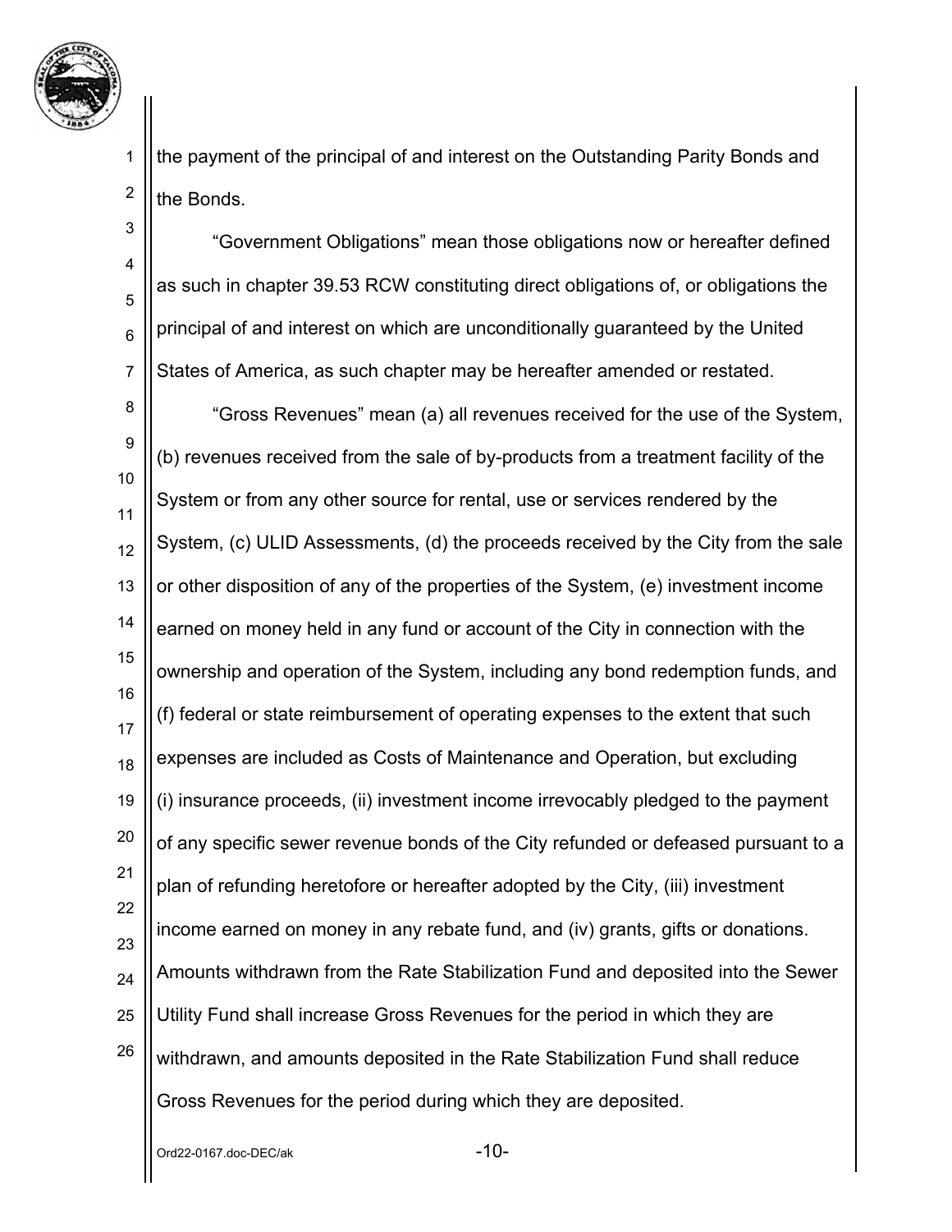the payment of the principal of and interest on the Outstanding Parity Bonds and the Bonds.

"Government Obligations" mean those obligations now or hereafter defined as such in chapter 39.53 RCW constituting direct obligations of, or obligations the principal of and interest on which are unconditionally guaranteed by the United States of America, as such chapter may be hereafter amended or restated.

"Gross Revenues" mean (a) all revenues received for the use of the System, (b) revenues received from the sale of by-products from a treatment facility of the System or from any other source for rental, use or services rendered by the System, (c) ULID Assessments, (d) the proceeds received by the City from the sale or other disposition of any of the properties of the System, (e) investment income earned on money held in any fund or account of the City in connection with the ownership and operation of the System, including any bond redemption funds, and (f) federal or state reimbursement of operating expenses to the extent that such expenses are included as Costs of Maintenance and Operation, but excluding (i) insurance proceeds, (ii) investment income irrevocably pledged to the payment of any specific sewer revenue bonds of the City refunded or defeased pursuant to a plan of refunding heretofore or hereafter adopted by the City, (iii) investment income earned on money in any rebate fund, and (iv) grants, gifts or donations. Amounts withdrawn from the Rate Stabilization Fund and deposited into the Sewer Utility Fund shall increase Gross Revenues for the period in which they are withdrawn, and amounts deposited in the Rate Stabilization Fund shall reduce Gross Revenues for the period during which they are deposited.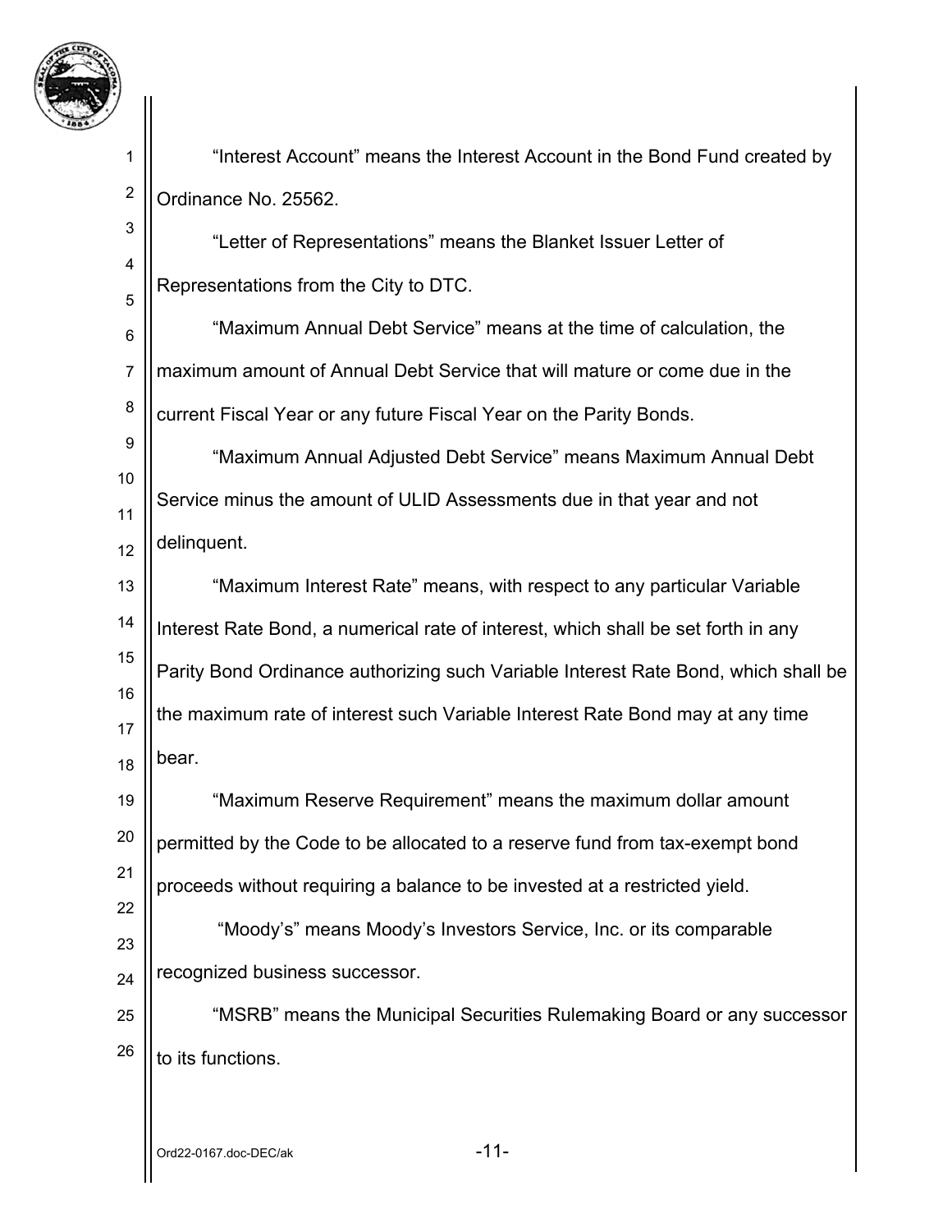"Interest Account" means the Interest Account in the Bond Fund created by Ordinance No. 25562.

"Letter of Representations" means the Blanket Issuer Letter of Representations from the City to DTC.

"Maximum Annual Debt Service" means at the time of calculation, the maximum amount of Annual Debt Service that will mature or come due in the current Fiscal Year or any future Fiscal Year on the Parity Bonds.

"Maximum Annual Adjusted Debt Service" means Maximum Annual Debt Service minus the amount of ULID Assessments due in that year and not delinquent.

"Maximum Interest Rate" means, with respect to any particular Variable Interest Rate Bond, a numerical rate of interest, which shall be set forth in any Parity Bond Ordinance authorizing such Variable Interest Rate Bond, which shall be the maximum rate of interest such Variable Interest Rate Bond may at any time bear.

"Maximum Reserve Requirement" means the maximum dollar amount permitted by the Code to be allocated to a reserve fund from tax-exempt bond proceeds without requiring a balance to be invested at a restricted yield.

"Moody's" means Moody's Investors Service, Inc. or its comparable recognized business successor.

"MSRB" means the Municipal Securities Rulemaking Board or any successor to its functions.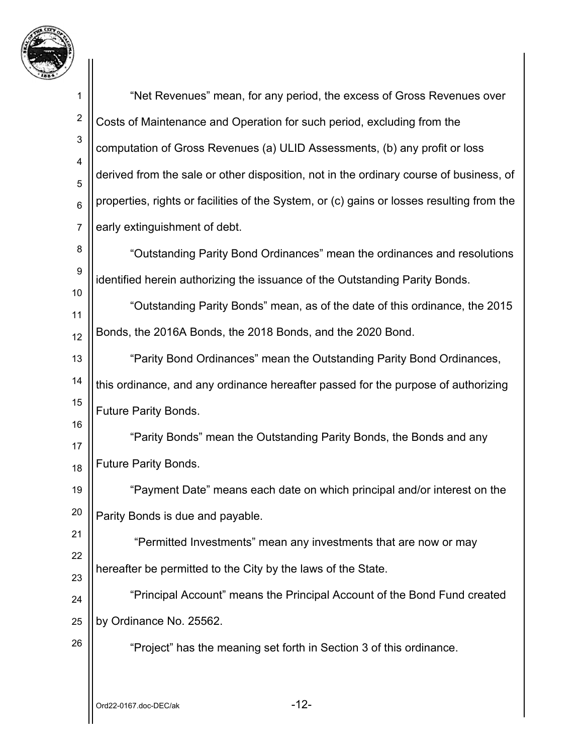"Net Revenues" mean, for any period, the excess of Gross Revenues over Costs of Maintenance and Operation for such period, excluding from the computation of Gross Revenues (a) ULID Assessments, (b) any profit or loss derived from the sale or other disposition, not in the ordinary course of business, of properties, rights or facilities of the System, or (c) gains or losses resulting from the early extinguishment of debt.

"Outstanding Parity Bond Ordinances" mean the ordinances and resolutions identified herein authorizing the issuance of the Outstanding Parity Bonds.

"Outstanding Parity Bonds" mean, as of the date of this ordinance, the 2015 Bonds, the 2016A Bonds, the 2018 Bonds, and the 2020 Bond.

"Parity Bond Ordinances" mean the Outstanding Parity Bond Ordinances, this ordinance, and any ordinance hereafter passed for the purpose of authorizing Future Parity Bonds.

"Parity Bonds" mean the Outstanding Parity Bonds, the Bonds and any Future Parity Bonds.

"Payment Date" means each date on which principal and/or interest on the Parity Bonds is due and payable.

"Permitted Investments" mean any investments that are now or may hereafter be permitted to the City by the laws of the State.

"Principal Account" means the Principal Account of the Bond Fund created by Ordinance No. 25562.

"Project" has the meaning set forth in Section 3 of this ordinance.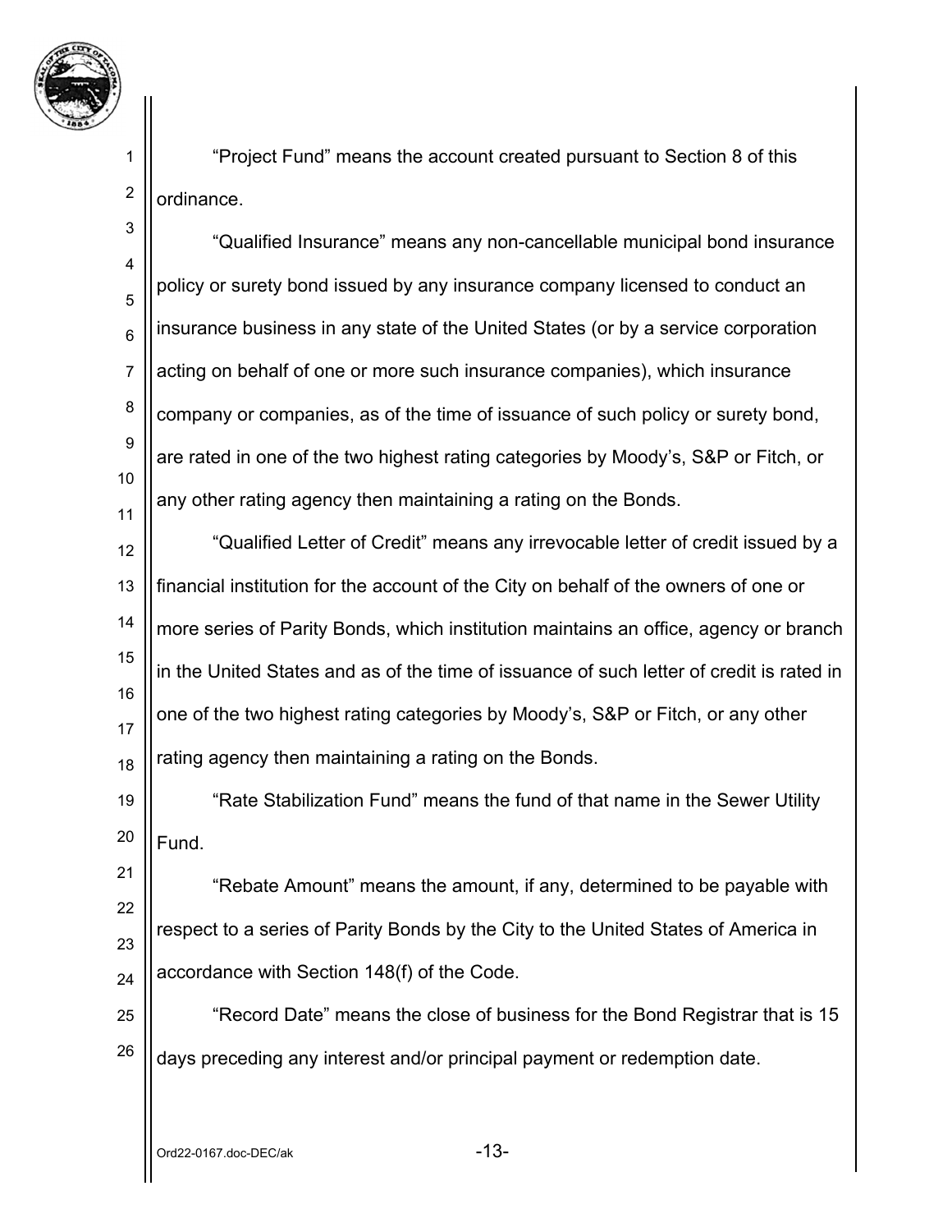"Project Fund" means the account created pursuant to Section 8 of this ordinance.

"Qualified Insurance" means any non-cancellable municipal bond insurance policy or surety bond issued by any insurance company licensed to conduct an insurance business in any state of the United States (or by a service corporation acting on behalf of one or more such insurance companies), which insurance company or companies, as of the time of issuance of such policy or surety bond, are rated in one of the two highest rating categories by Moody's, S&P or Fitch, or any other rating agency then maintaining a rating on the Bonds.

"Qualified Letter of Credit" means any irrevocable letter of credit issued by a financial institution for the account of the City on behalf of the owners of one or more series of Parity Bonds, which institution maintains an office, agency or branch in the United States and as of the time of issuance of such letter of credit is rated in one of the two highest rating categories by Moody's, S&P or Fitch, or any other rating agency then maintaining a rating on the Bonds.

"Rate Stabilization Fund" means the fund of that name in the Sewer Utility Fund.

"Rebate Amount" means the amount, if any, determined to be payable with respect to a series of Parity Bonds by the City to the United States of America in accordance with Section 148(f) of the Code.

"Record Date" means the close of business for the Bond Registrar that is 15 days preceding any interest and/or principal payment or redemption date.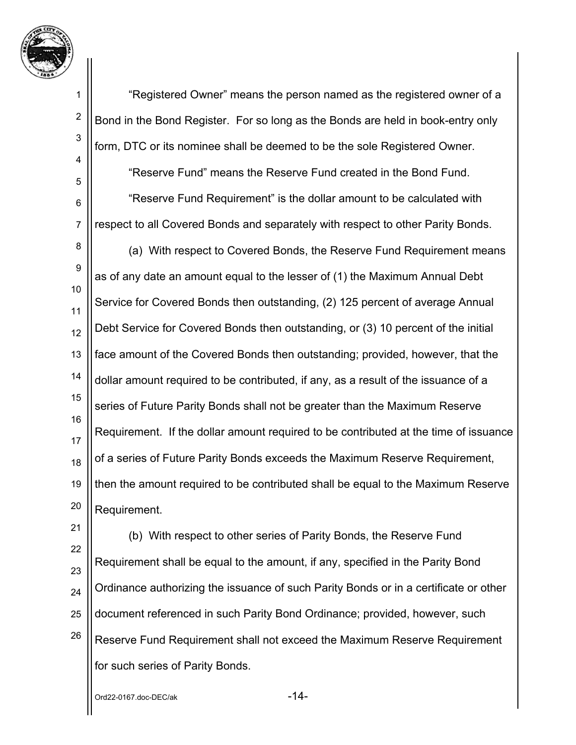"Registered Owner" means the person named as the registered owner of a Bond in the Bond Register. For so long as the Bonds are held in book-entry only form, DTC or its nominee shall be deemed to be the sole Registered Owner.

"Reserve Fund" means the Reserve Fund created in the Bond Fund.

"Reserve Fund Requirement" is the dollar amount to be calculated with respect to all Covered Bonds and separately with respect to other Parity Bonds.

(a) With respect to Covered Bonds, the Reserve Fund Requirement means as of any date an amount equal to the lesser of (1) the Maximum Annual Debt Service for Covered Bonds then outstanding, (2) 125 percent of average Annual Debt Service for Covered Bonds then outstanding, or (3) 10 percent of the initial face amount of the Covered Bonds then outstanding; provided, however, that the dollar amount required to be contributed, if any, as a result of the issuance of a series of Future Parity Bonds shall not be greater than the Maximum Reserve Requirement. If the dollar amount required to be contributed at the time of issuance of a series of Future Parity Bonds exceeds the Maximum Reserve Requirement, then the amount required to be contributed shall be equal to the Maximum Reserve Requirement.

(b) With respect to other series of Parity Bonds, the Reserve Fund Requirement shall be equal to the amount, if any, specified in the Parity Bond Ordinance authorizing the issuance of such Parity Bonds or in a certificate or other document referenced in such Parity Bond Ordinance; provided, however, such Reserve Fund Requirement shall not exceed the Maximum Reserve Requirement for such series of Parity Bonds.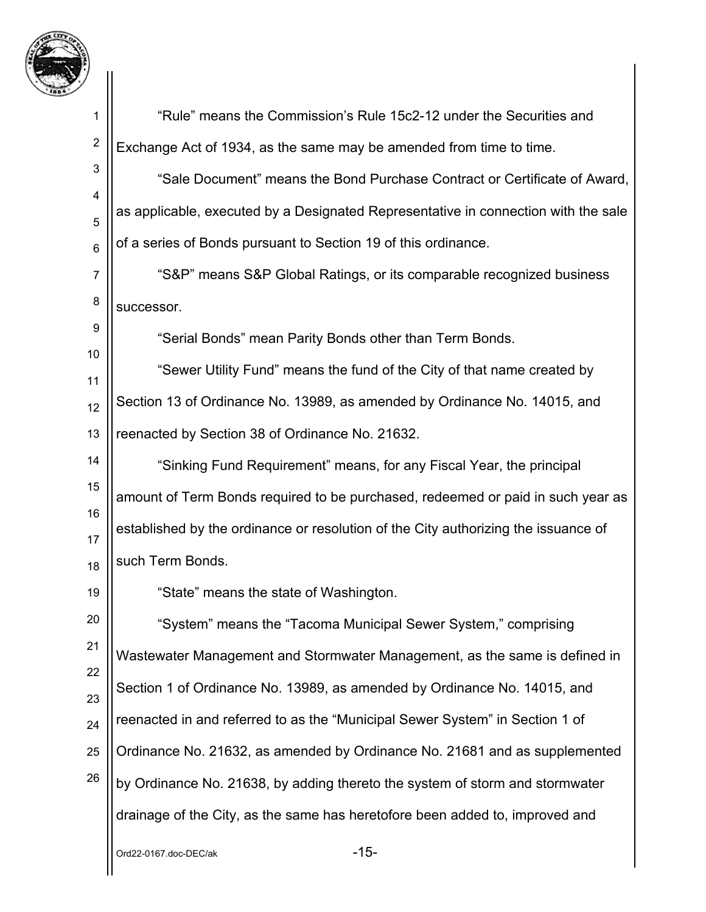"Rule" means the Commission's Rule 15c2-12 under the Securities and Exchange Act of 1934, as the same may be amended from time to time.

"Sale Document" means the Bond Purchase Contract or Certificate of Award, as applicable, executed by a Designated Representative in connection with the sale of a series of Bonds pursuant to Section 19 of this ordinance.

"S&P" means S&P Global Ratings, or its comparable recognized business successor.

"Serial Bonds" mean Parity Bonds other than Term Bonds.

"Sewer Utility Fund" means the fund of the City of that name created by Section 13 of Ordinance No. 13989, as amended by Ordinance No. 14015, and reenacted by Section 38 of Ordinance No. 21632.

"Sinking Fund Requirement" means, for any Fiscal Year, the principal amount of Term Bonds required to be purchased, redeemed or paid in such year as established by the ordinance or resolution of the City authorizing the issuance of such Term Bonds.

"State" means the state of Washington.

"System" means the "Tacoma Municipal Sewer System," comprising Wastewater Management and Stormwater Management, as the same is defined in Section 1 of Ordinance No. 13989, as amended by Ordinance No. 14015, and reenacted in and referred to as the "Municipal Sewer System" in Section 1 of Ordinance No. 21632, as amended by Ordinance No. 21681 and as supplemented by Ordinance No. 21638, by adding thereto the system of storm and stormwater drainage of the City, as the same has heretofore been added to, improved and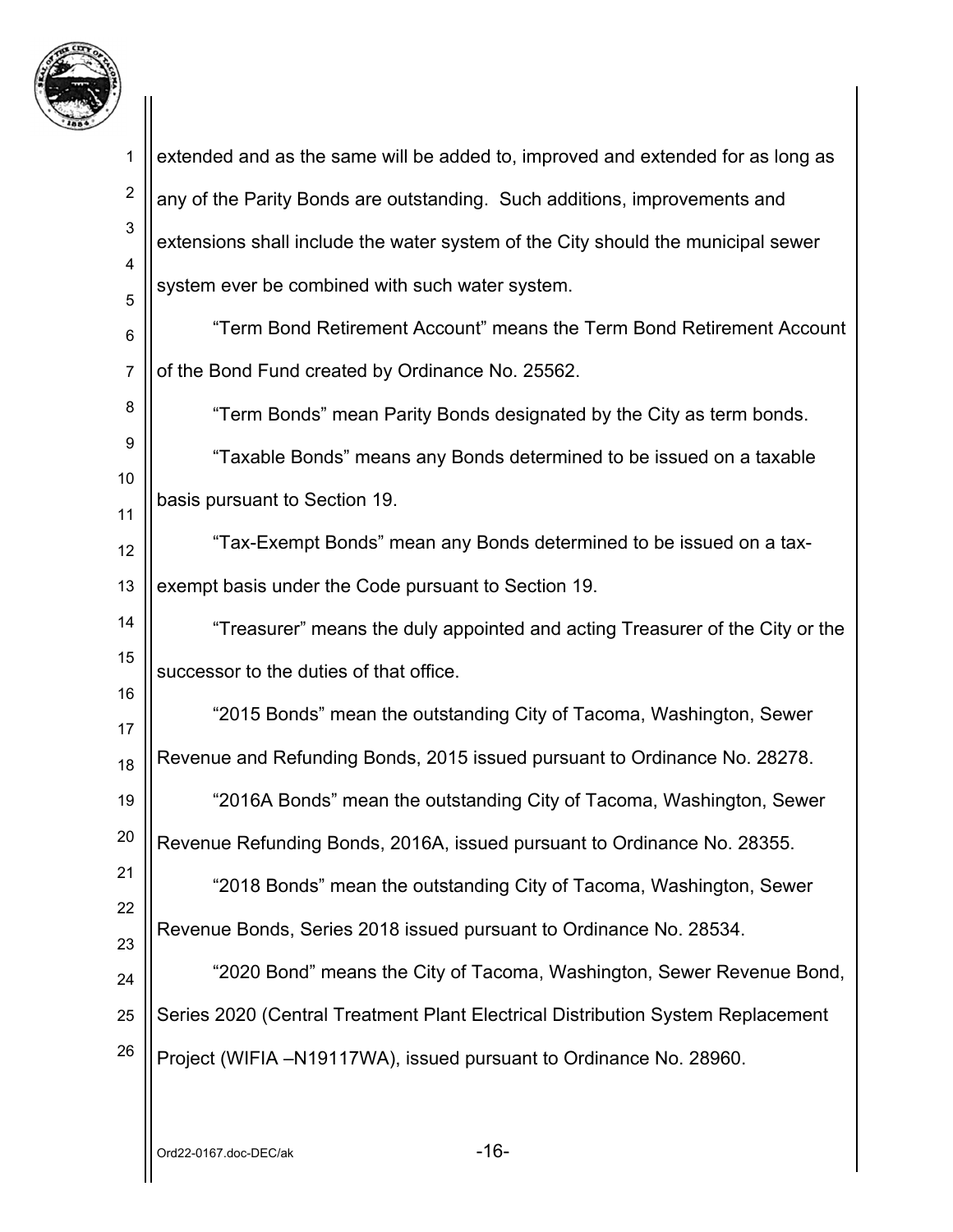extended and as the same will be added to, improved and extended for as long as any of the Parity Bonds are outstanding. Such additions, improvements and extensions shall include the water system of the City should the municipal sewer system ever be combined with such water system.

"Term Bond Retirement Account" means the Term Bond Retirement Account of the Bond Fund created by Ordinance No. 25562.

"Term Bonds" mean Parity Bonds designated by the City as term bonds.

"Taxable Bonds" means any Bonds determined to be issued on a taxable basis pursuant to Section 19.

"Tax-Exempt Bonds" mean any Bonds determined to be issued on a tax-exempt basis under the Code pursuant to Section 19.

"Treasurer" means the duly appointed and acting Treasurer of the City or the successor to the duties of that office.

"2015 Bonds" mean the outstanding City of Tacoma, Washington, Sewer Revenue and Refunding Bonds, 2015 issued pursuant to Ordinance No. 28278.

"2016A Bonds" mean the outstanding City of Tacoma, Washington, Sewer Revenue Refunding Bonds, 2016A, issued pursuant to Ordinance No. 28355.

"2018 Bonds" mean the outstanding City of Tacoma, Washington, Sewer Revenue Bonds, Series 2018 issued pursuant to Ordinance No. 28534.

"2020 Bond" means the City of Tacoma, Washington, Sewer Revenue Bond, Series 2020 (Central Treatment Plant Electrical Distribution System Replacement Project (WIFIA –N19117WA), issued pursuant to Ordinance No. 28960.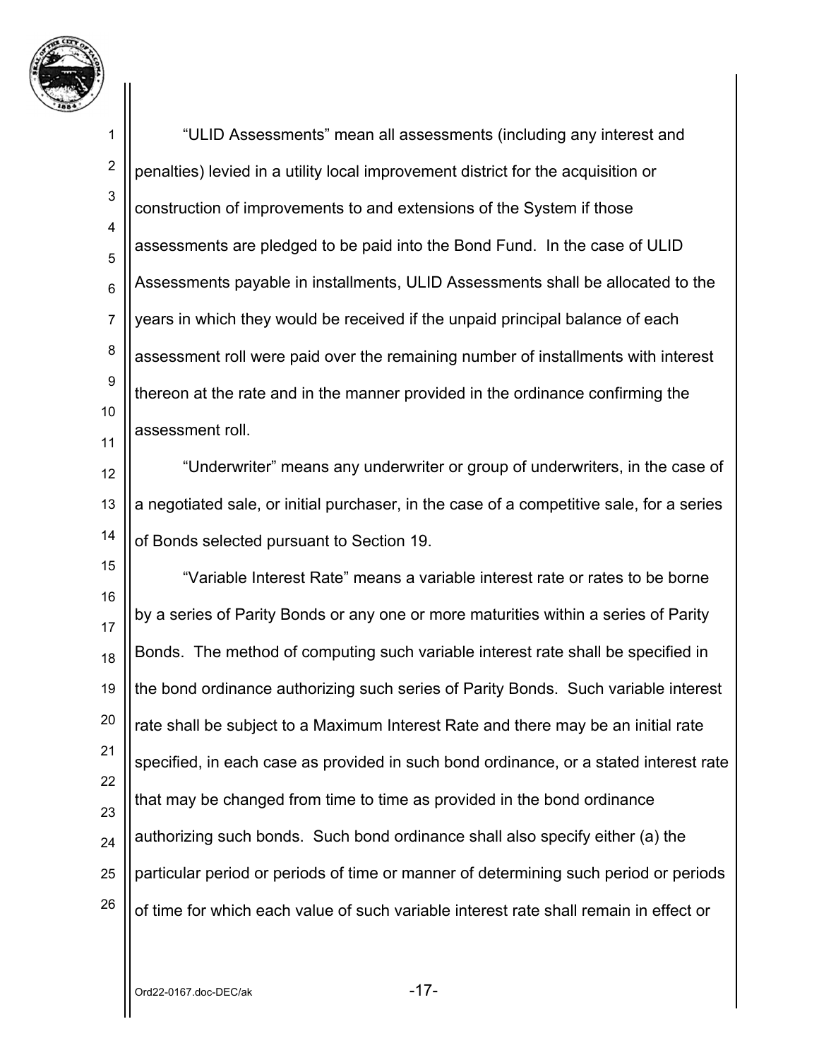"ULID Assessments" mean all assessments (including any interest and penalties) levied in a utility local improvement district for the acquisition or construction of improvements to and extensions of the System if those assessments are pledged to be paid into the Bond Fund. In the case of ULID Assessments payable in installments, ULID Assessments shall be allocated to the years in which they would be received if the unpaid principal balance of each assessment roll were paid over the remaining number of installments with interest thereon at the rate and in the manner provided in the ordinance confirming the assessment roll.

"Underwriter" means any underwriter or group of underwriters, in the case of a negotiated sale, or initial purchaser, in the case of a competitive sale, for a series of Bonds selected pursuant to Section 19.

"Variable Interest Rate" means a variable interest rate or rates to be borne by a series of Parity Bonds or any one or more maturities within a series of Parity Bonds. The method of computing such variable interest rate shall be specified in the bond ordinance authorizing such series of Parity Bonds. Such variable interest rate shall be subject to a Maximum Interest Rate and there may be an initial rate specified, in each case as provided in such bond ordinance, or a stated interest rate that may be changed from time to time as provided in the bond ordinance authorizing such bonds. Such bond ordinance shall also specify either (a) the particular period or periods of time or manner of determining such period or periods of time for which each value of such variable interest rate shall remain in effect or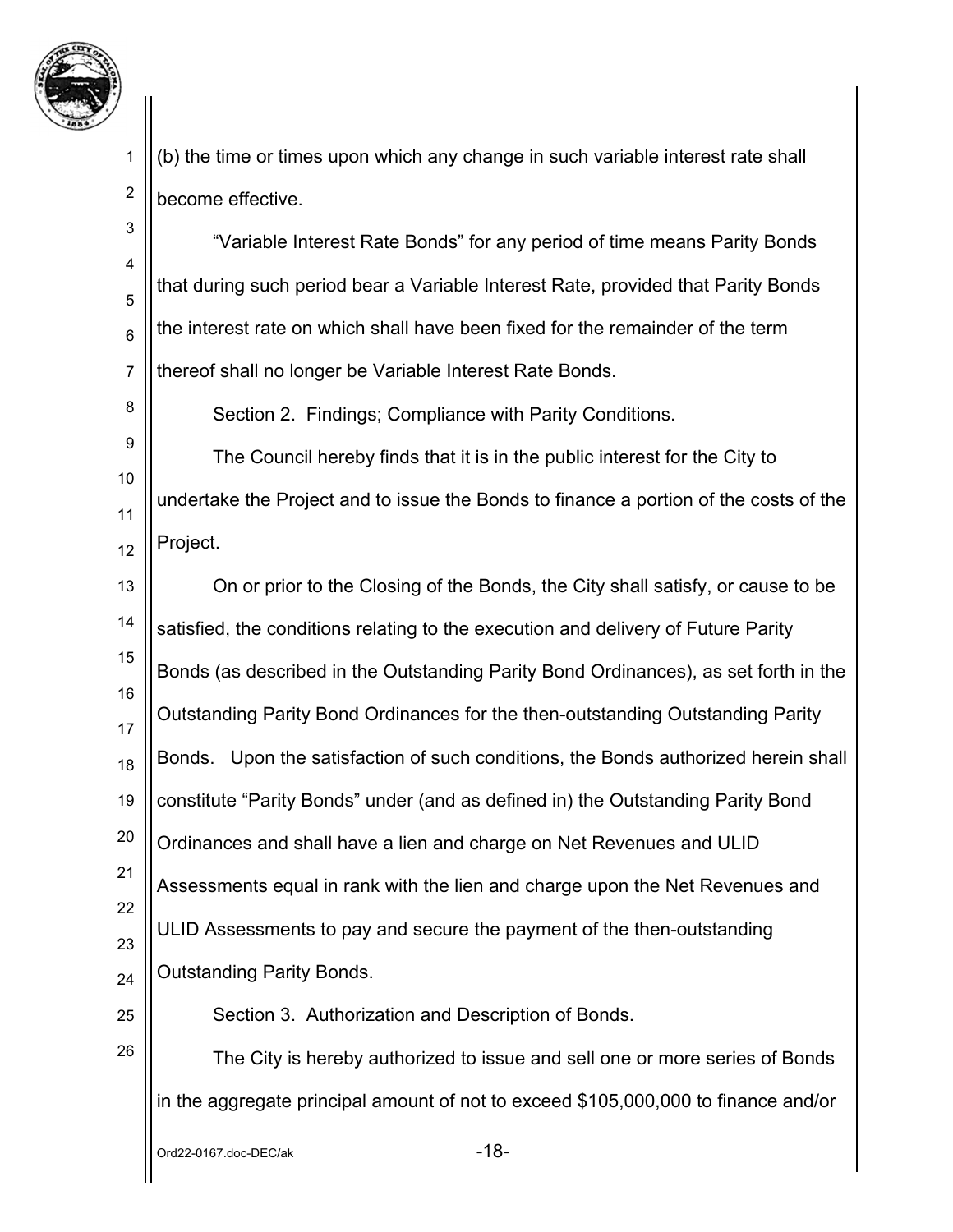(b) the time or times upon which any change in such variable interest rate shall become effective.

"Variable Interest Rate Bonds" for any period of time means Parity Bonds that during such period bear a Variable Interest Rate, provided that Parity Bonds the interest rate on which shall have been fixed for the remainder of the term thereof shall no longer be Variable Interest Rate Bonds.

Section 2. Findings; Compliance with Parity Conditions.

The Council hereby finds that it is in the public interest for the City to undertake the Project and to issue the Bonds to finance a portion of the costs of the Project.

On or prior to the Closing of the Bonds, the City shall satisfy, or cause to be satisfied, the conditions relating to the execution and delivery of Future Parity Bonds (as described in the Outstanding Parity Bond Ordinances), as set forth in the Outstanding Parity Bond Ordinances for the then-outstanding Outstanding Parity Bonds. Upon the satisfaction of such conditions, the Bonds authorized herein shall constitute "Parity Bonds" under (and as defined in) the Outstanding Parity Bond Ordinances and shall have a lien and charge on Net Revenues and ULID Assessments equal in rank with the lien and charge upon the Net Revenues and ULID Assessments to pay and secure the payment of the then-outstanding Outstanding Parity Bonds.

Section 3. Authorization and Description of Bonds.

The City is hereby authorized to issue and sell one or more series of Bonds in the aggregate principal amount of not to exceed $105,000,000 to finance and/or

Ord22-0167.doc-DEC/ak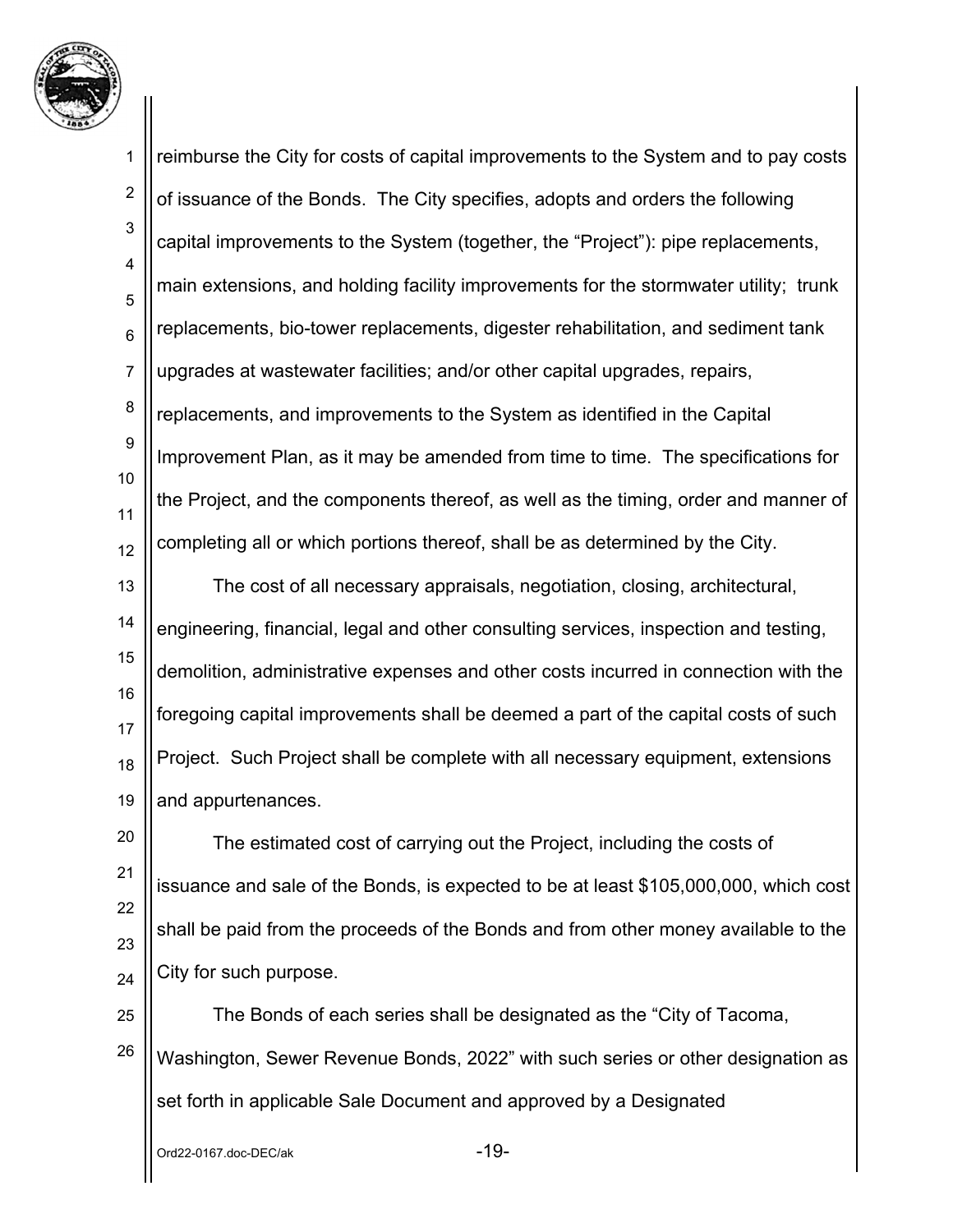reimburse the City for costs of capital improvements to the System and to pay costs of issuance of the Bonds. The City specifies, adopts and orders the following capital improvements to the System (together, the "Project"): pipe replacements, main extensions, and holding facility improvements for the stormwater utility; trunk replacements, bio-tower replacements, digester rehabilitation, and sediment tank upgrades at wastewater facilities; and/or other capital upgrades, repairs, replacements, and improvements to the System as identified in the Capital Improvement Plan, as it may be amended from time to time. The specifications for the Project, and the components thereof, as well as the timing, order and manner of completing all or which portions thereof, shall be as determined by the City.

The cost of all necessary appraisals, negotiation, closing, architectural, engineering, financial, legal and other consulting services, inspection and testing, demolition, administrative expenses and other costs incurred in connection with the foregoing capital improvements shall be deemed a part of the capital costs of such Project. Such Project shall be complete with all necessary equipment, extensions and appurtenances.

The estimated cost of carrying out the Project, including the costs of issuance and sale of the Bonds, is expected to be at least $105,000,000, which cost shall be paid from the proceeds of the Bonds and from other money available to the City for such purpose.

The Bonds of each series shall be designated as the "City of Tacoma, Washington, Sewer Revenue Bonds, 2022" with such series or other designation as set forth in applicable Sale Document and approved by a Designated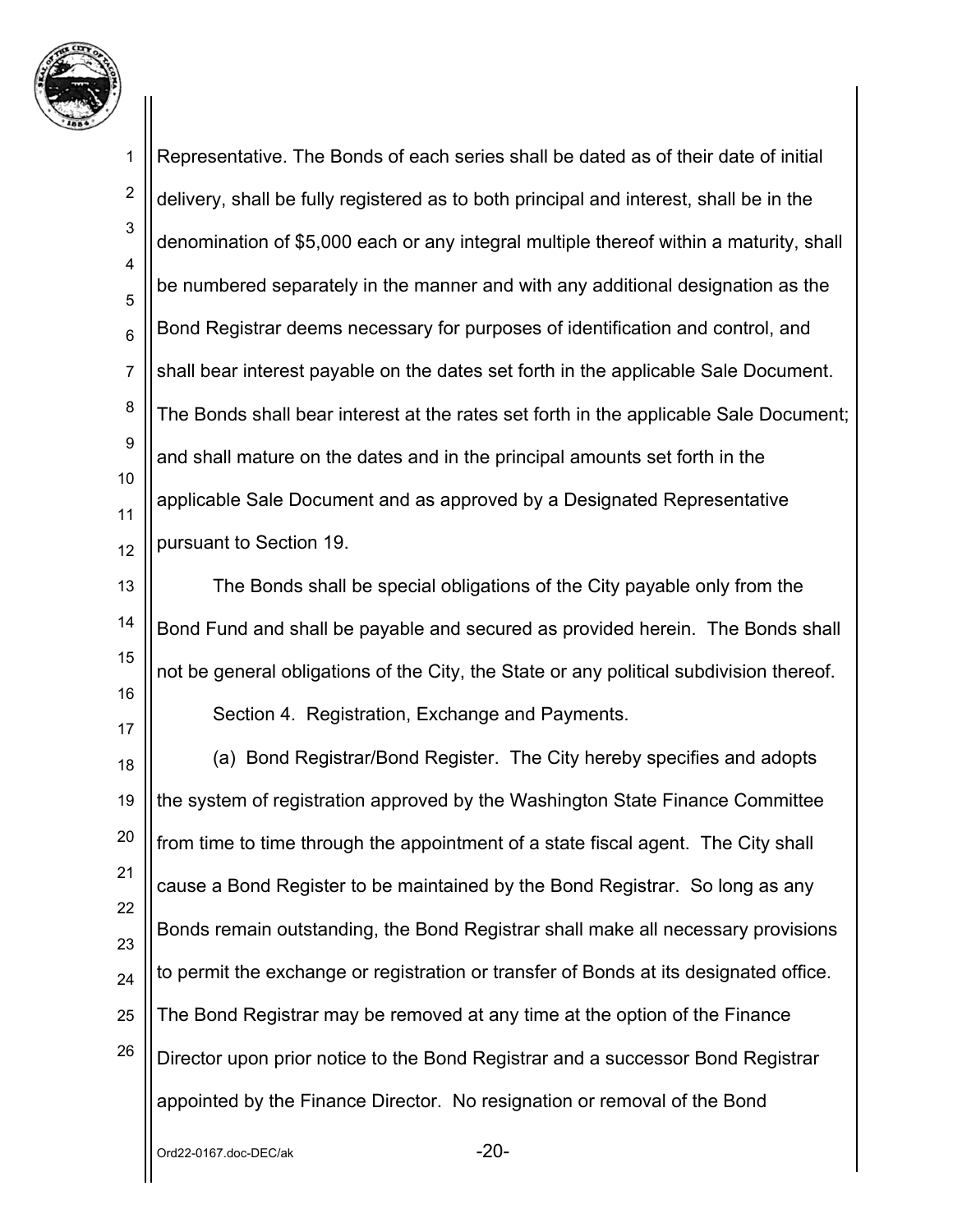Representative. The Bonds of each series shall be dated as of their date of initial delivery, shall be fully registered as to both principal and interest, shall be in the denomination of $5,000 each or any integral multiple thereof within a maturity, shall be numbered separately in the manner and with any additional designation as the Bond Registrar deems necessary for purposes of identification and control, and shall bear interest payable on the dates set forth in the applicable Sale Document. The Bonds shall bear interest at the rates set forth in the applicable Sale Document; and shall mature on the dates and in the principal amounts set forth in the applicable Sale Document and as approved by a Designated Representative pursuant to Section 19.

The Bonds shall be special obligations of the City payable only from the Bond Fund and shall be payable and secured as provided herein. The Bonds shall not be general obligations of the City, the State or any political subdivision thereof.

Section 4. Registration, Exchange and Payments.

(a) Bond Registrar/Bond Register. The City hereby specifies and adopts the system of registration approved by the Washington State Finance Committee from time to time through the appointment of a state fiscal agent. The City shall cause a Bond Register to be maintained by the Bond Registrar. So long as any Bonds remain outstanding, the Bond Registrar shall make all necessary provisions to permit the exchange or registration or transfer of Bonds at its designated office. The Bond Registrar may be removed at any time at the option of the Finance Director upon prior notice to the Bond Registrar and a successor Bond Registrar appointed by the Finance Director. No resignation or removal of the Bond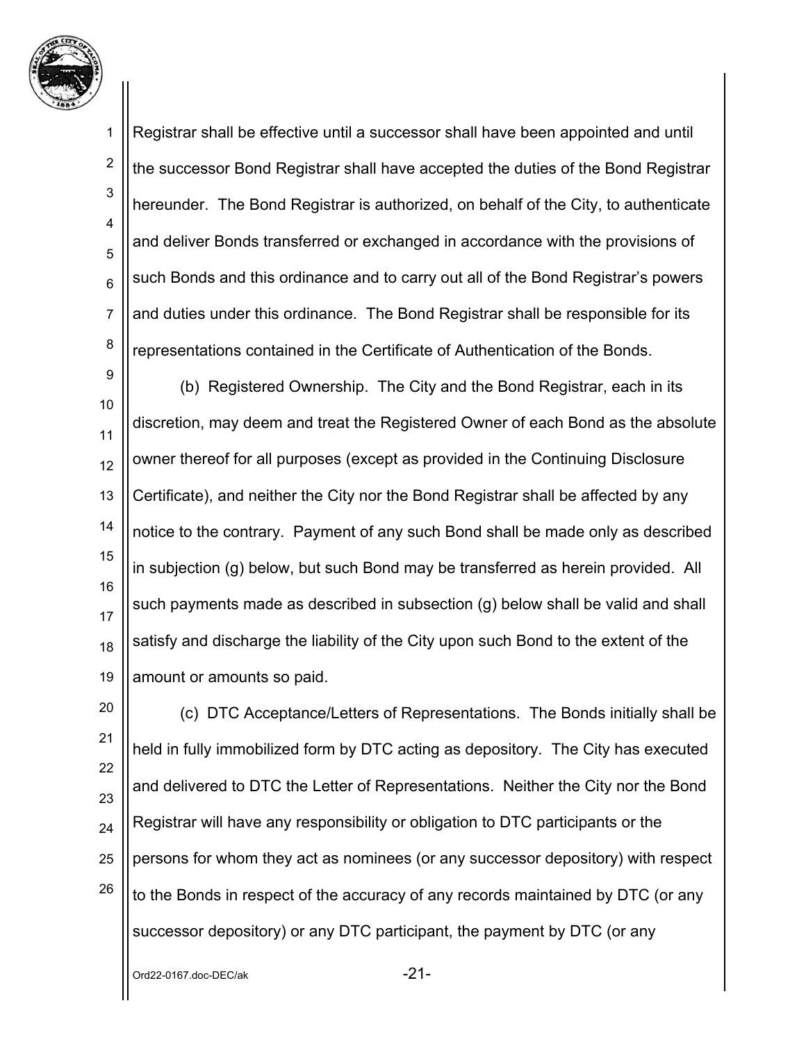Registrar shall be effective until a successor shall have been appointed and until the successor Bond Registrar shall have accepted the duties of the Bond Registrar hereunder. The Bond Registrar is authorized, on behalf of the City, to authenticate and deliver Bonds transferred or exchanged in accordance with the provisions of such Bonds and this ordinance and to carry out all of the Bond Registrar's powers and duties under this ordinance. The Bond Registrar shall be responsible for its representations contained in the Certificate of Authentication of the Bonds.

(b) Registered Ownership. The City and the Bond Registrar, each in its discretion, may deem and treat the Registered Owner of each Bond as the absolute owner thereof for all purposes (except as provided in the Continuing Disclosure Certificate), and neither the City nor the Bond Registrar shall be affected by any notice to the contrary. Payment of any such Bond shall be made only as described in subjection (g) below, but such Bond may be transferred as herein provided. All such payments made as described in subsection (g) below shall be valid and shall satisfy and discharge the liability of the City upon such Bond to the extent of the amount or amounts so paid.

(c) DTC Acceptance/Letters of Representations. The Bonds initially shall be held in fully immobilized form by DTC acting as depository. The City has executed and delivered to DTC the Letter of Representations. Neither the City nor the Bond Registrar will have any responsibility or obligation to DTC participants or the persons for whom they act as nominees (or any successor depository) with respect to the Bonds in respect of the accuracy of any records maintained by DTC (or any successor depository) or any DTC participant, the payment by DTC (or any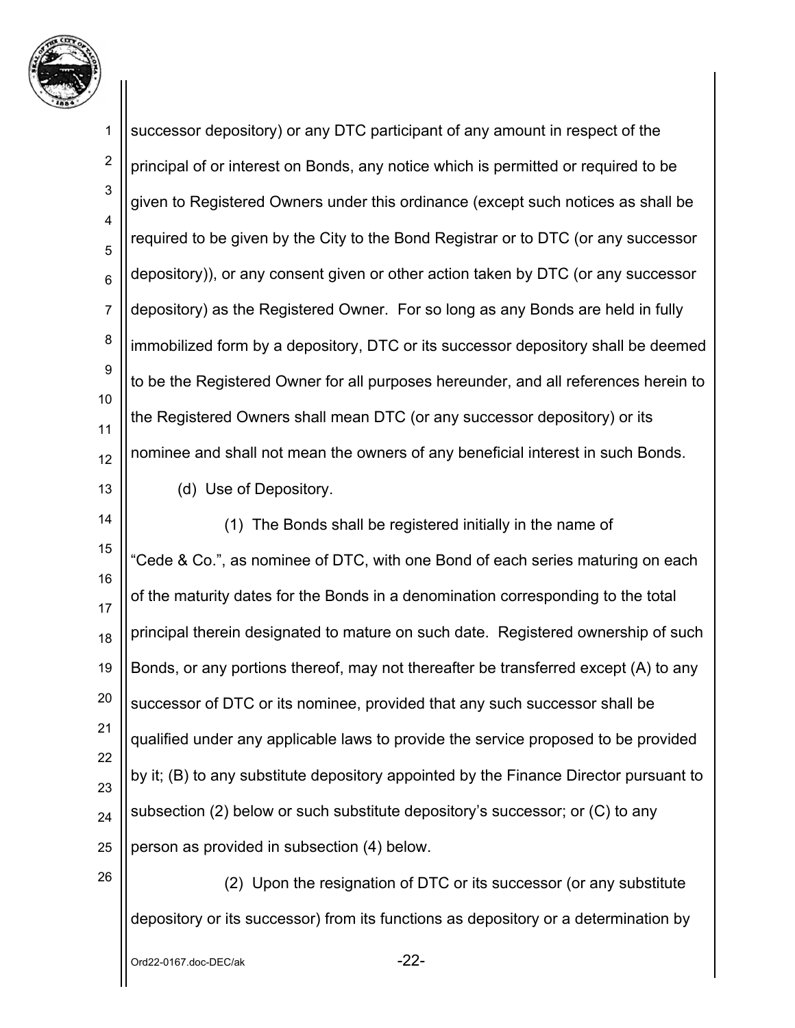successor depository) or any DTC participant of any amount in respect of the principal of or interest on Bonds, any notice which is permitted or required to be given to Registered Owners under this ordinance (except such notices as shall be required to be given by the City to the Bond Registrar or to DTC (or any successor depository)), or any consent given or other action taken by DTC (or any successor depository) as the Registered Owner. For so long as any Bonds are held in fully immobilized form by a depository, DTC or its successor depository shall be deemed to be the Registered Owner for all purposes hereunder, and all references herein to the Registered Owners shall mean DTC (or any successor depository) or its nominee and shall not mean the owners of any beneficial interest in such Bonds.

(d) Use of Depository.

(1) The Bonds shall be registered initially in the name of "Cede & Co.", as nominee of DTC, with one Bond of each series maturing on each of the maturity dates for the Bonds in a denomination corresponding to the total principal therein designated to mature on such date. Registered ownership of such Bonds, or any portions thereof, may not thereafter be transferred except (A) to any successor of DTC or its nominee, provided that any such successor shall be qualified under any applicable laws to provide the service proposed to be provided by it; (B) to any substitute depository appointed by the Finance Director pursuant to subsection (2) below or such substitute depository's successor; or (C) to any person as provided in subsection (4) below.

(2) Upon the resignation of DTC or its successor (or any substitute depository or its successor) from its functions as depository or a determination by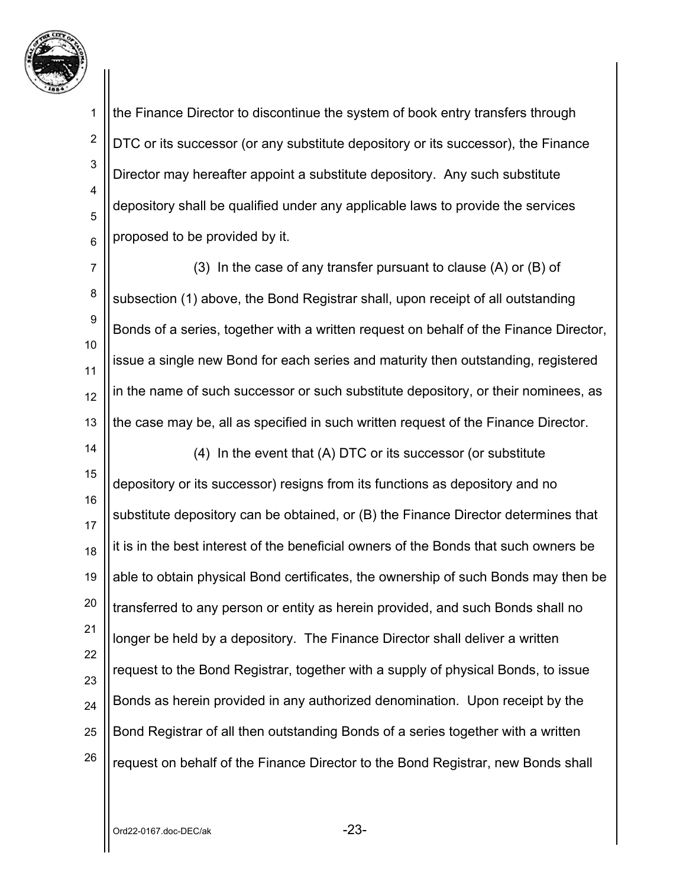the Finance Director to discontinue the system of book entry transfers through DTC or its successor (or any substitute depository or its successor), the Finance Director may hereafter appoint a substitute depository. Any such substitute depository shall be qualified under any applicable laws to provide the services proposed to be provided by it.

(3) In the case of any transfer pursuant to clause (A) or (B) of subsection (1) above, the Bond Registrar shall, upon receipt of all outstanding Bonds of a series, together with a written request on behalf of the Finance Director, issue a single new Bond for each series and maturity then outstanding, registered in the name of such successor or such substitute depository, or their nominees, as the case may be, all as specified in such written request of the Finance Director.

(4) In the event that (A) DTC or its successor (or substitute depository or its successor) resigns from its functions as depository and no substitute depository can be obtained, or (B) the Finance Director determines that it is in the best interest of the beneficial owners of the Bonds that such owners be able to obtain physical Bond certificates, the ownership of such Bonds may then be transferred to any person or entity as herein provided, and such Bonds shall no longer be held by a depository. The Finance Director shall deliver a written request to the Bond Registrar, together with a supply of physical Bonds, to issue Bonds as herein provided in any authorized denomination. Upon receipt by the Bond Registrar of all then outstanding Bonds of a series together with a written request on behalf of the Finance Director to the Bond Registrar, new Bonds shall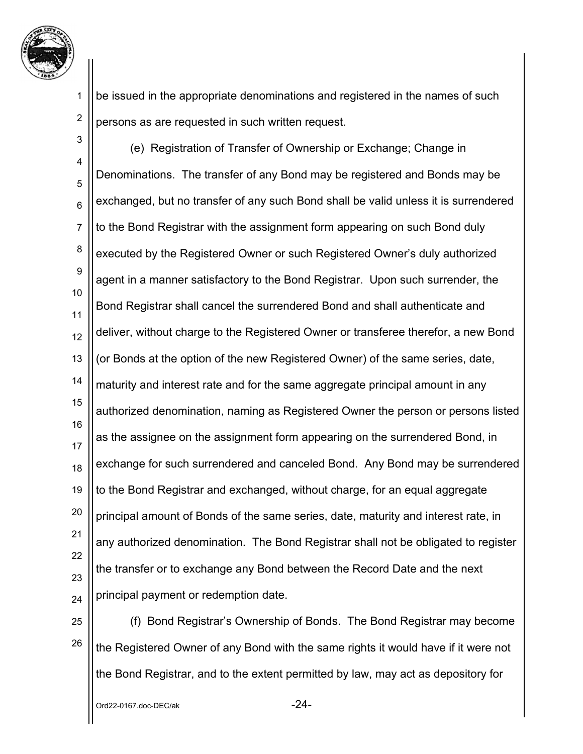be issued in the appropriate denominations and registered in the names of such persons as are requested in such written request.

(e) Registration of Transfer of Ownership or Exchange; Change in Denominations. The transfer of any Bond may be registered and Bonds may be exchanged, but no transfer of any such Bond shall be valid unless it is surrendered to the Bond Registrar with the assignment form appearing on such Bond duly executed by the Registered Owner or such Registered Owner's duly authorized agent in a manner satisfactory to the Bond Registrar. Upon such surrender, the Bond Registrar shall cancel the surrendered Bond and shall authenticate and deliver, without charge to the Registered Owner or transferee therefor, a new Bond (or Bonds at the option of the new Registered Owner) of the same series, date, maturity and interest rate and for the same aggregate principal amount in any authorized denomination, naming as Registered Owner the person or persons listed as the assignee on the assignment form appearing on the surrendered Bond, in exchange for such surrendered and canceled Bond. Any Bond may be surrendered to the Bond Registrar and exchanged, without charge, for an equal aggregate principal amount of Bonds of the same series, date, maturity and interest rate, in any authorized denomination. The Bond Registrar shall not be obligated to register the transfer or to exchange any Bond between the Record Date and the next principal payment or redemption date.

(f) Bond Registrar's Ownership of Bonds. The Bond Registrar may become the Registered Owner of any Bond with the same rights it would have if it were not the Bond Registrar, and to the extent permitted by law, may act as depository for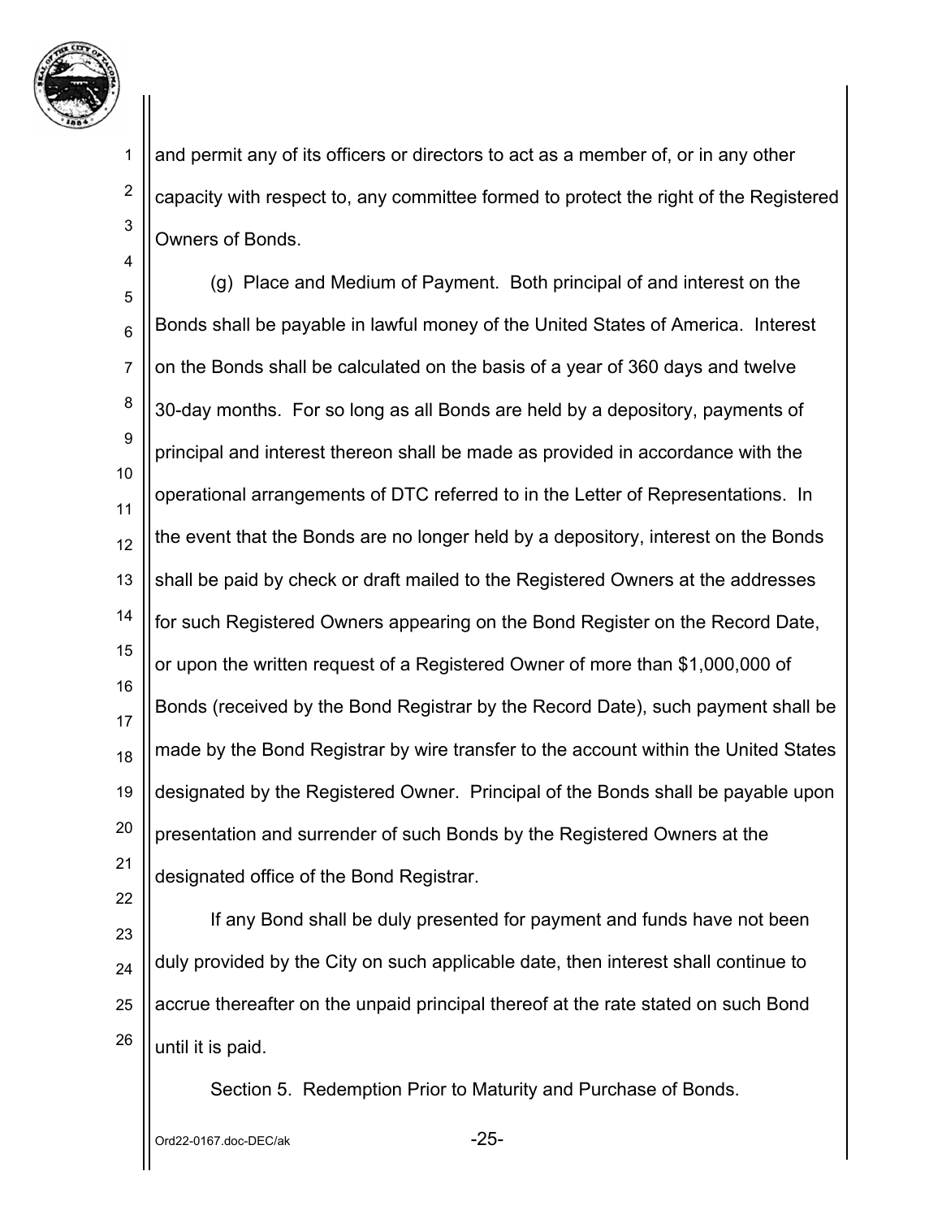and permit any of its officers or directors to act as a member of, or in any other capacity with respect to, any committee formed to protect the right of the Registered Owners of Bonds.

(g) Place and Medium of Payment. Both principal of and interest on the Bonds shall be payable in lawful money of the United States of America. Interest on the Bonds shall be calculated on the basis of a year of 360 days and twelve 30-day months. For so long as all Bonds are held by a depository, payments of principal and interest thereon shall be made as provided in accordance with the operational arrangements of DTC referred to in the Letter of Representations. In the event that the Bonds are no longer held by a depository, interest on the Bonds shall be paid by check or draft mailed to the Registered Owners at the addresses for such Registered Owners appearing on the Bond Register on the Record Date, or upon the written request of a Registered Owner of more than $1,000,000 of Bonds (received by the Bond Registrar by the Record Date), such payment shall be made by the Bond Registrar by wire transfer to the account within the United States designated by the Registered Owner. Principal of the Bonds shall be payable upon presentation and surrender of such Bonds by the Registered Owners at the designated office of the Bond Registrar.

If any Bond shall be duly presented for payment and funds have not been duly provided by the City on such applicable date, then interest shall continue to accrue thereafter on the unpaid principal thereof at the rate stated on such Bond until it is paid.

Section 5. Redemption Prior to Maturity and Purchase of Bonds.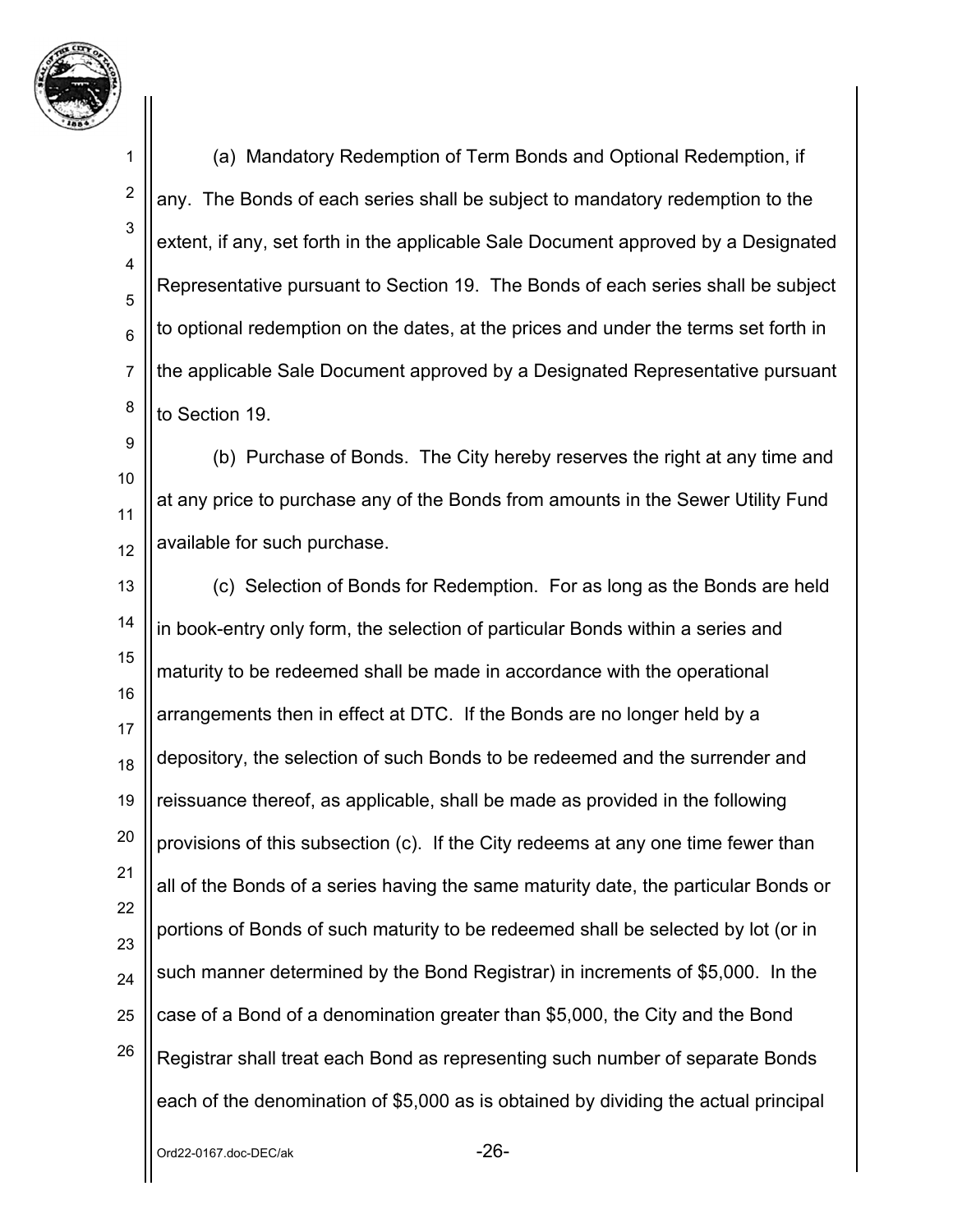(a) Mandatory Redemption of Term Bonds and Optional Redemption, if any. The Bonds of each series shall be subject to mandatory redemption to the extent, if any, set forth in the applicable Sale Document approved by a Designated Representative pursuant to Section 19. The Bonds of each series shall be subject to optional redemption on the dates, at the prices and under the terms set forth in the applicable Sale Document approved by a Designated Representative pursuant to Section 19.

(b) Purchase of Bonds. The City hereby reserves the right at any time and at any price to purchase any of the Bonds from amounts in the Sewer Utility Fund available for such purchase.

(c) Selection of Bonds for Redemption. For as long as the Bonds are held in book-entry only form, the selection of particular Bonds within a series and maturity to be redeemed shall be made in accordance with the operational arrangements then in effect at DTC. If the Bonds are no longer held by a depository, the selection of such Bonds to be redeemed and the surrender and reissuance thereof, as applicable, shall be made as provided in the following provisions of this subsection (c). If the City redeems at any one time fewer than all of the Bonds of a series having the same maturity date, the particular Bonds or portions of Bonds of such maturity to be redeemed shall be selected by lot (or in such manner determined by the Bond Registrar) in increments of $5,000. In the case of a Bond of a denomination greater than $5,000, the City and the Bond Registrar shall treat each Bond as representing such number of separate Bonds each of the denomination of $5,000 as is obtained by dividing the actual principal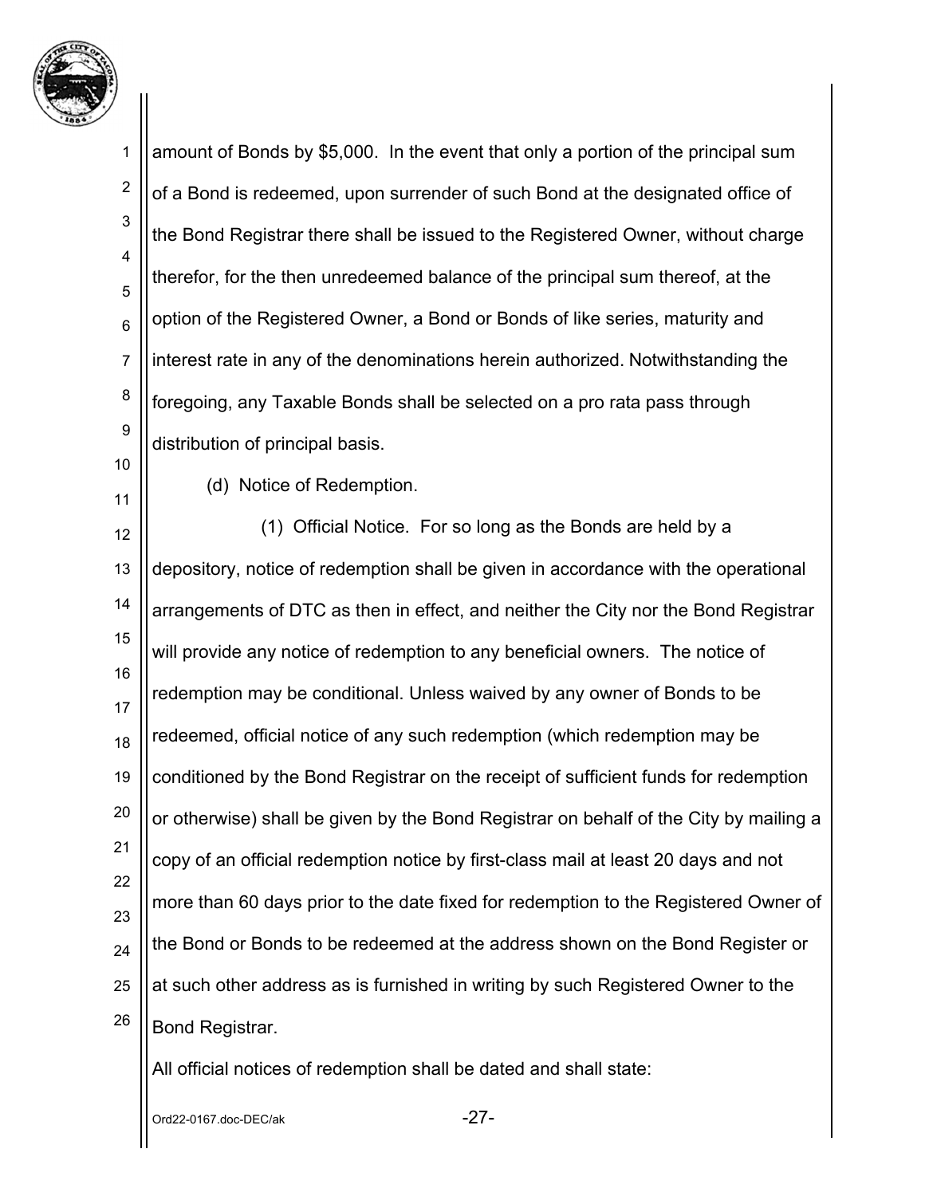amount of Bonds by $5,000. In the event that only a portion of the principal sum of a Bond is redeemed, upon surrender of such Bond at the designated office of the Bond Registrar there shall be issued to the Registered Owner, without charge therefor, for the then unredeemed balance of the principal sum thereof, at the option of the Registered Owner, a Bond or Bonds of like series, maturity and interest rate in any of the denominations herein authorized. Notwithstanding the foregoing, any Taxable Bonds shall be selected on a pro rata pass through distribution of principal basis.

(d) Notice of Redemption.

(1) Official Notice. For so long as the Bonds are held by a depository, notice of redemption shall be given in accordance with the operational arrangements of DTC as then in effect, and neither the City nor the Bond Registrar will provide any notice of redemption to any beneficial owners. The notice of redemption may be conditional. Unless waived by any owner of Bonds to be redeemed, official notice of any such redemption (which redemption may be conditioned by the Bond Registrar on the receipt of sufficient funds for redemption or otherwise) shall be given by the Bond Registrar on behalf of the City by mailing a copy of an official redemption notice by first-class mail at least 20 days and not more than 60 days prior to the date fixed for redemption to the Registered Owner of the Bond or Bonds to be redeemed at the address shown on the Bond Register or at such other address as is furnished in writing by such Registered Owner to the Bond Registrar.

All official notices of redemption shall be dated and shall state: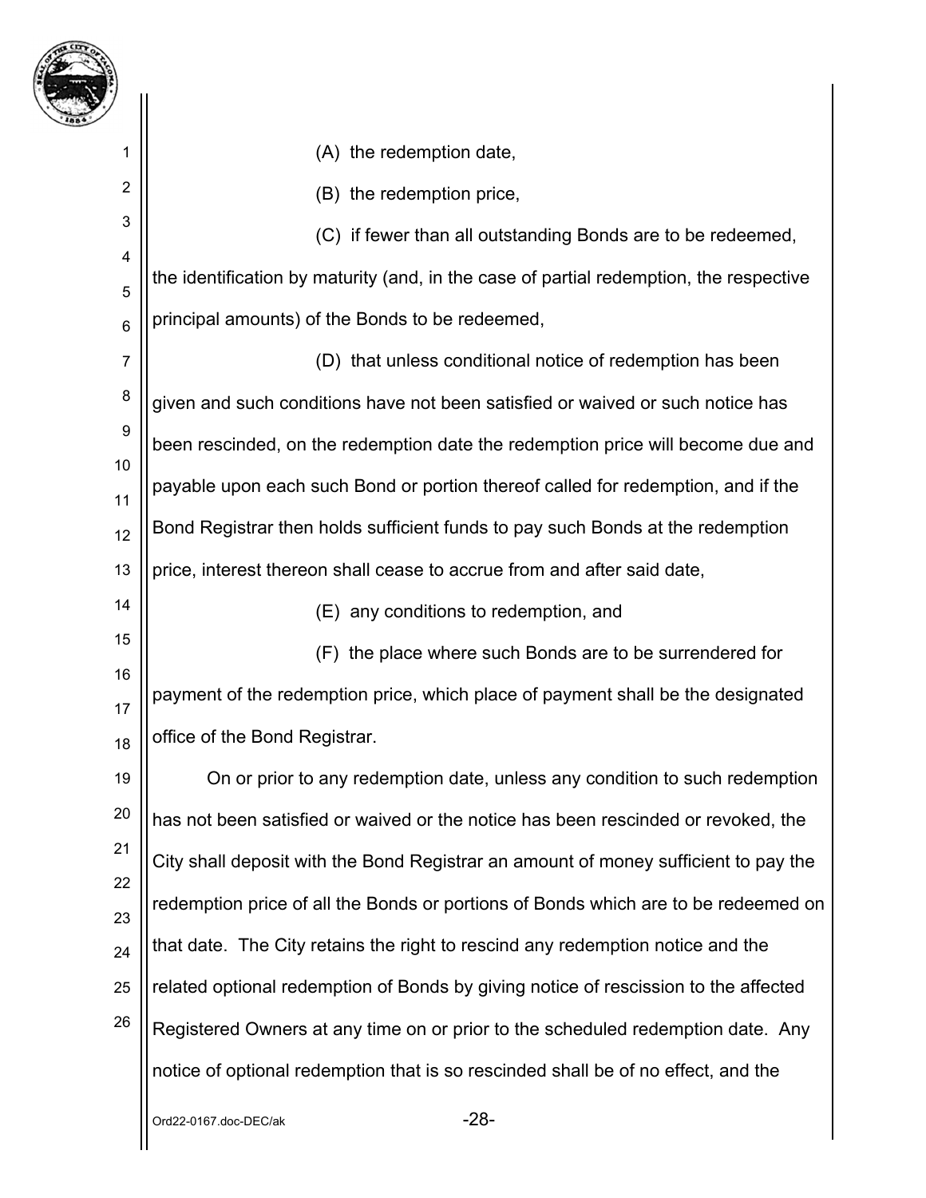(A) the redemption date,

(B) the redemption price,

(C) if fewer than all outstanding Bonds are to be redeemed, the identification by maturity (and, in the case of partial redemption, the respective principal amounts) of the Bonds to be redeemed,

(D) that unless conditional notice of redemption has been given and such conditions have not been satisfied or waived or such notice has been rescinded, on the redemption date the redemption price will become due and payable upon each such Bond or portion thereof called for redemption, and if the Bond Registrar then holds sufficient funds to pay such Bonds at the redemption price, interest thereon shall cease to accrue from and after said date,

(E) any conditions to redemption, and

(F) the place where such Bonds are to be surrendered for payment of the redemption price, which place of payment shall be the designated office of the Bond Registrar.

On or prior to any redemption date, unless any condition to such redemption has not been satisfied or waived or the notice has been rescinded or revoked, the City shall deposit with the Bond Registrar an amount of money sufficient to pay the redemption price of all the Bonds or portions of Bonds which are to be redeemed on that date. The City retains the right to rescind any redemption notice and the related optional redemption of Bonds by giving notice of rescission to the affected Registered Owners at any time on or prior to the scheduled redemption date. Any notice of optional redemption that is so rescinded shall be of no effect, and the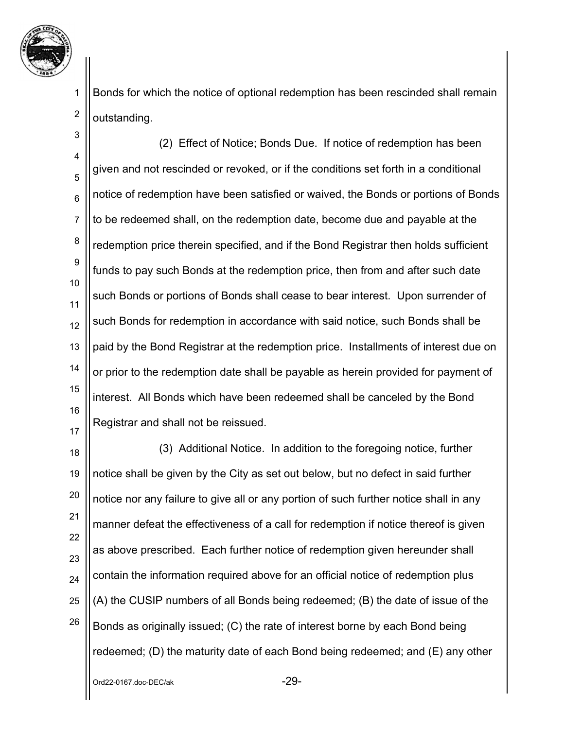Bonds for which the notice of optional redemption has been rescinded shall remain outstanding.

(2) Effect of Notice; Bonds Due. If notice of redemption has been given and not rescinded or revoked, or if the conditions set forth in a conditional notice of redemption have been satisfied or waived, the Bonds or portions of Bonds to be redeemed shall, on the redemption date, become due and payable at the redemption price therein specified, and if the Bond Registrar then holds sufficient funds to pay such Bonds at the redemption price, then from and after such date such Bonds or portions of Bonds shall cease to bear interest. Upon surrender of such Bonds for redemption in accordance with said notice, such Bonds shall be paid by the Bond Registrar at the redemption price. Installments of interest due on or prior to the redemption date shall be payable as herein provided for payment of interest. All Bonds which have been redeemed shall be canceled by the Bond Registrar and shall not be reissued.

(3) Additional Notice. In addition to the foregoing notice, further notice shall be given by the City as set out below, but no defect in said further notice nor any failure to give all or any portion of such further notice shall in any manner defeat the effectiveness of a call for redemption if notice thereof is given as above prescribed. Each further notice of redemption given hereunder shall contain the information required above for an official notice of redemption plus (A) the CUSIP numbers of all Bonds being redeemed; (B) the date of issue of the Bonds as originally issued; (C) the rate of interest borne by each Bond being redeemed; (D) the maturity date of each Bond being redeemed; and (E) any other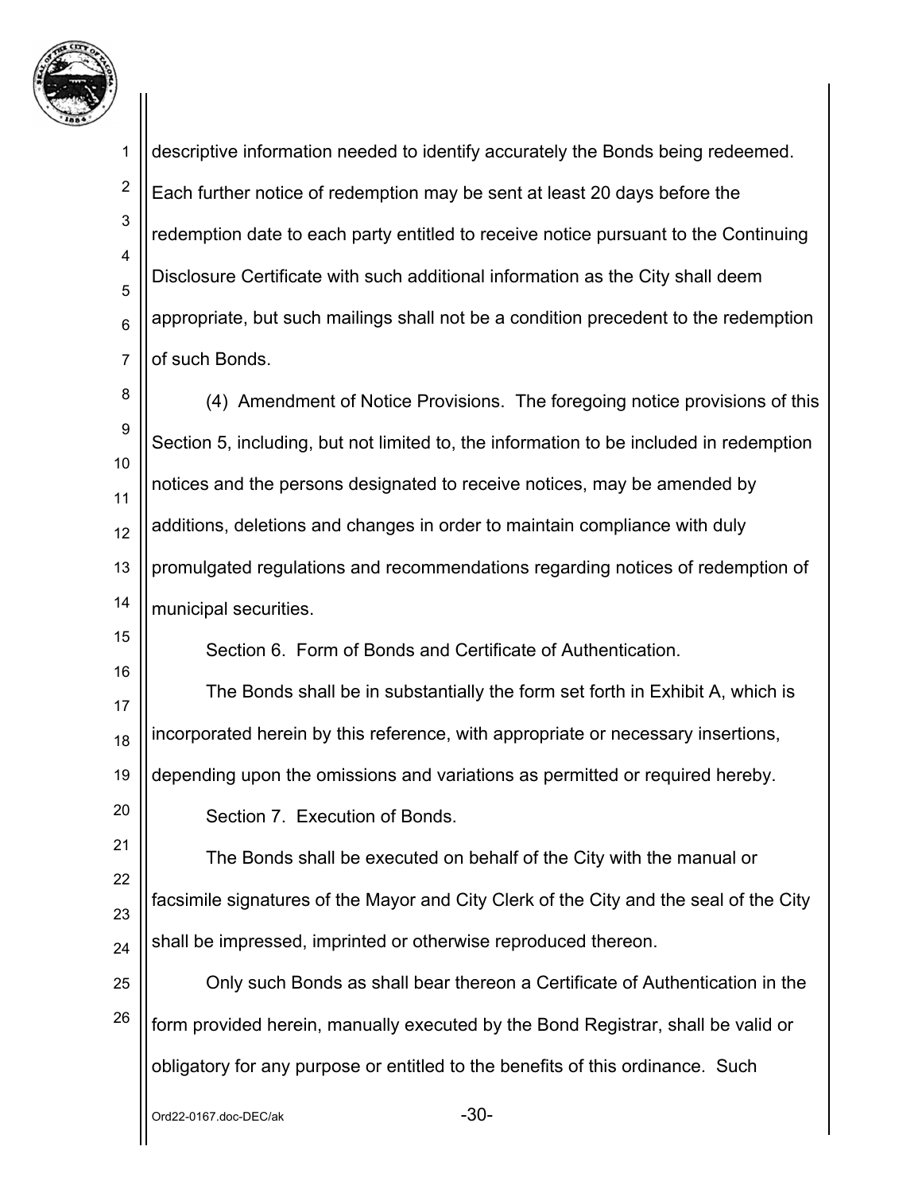descriptive information needed to identify accurately the Bonds being redeemed. Each further notice of redemption may be sent at least 20 days before the redemption date to each party entitled to receive notice pursuant to the Continuing Disclosure Certificate with such additional information as the City shall deem appropriate, but such mailings shall not be a condition precedent to the redemption of such Bonds.

(4) Amendment of Notice Provisions. The foregoing notice provisions of this Section 5, including, but not limited to, the information to be included in redemption notices and the persons designated to receive notices, may be amended by additions, deletions and changes in order to maintain compliance with duly promulgated regulations and recommendations regarding notices of redemption of municipal securities.

Section 6. Form of Bonds and Certificate of Authentication.

The Bonds shall be in substantially the form set forth in Exhibit A, which is incorporated herein by this reference, with appropriate or necessary insertions, depending upon the omissions and variations as permitted or required hereby.

Section 7. Execution of Bonds.

The Bonds shall be executed on behalf of the City with the manual or facsimile signatures of the Mayor and City Clerk of the City and the seal of the City shall be impressed, imprinted or otherwise reproduced thereon.

Only such Bonds as shall bear thereon a Certificate of Authentication in the form provided herein, manually executed by the Bond Registrar, shall be valid or obligatory for any purpose or entitled to the benefits of this ordinance. Such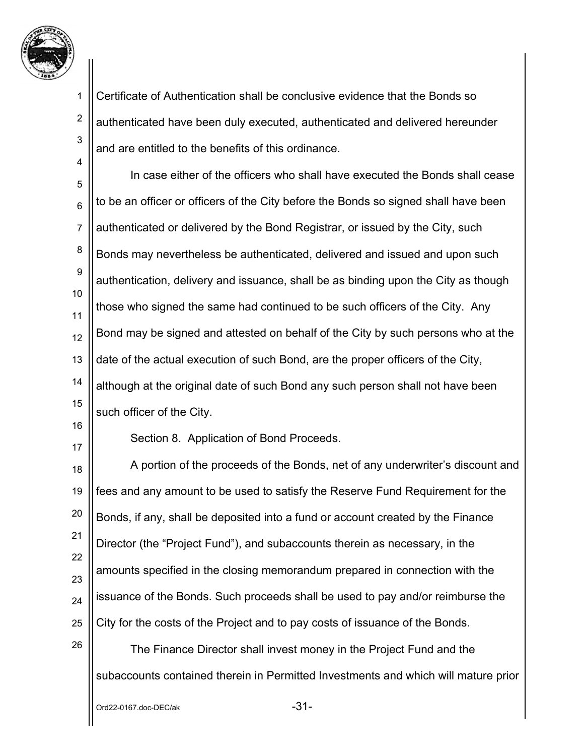Certificate of Authentication shall be conclusive evidence that the Bonds so authenticated have been duly executed, authenticated and delivered hereunder and are entitled to the benefits of this ordinance.

In case either of the officers who shall have executed the Bonds shall cease to be an officer or officers of the City before the Bonds so signed shall have been authenticated or delivered by the Bond Registrar, or issued by the City, such Bonds may nevertheless be authenticated, delivered and issued and upon such authentication, delivery and issuance, shall be as binding upon the City as though those who signed the same had continued to be such officers of the City. Any Bond may be signed and attested on behalf of the City by such persons who at the date of the actual execution of such Bond, are the proper officers of the City, although at the original date of such Bond any such person shall not have been such officer of the City.

Section 8. Application of Bond Proceeds.

A portion of the proceeds of the Bonds, net of any underwriter's discount and fees and any amount to be used to satisfy the Reserve Fund Requirement for the Bonds, if any, shall be deposited into a fund or account created by the Finance Director (the "Project Fund"), and subaccounts therein as necessary, in the amounts specified in the closing memorandum prepared in connection with the issuance of the Bonds. Such proceeds shall be used to pay and/or reimburse the City for the costs of the Project and to pay costs of issuance of the Bonds.

The Finance Director shall invest money in the Project Fund and the subaccounts contained therein in Permitted Investments and which will mature prior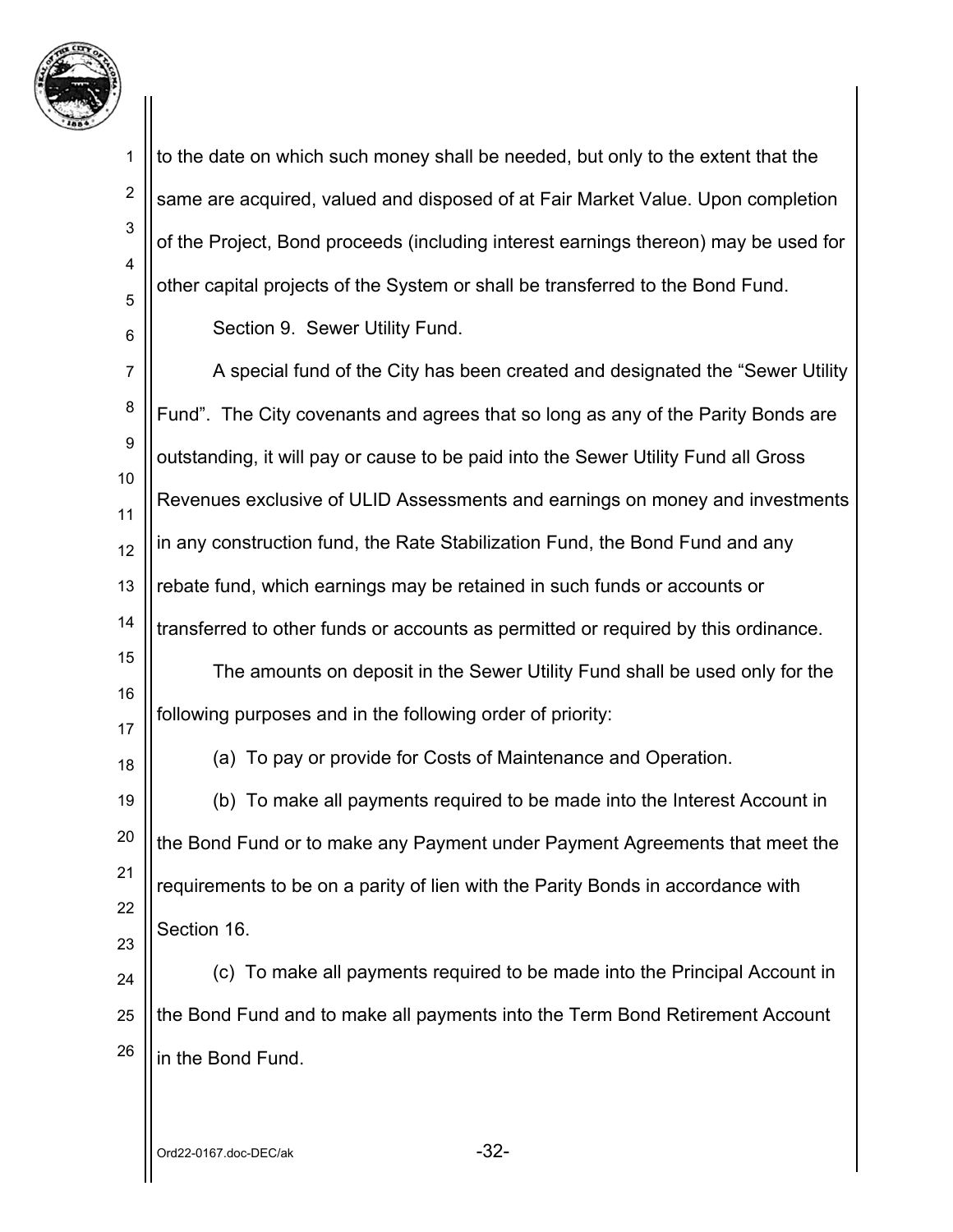to the date on which such money shall be needed, but only to the extent that the same are acquired, valued and disposed of at Fair Market Value. Upon completion of the Project, Bond proceeds (including interest earnings thereon) may be used for other capital projects of the System or shall be transferred to the Bond Fund.

Section 9. Sewer Utility Fund.

A special fund of the City has been created and designated the "Sewer Utility Fund". The City covenants and agrees that so long as any of the Parity Bonds are outstanding, it will pay or cause to be paid into the Sewer Utility Fund all Gross Revenues exclusive of ULID Assessments and earnings on money and investments in any construction fund, the Rate Stabilization Fund, the Bond Fund and any rebate fund, which earnings may be retained in such funds or accounts or transferred to other funds or accounts as permitted or required by this ordinance.

The amounts on deposit in the Sewer Utility Fund shall be used only for the following purposes and in the following order of priority:

(a) To pay or provide for Costs of Maintenance and Operation.

(b) To make all payments required to be made into the Interest Account in the Bond Fund or to make any Payment under Payment Agreements that meet the requirements to be on a parity of lien with the Parity Bonds in accordance with Section 16.

(c) To make all payments required to be made into the Principal Account in the Bond Fund and to make all payments into the Term Bond Retirement Account in the Bond Fund.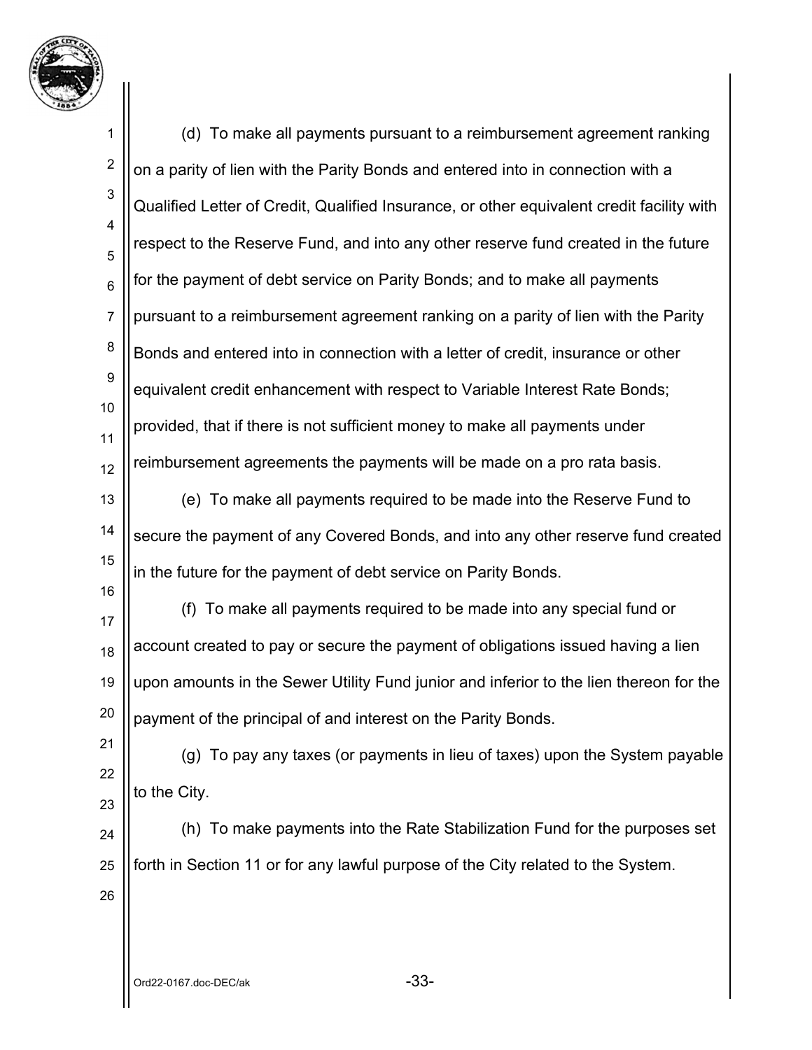(d) To make all payments pursuant to a reimbursement agreement ranking on a parity of lien with the Parity Bonds and entered into in connection with a Qualified Letter of Credit, Qualified Insurance, or other equivalent credit facility with respect to the Reserve Fund, and into any other reserve fund created in the future for the payment of debt service on Parity Bonds; and to make all payments pursuant to a reimbursement agreement ranking on a parity of lien with the Parity Bonds and entered into in connection with a letter of credit, insurance or other equivalent credit enhancement with respect to Variable Interest Rate Bonds; provided, that if there is not sufficient money to make all payments under reimbursement agreements the payments will be made on a pro rata basis.

(e) To make all payments required to be made into the Reserve Fund to secure the payment of any Covered Bonds, and into any other reserve fund created in the future for the payment of debt service on Parity Bonds.

(f) To make all payments required to be made into any special fund or account created to pay or secure the payment of obligations issued having a lien upon amounts in the Sewer Utility Fund junior and inferior to the lien thereon for the payment of the principal of and interest on the Parity Bonds.

(g) To pay any taxes (or payments in lieu of taxes) upon the System payable to the City.

(h) To make payments into the Rate Stabilization Fund for the purposes set forth in Section 11 or for any lawful purpose of the City related to the System.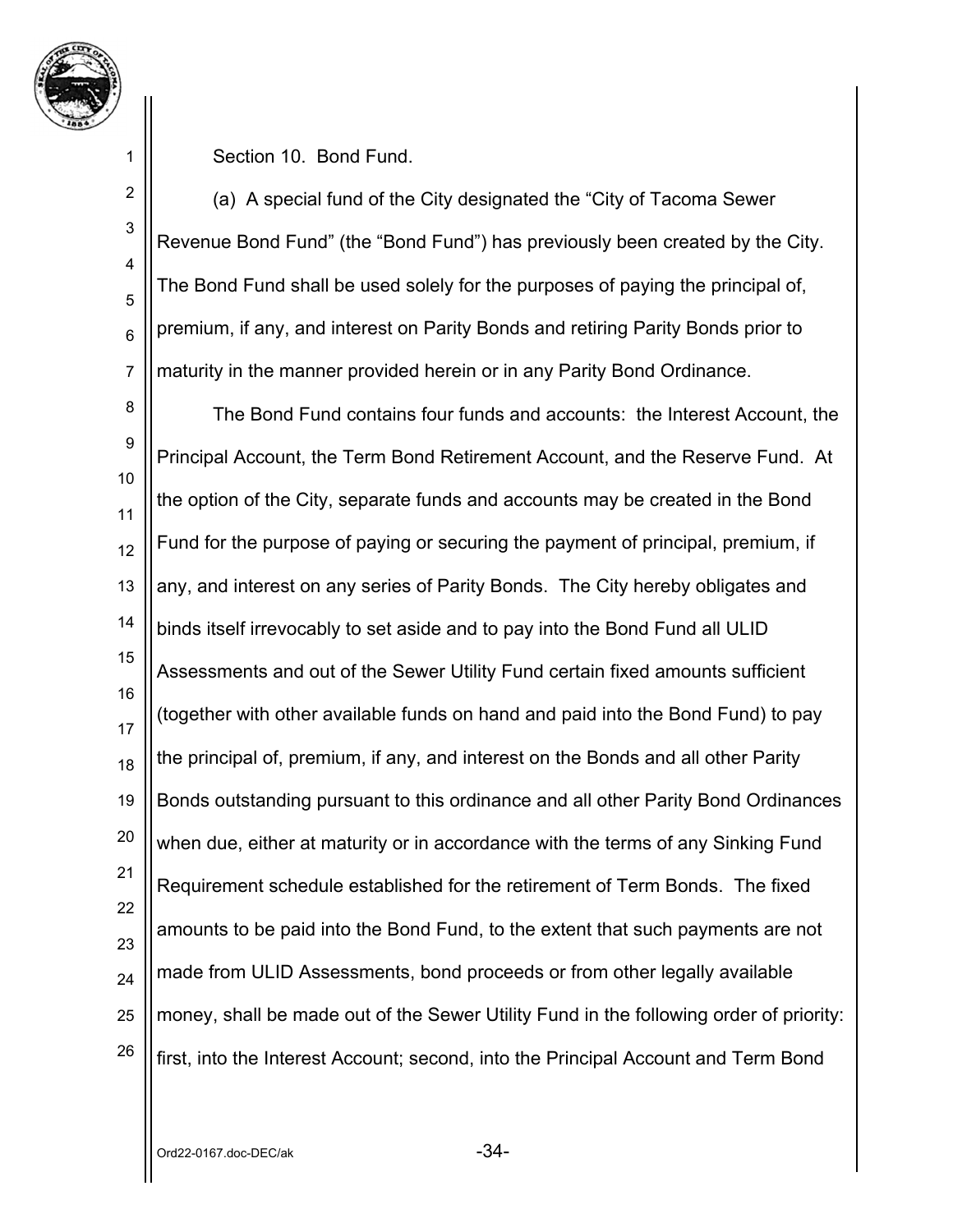Section 10. Bond Fund.

(a) A special fund of the City designated the "City of Tacoma Sewer Revenue Bond Fund" (the "Bond Fund") has previously been created by the City. The Bond Fund shall be used solely for the purposes of paying the principal of, premium, if any, and interest on Parity Bonds and retiring Parity Bonds prior to maturity in the manner provided herein or in any Parity Bond Ordinance.

The Bond Fund contains four funds and accounts: the Interest Account, the Principal Account, the Term Bond Retirement Account, and the Reserve Fund. At the option of the City, separate funds and accounts may be created in the Bond Fund for the purpose of paying or securing the payment of principal, premium, if any, and interest on any series of Parity Bonds. The City hereby obligates and binds itself irrevocably to set aside and to pay into the Bond Fund all ULID Assessments and out of the Sewer Utility Fund certain fixed amounts sufficient (together with other available funds on hand and paid into the Bond Fund) to pay the principal of, premium, if any, and interest on the Bonds and all other Parity Bonds outstanding pursuant to this ordinance and all other Parity Bond Ordinances when due, either at maturity or in accordance with the terms of any Sinking Fund Requirement schedule established for the retirement of Term Bonds. The fixed amounts to be paid into the Bond Fund, to the extent that such payments are not made from ULID Assessments, bond proceeds or from other legally available money, shall be made out of the Sewer Utility Fund in the following order of priority: first, into the Interest Account; second, into the Principal Account and Term Bond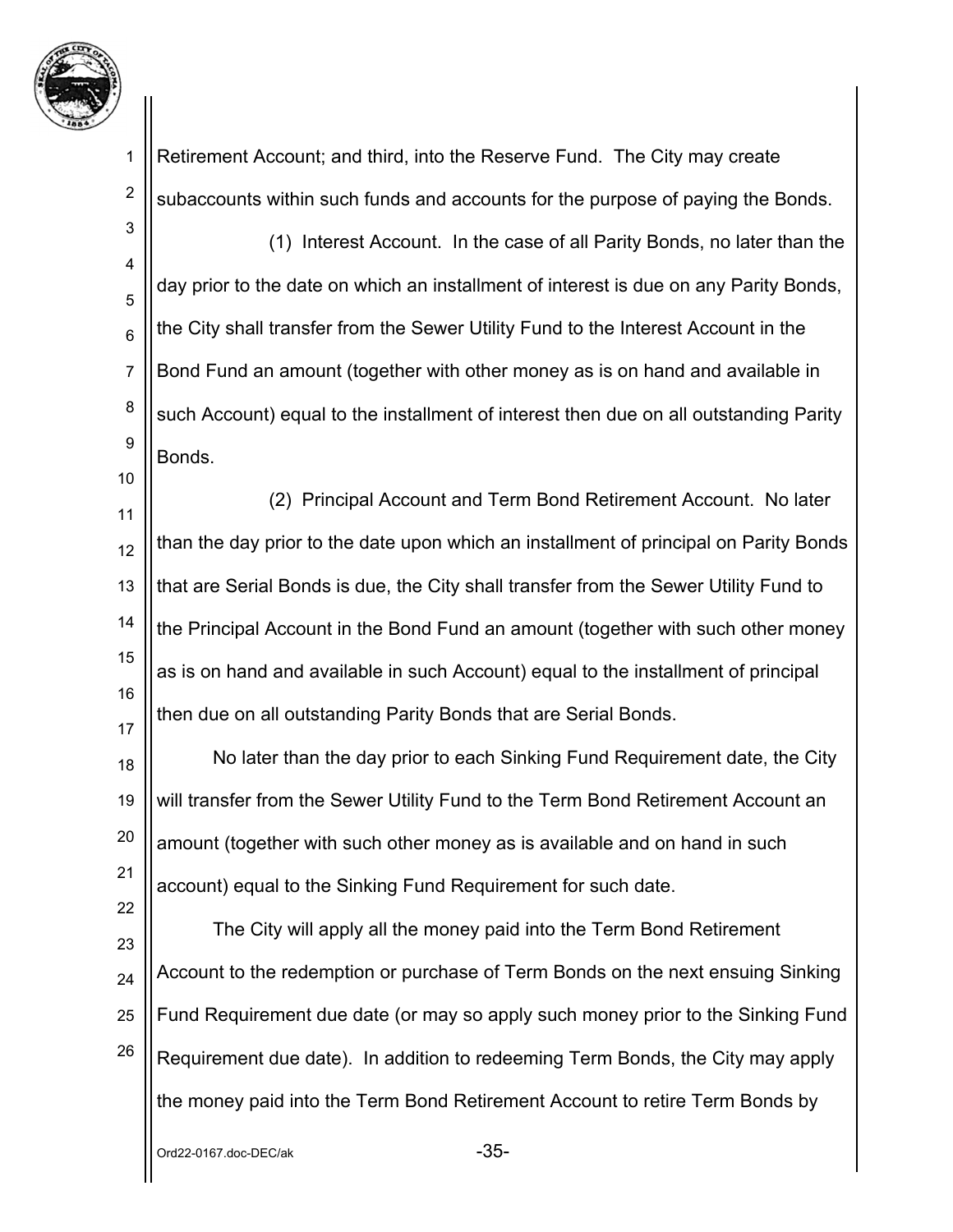Retirement Account; and third, into the Reserve Fund. The City may create subaccounts within such funds and accounts for the purpose of paying the Bonds.

(1) Interest Account. In the case of all Parity Bonds, no later than the day prior to the date on which an installment of interest is due on any Parity Bonds, the City shall transfer from the Sewer Utility Fund to the Interest Account in the Bond Fund an amount (together with other money as is on hand and available in such Account) equal to the installment of interest then due on all outstanding Parity Bonds.

(2) Principal Account and Term Bond Retirement Account. No later than the day prior to the date upon which an installment of principal on Parity Bonds that are Serial Bonds is due, the City shall transfer from the Sewer Utility Fund to the Principal Account in the Bond Fund an amount (together with such other money as is on hand and available in such Account) equal to the installment of principal then due on all outstanding Parity Bonds that are Serial Bonds.

No later than the day prior to each Sinking Fund Requirement date, the City will transfer from the Sewer Utility Fund to the Term Bond Retirement Account an amount (together with such other money as is available and on hand in such account) equal to the Sinking Fund Requirement for such date.

The City will apply all the money paid into the Term Bond Retirement Account to the redemption or purchase of Term Bonds on the next ensuing Sinking Fund Requirement due date (or may so apply such money prior to the Sinking Fund Requirement due date). In addition to redeeming Term Bonds, the City may apply the money paid into the Term Bond Retirement Account to retire Term Bonds by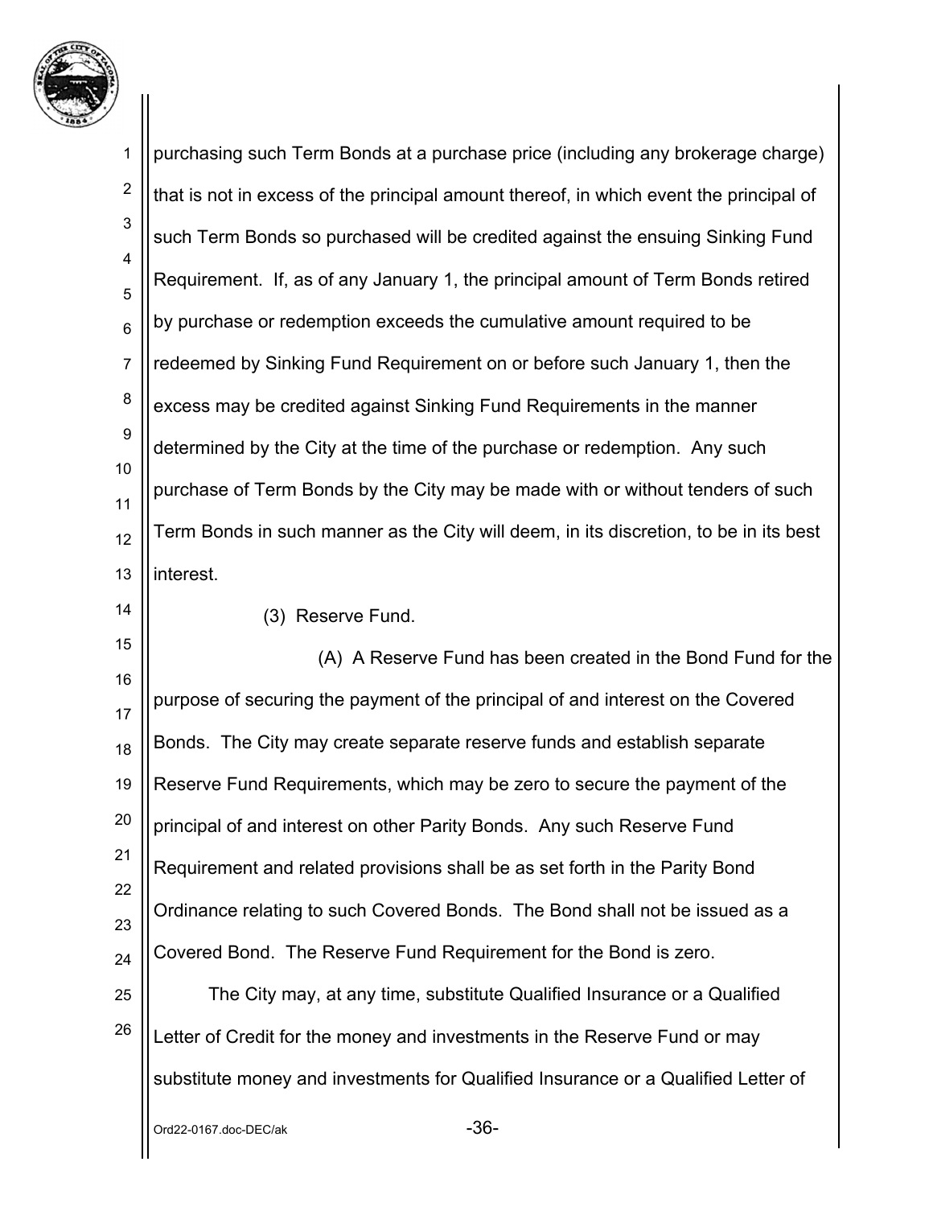purchasing such Term Bonds at a purchase price (including any brokerage charge) that is not in excess of the principal amount thereof, in which event the principal of such Term Bonds so purchased will be credited against the ensuing Sinking Fund Requirement. If, as of any January 1, the principal amount of Term Bonds retired by purchase or redemption exceeds the cumulative amount required to be redeemed by Sinking Fund Requirement on or before such January 1, then the excess may be credited against Sinking Fund Requirements in the manner determined by the City at the time of the purchase or redemption. Any such purchase of Term Bonds by the City may be made with or without tenders of such Term Bonds in such manner as the City will deem, in its discretion, to be in its best interest.

(3) Reserve Fund.

(A) A Reserve Fund has been created in the Bond Fund for the purpose of securing the payment of the principal of and interest on the Covered Bonds. The City may create separate reserve funds and establish separate Reserve Fund Requirements, which may be zero to secure the payment of the principal of and interest on other Parity Bonds. Any such Reserve Fund Requirement and related provisions shall be as set forth in the Parity Bond Ordinance relating to such Covered Bonds. The Bond shall not be issued as a Covered Bond. The Reserve Fund Requirement for the Bond is zero.

The City may, at any time, substitute Qualified Insurance or a Qualified Letter of Credit for the money and investments in the Reserve Fund or may substitute money and investments for Qualified Insurance or a Qualified Letter of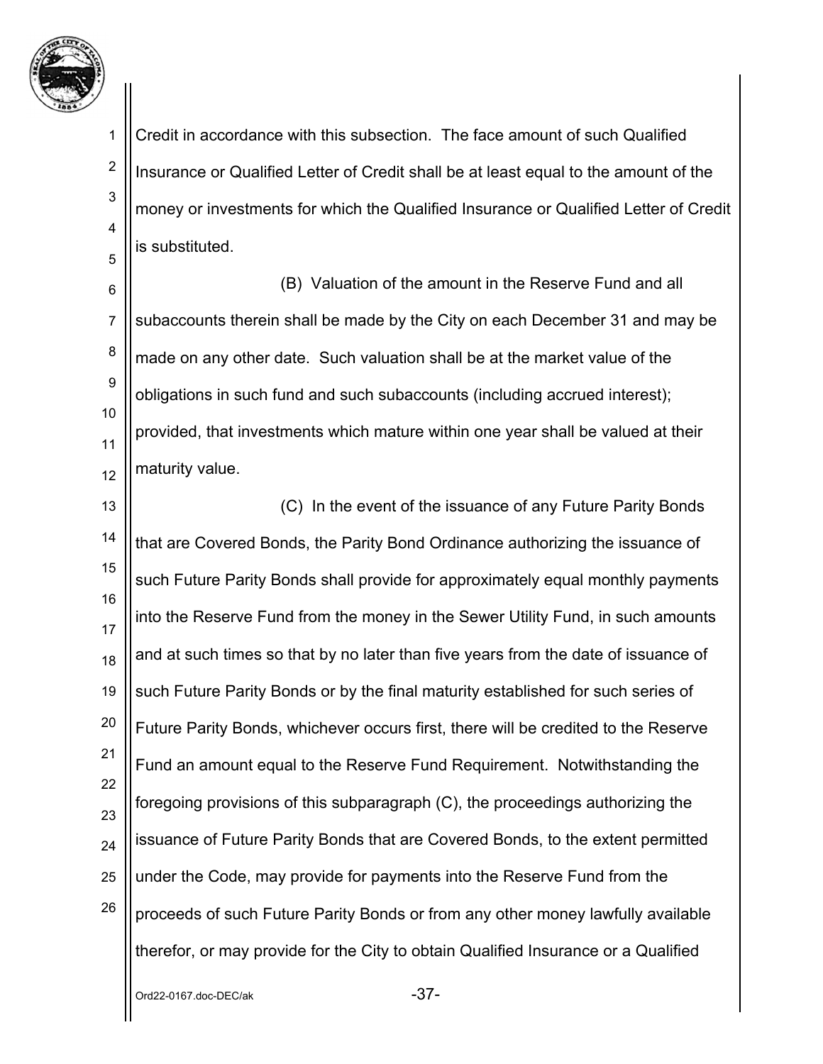Credit in accordance with this subsection. The face amount of such Qualified Insurance or Qualified Letter of Credit shall be at least equal to the amount of the money or investments for which the Qualified Insurance or Qualified Letter of Credit is substituted.

(B) Valuation of the amount in the Reserve Fund and all subaccounts therein shall be made by the City on each December 31 and may be made on any other date. Such valuation shall be at the market value of the obligations in such fund and such subaccounts (including accrued interest); provided, that investments which mature within one year shall be valued at their maturity value.

(C) In the event of the issuance of any Future Parity Bonds that are Covered Bonds, the Parity Bond Ordinance authorizing the issuance of such Future Parity Bonds shall provide for approximately equal monthly payments into the Reserve Fund from the money in the Sewer Utility Fund, in such amounts and at such times so that by no later than five years from the date of issuance of such Future Parity Bonds or by the final maturity established for such series of Future Parity Bonds, whichever occurs first, there will be credited to the Reserve Fund an amount equal to the Reserve Fund Requirement. Notwithstanding the foregoing provisions of this subparagraph (C), the proceedings authorizing the issuance of Future Parity Bonds that are Covered Bonds, to the extent permitted under the Code, may provide for payments into the Reserve Fund from the proceeds of such Future Parity Bonds or from any other money lawfully available therefor, or may provide for the City to obtain Qualified Insurance or a Qualified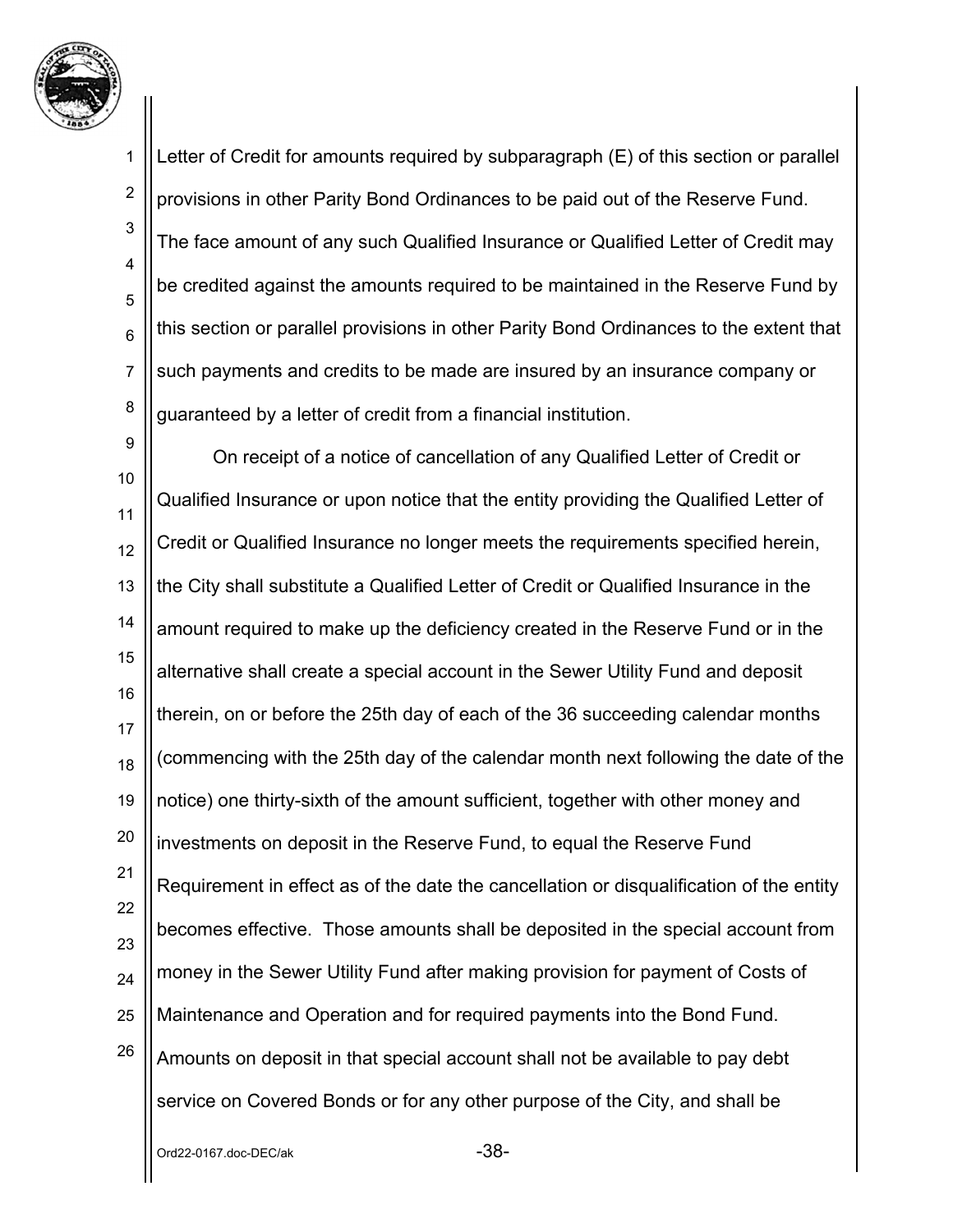Letter of Credit for amounts required by subparagraph (E) of this section or parallel provisions in other Parity Bond Ordinances to be paid out of the Reserve Fund. The face amount of any such Qualified Insurance or Qualified Letter of Credit may be credited against the amounts required to be maintained in the Reserve Fund by this section or parallel provisions in other Parity Bond Ordinances to the extent that such payments and credits to be made are insured by an insurance company or guaranteed by a letter of credit from a financial institution.

On receipt of a notice of cancellation of any Qualified Letter of Credit or Qualified Insurance or upon notice that the entity providing the Qualified Letter of Credit or Qualified Insurance no longer meets the requirements specified herein, the City shall substitute a Qualified Letter of Credit or Qualified Insurance in the amount required to make up the deficiency created in the Reserve Fund or in the alternative shall create a special account in the Sewer Utility Fund and deposit therein, on or before the 25th day of each of the 36 succeeding calendar months (commencing with the 25th day of the calendar month next following the date of the notice) one thirty-sixth of the amount sufficient, together with other money and investments on deposit in the Reserve Fund, to equal the Reserve Fund Requirement in effect as of the date the cancellation or disqualification of the entity becomes effective. Those amounts shall be deposited in the special account from money in the Sewer Utility Fund after making provision for payment of Costs of Maintenance and Operation and for required payments into the Bond Fund. Amounts on deposit in that special account shall not be available to pay debt service on Covered Bonds or for any other purpose of the City, and shall be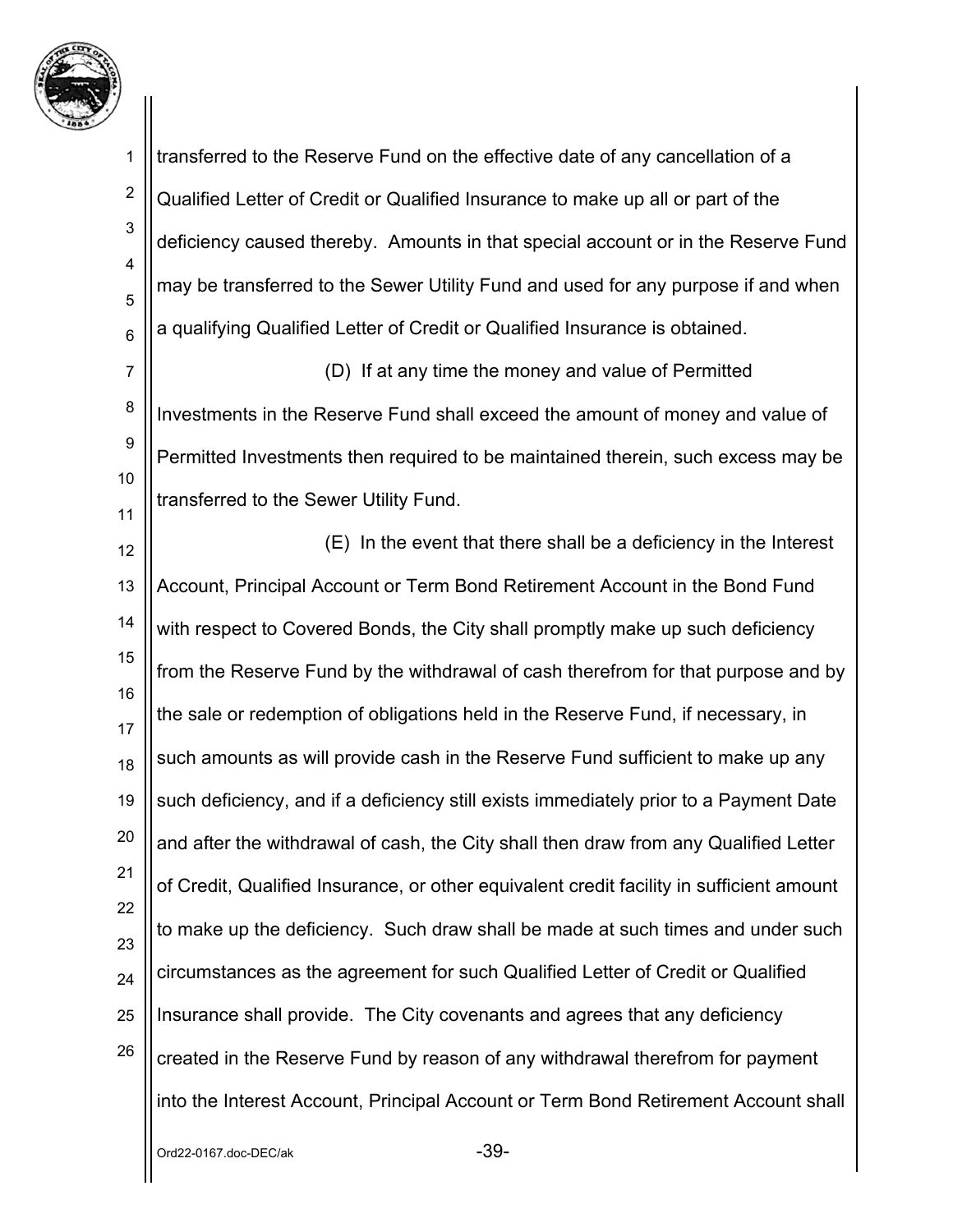transferred to the Reserve Fund on the effective date of any cancellation of a Qualified Letter of Credit or Qualified Insurance to make up all or part of the deficiency caused thereby. Amounts in that special account or in the Reserve Fund may be transferred to the Sewer Utility Fund and used for any purpose if and when a qualifying Qualified Letter of Credit or Qualified Insurance is obtained.

(D) If at any time the money and value of Permitted Investments in the Reserve Fund shall exceed the amount of money and value of Permitted Investments then required to be maintained therein, such excess may be transferred to the Sewer Utility Fund.

(E) In the event that there shall be a deficiency in the Interest Account, Principal Account or Term Bond Retirement Account in the Bond Fund with respect to Covered Bonds, the City shall promptly make up such deficiency from the Reserve Fund by the withdrawal of cash therefrom for that purpose and by the sale or redemption of obligations held in the Reserve Fund, if necessary, in such amounts as will provide cash in the Reserve Fund sufficient to make up any such deficiency, and if a deficiency still exists immediately prior to a Payment Date and after the withdrawal of cash, the City shall then draw from any Qualified Letter of Credit, Qualified Insurance, or other equivalent credit facility in sufficient amount to make up the deficiency. Such draw shall be made at such times and under such circumstances as the agreement for such Qualified Letter of Credit or Qualified Insurance shall provide. The City covenants and agrees that any deficiency created in the Reserve Fund by reason of any withdrawal therefrom for payment into the Interest Account, Principal Account or Term Bond Retirement Account shall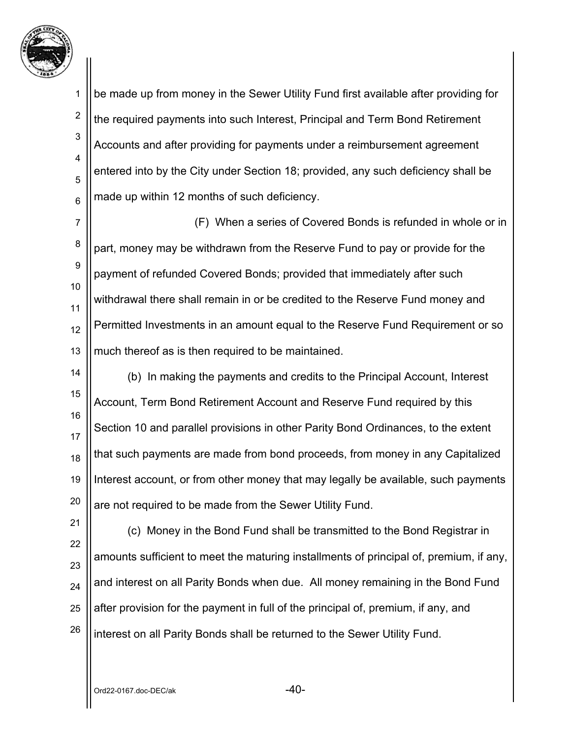be made up from money in the Sewer Utility Fund first available after providing for the required payments into such Interest, Principal and Term Bond Retirement Accounts and after providing for payments under a reimbursement agreement entered into by the City under Section 18; provided, any such deficiency shall be made up within 12 months of such deficiency.

(F) When a series of Covered Bonds is refunded in whole or in part, money may be withdrawn from the Reserve Fund to pay or provide for the payment of refunded Covered Bonds; provided that immediately after such withdrawal there shall remain in or be credited to the Reserve Fund money and Permitted Investments in an amount equal to the Reserve Fund Requirement or so much thereof as is then required to be maintained.

(b) In making the payments and credits to the Principal Account, Interest Account, Term Bond Retirement Account and Reserve Fund required by this Section 10 and parallel provisions in other Parity Bond Ordinances, to the extent that such payments are made from bond proceeds, from money in any Capitalized Interest account, or from other money that may legally be available, such payments are not required to be made from the Sewer Utility Fund.

(c) Money in the Bond Fund shall be transmitted to the Bond Registrar in amounts sufficient to meet the maturing installments of principal of, premium, if any, and interest on all Parity Bonds when due. All money remaining in the Bond Fund after provision for the payment in full of the principal of, premium, if any, and interest on all Parity Bonds shall be returned to the Sewer Utility Fund.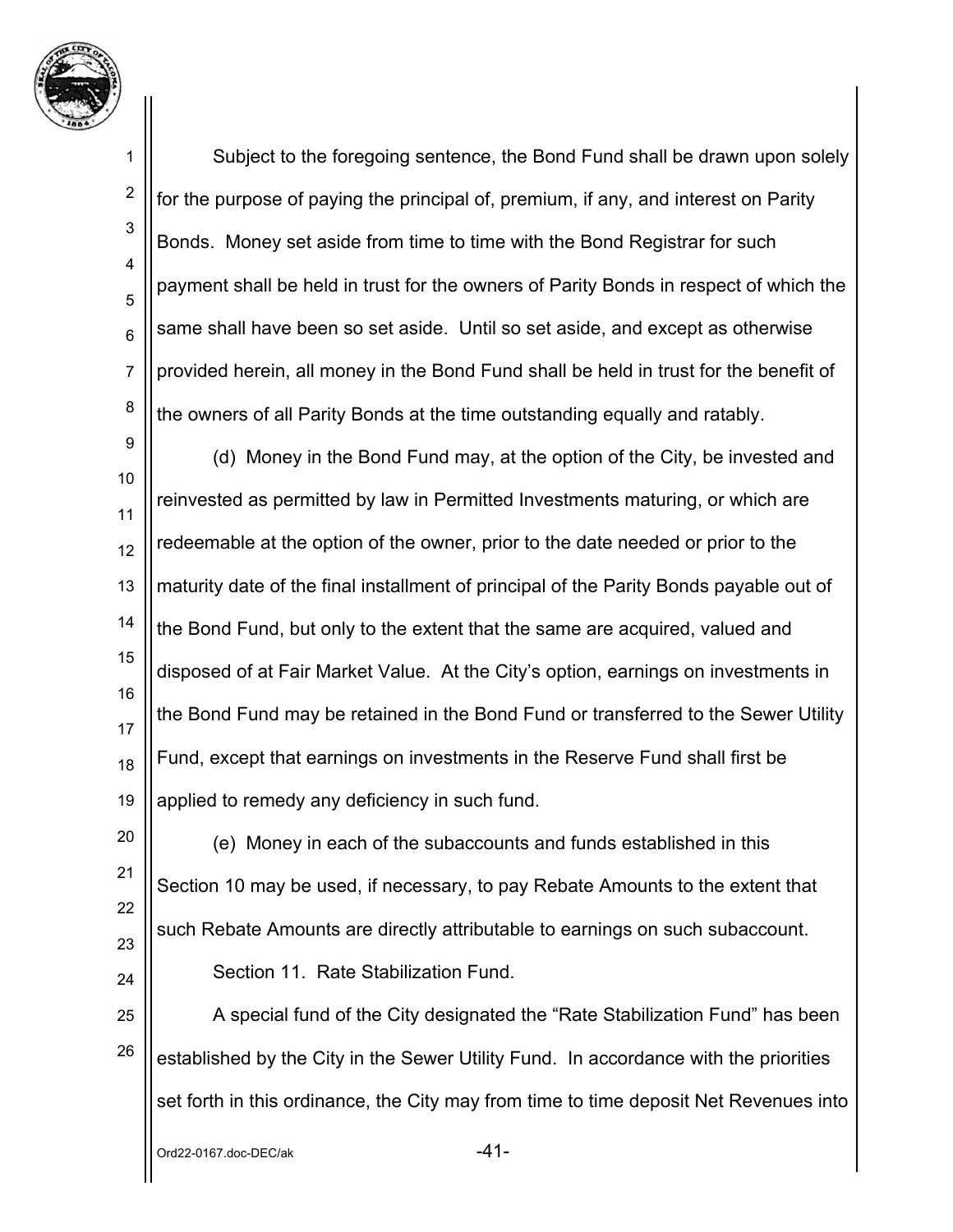Subject to the foregoing sentence, the Bond Fund shall be drawn upon solely for the purpose of paying the principal of, premium, if any, and interest on Parity Bonds. Money set aside from time to time with the Bond Registrar for such payment shall be held in trust for the owners of Parity Bonds in respect of which the same shall have been so set aside. Until so set aside, and except as otherwise provided herein, all money in the Bond Fund shall be held in trust for the benefit of the owners of all Parity Bonds at the time outstanding equally and ratably.

(d) Money in the Bond Fund may, at the option of the City, be invested and reinvested as permitted by law in Permitted Investments maturing, or which are redeemable at the option of the owner, prior to the date needed or prior to the maturity date of the final installment of principal of the Parity Bonds payable out of the Bond Fund, but only to the extent that the same are acquired, valued and disposed of at Fair Market Value. At the City's option, earnings on investments in the Bond Fund may be retained in the Bond Fund or transferred to the Sewer Utility Fund, except that earnings on investments in the Reserve Fund shall first be applied to remedy any deficiency in such fund.

(e) Money in each of the subaccounts and funds established in this Section 10 may be used, if necessary, to pay Rebate Amounts to the extent that such Rebate Amounts are directly attributable to earnings on such subaccount.

Section 11. Rate Stabilization Fund.

A special fund of the City designated the "Rate Stabilization Fund" has been established by the City in the Sewer Utility Fund. In accordance with the priorities set forth in this ordinance, the City may from time to time deposit Net Revenues into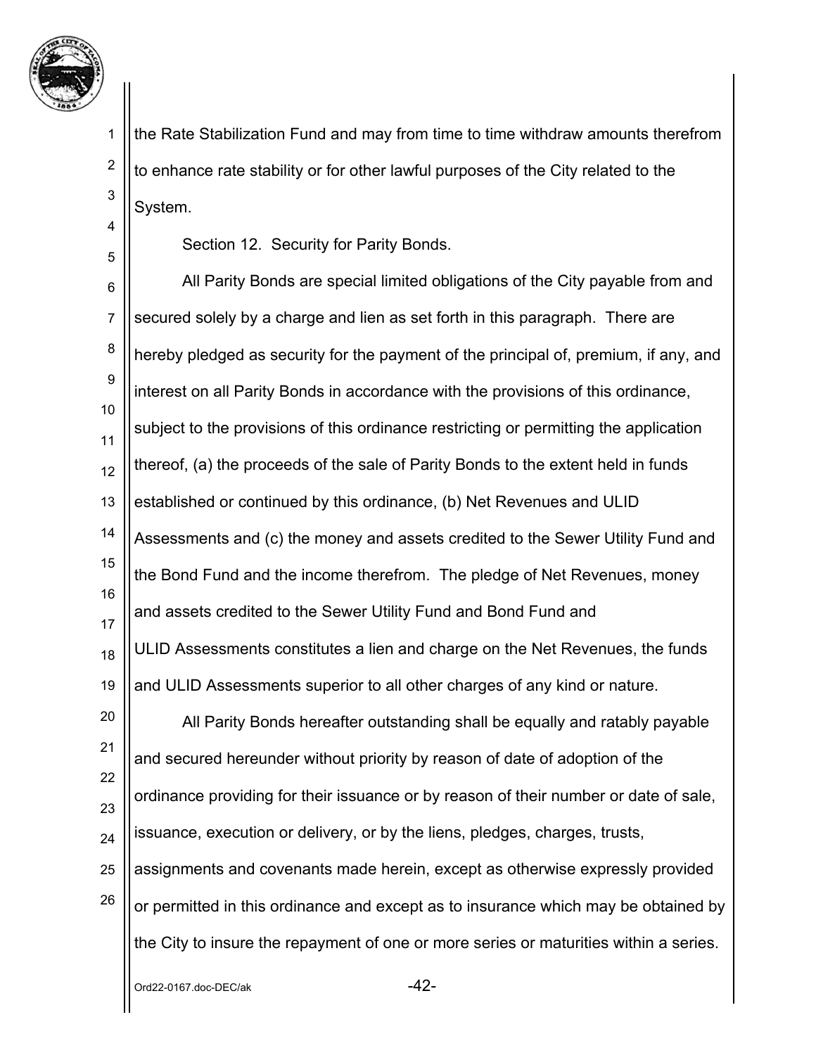the Rate Stabilization Fund and may from time to time withdraw amounts therefrom to enhance rate stability or for other lawful purposes of the City related to the System.

Section 12. Security for Parity Bonds.

All Parity Bonds are special limited obligations of the City payable from and secured solely by a charge and lien as set forth in this paragraph. There are hereby pledged as security for the payment of the principal of, premium, if any, and interest on all Parity Bonds in accordance with the provisions of this ordinance, subject to the provisions of this ordinance restricting or permitting the application thereof, (a) the proceeds of the sale of Parity Bonds to the extent held in funds established or continued by this ordinance, (b) Net Revenues and ULID Assessments and (c) the money and assets credited to the Sewer Utility Fund and the Bond Fund and the income therefrom. The pledge of Net Revenues, money and assets credited to the Sewer Utility Fund and Bond Fund and ULID Assessments constitutes a lien and charge on the Net Revenues, the funds and ULID Assessments superior to all other charges of any kind or nature.

All Parity Bonds hereafter outstanding shall be equally and ratably payable and secured hereunder without priority by reason of date of adoption of the ordinance providing for their issuance or by reason of their number or date of sale, issuance, execution or delivery, or by the liens, pledges, charges, trusts, assignments and covenants made herein, except as otherwise expressly provided or permitted in this ordinance and except as to insurance which may be obtained by the City to insure the repayment of one or more series or maturities within a series.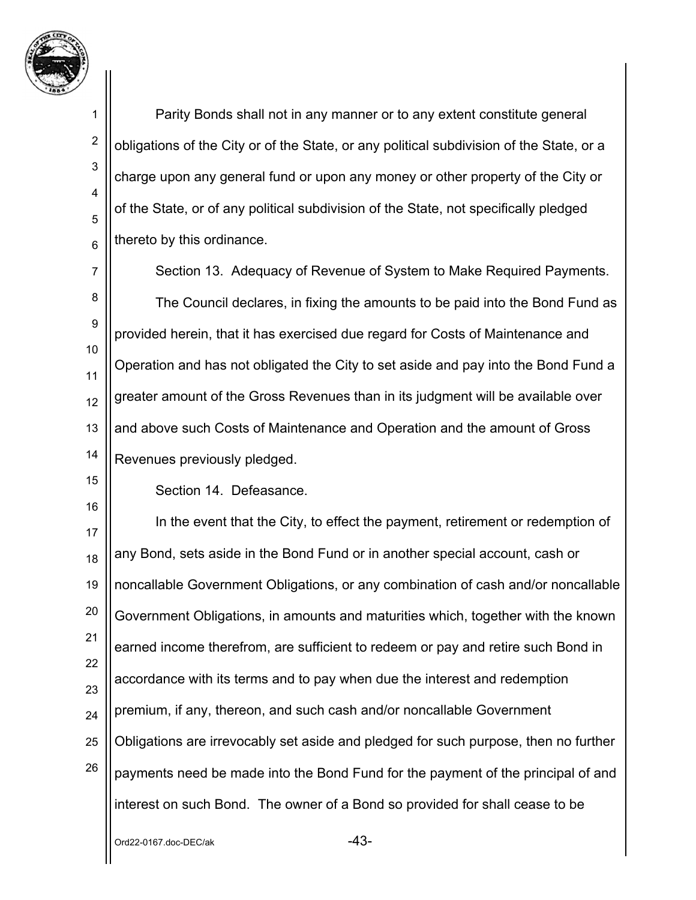Parity Bonds shall not in any manner or to any extent constitute general obligations of the City or of the State, or any political subdivision of the State, or a charge upon any general fund or upon any money or other property of the City or of the State, or of any political subdivision of the State, not specifically pledged thereto by this ordinance.

Section 13. Adequacy of Revenue of System to Make Required Payments.

The Council declares, in fixing the amounts to be paid into the Bond Fund as provided herein, that it has exercised due regard for Costs of Maintenance and Operation and has not obligated the City to set aside and pay into the Bond Fund a greater amount of the Gross Revenues than in its judgment will be available over and above such Costs of Maintenance and Operation and the amount of Gross Revenues previously pledged.

Section 14. Defeasance.

In the event that the City, to effect the payment, retirement or redemption of any Bond, sets aside in the Bond Fund or in another special account, cash or noncallable Government Obligations, or any combination of cash and/or noncallable Government Obligations, in amounts and maturities which, together with the known earned income therefrom, are sufficient to redeem or pay and retire such Bond in accordance with its terms and to pay when due the interest and redemption premium, if any, thereon, and such cash and/or noncallable Government Obligations are irrevocably set aside and pledged for such purpose, then no further payments need be made into the Bond Fund for the payment of the principal of and interest on such Bond. The owner of a Bond so provided for shall cease to be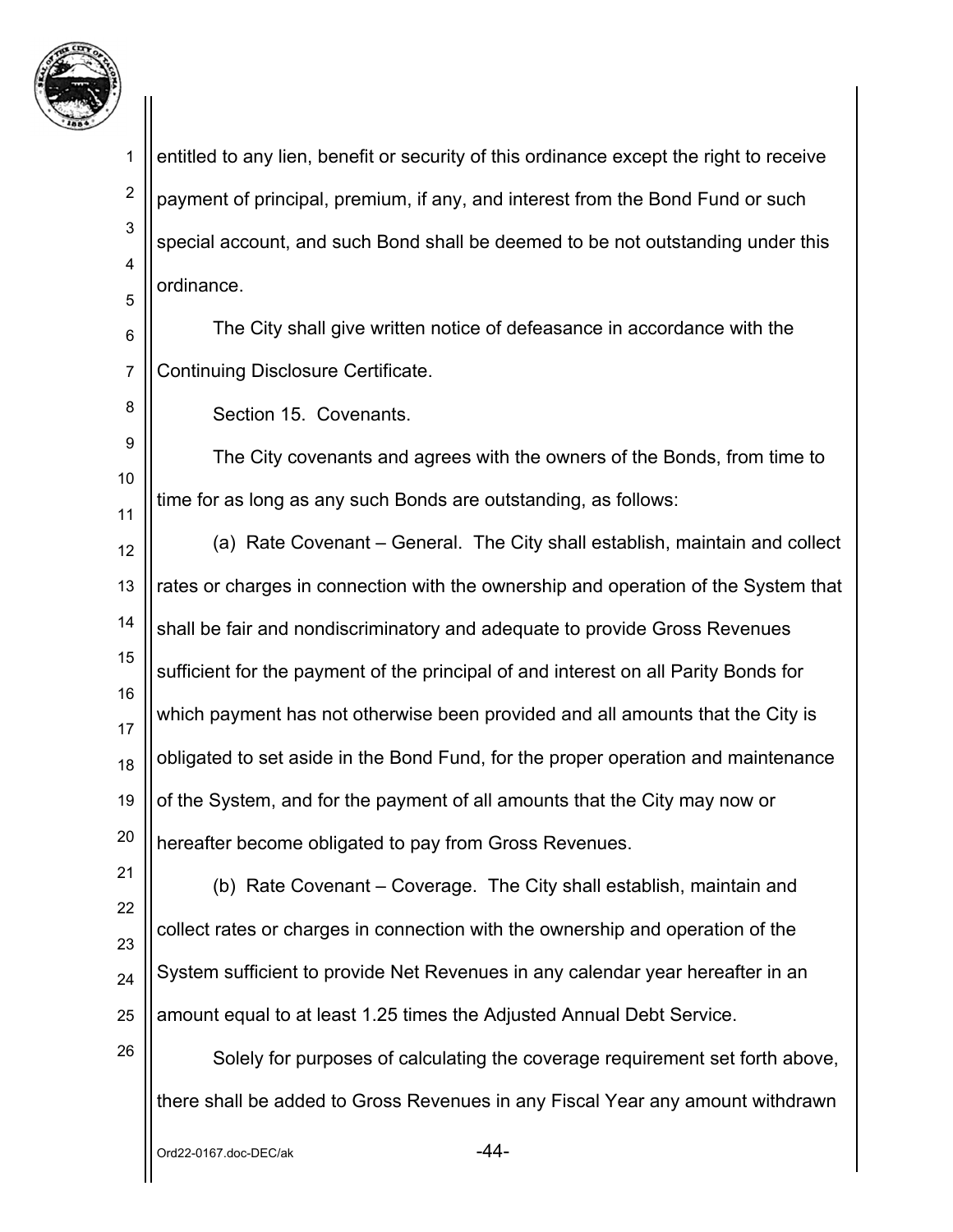entitled to any lien, benefit or security of this ordinance except the right to receive payment of principal, premium, if any, and interest from the Bond Fund or such special account, and such Bond shall be deemed to be not outstanding under this ordinance.

The City shall give written notice of defeasance in accordance with the Continuing Disclosure Certificate.

Section 15. Covenants.

The City covenants and agrees with the owners of the Bonds, from time to time for as long as any such Bonds are outstanding, as follows:

(a) Rate Covenant – General. The City shall establish, maintain and collect rates or charges in connection with the ownership and operation of the System that shall be fair and nondiscriminatory and adequate to provide Gross Revenues sufficient for the payment of the principal of and interest on all Parity Bonds for which payment has not otherwise been provided and all amounts that the City is obligated to set aside in the Bond Fund, for the proper operation and maintenance of the System, and for the payment of all amounts that the City may now or hereafter become obligated to pay from Gross Revenues.

(b) Rate Covenant – Coverage. The City shall establish, maintain and collect rates or charges in connection with the ownership and operation of the System sufficient to provide Net Revenues in any calendar year hereafter in an amount equal to at least 1.25 times the Adjusted Annual Debt Service.

Solely for purposes of calculating the coverage requirement set forth above, there shall be added to Gross Revenues in any Fiscal Year any amount withdrawn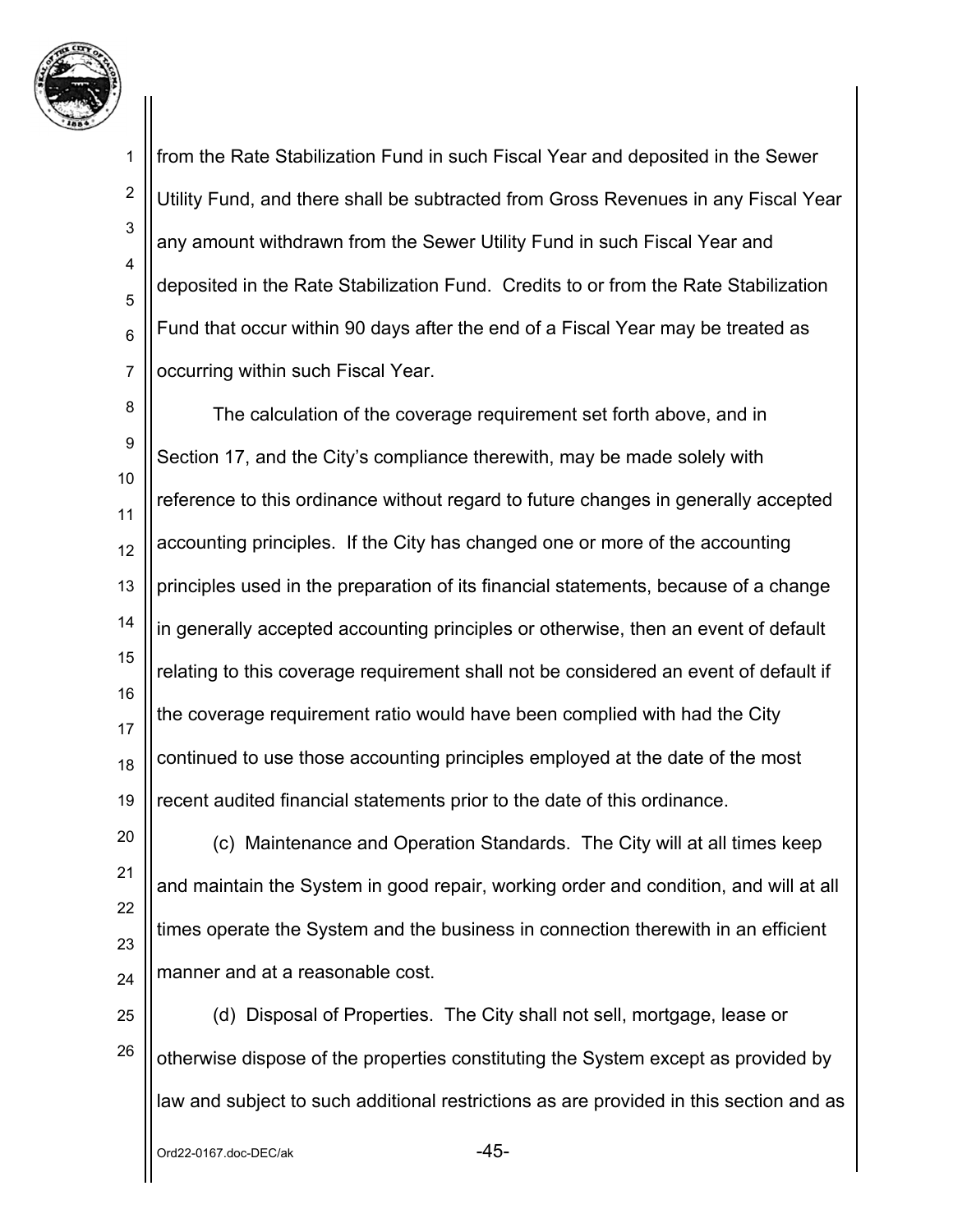from the Rate Stabilization Fund in such Fiscal Year and deposited in the Sewer Utility Fund, and there shall be subtracted from Gross Revenues in any Fiscal Year any amount withdrawn from the Sewer Utility Fund in such Fiscal Year and deposited in the Rate Stabilization Fund. Credits to or from the Rate Stabilization Fund that occur within 90 days after the end of a Fiscal Year may be treated as occurring within such Fiscal Year.

The calculation of the coverage requirement set forth above, and in Section 17, and the City's compliance therewith, may be made solely with reference to this ordinance without regard to future changes in generally accepted accounting principles. If the City has changed one or more of the accounting principles used in the preparation of its financial statements, because of a change in generally accepted accounting principles or otherwise, then an event of default relating to this coverage requirement shall not be considered an event of default if the coverage requirement ratio would have been complied with had the City continued to use those accounting principles employed at the date of the most recent audited financial statements prior to the date of this ordinance.

(c) Maintenance and Operation Standards. The City will at all times keep and maintain the System in good repair, working order and condition, and will at all times operate the System and the business in connection therewith in an efficient manner and at a reasonable cost.

(d) Disposal of Properties. The City shall not sell, mortgage, lease or otherwise dispose of the properties constituting the System except as provided by law and subject to such additional restrictions as are provided in this section and as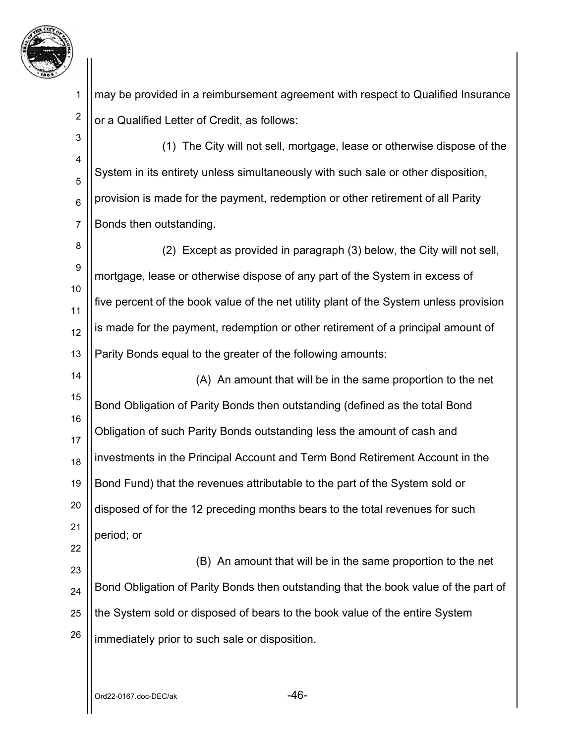may be provided in a reimbursement agreement with respect to Qualified Insurance or a Qualified Letter of Credit, as follows:

(1) The City will not sell, mortgage, lease or otherwise dispose of the System in its entirety unless simultaneously with such sale or other disposition, provision is made for the payment, redemption or other retirement of all Parity Bonds then outstanding.

(2) Except as provided in paragraph (3) below, the City will not sell, mortgage, lease or otherwise dispose of any part of the System in excess of five percent of the book value of the net utility plant of the System unless provision is made for the payment, redemption or other retirement of a principal amount of Parity Bonds equal to the greater of the following amounts:

(A) An amount that will be in the same proportion to the net Bond Obligation of Parity Bonds then outstanding (defined as the total Bond Obligation of such Parity Bonds outstanding less the amount of cash and investments in the Principal Account and Term Bond Retirement Account in the Bond Fund) that the revenues attributable to the part of the System sold or disposed of for the 12 preceding months bears to the total revenues for such period; or

(B) An amount that will be in the same proportion to the net Bond Obligation of Parity Bonds then outstanding that the book value of the part of the System sold or disposed of bears to the book value of the entire System immediately prior to such sale or disposition.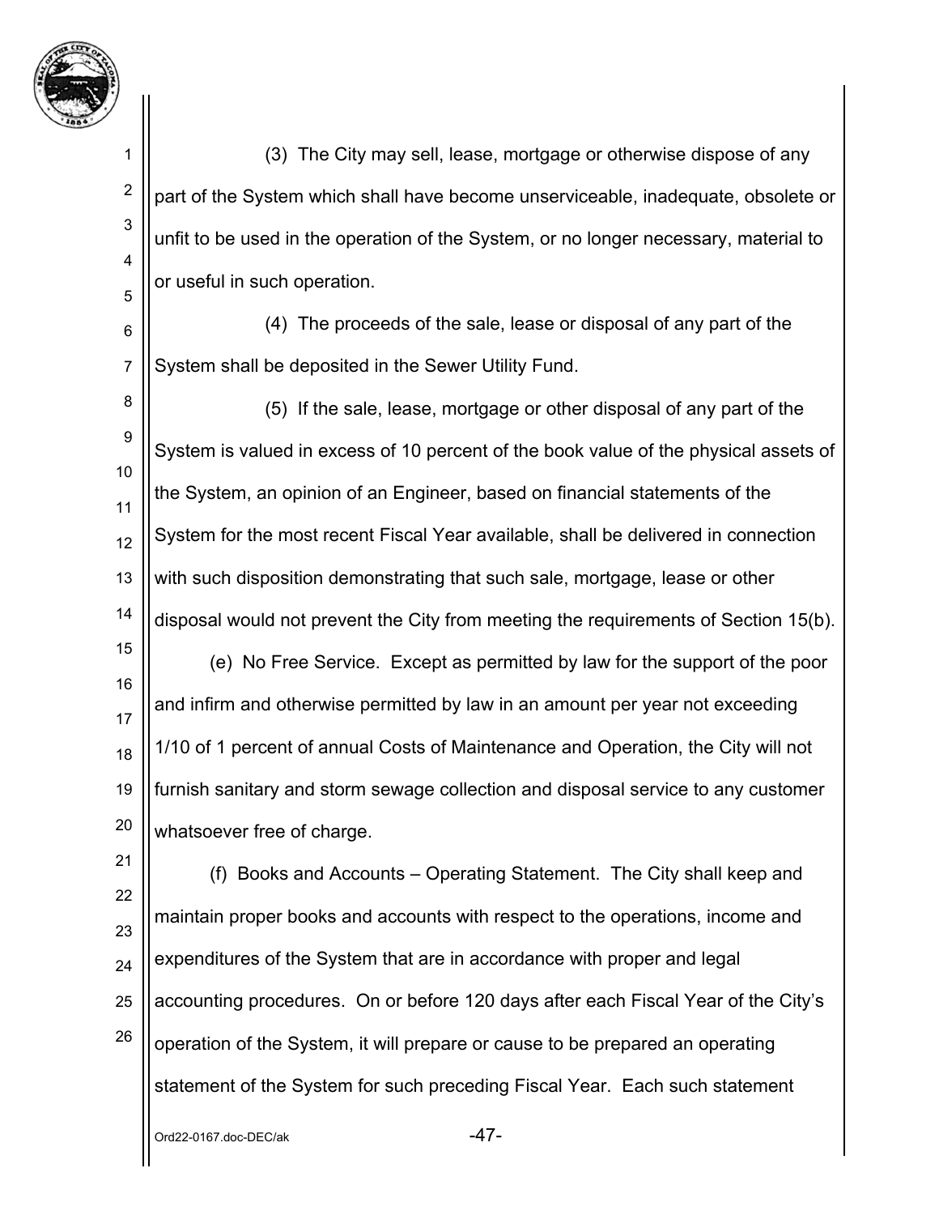(3) The City may sell, lease, mortgage or otherwise dispose of any part of the System which shall have become unserviceable, inadequate, obsolete or unfit to be used in the operation of the System, or no longer necessary, material to or useful in such operation.

(4) The proceeds of the sale, lease or disposal of any part of the System shall be deposited in the Sewer Utility Fund.

(5) If the sale, lease, mortgage or other disposal of any part of the System is valued in excess of 10 percent of the book value of the physical assets of the System, an opinion of an Engineer, based on financial statements of the System for the most recent Fiscal Year available, shall be delivered in connection with such disposition demonstrating that such sale, mortgage, lease or other disposal would not prevent the City from meeting the requirements of Section 15(b).

(e) No Free Service. Except as permitted by law for the support of the poor and infirm and otherwise permitted by law in an amount per year not exceeding 1/10 of 1 percent of annual Costs of Maintenance and Operation, the City will not furnish sanitary and storm sewage collection and disposal service to any customer whatsoever free of charge.

(f) Books and Accounts – Operating Statement. The City shall keep and maintain proper books and accounts with respect to the operations, income and expenditures of the System that are in accordance with proper and legal accounting procedures. On or before 120 days after each Fiscal Year of the City's operation of the System, it will prepare or cause to be prepared an operating statement of the System for such preceding Fiscal Year. Each such statement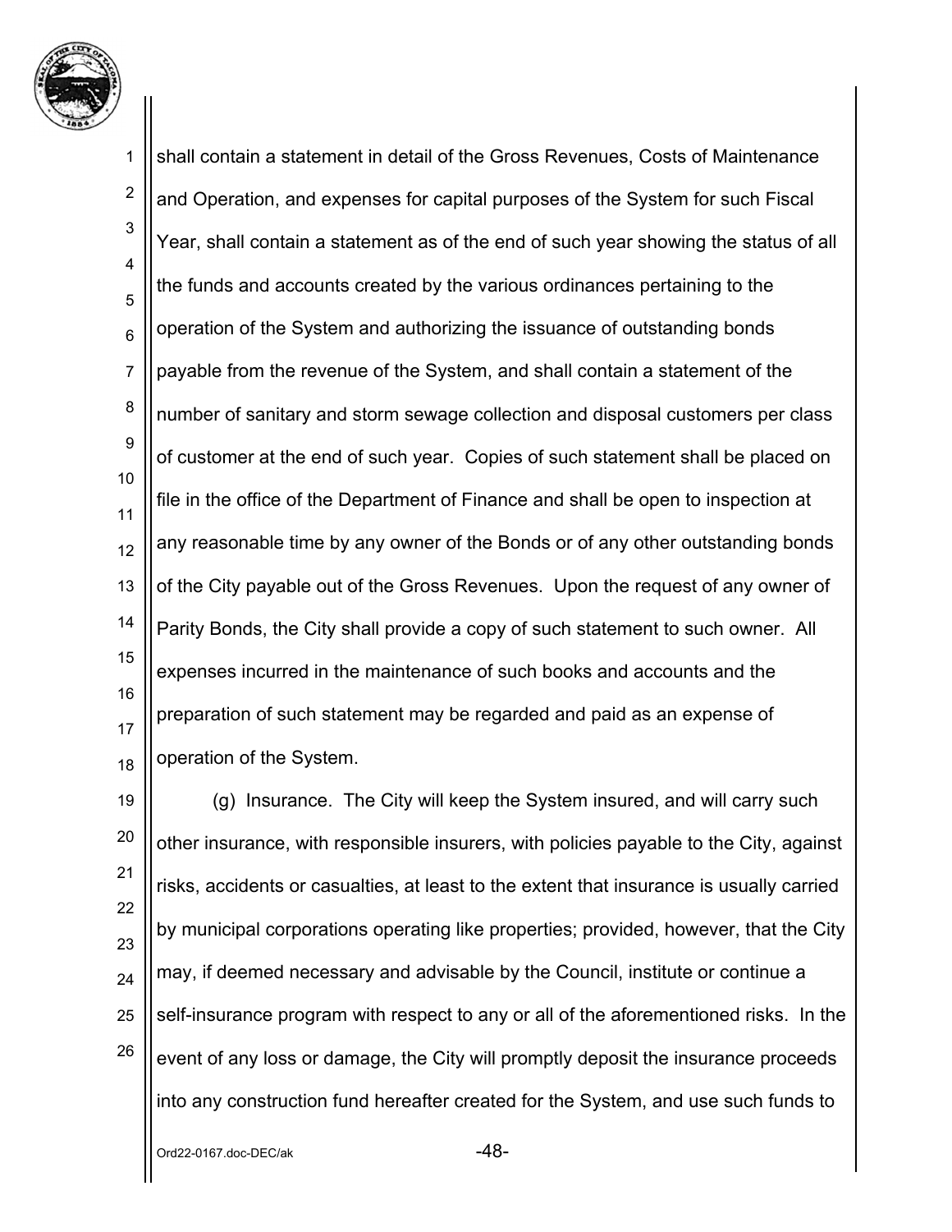shall contain a statement in detail of the Gross Revenues, Costs of Maintenance and Operation, and expenses for capital purposes of the System for such Fiscal Year, shall contain a statement as of the end of such year showing the status of all the funds and accounts created by the various ordinances pertaining to the operation of the System and authorizing the issuance of outstanding bonds payable from the revenue of the System, and shall contain a statement of the number of sanitary and storm sewage collection and disposal customers per class of customer at the end of such year. Copies of such statement shall be placed on file in the office of the Department of Finance and shall be open to inspection at any reasonable time by any owner of the Bonds or of any other outstanding bonds of the City payable out of the Gross Revenues. Upon the request of any owner of Parity Bonds, the City shall provide a copy of such statement to such owner. All expenses incurred in the maintenance of such books and accounts and the preparation of such statement may be regarded and paid as an expense of operation of the System.

(g) Insurance. The City will keep the System insured, and will carry such other insurance, with responsible insurers, with policies payable to the City, against risks, accidents or casualties, at least to the extent that insurance is usually carried by municipal corporations operating like properties; provided, however, that the City may, if deemed necessary and advisable by the Council, institute or continue a self-insurance program with respect to any or all of the aforementioned risks. In the event of any loss or damage, the City will promptly deposit the insurance proceeds into any construction fund hereafter created for the System, and use such funds to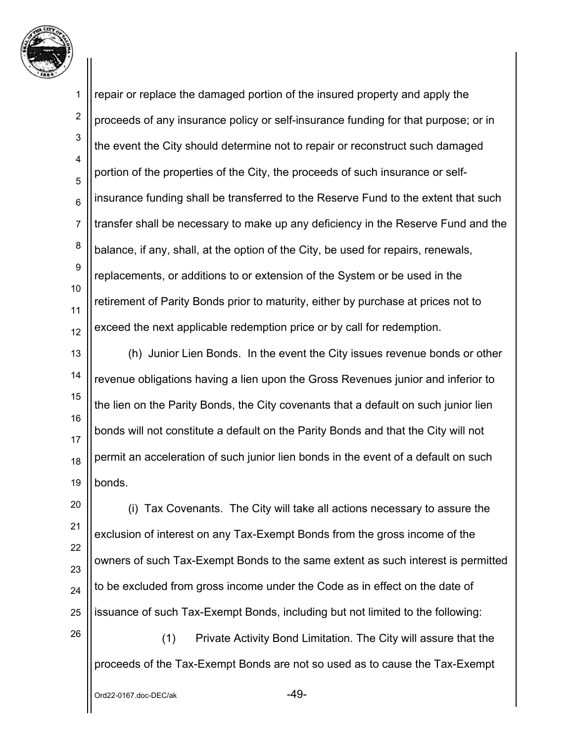repair or replace the damaged portion of the insured property and apply the proceeds of any insurance policy or self-insurance funding for that purpose; or in the event the City should determine not to repair or reconstruct such damaged portion of the properties of the City, the proceeds of such insurance or self-insurance funding shall be transferred to the Reserve Fund to the extent that such transfer shall be necessary to make up any deficiency in the Reserve Fund and the balance, if any, shall, at the option of the City, be used for repairs, renewals, replacements, or additions to or extension of the System or be used in the retirement of Parity Bonds prior to maturity, either by purchase at prices not to exceed the next applicable redemption price or by call for redemption.

(h) Junior Lien Bonds. In the event the City issues revenue bonds or other revenue obligations having a lien upon the Gross Revenues junior and inferior to the lien on the Parity Bonds, the City covenants that a default on such junior lien bonds will not constitute a default on the Parity Bonds and that the City will not permit an acceleration of such junior lien bonds in the event of a default on such bonds.

(i) Tax Covenants. The City will take all actions necessary to assure the exclusion of interest on any Tax-Exempt Bonds from the gross income of the owners of such Tax-Exempt Bonds to the same extent as such interest is permitted to be excluded from gross income under the Code as in effect on the date of issuance of such Tax-Exempt Bonds, including but not limited to the following:

(1) Private Activity Bond Limitation. The City will assure that the proceeds of the Tax-Exempt Bonds are not so used as to cause the Tax-Exempt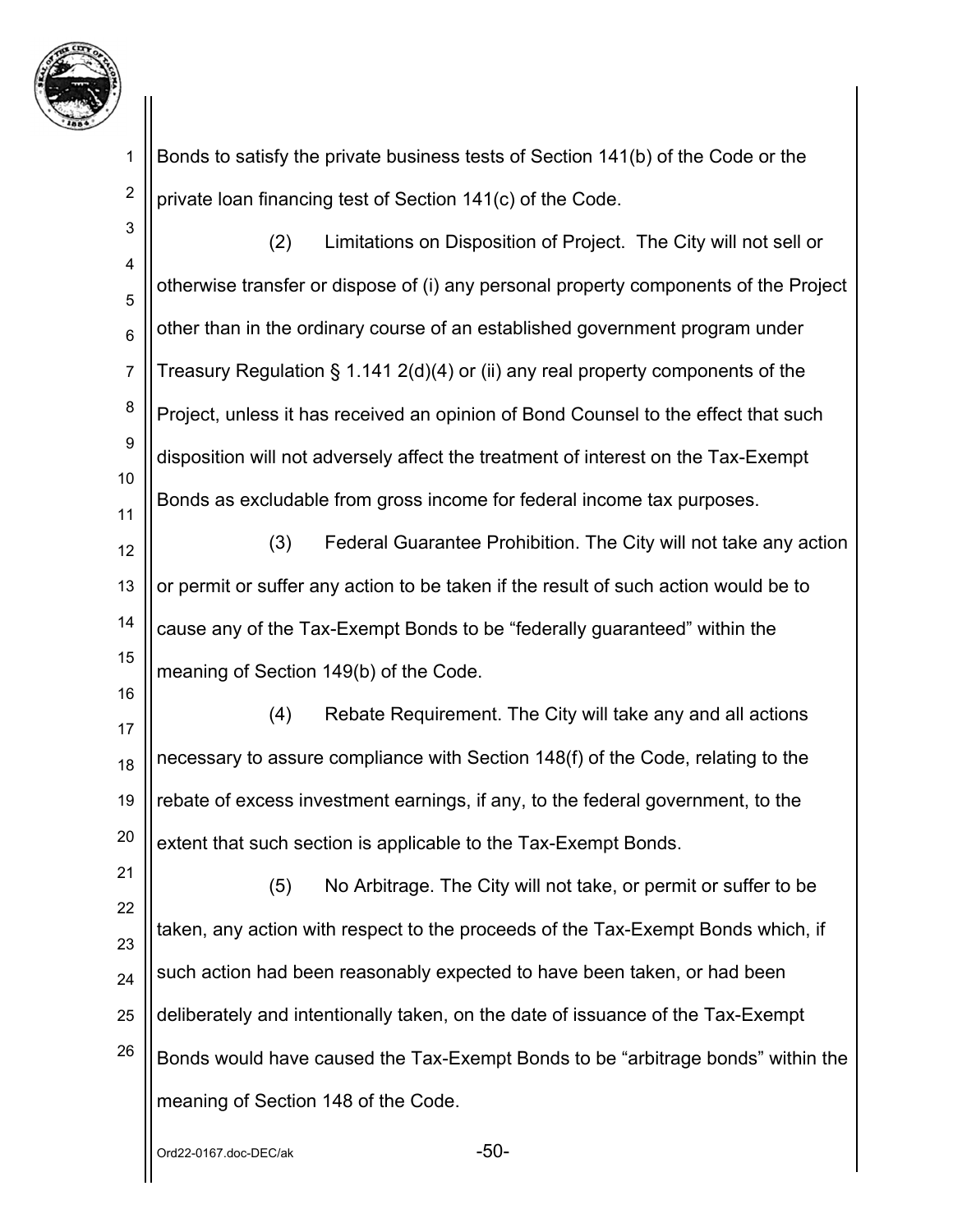Bonds to satisfy the private business tests of Section 141(b) of the Code or the private loan financing test of Section 141(c) of the Code.

(2) Limitations on Disposition of Project. The City will not sell or otherwise transfer or dispose of (i) any personal property components of the Project other than in the ordinary course of an established government program under Treasury Regulation § 1.141 2(d)(4) or (ii) any real property components of the Project, unless it has received an opinion of Bond Counsel to the effect that such disposition will not adversely affect the treatment of interest on the Tax-Exempt Bonds as excludable from gross income for federal income tax purposes.

(3) Federal Guarantee Prohibition. The City will not take any action or permit or suffer any action to be taken if the result of such action would be to cause any of the Tax-Exempt Bonds to be "federally guaranteed" within the meaning of Section 149(b) of the Code.

(4) Rebate Requirement. The City will take any and all actions necessary to assure compliance with Section 148(f) of the Code, relating to the rebate of excess investment earnings, if any, to the federal government, to the extent that such section is applicable to the Tax-Exempt Bonds.

(5) No Arbitrage. The City will not take, or permit or suffer to be taken, any action with respect to the proceeds of the Tax-Exempt Bonds which, if such action had been reasonably expected to have been taken, or had been deliberately and intentionally taken, on the date of issuance of the Tax-Exempt Bonds would have caused the Tax-Exempt Bonds to be "arbitrage bonds" within the meaning of Section 148 of the Code.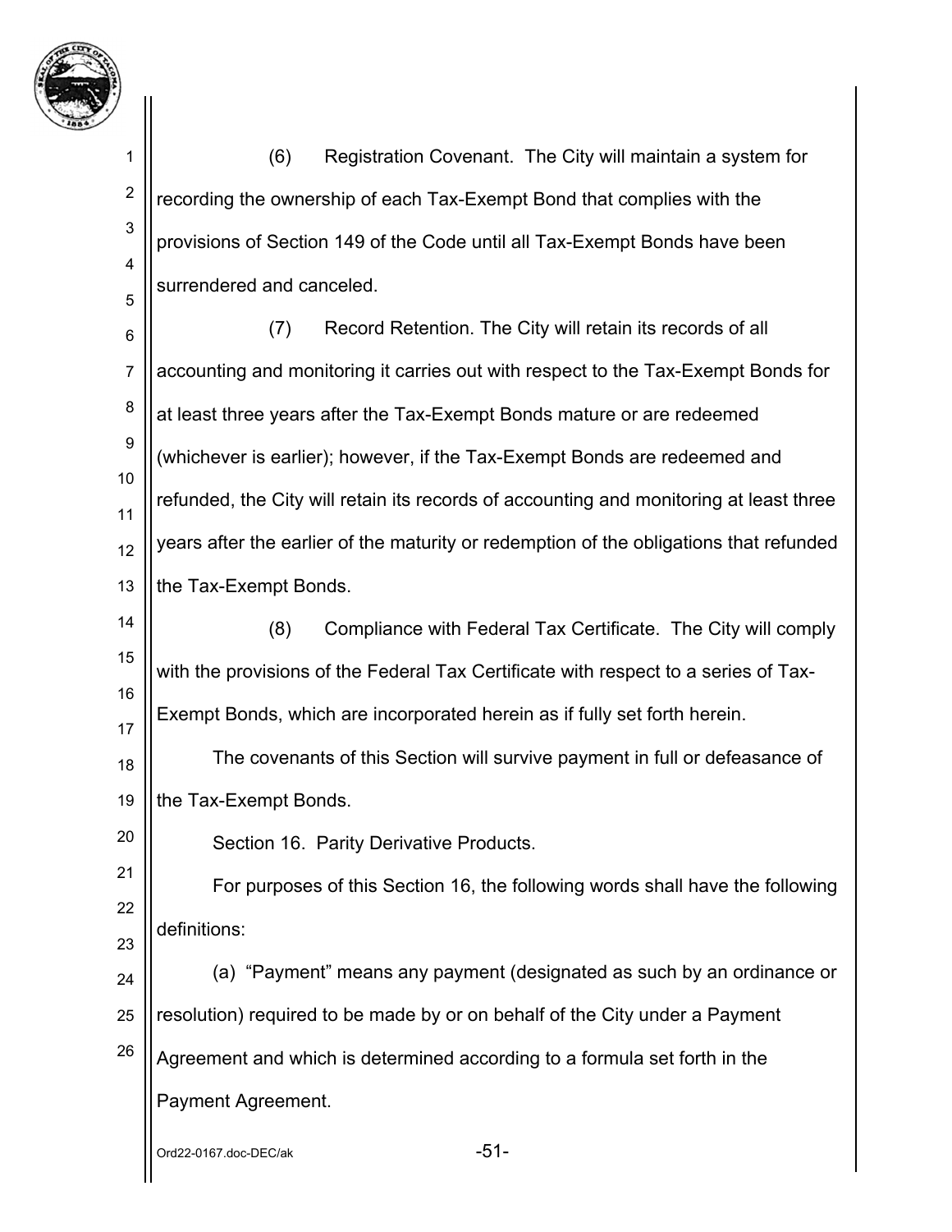(6) Registration Covenant. The City will maintain a system for recording the ownership of each Tax-Exempt Bond that complies with the provisions of Section 149 of the Code until all Tax-Exempt Bonds have been surrendered and canceled.

(7) Record Retention. The City will retain its records of all accounting and monitoring it carries out with respect to the Tax-Exempt Bonds for at least three years after the Tax-Exempt Bonds mature or are redeemed (whichever is earlier); however, if the Tax-Exempt Bonds are redeemed and refunded, the City will retain its records of accounting and monitoring at least three years after the earlier of the maturity or redemption of the obligations that refunded the Tax-Exempt Bonds.

(8) Compliance with Federal Tax Certificate. The City will comply with the provisions of the Federal Tax Certificate with respect to a series of Tax-Exempt Bonds, which are incorporated herein as if fully set forth herein.

The covenants of this Section will survive payment in full or defeasance of the Tax-Exempt Bonds.

Section 16. Parity Derivative Products.

For purposes of this Section 16, the following words shall have the following definitions:

(a) "Payment" means any payment (designated as such by an ordinance or resolution) required to be made by or on behalf of the City under a Payment Agreement and which is determined according to a formula set forth in the Payment Agreement.

Ord22-0167.doc-DEC/ak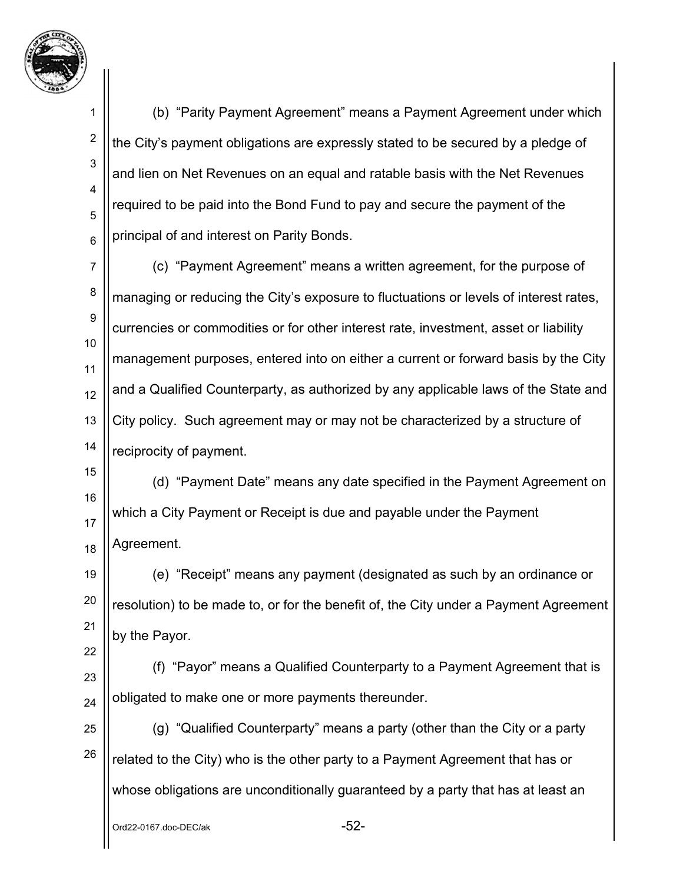(b) "Parity Payment Agreement" means a Payment Agreement under which the City's payment obligations are expressly stated to be secured by a pledge of and lien on Net Revenues on an equal and ratable basis with the Net Revenues required to be paid into the Bond Fund to pay and secure the payment of the principal of and interest on Parity Bonds.

(c) "Payment Agreement" means a written agreement, for the purpose of managing or reducing the City's exposure to fluctuations or levels of interest rates, currencies or commodities or for other interest rate, investment, asset or liability management purposes, entered into on either a current or forward basis by the City and a Qualified Counterparty, as authorized by any applicable laws of the State and City policy. Such agreement may or may not be characterized by a structure of reciprocity of payment.

(d) "Payment Date" means any date specified in the Payment Agreement on which a City Payment or Receipt is due and payable under the Payment Agreement.

(e) "Receipt" means any payment (designated as such by an ordinance or resolution) to be made to, or for the benefit of, the City under a Payment Agreement by the Payor.

(f) "Payor" means a Qualified Counterparty to a Payment Agreement that is obligated to make one or more payments thereunder.

(g) "Qualified Counterparty" means a party (other than the City or a party related to the City) who is the other party to a Payment Agreement that has or whose obligations are unconditionally guaranteed by a party that has at least an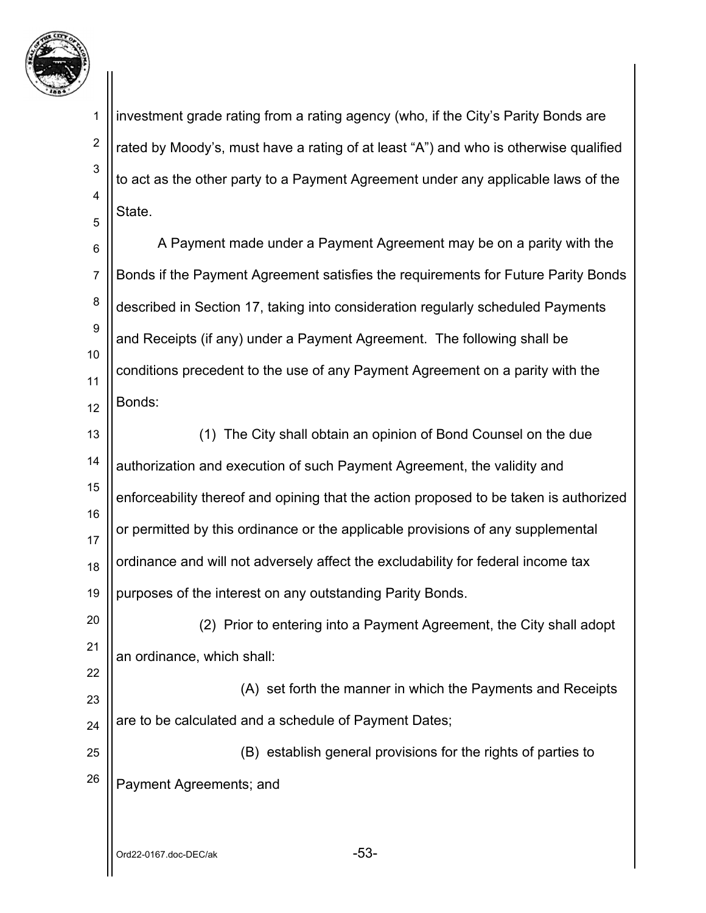investment grade rating from a rating agency (who, if the City's Parity Bonds are rated by Moody's, must have a rating of at least "A") and who is otherwise qualified to act as the other party to a Payment Agreement under any applicable laws of the State.

A Payment made under a Payment Agreement may be on a parity with the Bonds if the Payment Agreement satisfies the requirements for Future Parity Bonds described in Section 17, taking into consideration regularly scheduled Payments and Receipts (if any) under a Payment Agreement. The following shall be conditions precedent to the use of any Payment Agreement on a parity with the Bonds:

(1) The City shall obtain an opinion of Bond Counsel on the due authorization and execution of such Payment Agreement, the validity and enforceability thereof and opining that the action proposed to be taken is authorized or permitted by this ordinance or the applicable provisions of any supplemental ordinance and will not adversely affect the excludability for federal income tax purposes of the interest on any outstanding Parity Bonds.

(2) Prior to entering into a Payment Agreement, the City shall adopt an ordinance, which shall:

(A) set forth the manner in which the Payments and Receipts are to be calculated and a schedule of Payment Dates;

(B) establish general provisions for the rights of parties to Payment Agreements; and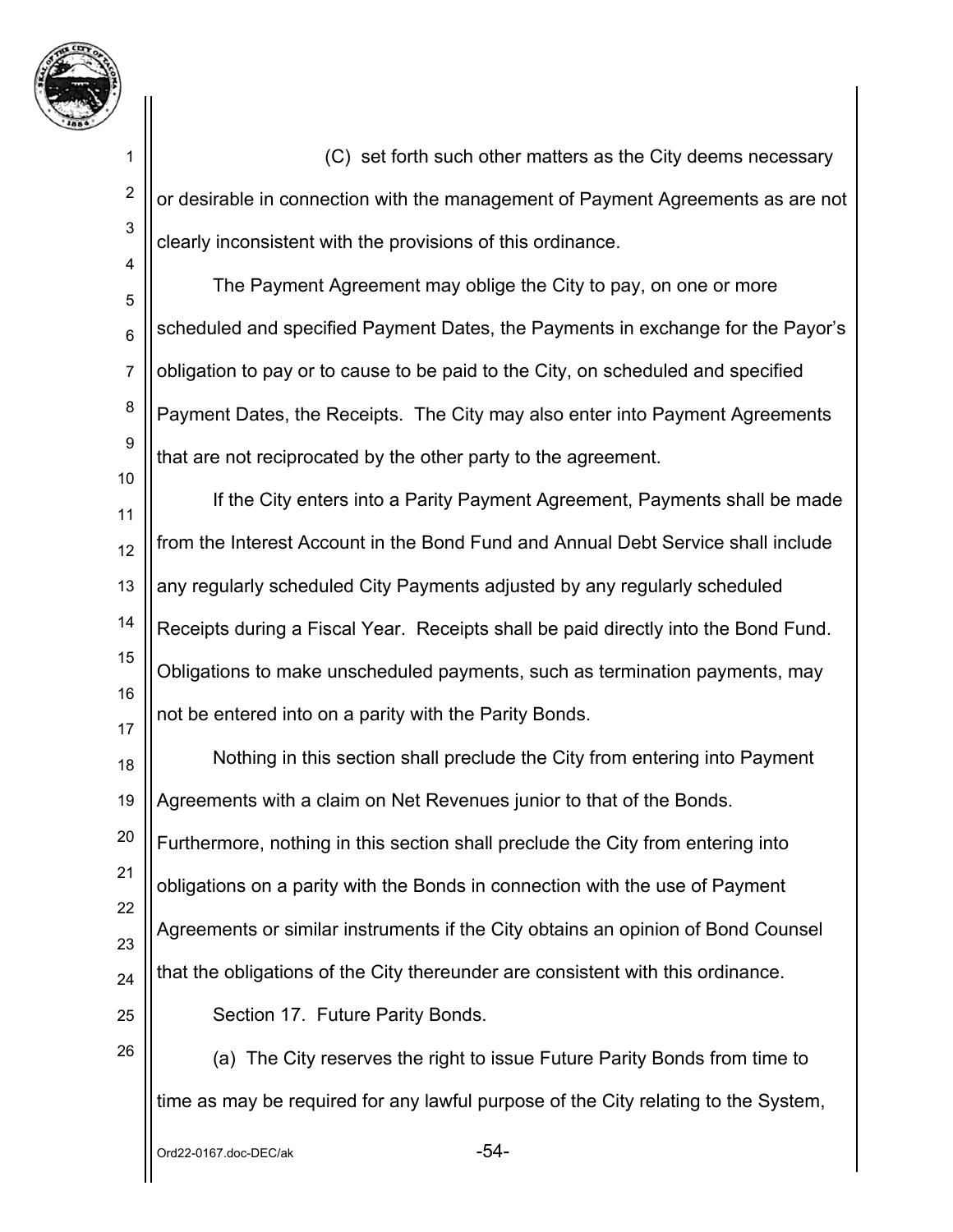(C) set forth such other matters as the City deems necessary or desirable in connection with the management of Payment Agreements as are not clearly inconsistent with the provisions of this ordinance.

The Payment Agreement may oblige the City to pay, on one or more scheduled and specified Payment Dates, the Payments in exchange for the Payor's obligation to pay or to cause to be paid to the City, on scheduled and specified Payment Dates, the Receipts. The City may also enter into Payment Agreements that are not reciprocated by the other party to the agreement.

If the City enters into a Parity Payment Agreement, Payments shall be made from the Interest Account in the Bond Fund and Annual Debt Service shall include any regularly scheduled City Payments adjusted by any regularly scheduled Receipts during a Fiscal Year. Receipts shall be paid directly into the Bond Fund. Obligations to make unscheduled payments, such as termination payments, may not be entered into on a parity with the Parity Bonds.

Nothing in this section shall preclude the City from entering into Payment Agreements with a claim on Net Revenues junior to that of the Bonds. Furthermore, nothing in this section shall preclude the City from entering into obligations on a parity with the Bonds in connection with the use of Payment Agreements or similar instruments if the City obtains an opinion of Bond Counsel that the obligations of the City thereunder are consistent with this ordinance.

Section 17. Future Parity Bonds.

(a) The City reserves the right to issue Future Parity Bonds from time to time as may be required for any lawful purpose of the City relating to the System,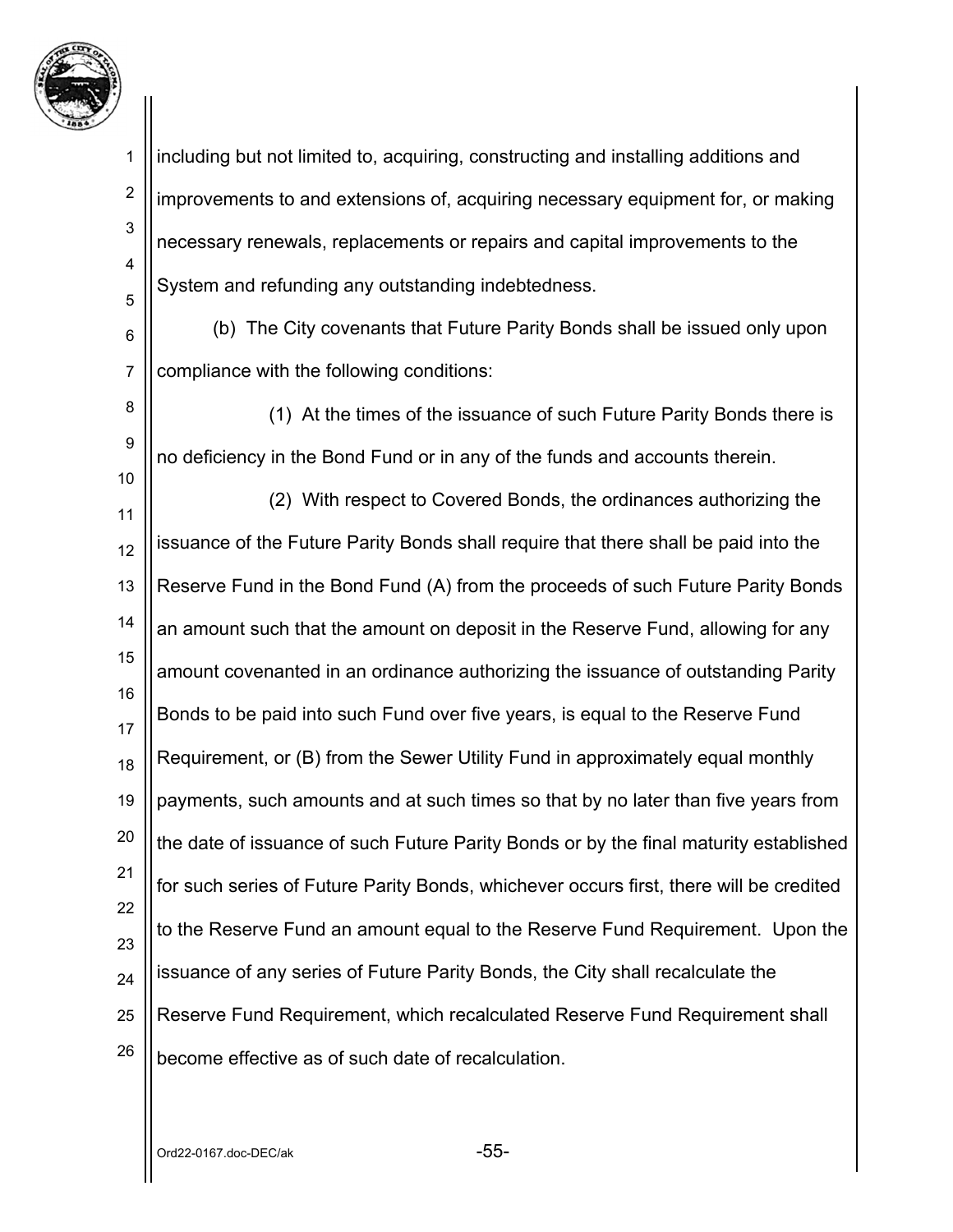including but not limited to, acquiring, constructing and installing additions and improvements to and extensions of, acquiring necessary equipment for, or making necessary renewals, replacements or repairs and capital improvements to the System and refunding any outstanding indebtedness.

(b) The City covenants that Future Parity Bonds shall be issued only upon compliance with the following conditions:

(1) At the times of the issuance of such Future Parity Bonds there is no deficiency in the Bond Fund or in any of the funds and accounts therein.

(2) With respect to Covered Bonds, the ordinances authorizing the issuance of the Future Parity Bonds shall require that there shall be paid into the Reserve Fund in the Bond Fund (A) from the proceeds of such Future Parity Bonds an amount such that the amount on deposit in the Reserve Fund, allowing for any amount covenanted in an ordinance authorizing the issuance of outstanding Parity Bonds to be paid into such Fund over five years, is equal to the Reserve Fund Requirement, or (B) from the Sewer Utility Fund in approximately equal monthly payments, such amounts and at such times so that by no later than five years from the date of issuance of such Future Parity Bonds or by the final maturity established for such series of Future Parity Bonds, whichever occurs first, there will be credited to the Reserve Fund an amount equal to the Reserve Fund Requirement. Upon the issuance of any series of Future Parity Bonds, the City shall recalculate the Reserve Fund Requirement, which recalculated Reserve Fund Requirement shall become effective as of such date of recalculation.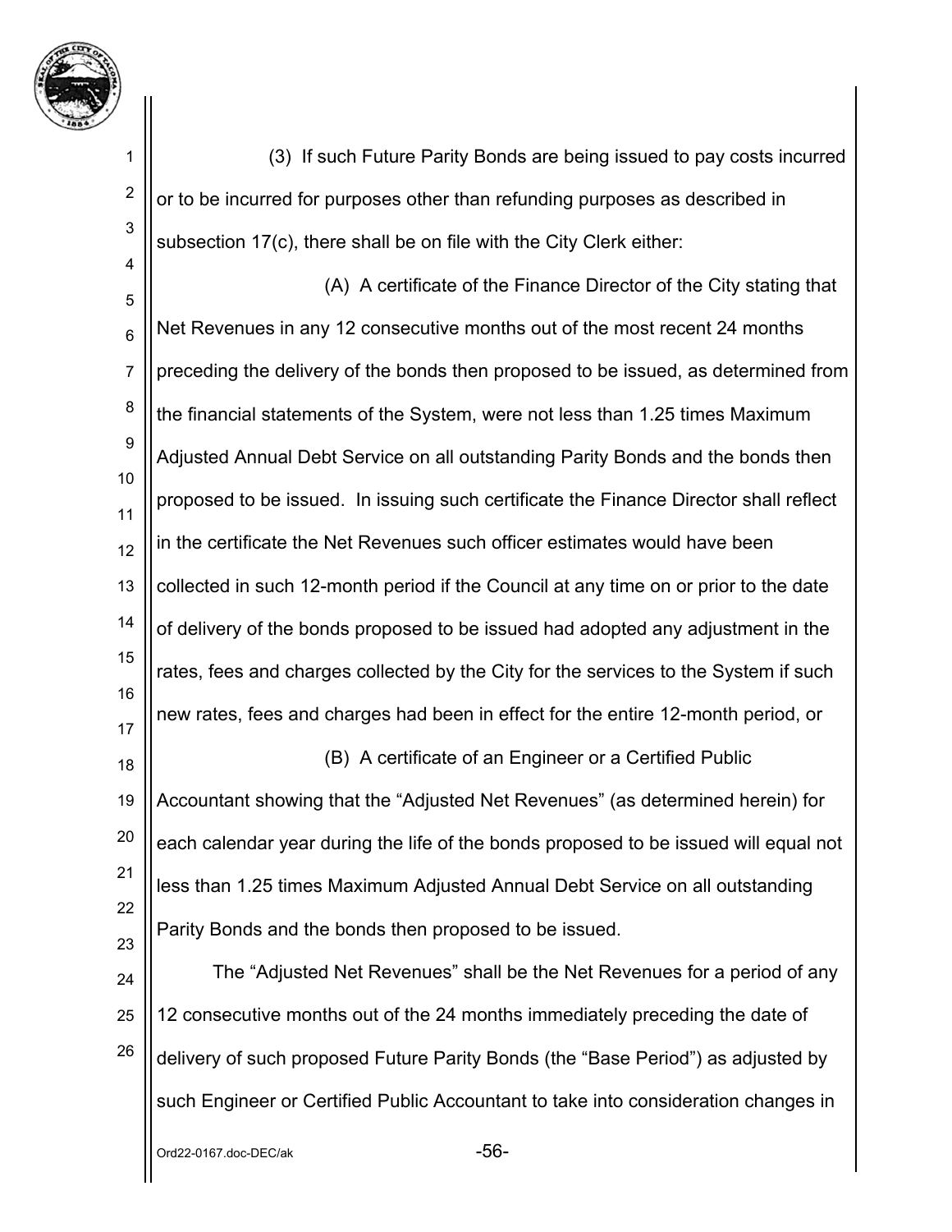(3) If such Future Parity Bonds are being issued to pay costs incurred or to be incurred for purposes other than refunding purposes as described in subsection 17(c), there shall be on file with the City Clerk either:

(A) A certificate of the Finance Director of the City stating that Net Revenues in any 12 consecutive months out of the most recent 24 months preceding the delivery of the bonds then proposed to be issued, as determined from the financial statements of the System, were not less than 1.25 times Maximum Adjusted Annual Debt Service on all outstanding Parity Bonds and the bonds then proposed to be issued. In issuing such certificate the Finance Director shall reflect in the certificate the Net Revenues such officer estimates would have been collected in such 12-month period if the Council at any time on or prior to the date of delivery of the bonds proposed to be issued had adopted any adjustment in the rates, fees and charges collected by the City for the services to the System if such new rates, fees and charges had been in effect for the entire 12-month period, or

(B) A certificate of an Engineer or a Certified Public Accountant showing that the "Adjusted Net Revenues" (as determined herein) for each calendar year during the life of the bonds proposed to be issued will equal not less than 1.25 times Maximum Adjusted Annual Debt Service on all outstanding Parity Bonds and the bonds then proposed to be issued.

The "Adjusted Net Revenues" shall be the Net Revenues for a period of any 12 consecutive months out of the 24 months immediately preceding the date of delivery of such proposed Future Parity Bonds (the "Base Period") as adjusted by such Engineer or Certified Public Accountant to take into consideration changes in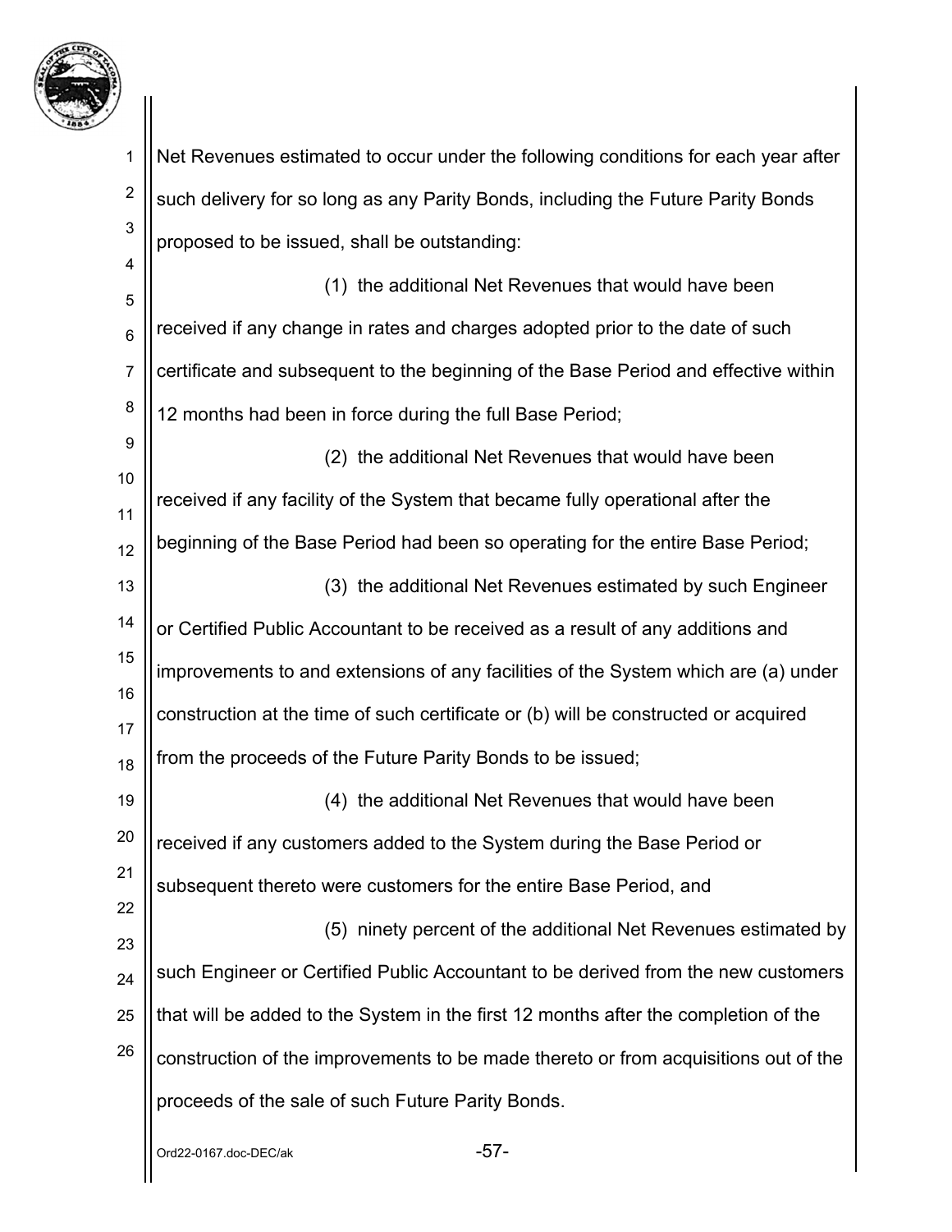Net Revenues estimated to occur under the following conditions for each year after such delivery for so long as any Parity Bonds, including the Future Parity Bonds proposed to be issued, shall be outstanding:

(1) the additional Net Revenues that would have been received if any change in rates and charges adopted prior to the date of such certificate and subsequent to the beginning of the Base Period and effective within 12 months had been in force during the full Base Period;

(2) the additional Net Revenues that would have been received if any facility of the System that became fully operational after the beginning of the Base Period had been so operating for the entire Base Period;

(3) the additional Net Revenues estimated by such Engineer or Certified Public Accountant to be received as a result of any additions and improvements to and extensions of any facilities of the System which are (a) under construction at the time of such certificate or (b) will be constructed or acquired from the proceeds of the Future Parity Bonds to be issued;

(4) the additional Net Revenues that would have been received if any customers added to the System during the Base Period or subsequent thereto were customers for the entire Base Period, and

(5) ninety percent of the additional Net Revenues estimated by such Engineer or Certified Public Accountant to be derived from the new customers that will be added to the System in the first 12 months after the completion of the construction of the improvements to be made thereto or from acquisitions out of the proceeds of the sale of such Future Parity Bonds.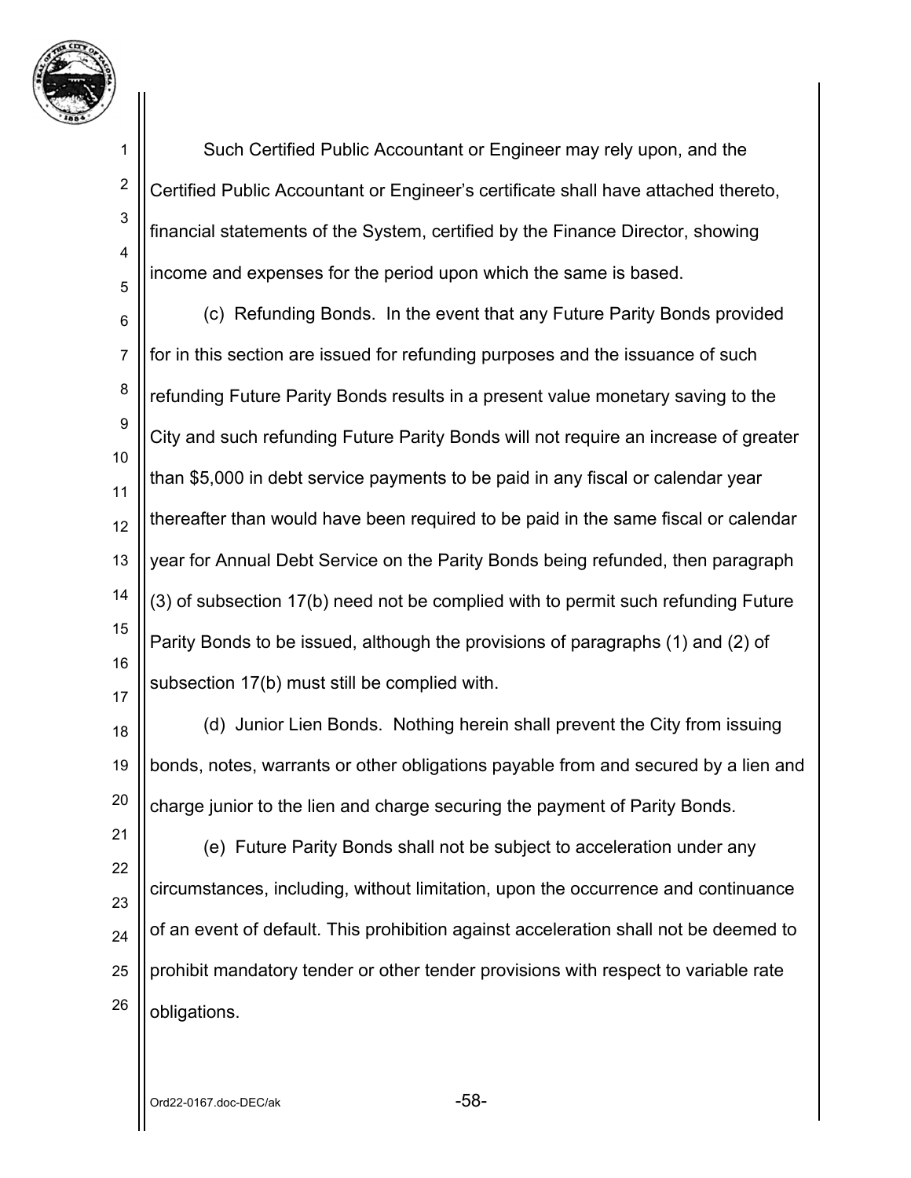Such Certified Public Accountant or Engineer may rely upon, and the Certified Public Accountant or Engineer's certificate shall have attached thereto, financial statements of the System, certified by the Finance Director, showing income and expenses for the period upon which the same is based.

(c) Refunding Bonds. In the event that any Future Parity Bonds provided for in this section are issued for refunding purposes and the issuance of such refunding Future Parity Bonds results in a present value monetary saving to the City and such refunding Future Parity Bonds will not require an increase of greater than $5,000 in debt service payments to be paid in any fiscal or calendar year thereafter than would have been required to be paid in the same fiscal or calendar year for Annual Debt Service on the Parity Bonds being refunded, then paragraph (3) of subsection 17(b) need not be complied with to permit such refunding Future Parity Bonds to be issued, although the provisions of paragraphs (1) and (2) of subsection 17(b) must still be complied with.

(d) Junior Lien Bonds. Nothing herein shall prevent the City from issuing bonds, notes, warrants or other obligations payable from and secured by a lien and charge junior to the lien and charge securing the payment of Parity Bonds.

(e) Future Parity Bonds shall not be subject to acceleration under any circumstances, including, without limitation, upon the occurrence and continuance of an event of default. This prohibition against acceleration shall not be deemed to prohibit mandatory tender or other tender provisions with respect to variable rate obligations.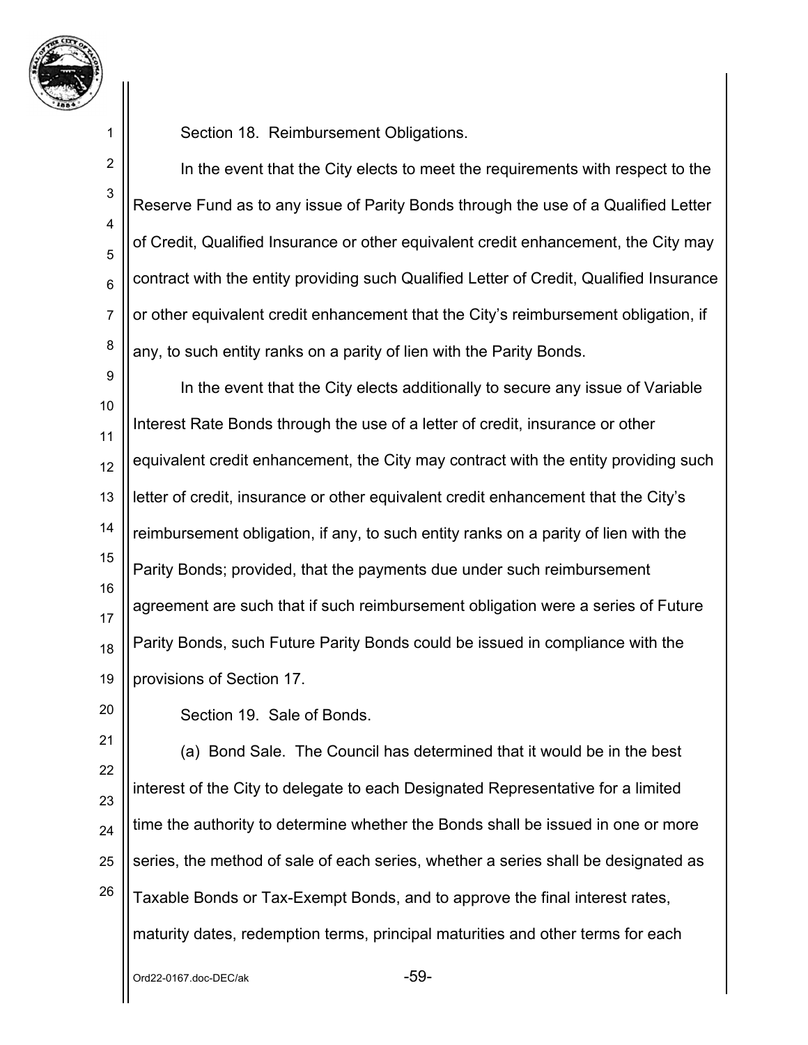Section 18. Reimbursement Obligations.

In the event that the City elects to meet the requirements with respect to the Reserve Fund as to any issue of Parity Bonds through the use of a Qualified Letter of Credit, Qualified Insurance or other equivalent credit enhancement, the City may contract with the entity providing such Qualified Letter of Credit, Qualified Insurance or other equivalent credit enhancement that the City's reimbursement obligation, if any, to such entity ranks on a parity of lien with the Parity Bonds.

In the event that the City elects additionally to secure any issue of Variable Interest Rate Bonds through the use of a letter of credit, insurance or other equivalent credit enhancement, the City may contract with the entity providing such letter of credit, insurance or other equivalent credit enhancement that the City's reimbursement obligation, if any, to such entity ranks on a parity of lien with the Parity Bonds; provided, that the payments due under such reimbursement agreement are such that if such reimbursement obligation were a series of Future Parity Bonds, such Future Parity Bonds could be issued in compliance with the provisions of Section 17.

Section 19. Sale of Bonds.

(a) Bond Sale. The Council has determined that it would be in the best interest of the City to delegate to each Designated Representative for a limited time the authority to determine whether the Bonds shall be issued in one or more series, the method of sale of each series, whether a series shall be designated as Taxable Bonds or Tax-Exempt Bonds, and to approve the final interest rates, maturity dates, redemption terms, principal maturities and other terms for each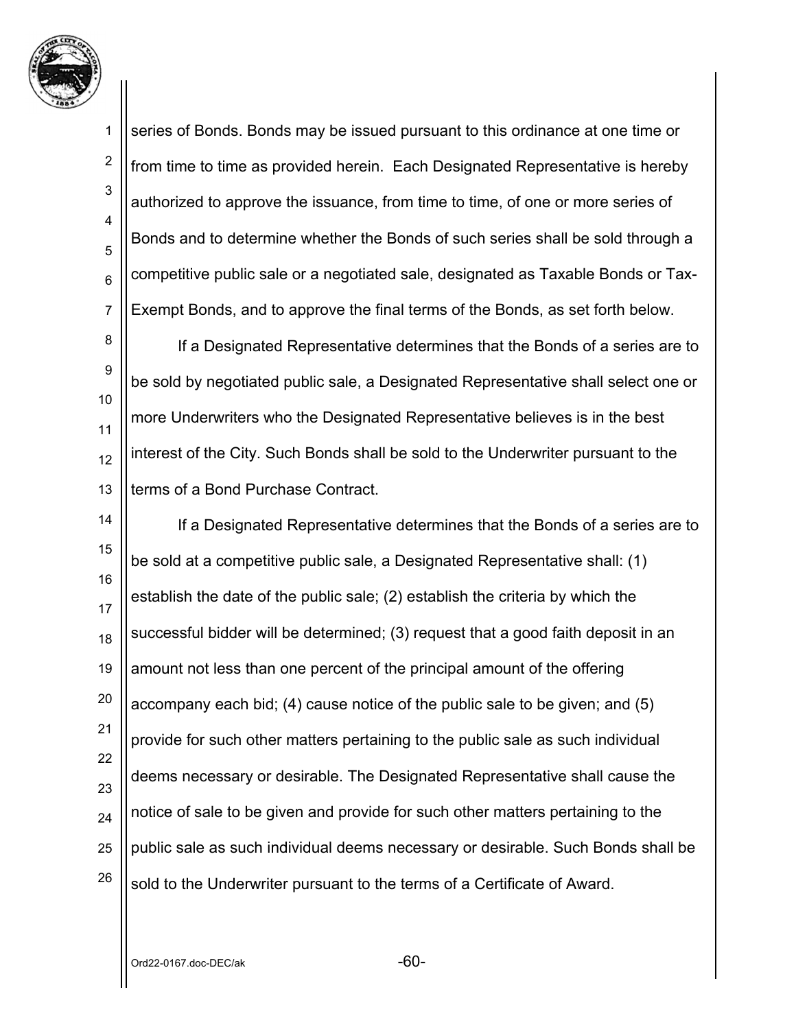series of Bonds. Bonds may be issued pursuant to this ordinance at one time or from time to time as provided herein. Each Designated Representative is hereby authorized to approve the issuance, from time to time, of one or more series of Bonds and to determine whether the Bonds of such series shall be sold through a competitive public sale or a negotiated sale, designated as Taxable Bonds or Tax-Exempt Bonds, and to approve the final terms of the Bonds, as set forth below.

If a Designated Representative determines that the Bonds of a series are to be sold by negotiated public sale, a Designated Representative shall select one or more Underwriters who the Designated Representative believes is in the best interest of the City. Such Bonds shall be sold to the Underwriter pursuant to the terms of a Bond Purchase Contract.

If a Designated Representative determines that the Bonds of a series are to be sold at a competitive public sale, a Designated Representative shall: (1) establish the date of the public sale; (2) establish the criteria by which the successful bidder will be determined; (3) request that a good faith deposit in an amount not less than one percent of the principal amount of the offering accompany each bid; (4) cause notice of the public sale to be given; and (5) provide for such other matters pertaining to the public sale as such individual deems necessary or desirable. The Designated Representative shall cause the notice of sale to be given and provide for such other matters pertaining to the public sale as such individual deems necessary or desirable. Such Bonds shall be sold to the Underwriter pursuant to the terms of a Certificate of Award.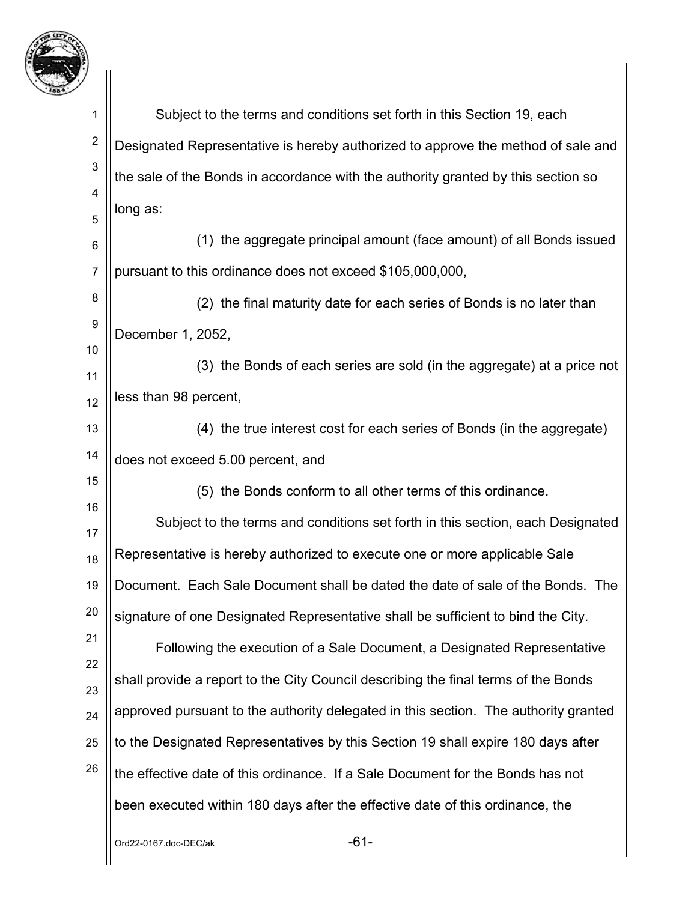Subject to the terms and conditions set forth in this Section 19, each Designated Representative is hereby authorized to approve the method of sale and the sale of the Bonds in accordance with the authority granted by this section so long as:

(1) the aggregate principal amount (face amount) of all Bonds issued pursuant to this ordinance does not exceed $105,000,000,

(2) the final maturity date for each series of Bonds is no later than December 1, 2052,

(3) the Bonds of each series are sold (in the aggregate) at a price not less than 98 percent,

(4) the true interest cost for each series of Bonds (in the aggregate) does not exceed 5.00 percent, and

(5) the Bonds conform to all other terms of this ordinance.

Subject to the terms and conditions set forth in this section, each Designated Representative is hereby authorized to execute one or more applicable Sale Document. Each Sale Document shall be dated the date of sale of the Bonds. The signature of one Designated Representative shall be sufficient to bind the City.

Following the execution of a Sale Document, a Designated Representative shall provide a report to the City Council describing the final terms of the Bonds approved pursuant to the authority delegated in this section. The authority granted to the Designated Representatives by this Section 19 shall expire 180 days after the effective date of this ordinance. If a Sale Document for the Bonds has not been executed within 180 days after the effective date of this ordinance, the

Ord22-0167.doc-DEC/ak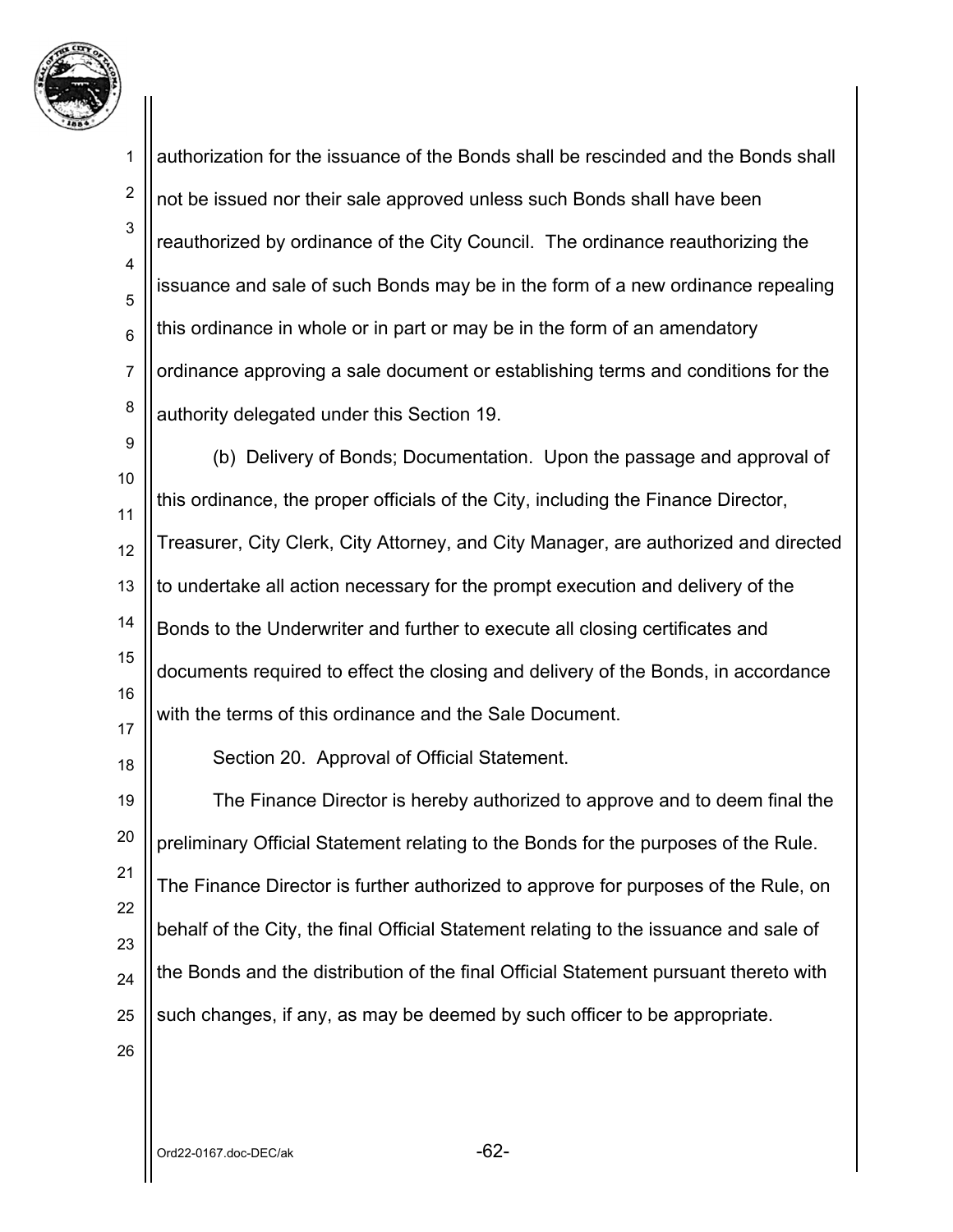authorization for the issuance of the Bonds shall be rescinded and the Bonds shall not be issued nor their sale approved unless such Bonds shall have been reauthorized by ordinance of the City Council. The ordinance reauthorizing the issuance and sale of such Bonds may be in the form of a new ordinance repealing this ordinance in whole or in part or may be in the form of an amendatory ordinance approving a sale document or establishing terms and conditions for the authority delegated under this Section 19.

(b) Delivery of Bonds; Documentation. Upon the passage and approval of this ordinance, the proper officials of the City, including the Finance Director, Treasurer, City Clerk, City Attorney, and City Manager, are authorized and directed to undertake all action necessary for the prompt execution and delivery of the Bonds to the Underwriter and further to execute all closing certificates and documents required to effect the closing and delivery of the Bonds, in accordance with the terms of this ordinance and the Sale Document.

Section 20. Approval of Official Statement.

The Finance Director is hereby authorized to approve and to deem final the preliminary Official Statement relating to the Bonds for the purposes of the Rule. The Finance Director is further authorized to approve for purposes of the Rule, on behalf of the City, the final Official Statement relating to the issuance and sale of the Bonds and the distribution of the final Official Statement pursuant thereto with such changes, if any, as may be deemed by such officer to be appropriate.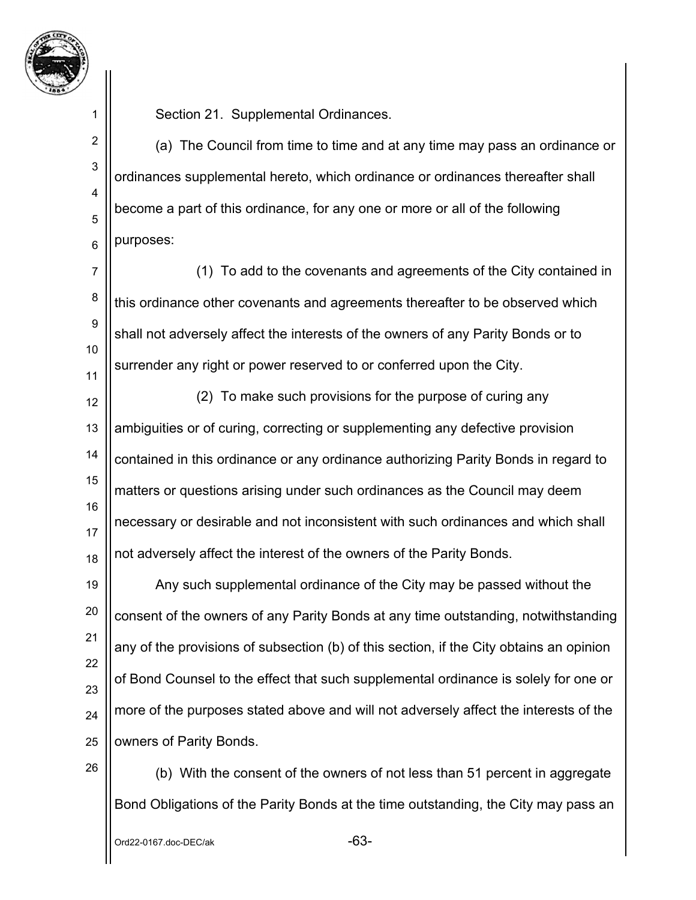Section 21. Supplemental Ordinances.

(a) The Council from time to time and at any time may pass an ordinance or ordinances supplemental hereto, which ordinance or ordinances thereafter shall become a part of this ordinance, for any one or more or all of the following purposes:

(1) To add to the covenants and agreements of the City contained in this ordinance other covenants and agreements thereafter to be observed which shall not adversely affect the interests of the owners of any Parity Bonds or to surrender any right or power reserved to or conferred upon the City.

(2) To make such provisions for the purpose of curing any ambiguities or of curing, correcting or supplementing any defective provision contained in this ordinance or any ordinance authorizing Parity Bonds in regard to matters or questions arising under such ordinances as the Council may deem necessary or desirable and not inconsistent with such ordinances and which shall not adversely affect the interest of the owners of the Parity Bonds.

Any such supplemental ordinance of the City may be passed without the consent of the owners of any Parity Bonds at any time outstanding, notwithstanding any of the provisions of subsection (b) of this section, if the City obtains an opinion of Bond Counsel to the effect that such supplemental ordinance is solely for one or more of the purposes stated above and will not adversely affect the interests of the owners of Parity Bonds.

(b) With the consent of the owners of not less than 51 percent in aggregate Bond Obligations of the Parity Bonds at the time outstanding, the City may pass an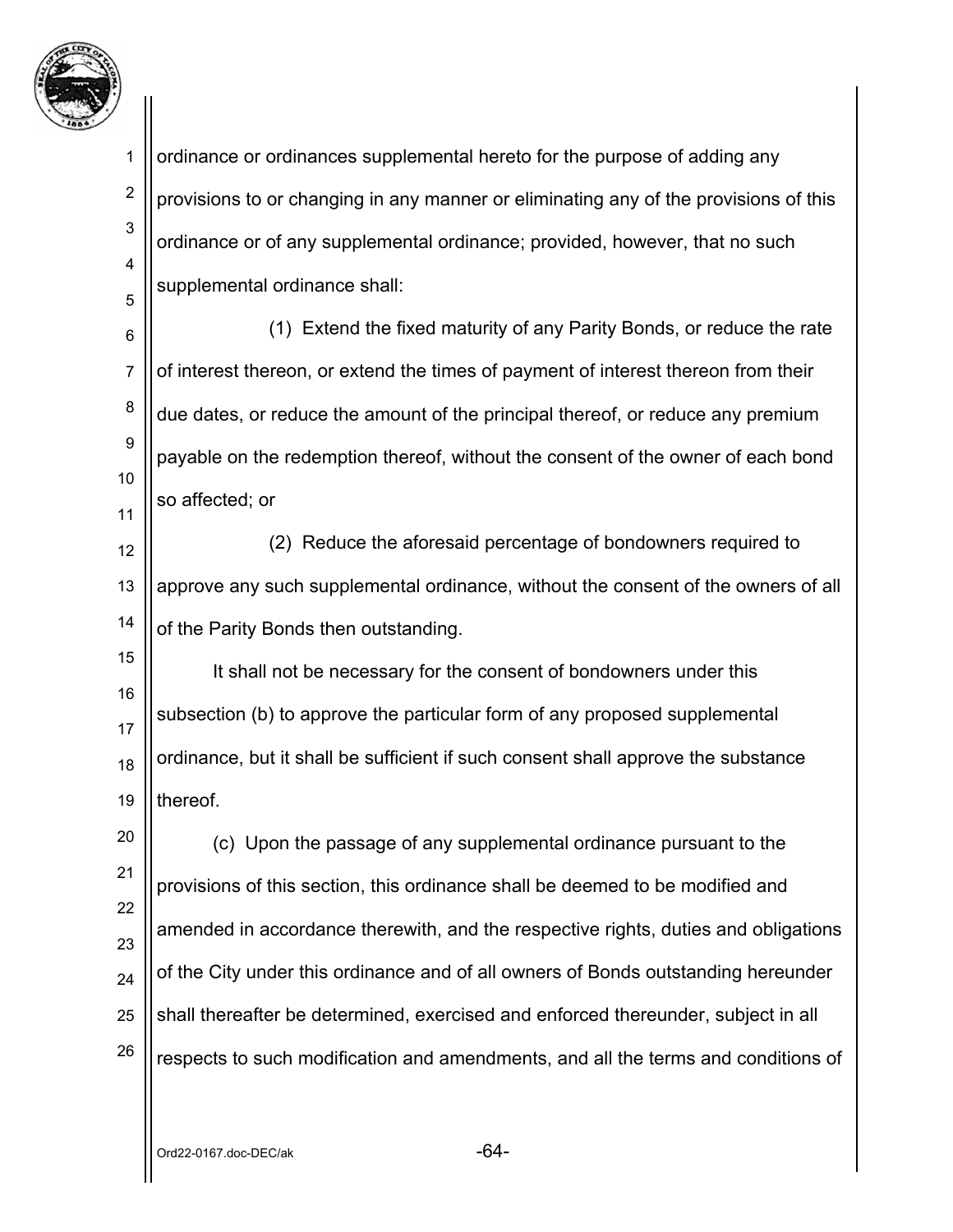ordinance or ordinances supplemental hereto for the purpose of adding any provisions to or changing in any manner or eliminating any of the provisions of this ordinance or of any supplemental ordinance; provided, however, that no such supplemental ordinance shall:

(1) Extend the fixed maturity of any Parity Bonds, or reduce the rate of interest thereon, or extend the times of payment of interest thereon from their due dates, or reduce the amount of the principal thereof, or reduce any premium payable on the redemption thereof, without the consent of the owner of each bond so affected; or

(2) Reduce the aforesaid percentage of bondowners required to approve any such supplemental ordinance, without the consent of the owners of all of the Parity Bonds then outstanding.

It shall not be necessary for the consent of bondowners under this subsection (b) to approve the particular form of any proposed supplemental ordinance, but it shall be sufficient if such consent shall approve the substance thereof.

(c) Upon the passage of any supplemental ordinance pursuant to the provisions of this section, this ordinance shall be deemed to be modified and amended in accordance therewith, and the respective rights, duties and obligations of the City under this ordinance and of all owners of Bonds outstanding hereunder shall thereafter be determined, exercised and enforced thereunder, subject in all respects to such modification and amendments, and all the terms and conditions of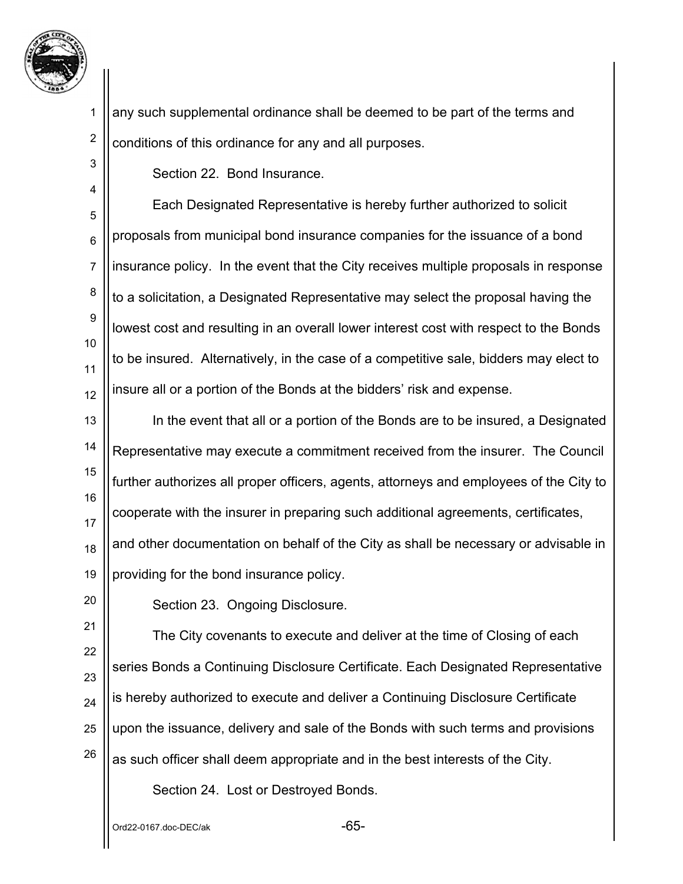any such supplemental ordinance shall be deemed to be part of the terms and conditions of this ordinance for any and all purposes.

Section 22. Bond Insurance.

Each Designated Representative is hereby further authorized to solicit proposals from municipal bond insurance companies for the issuance of a bond insurance policy. In the event that the City receives multiple proposals in response to a solicitation, a Designated Representative may select the proposal having the lowest cost and resulting in an overall lower interest cost with respect to the Bonds to be insured. Alternatively, in the case of a competitive sale, bidders may elect to insure all or a portion of the Bonds at the bidders' risk and expense.

In the event that all or a portion of the Bonds are to be insured, a Designated Representative may execute a commitment received from the insurer. The Council further authorizes all proper officers, agents, attorneys and employees of the City to cooperate with the insurer in preparing such additional agreements, certificates, and other documentation on behalf of the City as shall be necessary or advisable in providing for the bond insurance policy.

Section 23. Ongoing Disclosure.

The City covenants to execute and deliver at the time of Closing of each series Bonds a Continuing Disclosure Certificate. Each Designated Representative is hereby authorized to execute and deliver a Continuing Disclosure Certificate upon the issuance, delivery and sale of the Bonds with such terms and provisions as such officer shall deem appropriate and in the best interests of the City.

Section 24. Lost or Destroyed Bonds.

Ord22-0167.doc-DEC/ak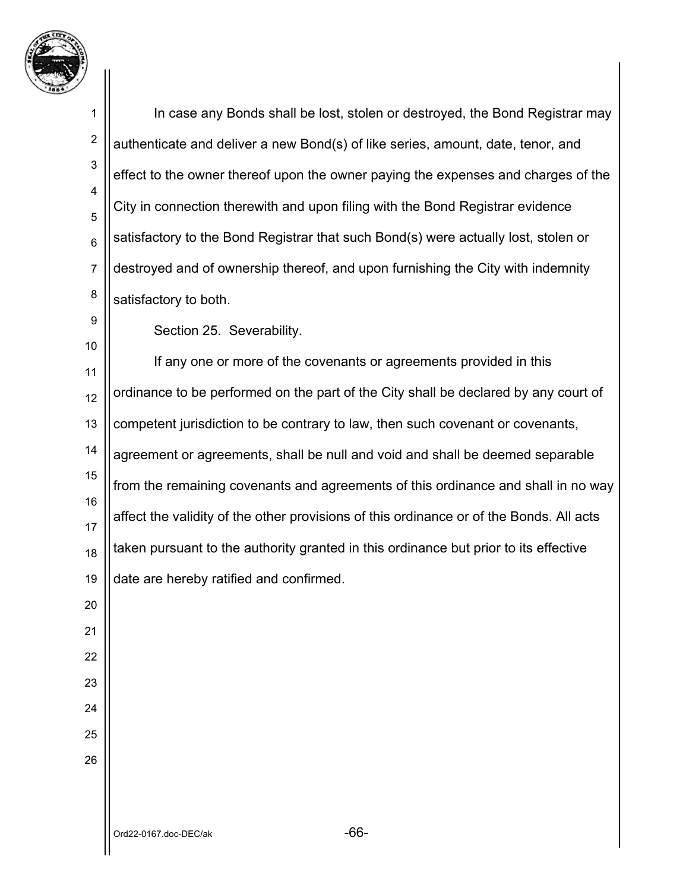In case any Bonds shall be lost, stolen or destroyed, the Bond Registrar may authenticate and deliver a new Bond(s) of like series, amount, date, tenor, and effect to the owner thereof upon the owner paying the expenses and charges of the City in connection therewith and upon filing with the Bond Registrar evidence satisfactory to the Bond Registrar that such Bond(s) were actually lost, stolen or destroyed and of ownership thereof, and upon furnishing the City with indemnity satisfactory to both.

Section 25. Severability.

If any one or more of the covenants or agreements provided in this ordinance to be performed on the part of the City shall be declared by any court of competent jurisdiction to be contrary to law, then such covenant or covenants, agreement or agreements, shall be null and void and shall be deemed separable from the remaining covenants and agreements of this ordinance and shall in no way affect the validity of the other provisions of this ordinance or of the Bonds. All acts taken pursuant to the authority granted in this ordinance but prior to its effective date are hereby ratified and confirmed.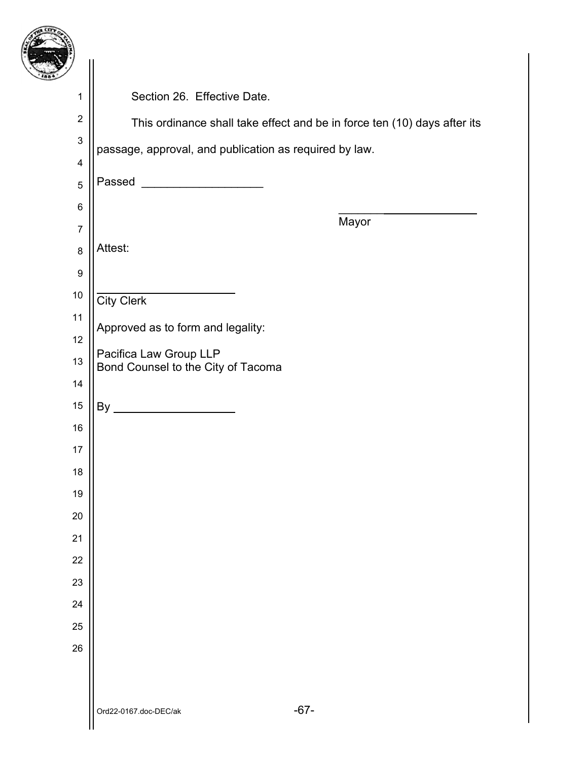Section 26. Effective Date.

This ordinance shall take effect and be in force ten (10) days after its passage, approval, and publication as required by law.

Passed ___________________

___________________
Mayor

Attest:

___________________
City Clerk

Approved as to form and legality:

Pacifica Law Group LLP
Bond Counsel to the City of Tacoma

By ___________________

Ord22-0167.doc-DEC/ak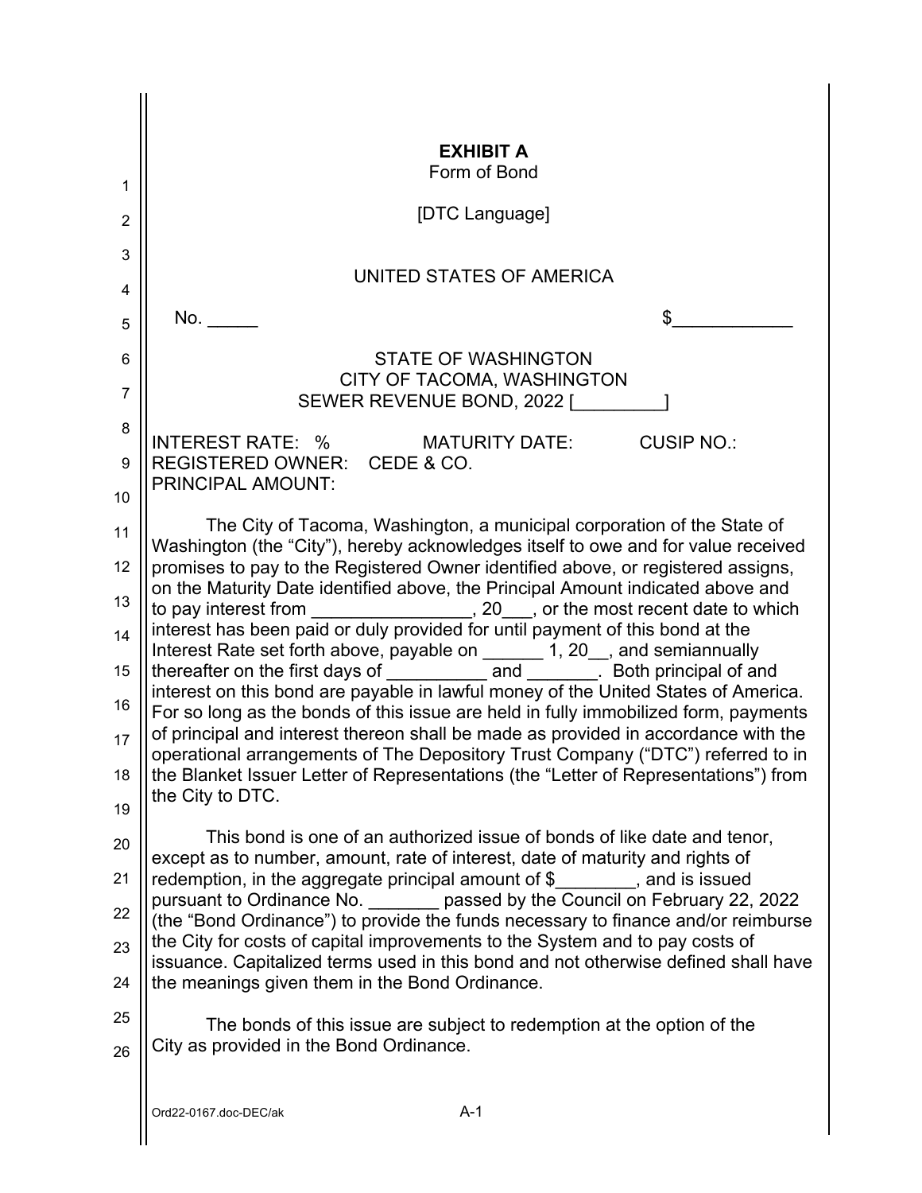**EXHIBIT A**
Form of Bond

[DTC Language]

UNITED STATES OF AMERICA

No. _____ $____________

STATE OF WASHINGTON
CITY OF TACOMA, WASHINGTON
SEWER REVENUE BOND, 2022 [_________]

INTEREST RATE: % MATURITY DATE: CUSIP NO.:
REGISTERED OWNER: CEDE & CO.
PRINCIPAL AMOUNT:

The City of Tacoma, Washington, a municipal corporation of the State of Washington (the "City"), hereby acknowledges itself to owe and for value received promises to pay to the Registered Owner identified above, or registered assigns, on the Maturity Date identified above, the Principal Amount indicated above and to pay interest from ________________, 20___, or the most recent date to which interest has been paid or duly provided for until payment of this bond at the Interest Rate set forth above, payable on ______ 1, 20__, and semiannually thereafter on the first days of __________ and _______. Both principal of and interest on this bond are payable in lawful money of the United States of America. For so long as the bonds of this issue are held in fully immobilized form, payments of principal and interest thereon shall be made as provided in accordance with the operational arrangements of The Depository Trust Company ("DTC") referred to in the Blanket Issuer Letter of Representations (the "Letter of Representations") from the City to DTC.

This bond is one of an authorized issue of bonds of like date and tenor, except as to number, amount, rate of interest, date of maturity and rights of redemption, in the aggregate principal amount of $________, and is issued pursuant to Ordinance No. _______ passed by the Council on February 22, 2022 (the "Bond Ordinance") to provide the funds necessary to finance and/or reimburse the City for costs of capital improvements to the System and to pay costs of issuance. Capitalized terms used in this bond and not otherwise defined shall have the meanings given them in the Bond Ordinance.

The bonds of this issue are subject to redemption at the option of the City as provided in the Bond Ordinance.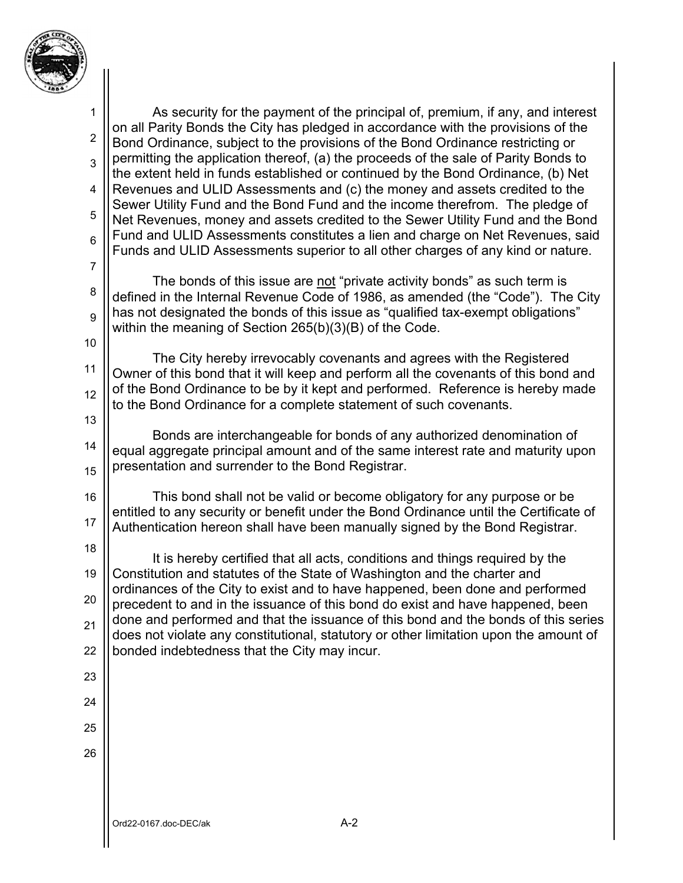As security for the payment of the principal of, premium, if any, and interest on all Parity Bonds the City has pledged in accordance with the provisions of the Bond Ordinance, subject to the provisions of the Bond Ordinance restricting or permitting the application thereof, (a) the proceeds of the sale of Parity Bonds to the extent held in funds established or continued by the Bond Ordinance, (b) Net Revenues and ULID Assessments and (c) the money and assets credited to the Sewer Utility Fund and the Bond Fund and the income therefrom. The pledge of Net Revenues, money and assets credited to the Sewer Utility Fund and the Bond Fund and ULID Assessments constitutes a lien and charge on Net Revenues, said Funds and ULID Assessments superior to all other charges of any kind or nature.

The bonds of this issue are not "private activity bonds" as such term is defined in the Internal Revenue Code of 1986, as amended (the "Code"). The City has not designated the bonds of this issue as "qualified tax-exempt obligations" within the meaning of Section 265(b)(3)(B) of the Code.

The City hereby irrevocably covenants and agrees with the Registered Owner of this bond that it will keep and perform all the covenants of this bond and of the Bond Ordinance to be by it kept and performed. Reference is hereby made to the Bond Ordinance for a complete statement of such covenants.

Bonds are interchangeable for bonds of any authorized denomination of equal aggregate principal amount and of the same interest rate and maturity upon presentation and surrender to the Bond Registrar.

This bond shall not be valid or become obligatory for any purpose or be entitled to any security or benefit under the Bond Ordinance until the Certificate of Authentication hereon shall have been manually signed by the Bond Registrar.

It is hereby certified that all acts, conditions and things required by the Constitution and statutes of the State of Washington and the charter and ordinances of the City to exist and to have happened, been done and performed precedent to and in the issuance of this bond do exist and have happened, been done and performed and that the issuance of this bond and the bonds of this series does not violate any constitutional, statutory or other limitation upon the amount of bonded indebtedness that the City may incur.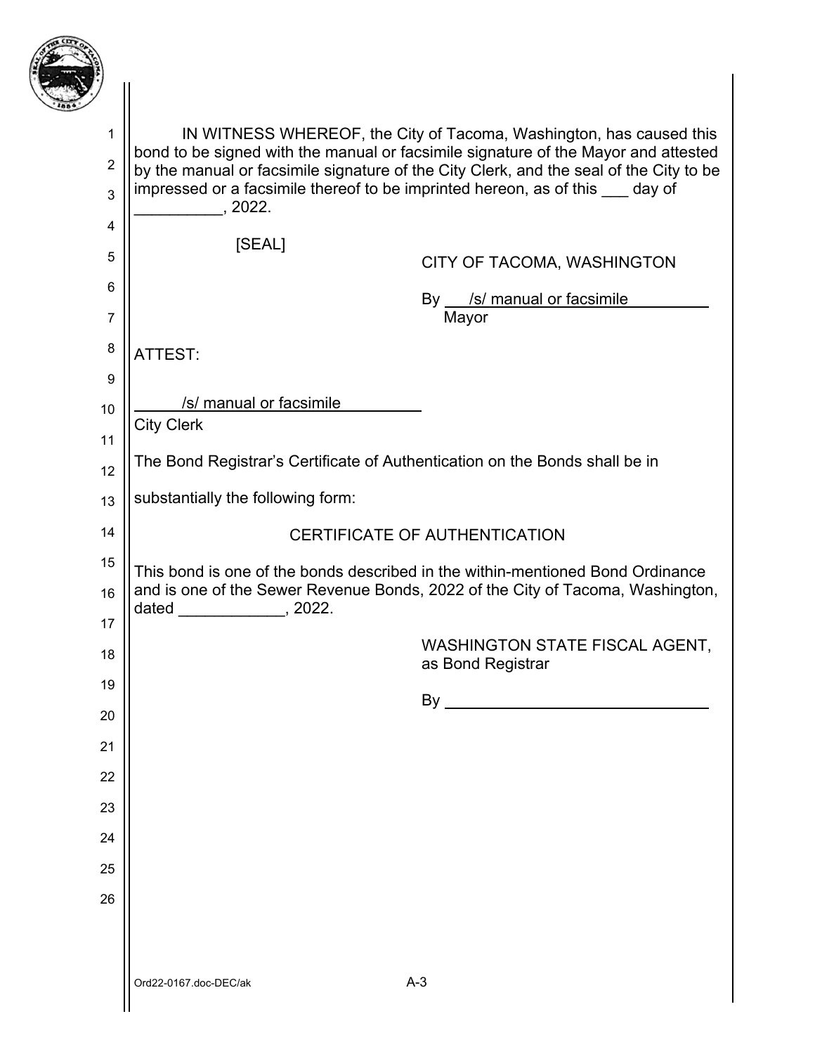IN WITNESS WHEREOF, the City of Tacoma, Washington, has caused this bond to be signed with the manual or facsimile signature of the Mayor and attested by the manual or facsimile signature of the City Clerk, and the seal of the City to be impressed or a facsimile thereof to be imprinted hereon, as of this ___ day of __________, 2022.

[SEAL]

CITY OF TACOMA, WASHINGTON

By /s/ manual or facsimile
Mayor

ATTEST:

/s/ manual or facsimile
City Clerk

The Bond Registrar's Certificate of Authentication on the Bonds shall be in substantially the following form:

CERTIFICATE OF AUTHENTICATION

This bond is one of the bonds described in the within-mentioned Bond Ordinance and is one of the Sewer Revenue Bonds, 2022 of the City of Tacoma, Washington, dated ____________, 2022.

WASHINGTON STATE FISCAL AGENT,
as Bond Registrar

By ______________________________

Ord22-0167.doc-DEC/ak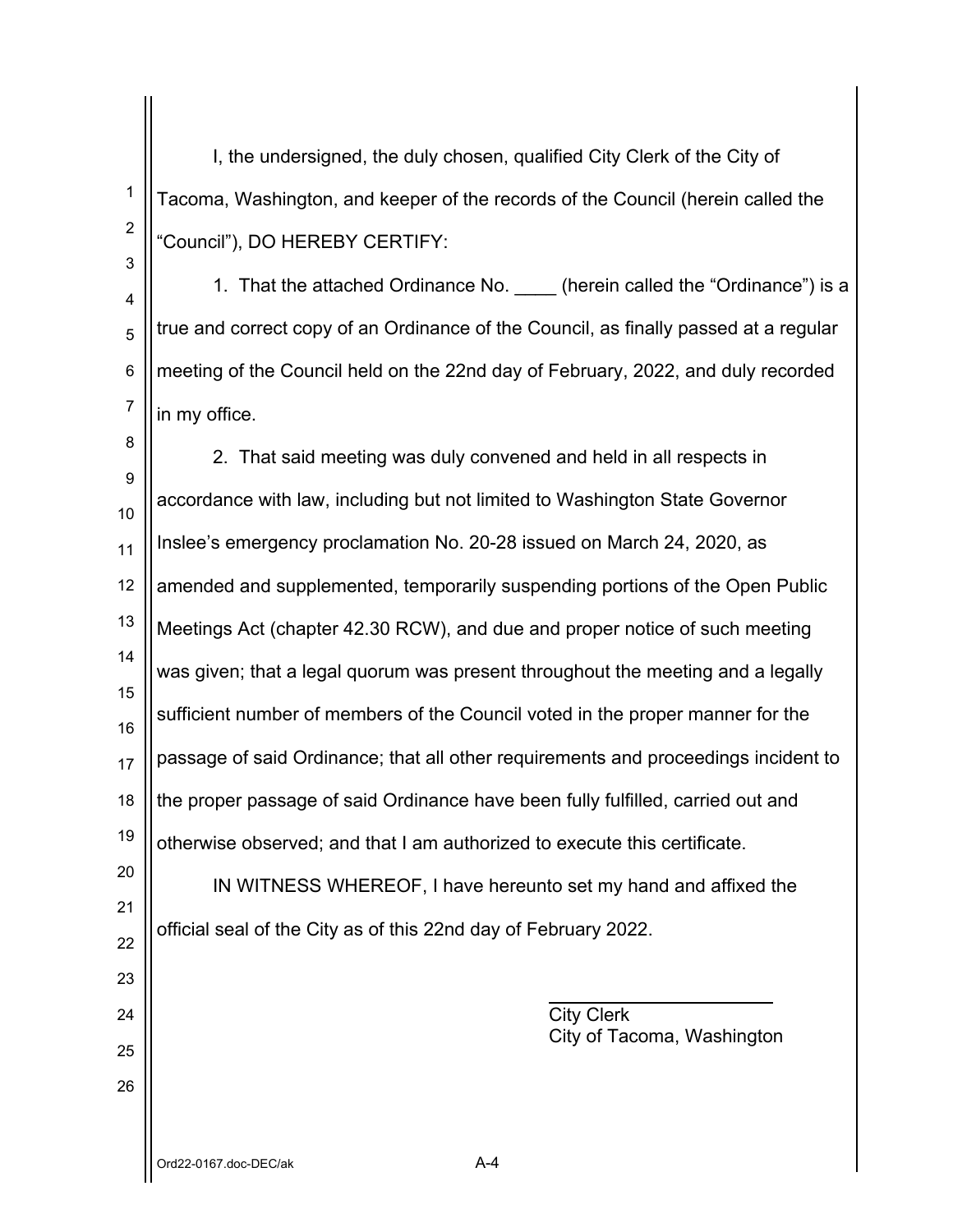I, the undersigned, the duly chosen, qualified City Clerk of the City of Tacoma, Washington, and keeper of the records of the Council (herein called the "Council"), DO HEREBY CERTIFY:

1. That the attached Ordinance No. ____ (herein called the "Ordinance") is a true and correct copy of an Ordinance of the Council, as finally passed at a regular meeting of the Council held on the 22nd day of February, 2022, and duly recorded in my office.

2. That said meeting was duly convened and held in all respects in accordance with law, including but not limited to Washington State Governor Inslee's emergency proclamation No. 20-28 issued on March 24, 2020, as amended and supplemented, temporarily suspending portions of the Open Public Meetings Act (chapter 42.30 RCW), and due and proper notice of such meeting was given; that a legal quorum was present throughout the meeting and a legally sufficient number of members of the Council voted in the proper manner for the passage of said Ordinance; that all other requirements and proceedings incident to the proper passage of said Ordinance have been fully fulfilled, carried out and otherwise observed; and that I am authorized to execute this certificate.

IN WITNESS WHEREOF, I have hereunto set my hand and affixed the official seal of the City as of this 22nd day of February 2022.

______________________
City Clerk
City of Tacoma, Washington

Ord22-0167.doc-DEC/ak

A-4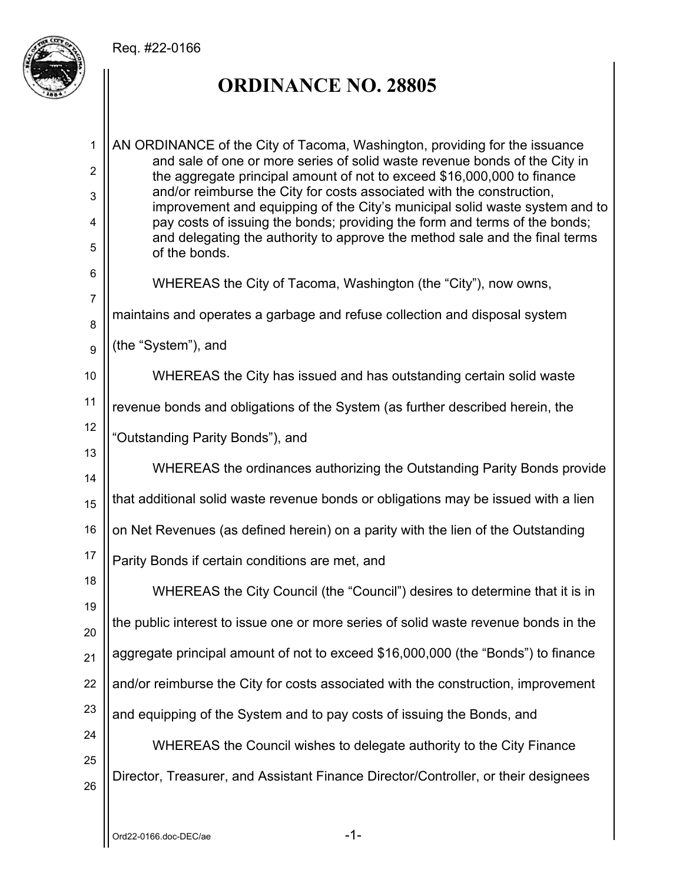Req. #22-0166

# ORDINANCE NO. 28805

AN ORDINANCE of the City of Tacoma, Washington, providing for the issuance and sale of one or more series of solid waste revenue bonds of the City in the aggregate principal amount of not to exceed $16,000,000 to finance and/or reimburse the City for costs associated with the construction, improvement and equipping of the City's municipal solid waste system and to pay costs of issuing the bonds; providing the form and terms of the bonds; and delegating the authority to approve the method sale and the final terms of the bonds.

WHEREAS the City of Tacoma, Washington (the "City"), now owns, maintains and operates a garbage and refuse collection and disposal system (the "System"), and

WHEREAS the City has issued and has outstanding certain solid waste revenue bonds and obligations of the System (as further described herein, the "Outstanding Parity Bonds"), and

WHEREAS the ordinances authorizing the Outstanding Parity Bonds provide that additional solid waste revenue bonds or obligations may be issued with a lien on Net Revenues (as defined herein) on a parity with the lien of the Outstanding Parity Bonds if certain conditions are met, and

WHEREAS the City Council (the "Council") desires to determine that it is in the public interest to issue one or more series of solid waste revenue bonds in the aggregate principal amount of not to exceed $16,000,000 (the "Bonds") to finance and/or reimburse the City for costs associated with the construction, improvement and equipping of the System and to pay costs of issuing the Bonds, and

WHEREAS the Council wishes to delegate authority to the City Finance Director, Treasurer, and Assistant Finance Director/Controller, or their designees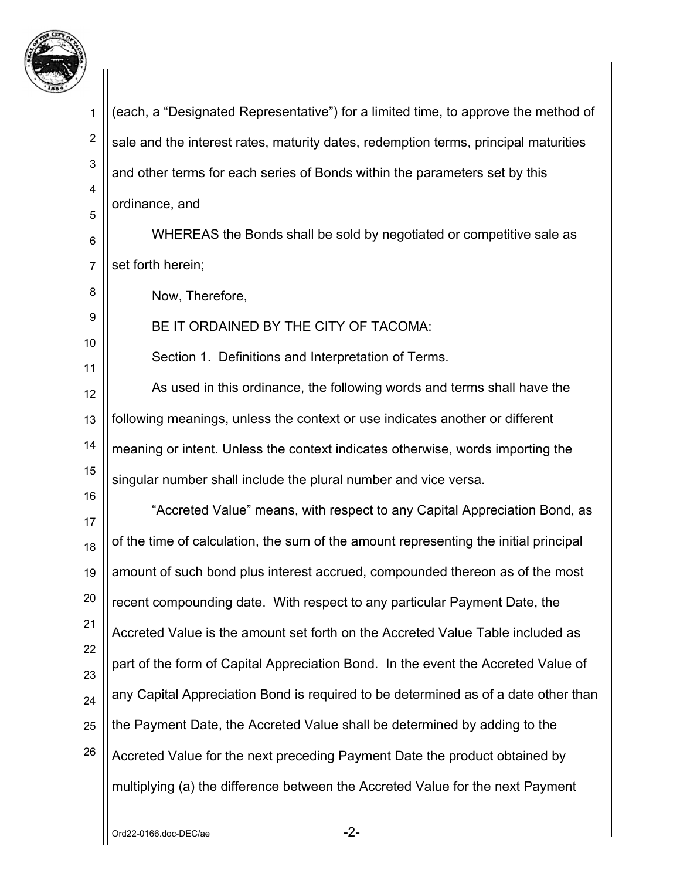(each, a "Designated Representative") for a limited time, to approve the method of sale and the interest rates, maturity dates, redemption terms, principal maturities and other terms for each series of Bonds within the parameters set by this ordinance, and

WHEREAS the Bonds shall be sold by negotiated or competitive sale as set forth herein;

Now, Therefore,

BE IT ORDAINED BY THE CITY OF TACOMA:

Section 1. Definitions and Interpretation of Terms.

As used in this ordinance, the following words and terms shall have the following meanings, unless the context or use indicates another or different meaning or intent. Unless the context indicates otherwise, words importing the singular number shall include the plural number and vice versa.

"Accreted Value" means, with respect to any Capital Appreciation Bond, as of the time of calculation, the sum of the amount representing the initial principal amount of such bond plus interest accrued, compounded thereon as of the most recent compounding date. With respect to any particular Payment Date, the Accreted Value is the amount set forth on the Accreted Value Table included as part of the form of Capital Appreciation Bond. In the event the Accreted Value of any Capital Appreciation Bond is required to be determined as of a date other than the Payment Date, the Accreted Value shall be determined by adding to the Accreted Value for the next preceding Payment Date the product obtained by multiplying (a) the difference between the Accreted Value for the next Payment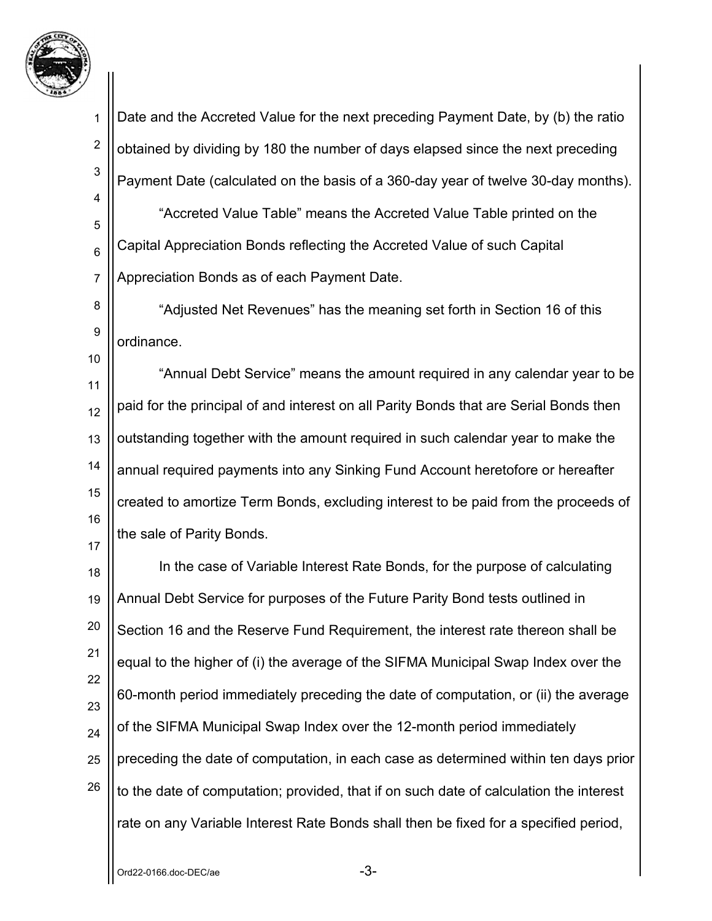Date and the Accreted Value for the next preceding Payment Date, by (b) the ratio obtained by dividing by 180 the number of days elapsed since the next preceding Payment Date (calculated on the basis of a 360-day year of twelve 30-day months).

"Accreted Value Table" means the Accreted Value Table printed on the Capital Appreciation Bonds reflecting the Accreted Value of such Capital Appreciation Bonds as of each Payment Date.

"Adjusted Net Revenues" has the meaning set forth in Section 16 of this ordinance.

"Annual Debt Service" means the amount required in any calendar year to be paid for the principal of and interest on all Parity Bonds that are Serial Bonds then outstanding together with the amount required in such calendar year to make the annual required payments into any Sinking Fund Account heretofore or hereafter created to amortize Term Bonds, excluding interest to be paid from the proceeds of the sale of Parity Bonds.

In the case of Variable Interest Rate Bonds, for the purpose of calculating Annual Debt Service for purposes of the Future Parity Bond tests outlined in Section 16 and the Reserve Fund Requirement, the interest rate thereon shall be equal to the higher of (i) the average of the SIFMA Municipal Swap Index over the 60-month period immediately preceding the date of computation, or (ii) the average of the SIFMA Municipal Swap Index over the 12-month period immediately preceding the date of computation, in each case as determined within ten days prior to the date of computation; provided, that if on such date of calculation the interest rate on any Variable Interest Rate Bonds shall then be fixed for a specified period,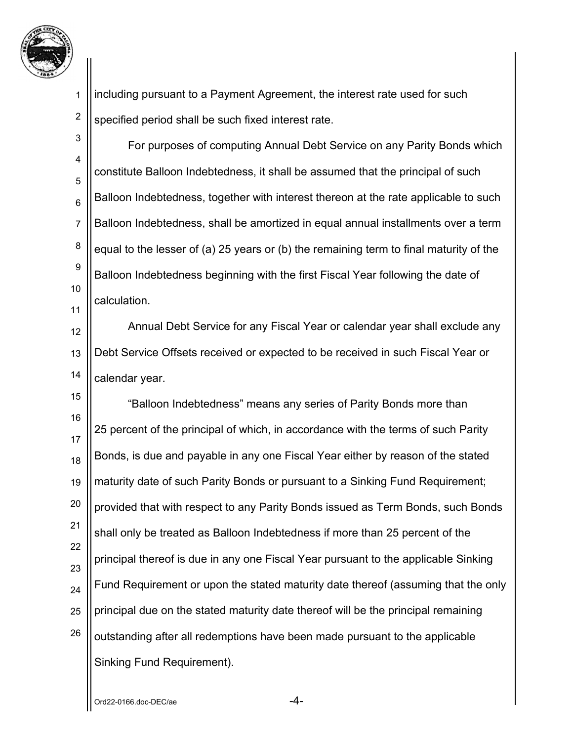including pursuant to a Payment Agreement, the interest rate used for such specified period shall be such fixed interest rate.

For purposes of computing Annual Debt Service on any Parity Bonds which constitute Balloon Indebtedness, it shall be assumed that the principal of such Balloon Indebtedness, together with interest thereon at the rate applicable to such Balloon Indebtedness, shall be amortized in equal annual installments over a term equal to the lesser of (a) 25 years or (b) the remaining term to final maturity of the Balloon Indebtedness beginning with the first Fiscal Year following the date of calculation.

Annual Debt Service for any Fiscal Year or calendar year shall exclude any Debt Service Offsets received or expected to be received in such Fiscal Year or calendar year.

"Balloon Indebtedness" means any series of Parity Bonds more than 25 percent of the principal of which, in accordance with the terms of such Parity Bonds, is due and payable in any one Fiscal Year either by reason of the stated maturity date of such Parity Bonds or pursuant to a Sinking Fund Requirement; provided that with respect to any Parity Bonds issued as Term Bonds, such Bonds shall only be treated as Balloon Indebtedness if more than 25 percent of the principal thereof is due in any one Fiscal Year pursuant to the applicable Sinking Fund Requirement or upon the stated maturity date thereof (assuming that the only principal due on the stated maturity date thereof will be the principal remaining outstanding after all redemptions have been made pursuant to the applicable Sinking Fund Requirement).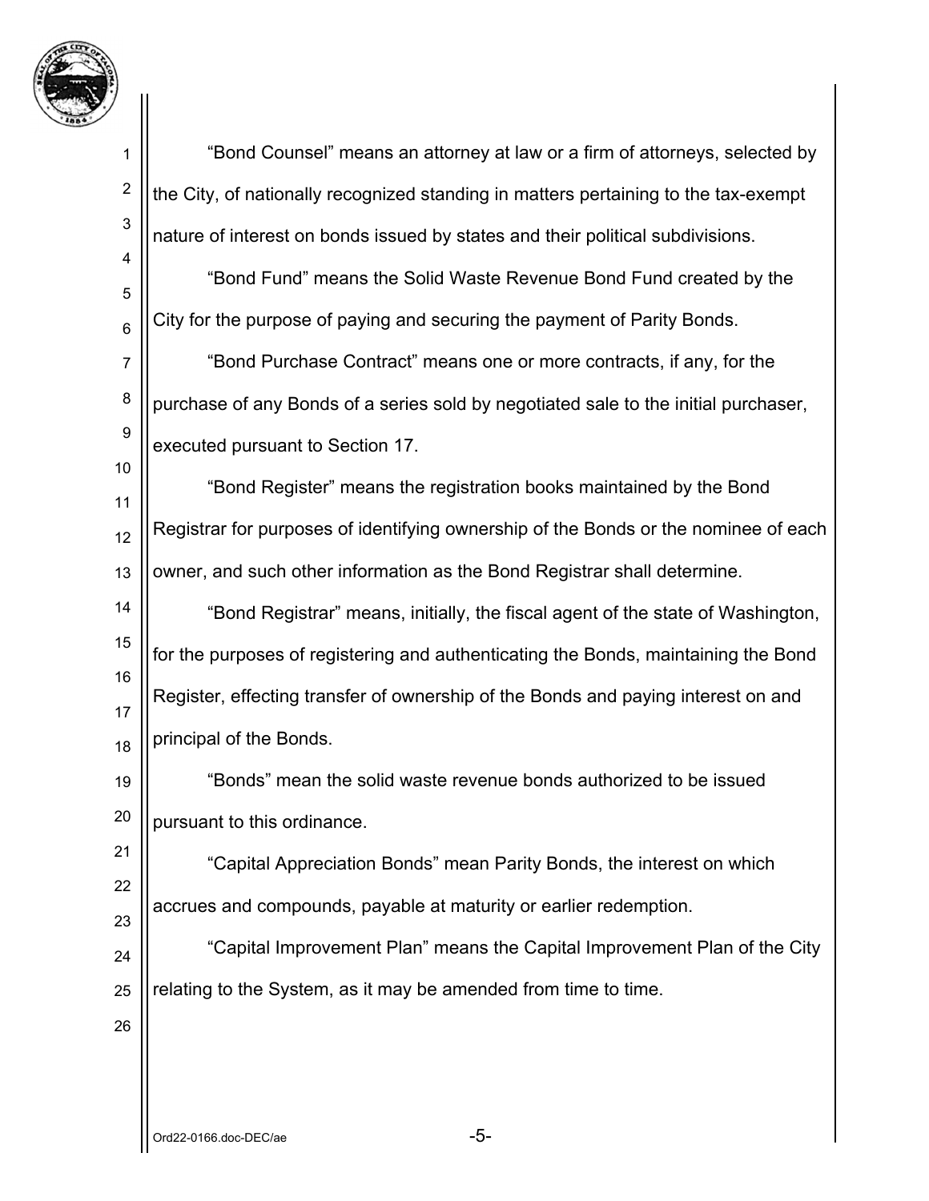"Bond Counsel" means an attorney at law or a firm of attorneys, selected by the City, of nationally recognized standing in matters pertaining to the tax-exempt nature of interest on bonds issued by states and their political subdivisions.

"Bond Fund" means the Solid Waste Revenue Bond Fund created by the City for the purpose of paying and securing the payment of Parity Bonds.

"Bond Purchase Contract" means one or more contracts, if any, for the purchase of any Bonds of a series sold by negotiated sale to the initial purchaser, executed pursuant to Section 17.

"Bond Register" means the registration books maintained by the Bond Registrar for purposes of identifying ownership of the Bonds or the nominee of each owner, and such other information as the Bond Registrar shall determine.

"Bond Registrar" means, initially, the fiscal agent of the state of Washington, for the purposes of registering and authenticating the Bonds, maintaining the Bond Register, effecting transfer of ownership of the Bonds and paying interest on and principal of the Bonds.

"Bonds" mean the solid waste revenue bonds authorized to be issued pursuant to this ordinance.

"Capital Appreciation Bonds" mean Parity Bonds, the interest on which accrues and compounds, payable at maturity or earlier redemption.

"Capital Improvement Plan" means the Capital Improvement Plan of the City relating to the System, as it may be amended from time to time.

Ord22-0166.doc-DEC/ae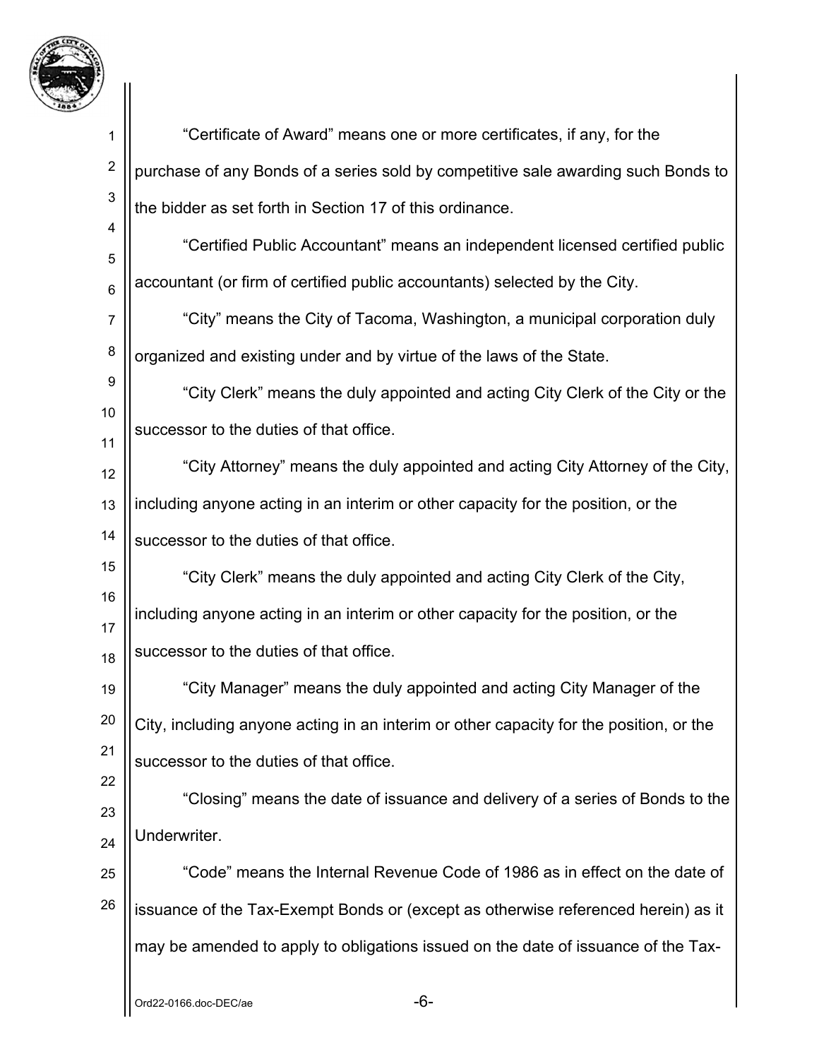"Certificate of Award" means one or more certificates, if any, for the purchase of any Bonds of a series sold by competitive sale awarding such Bonds to the bidder as set forth in Section 17 of this ordinance.

"Certified Public Accountant" means an independent licensed certified public accountant (or firm of certified public accountants) selected by the City.

"City" means the City of Tacoma, Washington, a municipal corporation duly organized and existing under and by virtue of the laws of the State.

"City Clerk" means the duly appointed and acting City Clerk of the City or the successor to the duties of that office.

"City Attorney" means the duly appointed and acting City Attorney of the City, including anyone acting in an interim or other capacity for the position, or the successor to the duties of that office.

"City Clerk" means the duly appointed and acting City Clerk of the City, including anyone acting in an interim or other capacity for the position, or the successor to the duties of that office.

"City Manager" means the duly appointed and acting City Manager of the City, including anyone acting in an interim or other capacity for the position, or the successor to the duties of that office.

"Closing" means the date of issuance and delivery of a series of Bonds to the Underwriter.

"Code" means the Internal Revenue Code of 1986 as in effect on the date of issuance of the Tax-Exempt Bonds or (except as otherwise referenced herein) as it may be amended to apply to obligations issued on the date of issuance of the Tax-

Ord22-0166.doc-DEC/ae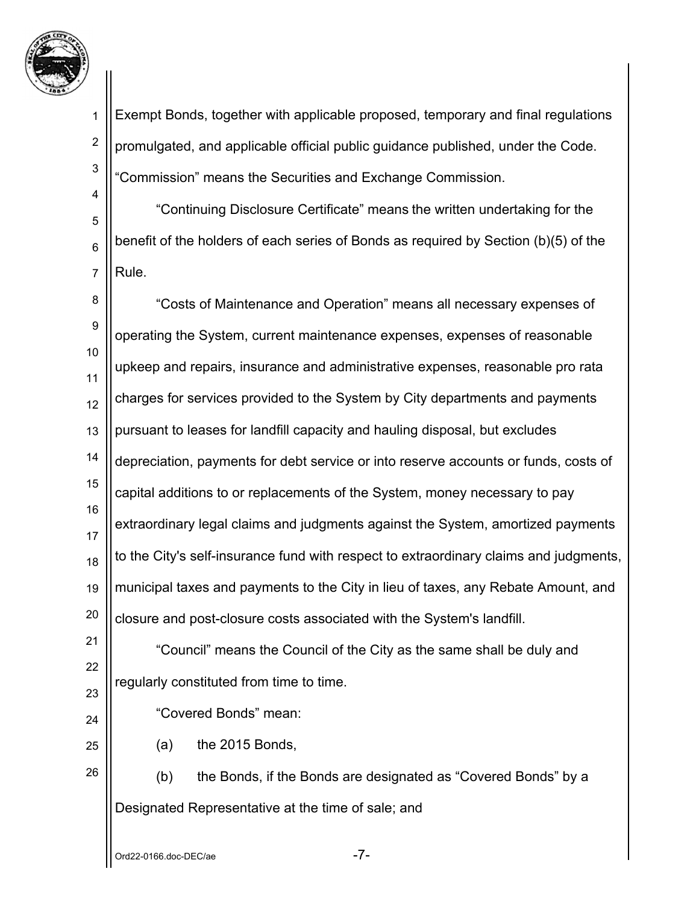Exempt Bonds, together with applicable proposed, temporary and final regulations promulgated, and applicable official public guidance published, under the Code.

"Commission" means the Securities and Exchange Commission.

"Continuing Disclosure Certificate" means the written undertaking for the benefit of the holders of each series of Bonds as required by Section (b)(5) of the Rule.

"Costs of Maintenance and Operation" means all necessary expenses of operating the System, current maintenance expenses, expenses of reasonable upkeep and repairs, insurance and administrative expenses, reasonable pro rata charges for services provided to the System by City departments and payments pursuant to leases for landfill capacity and hauling disposal, but excludes depreciation, payments for debt service or into reserve accounts or funds, costs of capital additions to or replacements of the System, money necessary to pay extraordinary legal claims and judgments against the System, amortized payments to the City's self-insurance fund with respect to extraordinary claims and judgments, municipal taxes and payments to the City in lieu of taxes, any Rebate Amount, and closure and post-closure costs associated with the System's landfill.

"Council" means the Council of the City as the same shall be duly and regularly constituted from time to time.

"Covered Bonds" mean:

(a) the 2015 Bonds,

(b) the Bonds, if the Bonds are designated as "Covered Bonds" by a Designated Representative at the time of sale; and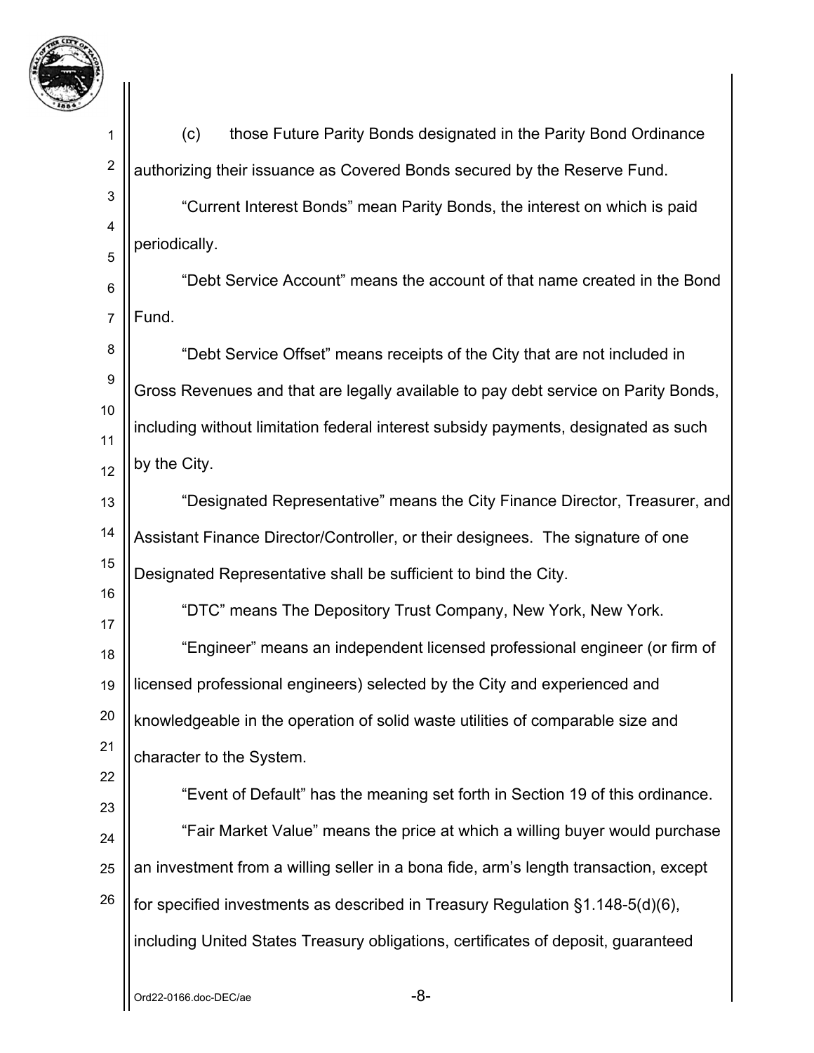(c) those Future Parity Bonds designated in the Parity Bond Ordinance authorizing their issuance as Covered Bonds secured by the Reserve Fund.

"Current Interest Bonds" mean Parity Bonds, the interest on which is paid periodically.

"Debt Service Account" means the account of that name created in the Bond Fund.

"Debt Service Offset" means receipts of the City that are not included in Gross Revenues and that are legally available to pay debt service on Parity Bonds, including without limitation federal interest subsidy payments, designated as such by the City.

"Designated Representative" means the City Finance Director, Treasurer, and Assistant Finance Director/Controller, or their designees. The signature of one Designated Representative shall be sufficient to bind the City.

"DTC" means The Depository Trust Company, New York, New York.

"Engineer" means an independent licensed professional engineer (or firm of licensed professional engineers) selected by the City and experienced and knowledgeable in the operation of solid waste utilities of comparable size and character to the System.

"Event of Default" has the meaning set forth in Section 19 of this ordinance.

"Fair Market Value" means the price at which a willing buyer would purchase an investment from a willing seller in a bona fide, arm's length transaction, except for specified investments as described in Treasury Regulation §1.148-5(d)(6), including United States Treasury obligations, certificates of deposit, guaranteed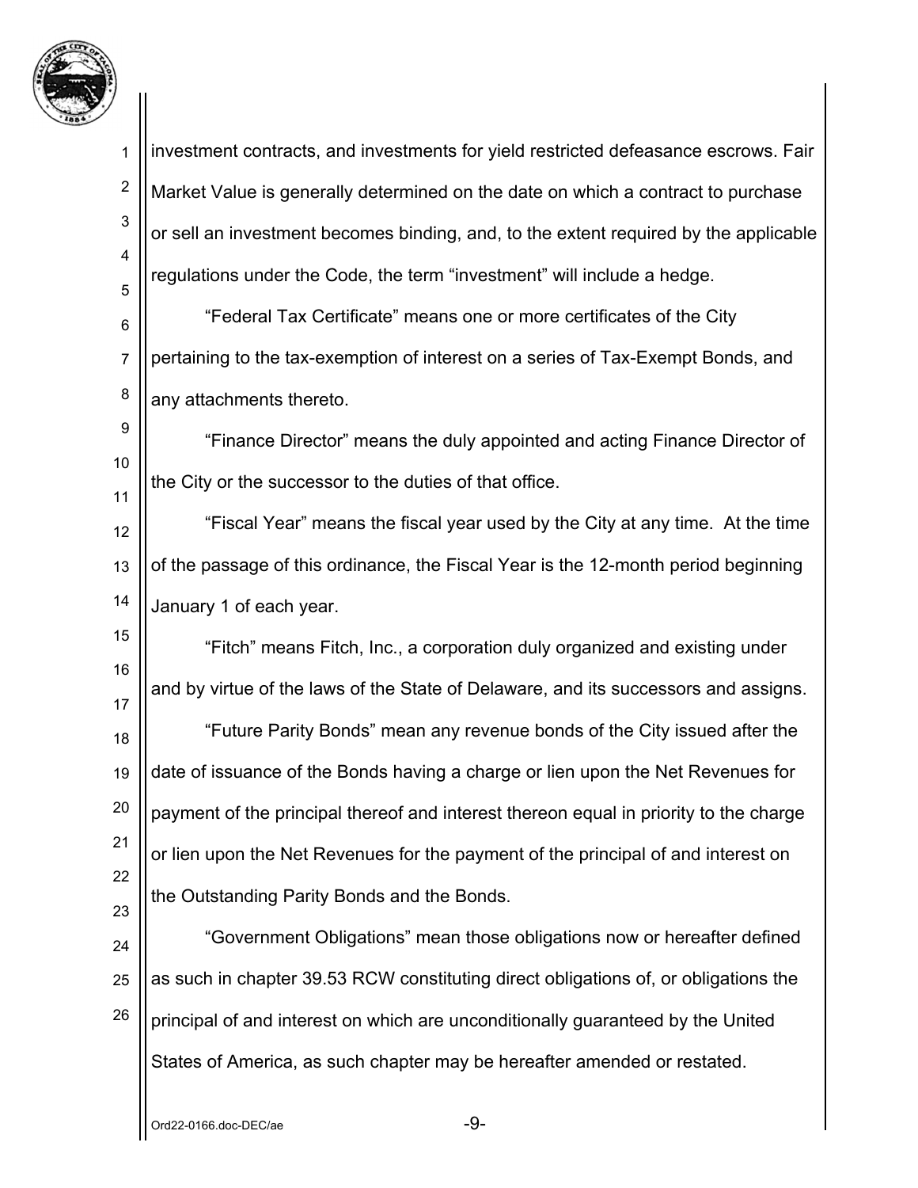investment contracts, and investments for yield restricted defeasance escrows. Fair Market Value is generally determined on the date on which a contract to purchase or sell an investment becomes binding, and, to the extent required by the applicable regulations under the Code, the term "investment" will include a hedge.

"Federal Tax Certificate" means one or more certificates of the City pertaining to the tax-exemption of interest on a series of Tax-Exempt Bonds, and any attachments thereto.

"Finance Director" means the duly appointed and acting Finance Director of the City or the successor to the duties of that office.

"Fiscal Year" means the fiscal year used by the City at any time. At the time of the passage of this ordinance, the Fiscal Year is the 12-month period beginning January 1 of each year.

"Fitch" means Fitch, Inc., a corporation duly organized and existing under and by virtue of the laws of the State of Delaware, and its successors and assigns.

"Future Parity Bonds" mean any revenue bonds of the City issued after the date of issuance of the Bonds having a charge or lien upon the Net Revenues for payment of the principal thereof and interest thereon equal in priority to the charge or lien upon the Net Revenues for the payment of the principal of and interest on the Outstanding Parity Bonds and the Bonds.

"Government Obligations" mean those obligations now or hereafter defined as such in chapter 39.53 RCW constituting direct obligations of, or obligations the principal of and interest on which are unconditionally guaranteed by the United States of America, as such chapter may be hereafter amended or restated.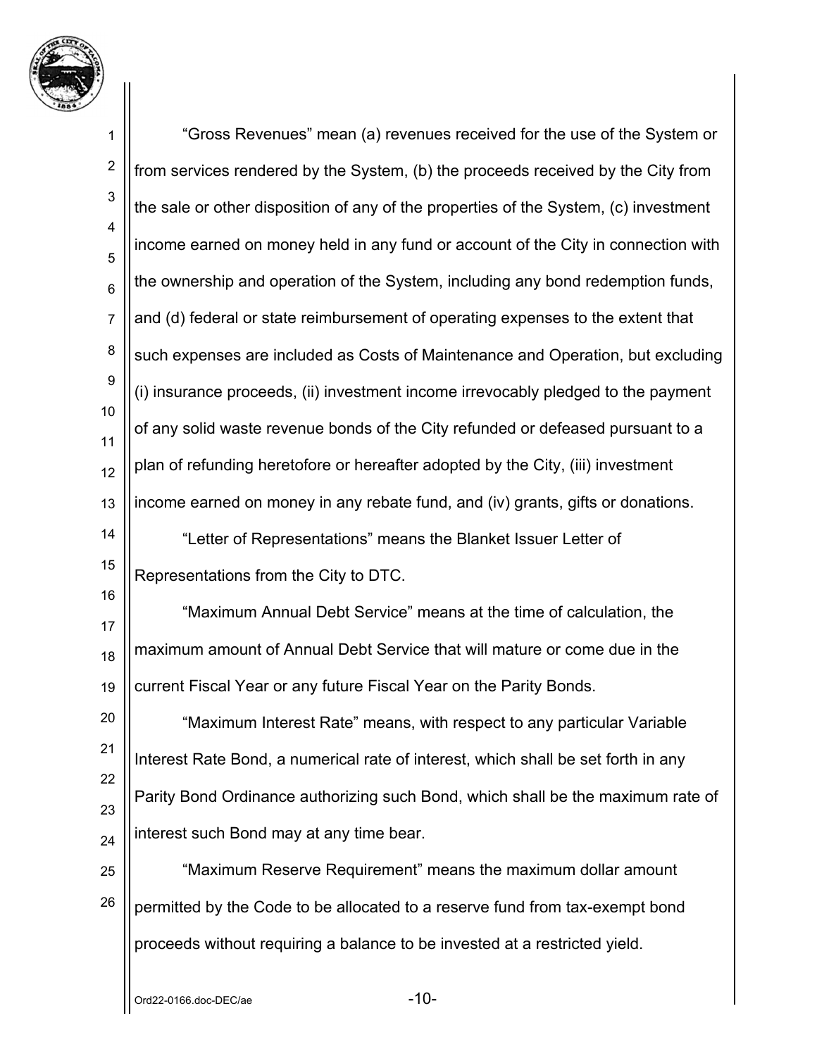"Gross Revenues" mean (a) revenues received for the use of the System or from services rendered by the System, (b) the proceeds received by the City from the sale or other disposition of any of the properties of the System, (c) investment income earned on money held in any fund or account of the City in connection with the ownership and operation of the System, including any bond redemption funds, and (d) federal or state reimbursement of operating expenses to the extent that such expenses are included as Costs of Maintenance and Operation, but excluding (i) insurance proceeds, (ii) investment income irrevocably pledged to the payment of any solid waste revenue bonds of the City refunded or defeased pursuant to a plan of refunding heretofore or hereafter adopted by the City, (iii) investment income earned on money in any rebate fund, and (iv) grants, gifts or donations.

"Letter of Representations" means the Blanket Issuer Letter of Representations from the City to DTC.

"Maximum Annual Debt Service" means at the time of calculation, the maximum amount of Annual Debt Service that will mature or come due in the current Fiscal Year or any future Fiscal Year on the Parity Bonds.

"Maximum Interest Rate" means, with respect to any particular Variable Interest Rate Bond, a numerical rate of interest, which shall be set forth in any Parity Bond Ordinance authorizing such Bond, which shall be the maximum rate of interest such Bond may at any time bear.

"Maximum Reserve Requirement" means the maximum dollar amount permitted by the Code to be allocated to a reserve fund from tax-exempt bond proceeds without requiring a balance to be invested at a restricted yield.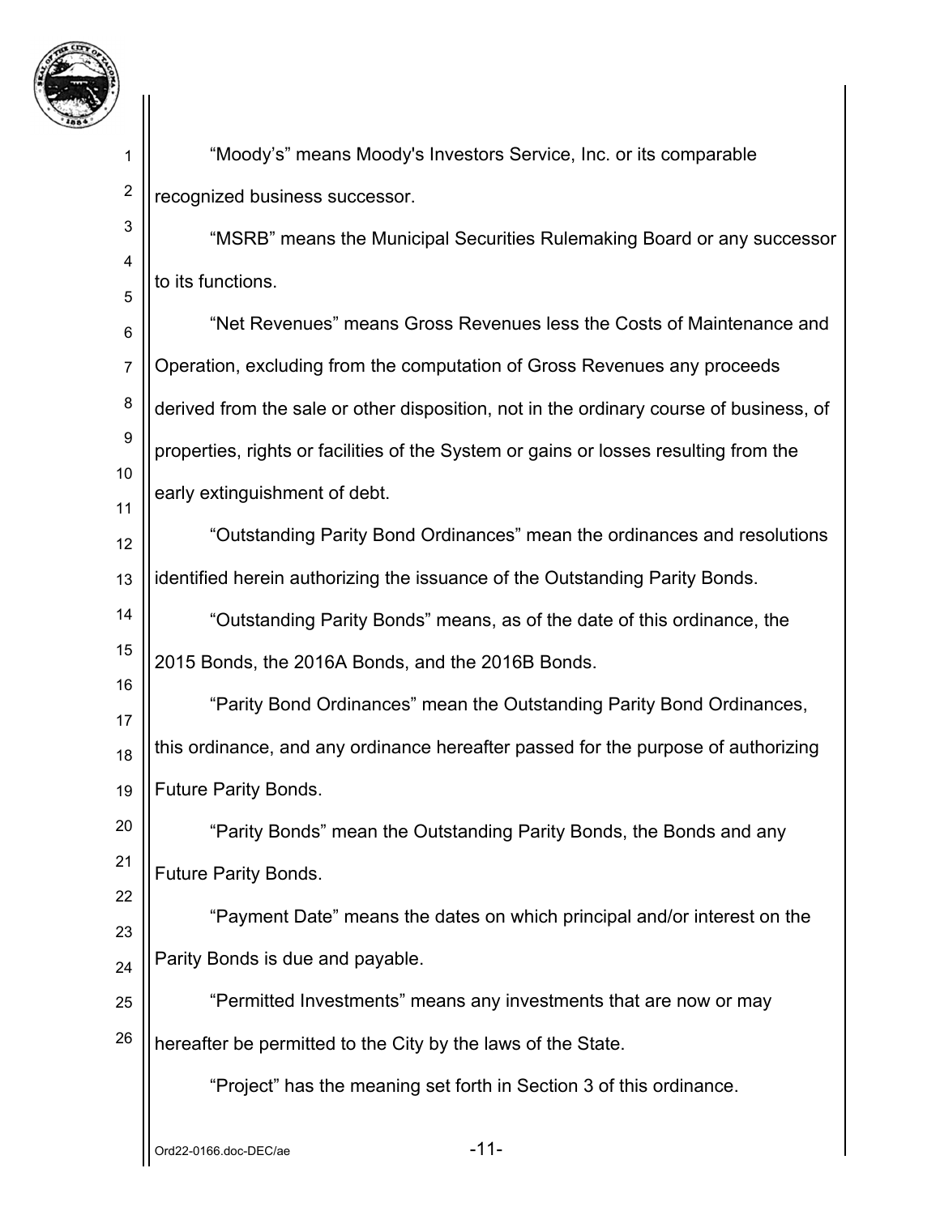"Moody's" means Moody's Investors Service, Inc. or its comparable recognized business successor.

"MSRB" means the Municipal Securities Rulemaking Board or any successor to its functions.

"Net Revenues" means Gross Revenues less the Costs of Maintenance and Operation, excluding from the computation of Gross Revenues any proceeds derived from the sale or other disposition, not in the ordinary course of business, of properties, rights or facilities of the System or gains or losses resulting from the early extinguishment of debt.

"Outstanding Parity Bond Ordinances" mean the ordinances and resolutions identified herein authorizing the issuance of the Outstanding Parity Bonds.

"Outstanding Parity Bonds" means, as of the date of this ordinance, the 2015 Bonds, the 2016A Bonds, and the 2016B Bonds.

"Parity Bond Ordinances" mean the Outstanding Parity Bond Ordinances, this ordinance, and any ordinance hereafter passed for the purpose of authorizing Future Parity Bonds.

"Parity Bonds" mean the Outstanding Parity Bonds, the Bonds and any Future Parity Bonds.

"Payment Date" means the dates on which principal and/or interest on the Parity Bonds is due and payable.

"Permitted Investments" means any investments that are now or may hereafter be permitted to the City by the laws of the State.

"Project" has the meaning set forth in Section 3 of this ordinance.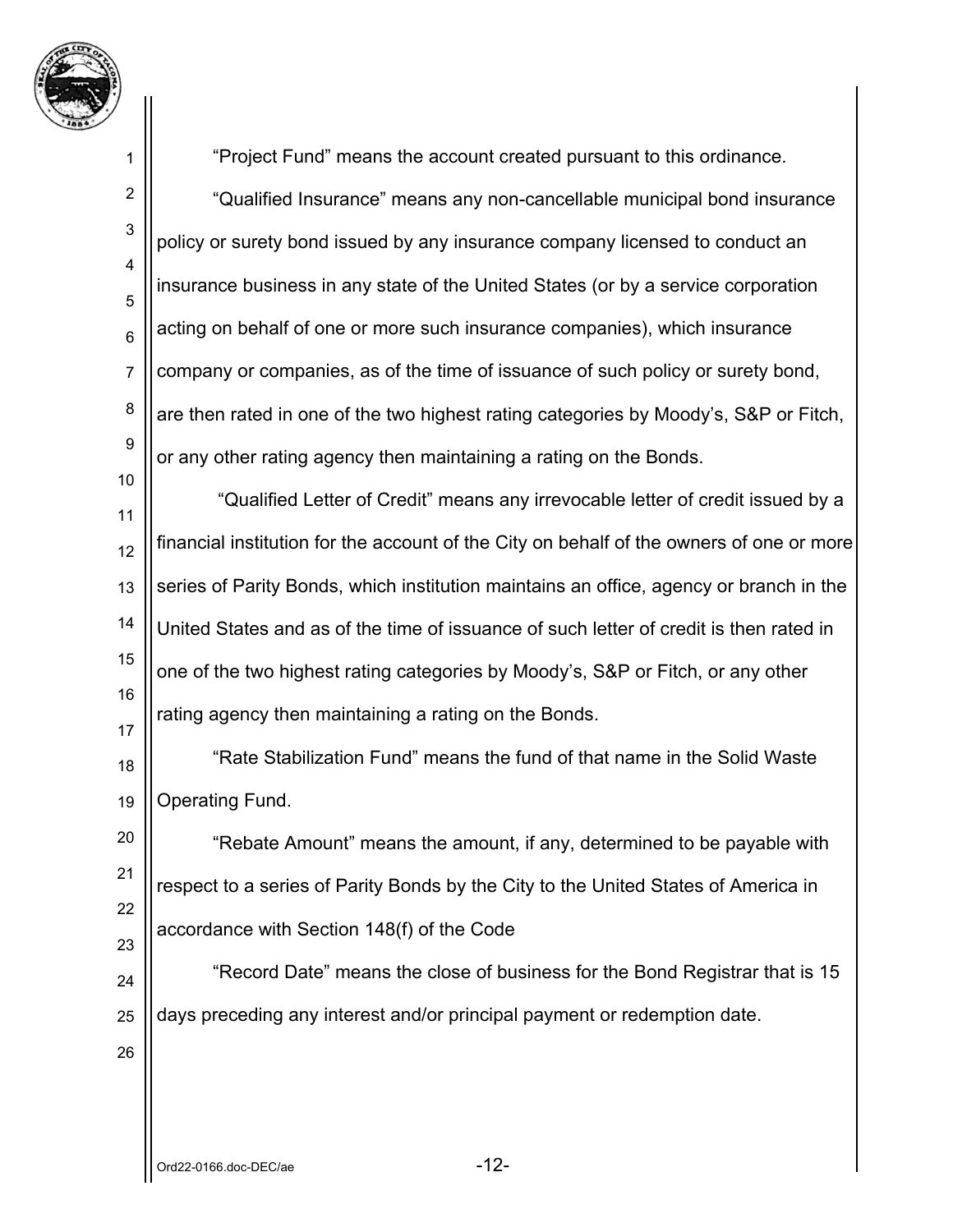"Project Fund" means the account created pursuant to this ordinance.

"Qualified Insurance" means any non-cancellable municipal bond insurance policy or surety bond issued by any insurance company licensed to conduct an insurance business in any state of the United States (or by a service corporation acting on behalf of one or more such insurance companies), which insurance company or companies, as of the time of issuance of such policy or surety bond, are then rated in one of the two highest rating categories by Moody's, S&P or Fitch, or any other rating agency then maintaining a rating on the Bonds.

"Qualified Letter of Credit" means any irrevocable letter of credit issued by a financial institution for the account of the City on behalf of the owners of one or more series of Parity Bonds, which institution maintains an office, agency or branch in the United States and as of the time of issuance of such letter of credit is then rated in one of the two highest rating categories by Moody's, S&P or Fitch, or any other rating agency then maintaining a rating on the Bonds.

"Rate Stabilization Fund" means the fund of that name in the Solid Waste Operating Fund.

"Rebate Amount" means the amount, if any, determined to be payable with respect to a series of Parity Bonds by the City to the United States of America in accordance with Section 148(f) of the Code

"Record Date" means the close of business for the Bond Registrar that is 15 days preceding any interest and/or principal payment or redemption date.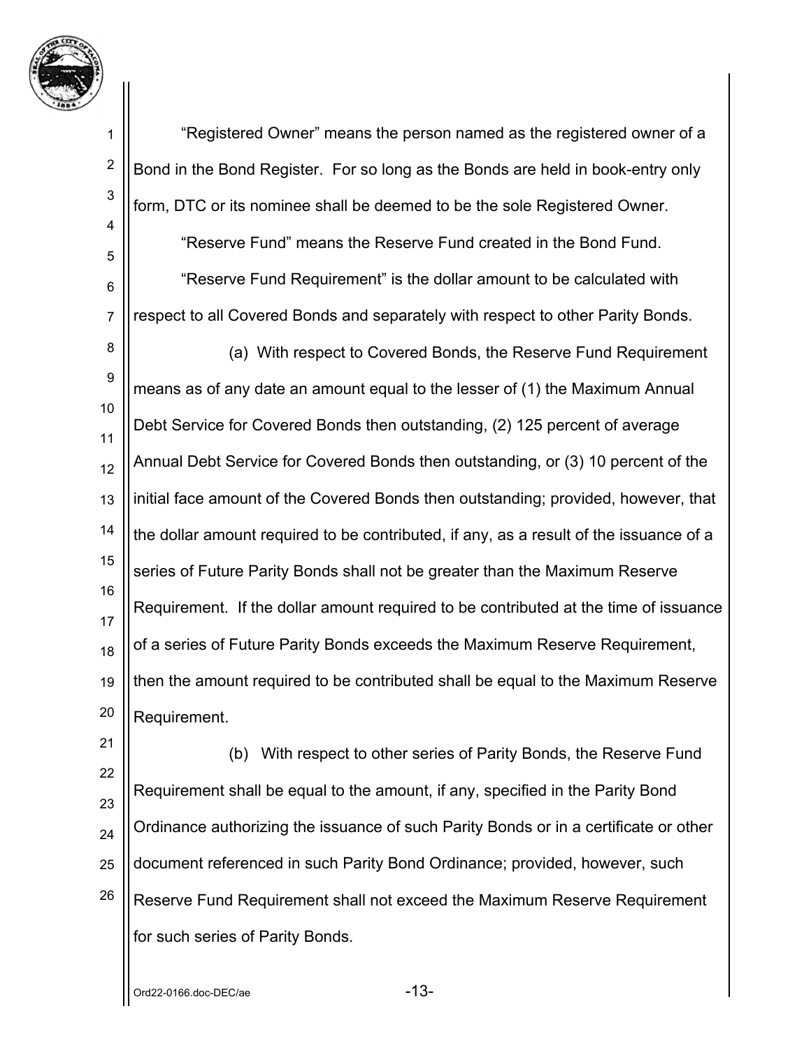"Registered Owner" means the person named as the registered owner of a Bond in the Bond Register. For so long as the Bonds are held in book-entry only form, DTC or its nominee shall be deemed to be the sole Registered Owner.

"Reserve Fund" means the Reserve Fund created in the Bond Fund.

"Reserve Fund Requirement" is the dollar amount to be calculated with respect to all Covered Bonds and separately with respect to other Parity Bonds.

(a) With respect to Covered Bonds, the Reserve Fund Requirement means as of any date an amount equal to the lesser of (1) the Maximum Annual Debt Service for Covered Bonds then outstanding, (2) 125 percent of average Annual Debt Service for Covered Bonds then outstanding, or (3) 10 percent of the initial face amount of the Covered Bonds then outstanding; provided, however, that the dollar amount required to be contributed, if any, as a result of the issuance of a series of Future Parity Bonds shall not be greater than the Maximum Reserve Requirement. If the dollar amount required to be contributed at the time of issuance of a series of Future Parity Bonds exceeds the Maximum Reserve Requirement, then the amount required to be contributed shall be equal to the Maximum Reserve Requirement.

(b) With respect to other series of Parity Bonds, the Reserve Fund Requirement shall be equal to the amount, if any, specified in the Parity Bond Ordinance authorizing the issuance of such Parity Bonds or in a certificate or other document referenced in such Parity Bond Ordinance; provided, however, such Reserve Fund Requirement shall not exceed the Maximum Reserve Requirement for such series of Parity Bonds.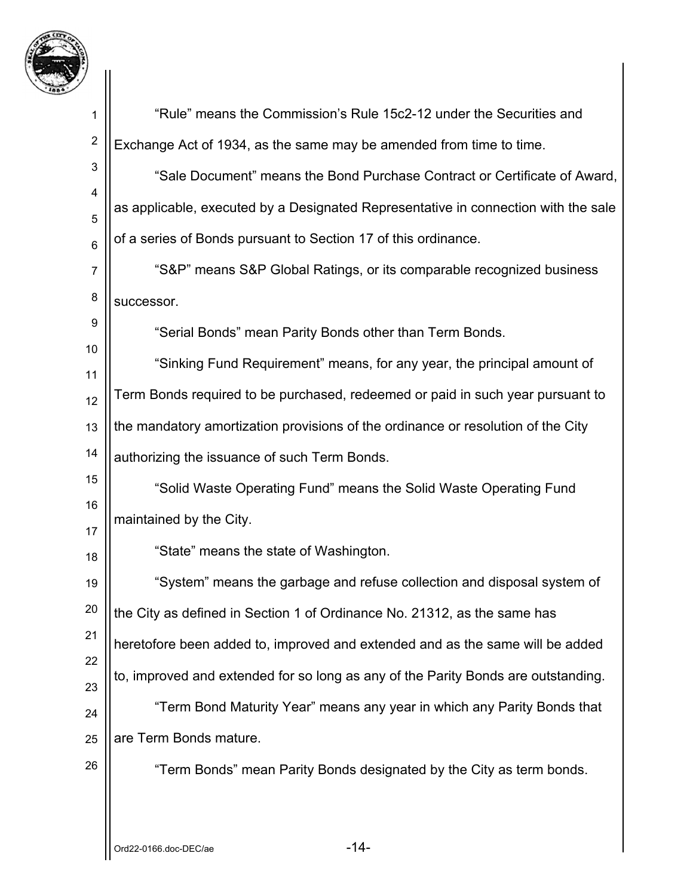"Rule" means the Commission's Rule 15c2-12 under the Securities and Exchange Act of 1934, as the same may be amended from time to time.

"Sale Document" means the Bond Purchase Contract or Certificate of Award, as applicable, executed by a Designated Representative in connection with the sale of a series of Bonds pursuant to Section 17 of this ordinance.

"S&P" means S&P Global Ratings, or its comparable recognized business successor.

"Serial Bonds" mean Parity Bonds other than Term Bonds.

"Sinking Fund Requirement" means, for any year, the principal amount of Term Bonds required to be purchased, redeemed or paid in such year pursuant to the mandatory amortization provisions of the ordinance or resolution of the City authorizing the issuance of such Term Bonds.

"Solid Waste Operating Fund" means the Solid Waste Operating Fund maintained by the City.

"State" means the state of Washington.

"System" means the garbage and refuse collection and disposal system of the City as defined in Section 1 of Ordinance No. 21312, as the same has heretofore been added to, improved and extended and as the same will be added to, improved and extended for so long as any of the Parity Bonds are outstanding.

"Term Bond Maturity Year" means any year in which any Parity Bonds that are Term Bonds mature.

"Term Bonds" mean Parity Bonds designated by the City as term bonds.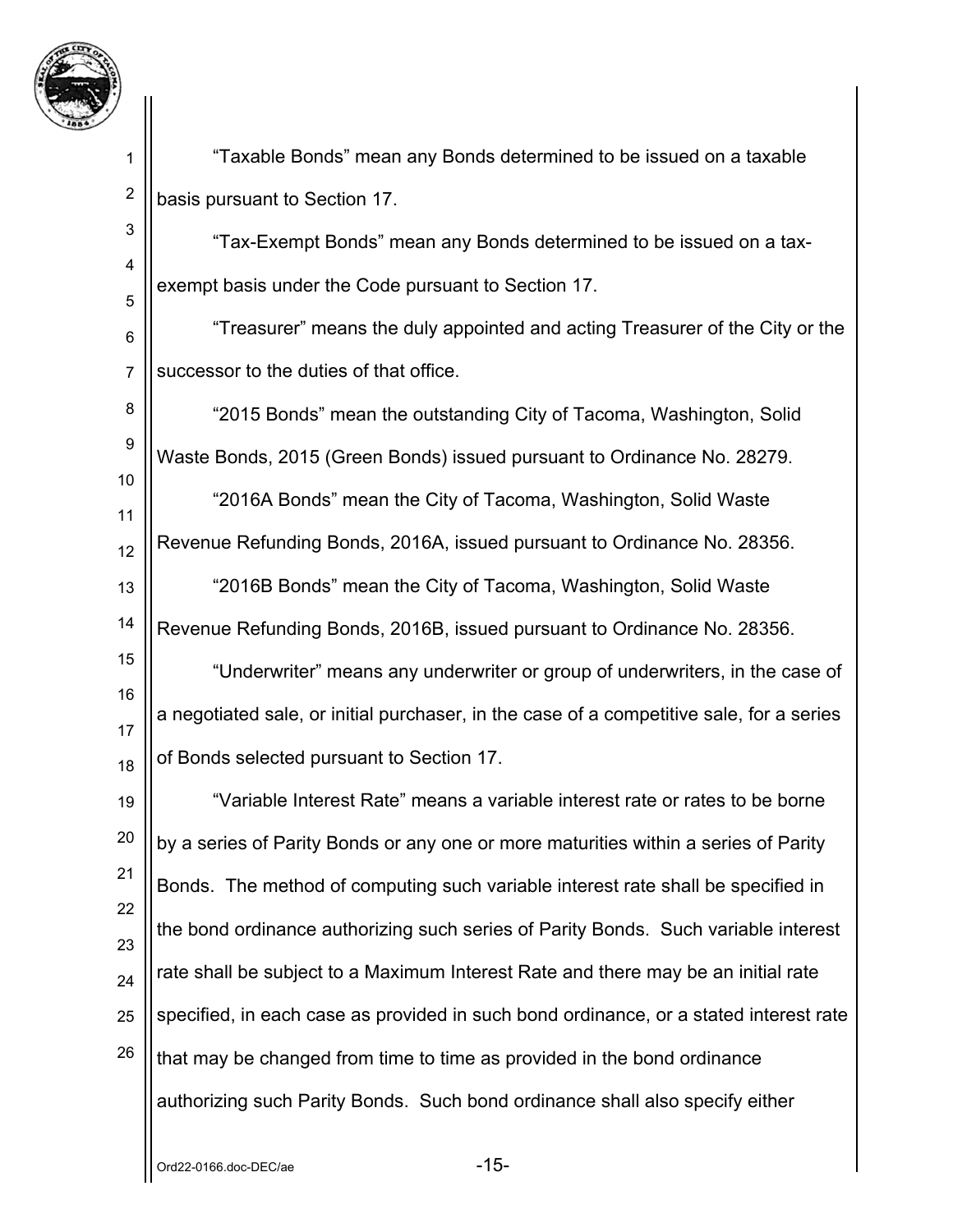"Taxable Bonds" mean any Bonds determined to be issued on a taxable basis pursuant to Section 17.

"Tax-Exempt Bonds" mean any Bonds determined to be issued on a tax-exempt basis under the Code pursuant to Section 17.

"Treasurer" means the duly appointed and acting Treasurer of the City or the successor to the duties of that office.

"2015 Bonds" mean the outstanding City of Tacoma, Washington, Solid Waste Bonds, 2015 (Green Bonds) issued pursuant to Ordinance No. 28279.

"2016A Bonds" mean the City of Tacoma, Washington, Solid Waste Revenue Refunding Bonds, 2016A, issued pursuant to Ordinance No. 28356.

"2016B Bonds" mean the City of Tacoma, Washington, Solid Waste Revenue Refunding Bonds, 2016B, issued pursuant to Ordinance No. 28356.

"Underwriter" means any underwriter or group of underwriters, in the case of a negotiated sale, or initial purchaser, in the case of a competitive sale, for a series of Bonds selected pursuant to Section 17.

"Variable Interest Rate" means a variable interest rate or rates to be borne by a series of Parity Bonds or any one or more maturities within a series of Parity Bonds. The method of computing such variable interest rate shall be specified in the bond ordinance authorizing such series of Parity Bonds. Such variable interest rate shall be subject to a Maximum Interest Rate and there may be an initial rate specified, in each case as provided in such bond ordinance, or a stated interest rate that may be changed from time to time as provided in the bond ordinance authorizing such Parity Bonds. Such bond ordinance shall also specify either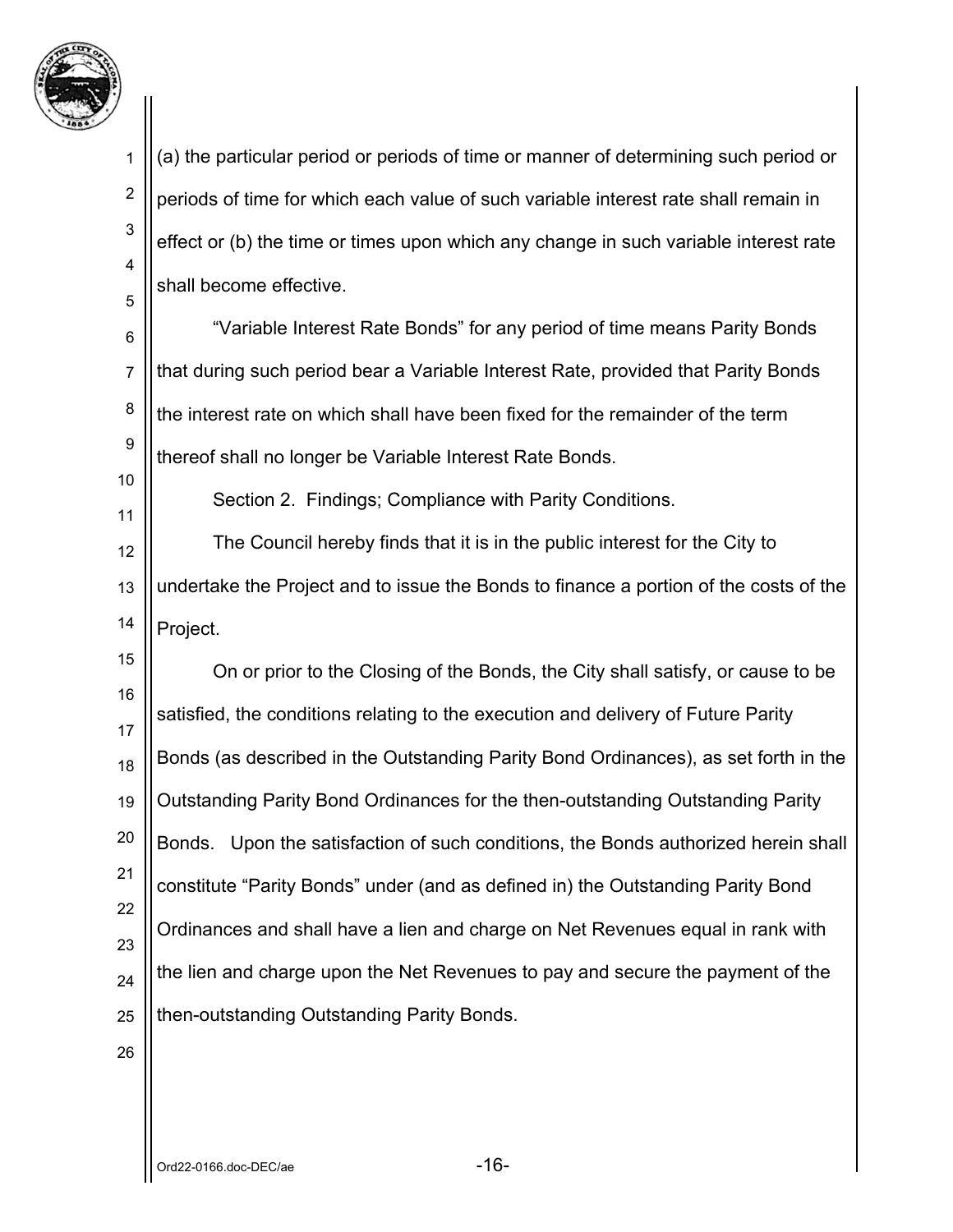(a) the particular period or periods of time or manner of determining such period or periods of time for which each value of such variable interest rate shall remain in effect or (b) the time or times upon which any change in such variable interest rate shall become effective.

"Variable Interest Rate Bonds" for any period of time means Parity Bonds that during such period bear a Variable Interest Rate, provided that Parity Bonds the interest rate on which shall have been fixed for the remainder of the term thereof shall no longer be Variable Interest Rate Bonds.

Section 2. Findings; Compliance with Parity Conditions.

The Council hereby finds that it is in the public interest for the City to undertake the Project and to issue the Bonds to finance a portion of the costs of the Project.

On or prior to the Closing of the Bonds, the City shall satisfy, or cause to be satisfied, the conditions relating to the execution and delivery of Future Parity Bonds (as described in the Outstanding Parity Bond Ordinances), as set forth in the Outstanding Parity Bond Ordinances for the then-outstanding Outstanding Parity Bonds. Upon the satisfaction of such conditions, the Bonds authorized herein shall constitute "Parity Bonds" under (and as defined in) the Outstanding Parity Bond Ordinances and shall have a lien and charge on Net Revenues equal in rank with the lien and charge upon the Net Revenues to pay and secure the payment of the then-outstanding Outstanding Parity Bonds.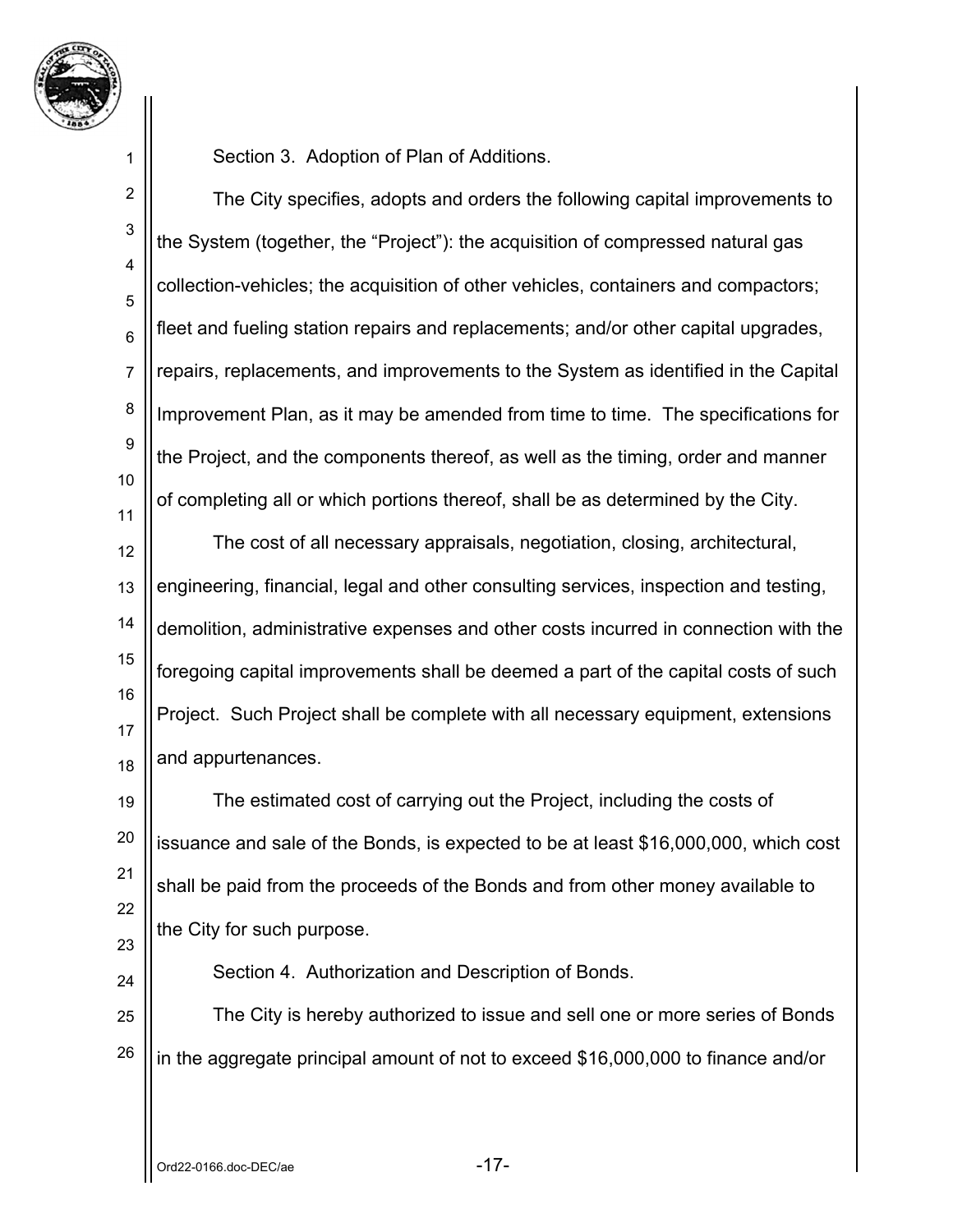Section 3. Adoption of Plan of Additions.

The City specifies, adopts and orders the following capital improvements to the System (together, the "Project"): the acquisition of compressed natural gas collection-vehicles; the acquisition of other vehicles, containers and compactors; fleet and fueling station repairs and replacements; and/or other capital upgrades, repairs, replacements, and improvements to the System as identified in the Capital Improvement Plan, as it may be amended from time to time. The specifications for the Project, and the components thereof, as well as the timing, order and manner of completing all or which portions thereof, shall be as determined by the City.

The cost of all necessary appraisals, negotiation, closing, architectural, engineering, financial, legal and other consulting services, inspection and testing, demolition, administrative expenses and other costs incurred in connection with the foregoing capital improvements shall be deemed a part of the capital costs of such Project. Such Project shall be complete with all necessary equipment, extensions and appurtenances.

The estimated cost of carrying out the Project, including the costs of issuance and sale of the Bonds, is expected to be at least $16,000,000, which cost shall be paid from the proceeds of the Bonds and from other money available to the City for such purpose.

Section 4. Authorization and Description of Bonds.

The City is hereby authorized to issue and sell one or more series of Bonds in the aggregate principal amount of not to exceed $16,000,000 to finance and/or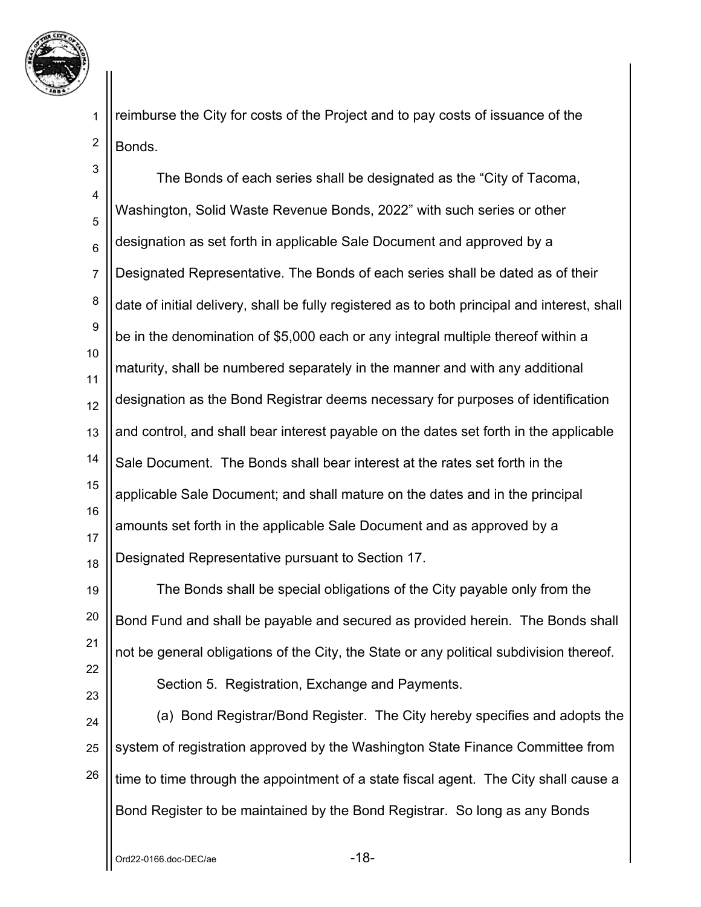reimburse the City for costs of the Project and to pay costs of issuance of the Bonds.

The Bonds of each series shall be designated as the "City of Tacoma, Washington, Solid Waste Revenue Bonds, 2022" with such series or other designation as set forth in applicable Sale Document and approved by a Designated Representative. The Bonds of each series shall be dated as of their date of initial delivery, shall be fully registered as to both principal and interest, shall be in the denomination of $5,000 each or any integral multiple thereof within a maturity, shall be numbered separately in the manner and with any additional designation as the Bond Registrar deems necessary for purposes of identification and control, and shall bear interest payable on the dates set forth in the applicable Sale Document. The Bonds shall bear interest at the rates set forth in the applicable Sale Document; and shall mature on the dates and in the principal amounts set forth in the applicable Sale Document and as approved by a Designated Representative pursuant to Section 17.

The Bonds shall be special obligations of the City payable only from the Bond Fund and shall be payable and secured as provided herein. The Bonds shall not be general obligations of the City, the State or any political subdivision thereof.

Section 5. Registration, Exchange and Payments.

(a) Bond Registrar/Bond Register. The City hereby specifies and adopts the system of registration approved by the Washington State Finance Committee from time to time through the appointment of a state fiscal agent. The City shall cause a Bond Register to be maintained by the Bond Registrar. So long as any Bonds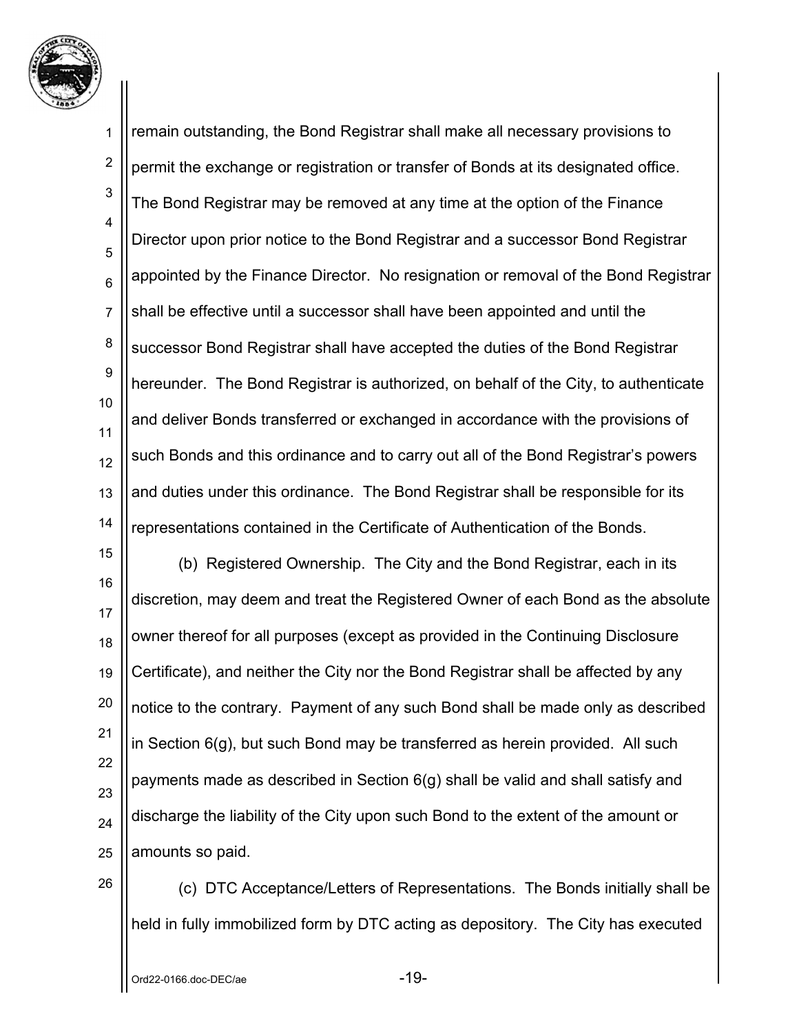remain outstanding, the Bond Registrar shall make all necessary provisions to permit the exchange or registration or transfer of Bonds at its designated office. The Bond Registrar may be removed at any time at the option of the Finance Director upon prior notice to the Bond Registrar and a successor Bond Registrar appointed by the Finance Director. No resignation or removal of the Bond Registrar shall be effective until a successor shall have been appointed and until the successor Bond Registrar shall have accepted the duties of the Bond Registrar hereunder. The Bond Registrar is authorized, on behalf of the City, to authenticate and deliver Bonds transferred or exchanged in accordance with the provisions of such Bonds and this ordinance and to carry out all of the Bond Registrar's powers and duties under this ordinance. The Bond Registrar shall be responsible for its representations contained in the Certificate of Authentication of the Bonds.

(b) Registered Ownership. The City and the Bond Registrar, each in its discretion, may deem and treat the Registered Owner of each Bond as the absolute owner thereof for all purposes (except as provided in the Continuing Disclosure Certificate), and neither the City nor the Bond Registrar shall be affected by any notice to the contrary. Payment of any such Bond shall be made only as described in Section 6(g), but such Bond may be transferred as herein provided. All such payments made as described in Section 6(g) shall be valid and shall satisfy and discharge the liability of the City upon such Bond to the extent of the amount or amounts so paid.

(c) DTC Acceptance/Letters of Representations. The Bonds initially shall be held in fully immobilized form by DTC acting as depository. The City has executed

Ord22-0166.doc-DEC/ae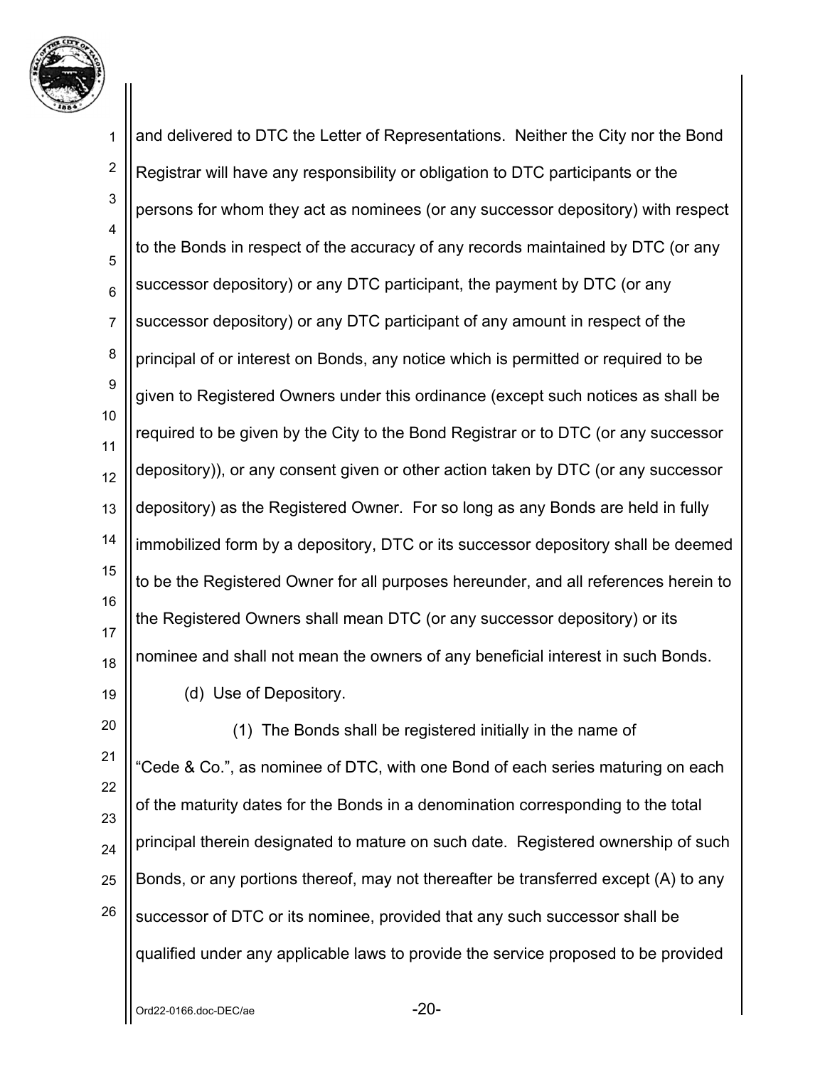and delivered to DTC the Letter of Representations. Neither the City nor the Bond Registrar will have any responsibility or obligation to DTC participants or the persons for whom they act as nominees (or any successor depository) with respect to the Bonds in respect of the accuracy of any records maintained by DTC (or any successor depository) or any DTC participant, the payment by DTC (or any successor depository) or any DTC participant of any amount in respect of the principal of or interest on Bonds, any notice which is permitted or required to be given to Registered Owners under this ordinance (except such notices as shall be required to be given by the City to the Bond Registrar or to DTC (or any successor depository)), or any consent given or other action taken by DTC (or any successor depository) as the Registered Owner. For so long as any Bonds are held in fully immobilized form by a depository, DTC or its successor depository shall be deemed to be the Registered Owner for all purposes hereunder, and all references herein to the Registered Owners shall mean DTC (or any successor depository) or its nominee and shall not mean the owners of any beneficial interest in such Bonds.

(d) Use of Depository.

(1) The Bonds shall be registered initially in the name of "Cede & Co.", as nominee of DTC, with one Bond of each series maturing on each of the maturity dates for the Bonds in a denomination corresponding to the total principal therein designated to mature on such date. Registered ownership of such Bonds, or any portions thereof, may not thereafter be transferred except (A) to any successor of DTC or its nominee, provided that any such successor shall be qualified under any applicable laws to provide the service proposed to be provided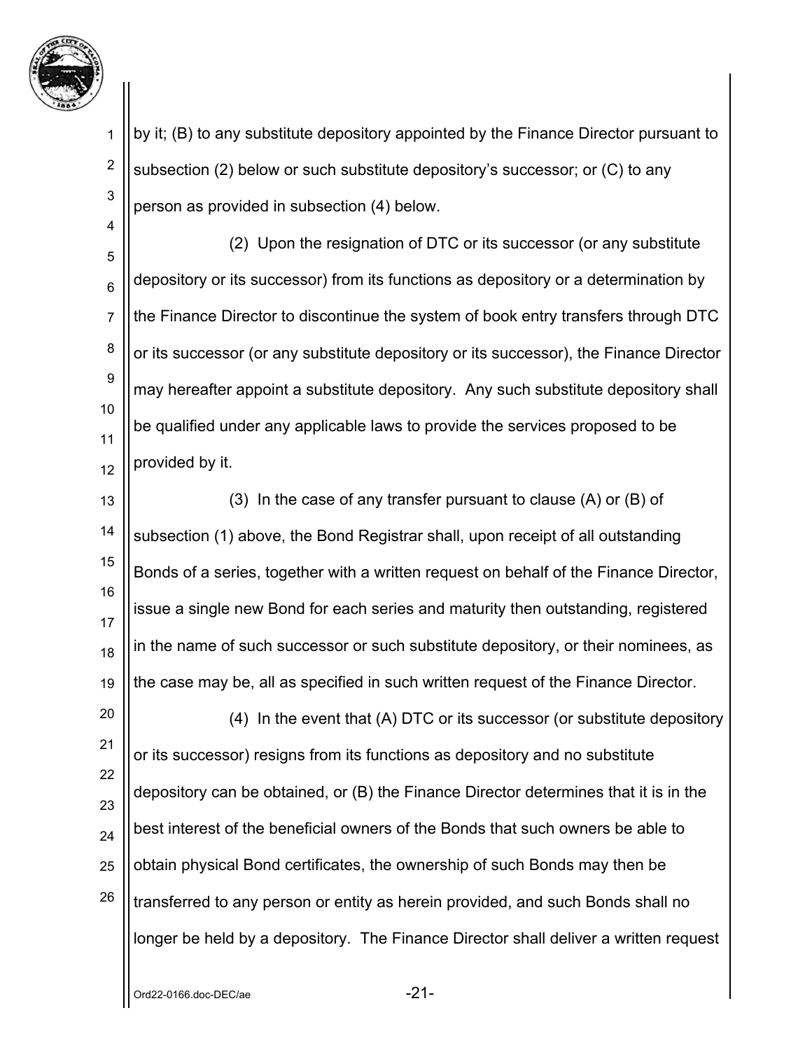by it; (B) to any substitute depository appointed by the Finance Director pursuant to subsection (2) below or such substitute depository's successor; or (C) to any person as provided in subsection (4) below.

(2) Upon the resignation of DTC or its successor (or any substitute depository or its successor) from its functions as depository or a determination by the Finance Director to discontinue the system of book entry transfers through DTC or its successor (or any substitute depository or its successor), the Finance Director may hereafter appoint a substitute depository. Any such substitute depository shall be qualified under any applicable laws to provide the services proposed to be provided by it.

(3) In the case of any transfer pursuant to clause (A) or (B) of subsection (1) above, the Bond Registrar shall, upon receipt of all outstanding Bonds of a series, together with a written request on behalf of the Finance Director, issue a single new Bond for each series and maturity then outstanding, registered in the name of such successor or such substitute depository, or their nominees, as the case may be, all as specified in such written request of the Finance Director.

(4) In the event that (A) DTC or its successor (or substitute depository or its successor) resigns from its functions as depository and no substitute depository can be obtained, or (B) the Finance Director determines that it is in the best interest of the beneficial owners of the Bonds that such owners be able to obtain physical Bond certificates, the ownership of such Bonds may then be transferred to any person or entity as herein provided, and such Bonds shall no longer be held by a depository. The Finance Director shall deliver a written request

Ord22-0166.doc-DEC/ae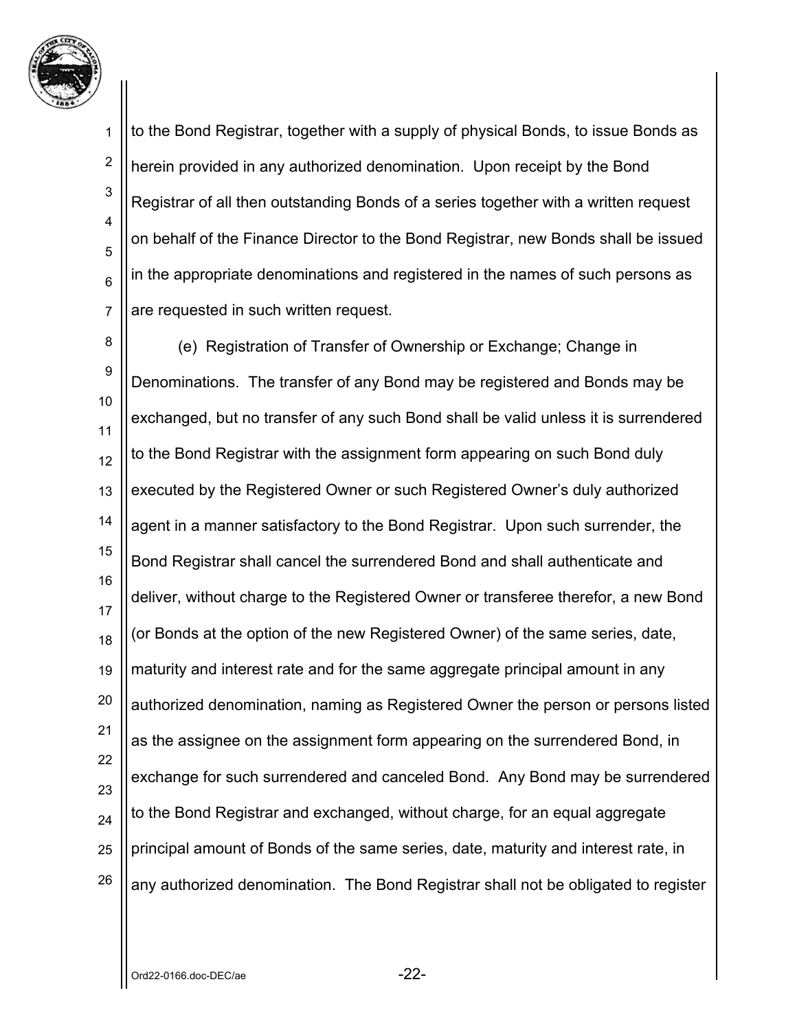to the Bond Registrar, together with a supply of physical Bonds, to issue Bonds as herein provided in any authorized denomination. Upon receipt by the Bond Registrar of all then outstanding Bonds of a series together with a written request on behalf of the Finance Director to the Bond Registrar, new Bonds shall be issued in the appropriate denominations and registered in the names of such persons as are requested in such written request.

(e) Registration of Transfer of Ownership or Exchange; Change in Denominations. The transfer of any Bond may be registered and Bonds may be exchanged, but no transfer of any such Bond shall be valid unless it is surrendered to the Bond Registrar with the assignment form appearing on such Bond duly executed by the Registered Owner or such Registered Owner's duly authorized agent in a manner satisfactory to the Bond Registrar. Upon such surrender, the Bond Registrar shall cancel the surrendered Bond and shall authenticate and deliver, without charge to the Registered Owner or transferee therefor, a new Bond (or Bonds at the option of the new Registered Owner) of the same series, date, maturity and interest rate and for the same aggregate principal amount in any authorized denomination, naming as Registered Owner the person or persons listed as the assignee on the assignment form appearing on the surrendered Bond, in exchange for such surrendered and canceled Bond. Any Bond may be surrendered to the Bond Registrar and exchanged, without charge, for an equal aggregate principal amount of Bonds of the same series, date, maturity and interest rate, in any authorized denomination. The Bond Registrar shall not be obligated to register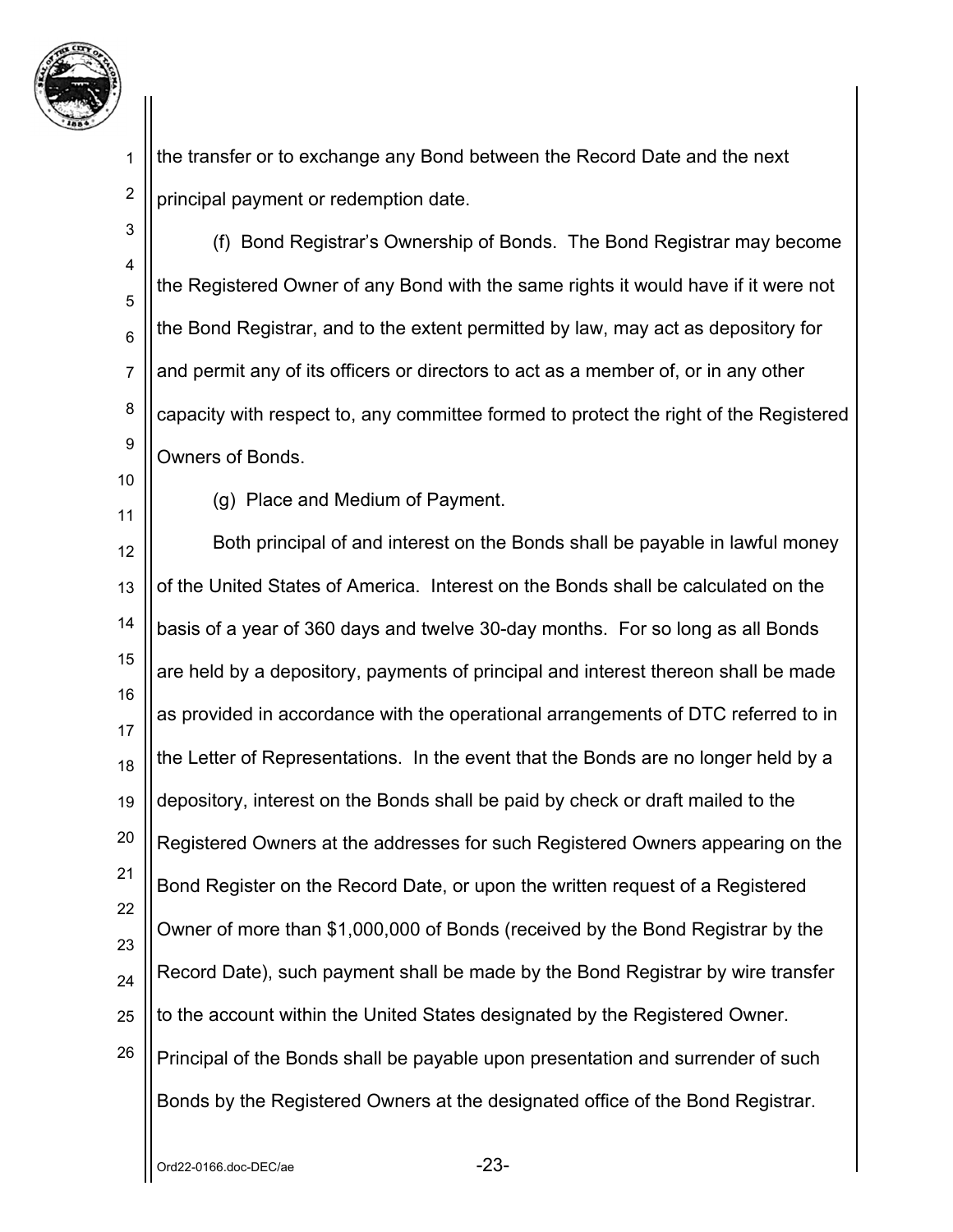the transfer or to exchange any Bond between the Record Date and the next principal payment or redemption date.

(f) Bond Registrar's Ownership of Bonds. The Bond Registrar may become the Registered Owner of any Bond with the same rights it would have if it were not the Bond Registrar, and to the extent permitted by law, may act as depository for and permit any of its officers or directors to act as a member of, or in any other capacity with respect to, any committee formed to protect the right of the Registered Owners of Bonds.

(g) Place and Medium of Payment.

Both principal of and interest on the Bonds shall be payable in lawful money of the United States of America. Interest on the Bonds shall be calculated on the basis of a year of 360 days and twelve 30-day months. For so long as all Bonds are held by a depository, payments of principal and interest thereon shall be made as provided in accordance with the operational arrangements of DTC referred to in the Letter of Representations. In the event that the Bonds are no longer held by a depository, interest on the Bonds shall be paid by check or draft mailed to the Registered Owners at the addresses for such Registered Owners appearing on the Bond Register on the Record Date, or upon the written request of a Registered Owner of more than $1,000,000 of Bonds (received by the Bond Registrar by the Record Date), such payment shall be made by the Bond Registrar by wire transfer to the account within the United States designated by the Registered Owner. Principal of the Bonds shall be payable upon presentation and surrender of such Bonds by the Registered Owners at the designated office of the Bond Registrar.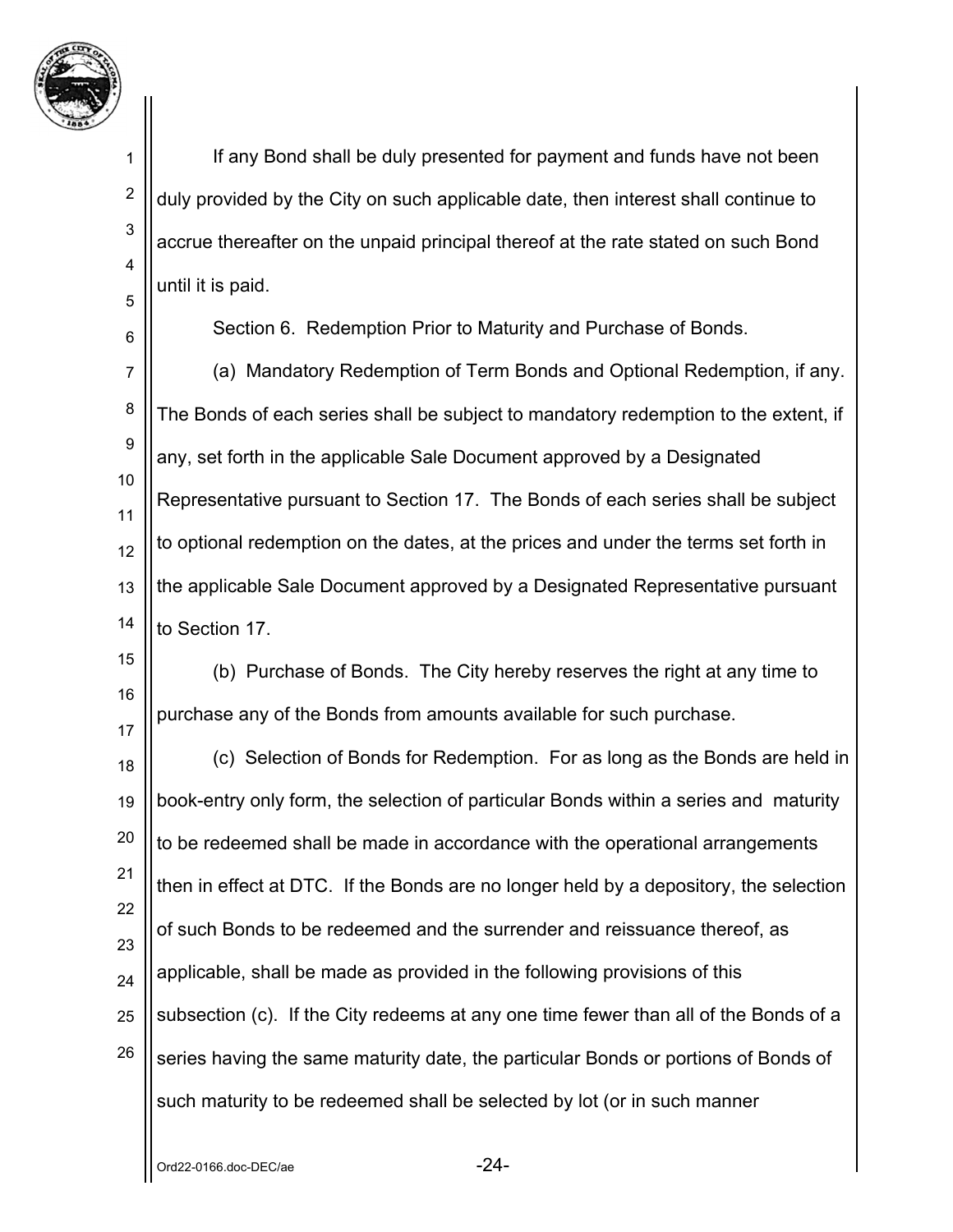If any Bond shall be duly presented for payment and funds have not been duly provided by the City on such applicable date, then interest shall continue to accrue thereafter on the unpaid principal thereof at the rate stated on such Bond until it is paid.

Section 6. Redemption Prior to Maturity and Purchase of Bonds.

(a) Mandatory Redemption of Term Bonds and Optional Redemption, if any. The Bonds of each series shall be subject to mandatory redemption to the extent, if any, set forth in the applicable Sale Document approved by a Designated Representative pursuant to Section 17. The Bonds of each series shall be subject to optional redemption on the dates, at the prices and under the terms set forth in the applicable Sale Document approved by a Designated Representative pursuant to Section 17.

(b) Purchase of Bonds. The City hereby reserves the right at any time to purchase any of the Bonds from amounts available for such purchase.

(c) Selection of Bonds for Redemption. For as long as the Bonds are held in book-entry only form, the selection of particular Bonds within a series and maturity to be redeemed shall be made in accordance with the operational arrangements then in effect at DTC. If the Bonds are no longer held by a depository, the selection of such Bonds to be redeemed and the surrender and reissuance thereof, as applicable, shall be made as provided in the following provisions of this subsection (c). If the City redeems at any one time fewer than all of the Bonds of a series having the same maturity date, the particular Bonds or portions of Bonds of such maturity to be redeemed shall be selected by lot (or in such manner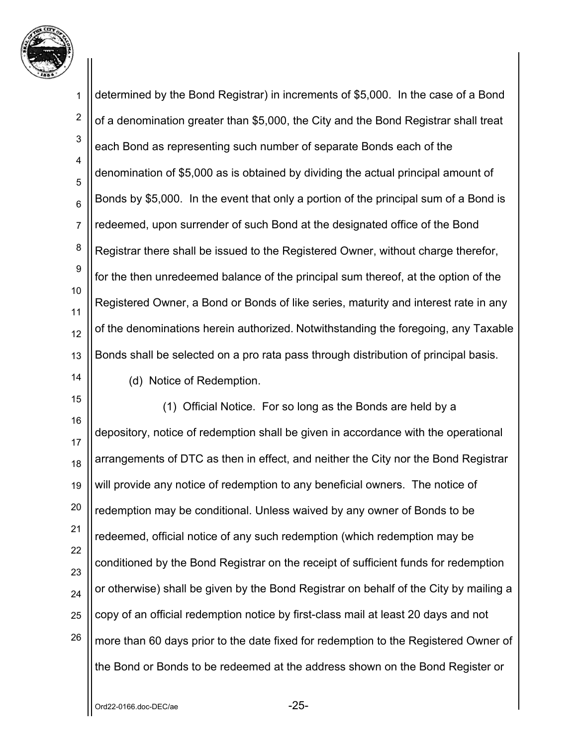determined by the Bond Registrar) in increments of $5,000. In the case of a Bond of a denomination greater than $5,000, the City and the Bond Registrar shall treat each Bond as representing such number of separate Bonds each of the denomination of $5,000 as is obtained by dividing the actual principal amount of Bonds by $5,000. In the event that only a portion of the principal sum of a Bond is redeemed, upon surrender of such Bond at the designated office of the Bond Registrar there shall be issued to the Registered Owner, without charge therefor, for the then unredeemed balance of the principal sum thereof, at the option of the Registered Owner, a Bond or Bonds of like series, maturity and interest rate in any of the denominations herein authorized. Notwithstanding the foregoing, any Taxable Bonds shall be selected on a pro rata pass through distribution of principal basis.

(d) Notice of Redemption.

(1) Official Notice. For so long as the Bonds are held by a depository, notice of redemption shall be given in accordance with the operational arrangements of DTC as then in effect, and neither the City nor the Bond Registrar will provide any notice of redemption to any beneficial owners. The notice of redemption may be conditional. Unless waived by any owner of Bonds to be redeemed, official notice of any such redemption (which redemption may be conditioned by the Bond Registrar on the receipt of sufficient funds for redemption or otherwise) shall be given by the Bond Registrar on behalf of the City by mailing a copy of an official redemption notice by first-class mail at least 20 days and not more than 60 days prior to the date fixed for redemption to the Registered Owner of the Bond or Bonds to be redeemed at the address shown on the Bond Register or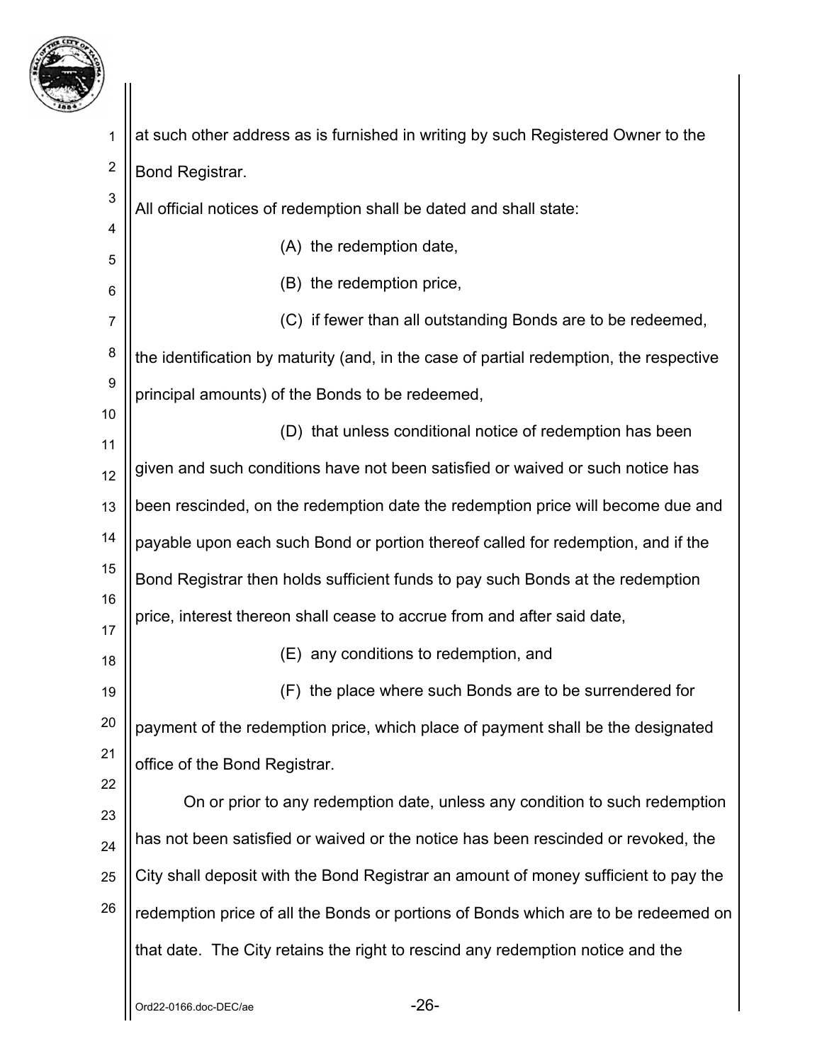at such other address as is furnished in writing by such Registered Owner to the Bond Registrar.

All official notices of redemption shall be dated and shall state:

(A) the redemption date,

(B) the redemption price,

(C) if fewer than all outstanding Bonds are to be redeemed, the identification by maturity (and, in the case of partial redemption, the respective principal amounts) of the Bonds to be redeemed,

(D) that unless conditional notice of redemption has been given and such conditions have not been satisfied or waived or such notice has been rescinded, on the redemption date the redemption price will become due and payable upon each such Bond or portion thereof called for redemption, and if the Bond Registrar then holds sufficient funds to pay such Bonds at the redemption price, interest thereon shall cease to accrue from and after said date,

(E) any conditions to redemption, and

(F) the place where such Bonds are to be surrendered for payment of the redemption price, which place of payment shall be the designated office of the Bond Registrar.

On or prior to any redemption date, unless any condition to such redemption has not been satisfied or waived or the notice has been rescinded or revoked, the City shall deposit with the Bond Registrar an amount of money sufficient to pay the redemption price of all the Bonds or portions of Bonds which are to be redeemed on that date. The City retains the right to rescind any redemption notice and the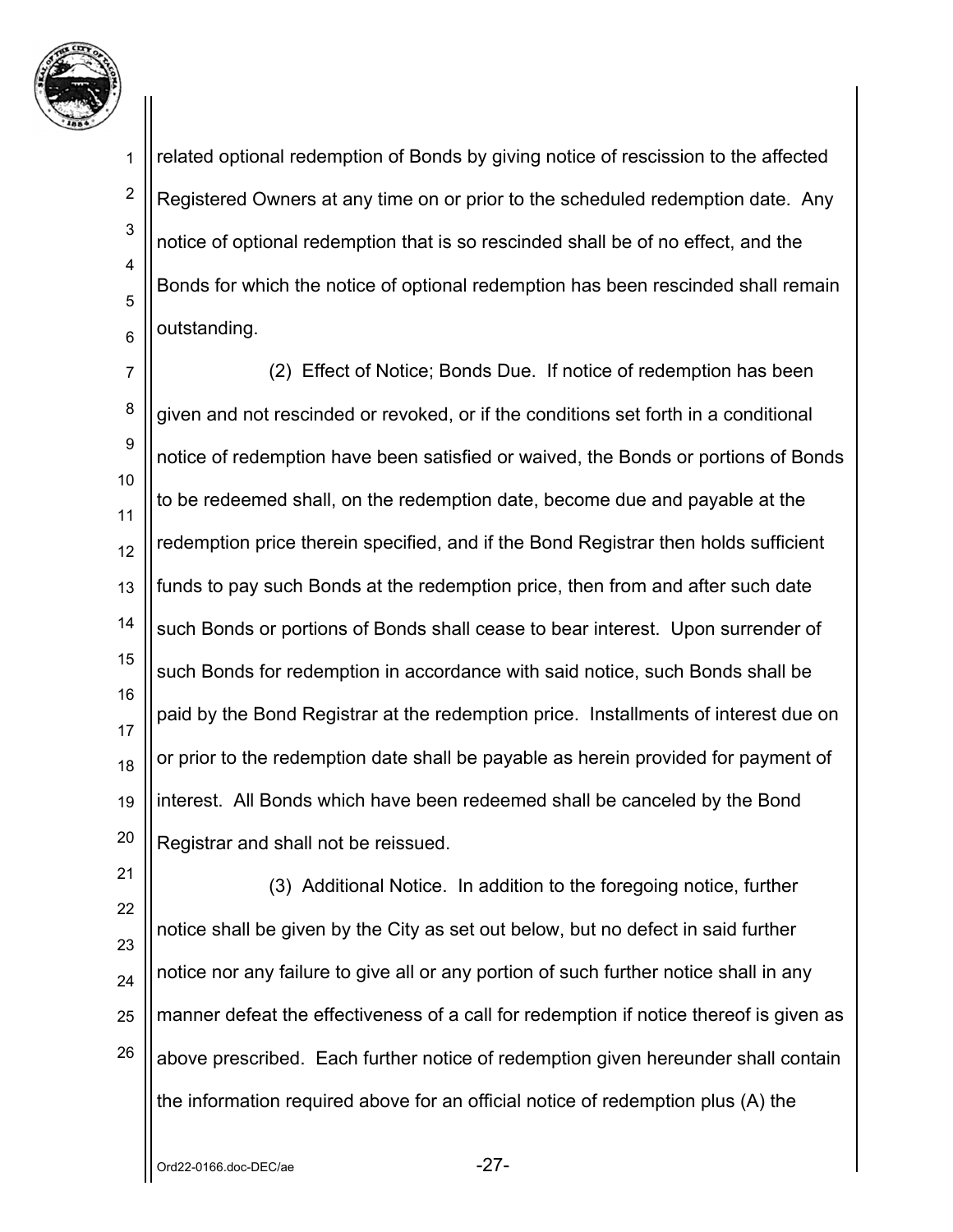related optional redemption of Bonds by giving notice of rescission to the affected Registered Owners at any time on or prior to the scheduled redemption date. Any notice of optional redemption that is so rescinded shall be of no effect, and the Bonds for which the notice of optional redemption has been rescinded shall remain outstanding.

(2) Effect of Notice; Bonds Due. If notice of redemption has been given and not rescinded or revoked, or if the conditions set forth in a conditional notice of redemption have been satisfied or waived, the Bonds or portions of Bonds to be redeemed shall, on the redemption date, become due and payable at the redemption price therein specified, and if the Bond Registrar then holds sufficient funds to pay such Bonds at the redemption price, then from and after such date such Bonds or portions of Bonds shall cease to bear interest. Upon surrender of such Bonds for redemption in accordance with said notice, such Bonds shall be paid by the Bond Registrar at the redemption price. Installments of interest due on or prior to the redemption date shall be payable as herein provided for payment of interest. All Bonds which have been redeemed shall be canceled by the Bond Registrar and shall not be reissued.

(3) Additional Notice. In addition to the foregoing notice, further notice shall be given by the City as set out below, but no defect in said further notice nor any failure to give all or any portion of such further notice shall in any manner defeat the effectiveness of a call for redemption if notice thereof is given as above prescribed. Each further notice of redemption given hereunder shall contain the information required above for an official notice of redemption plus (A) the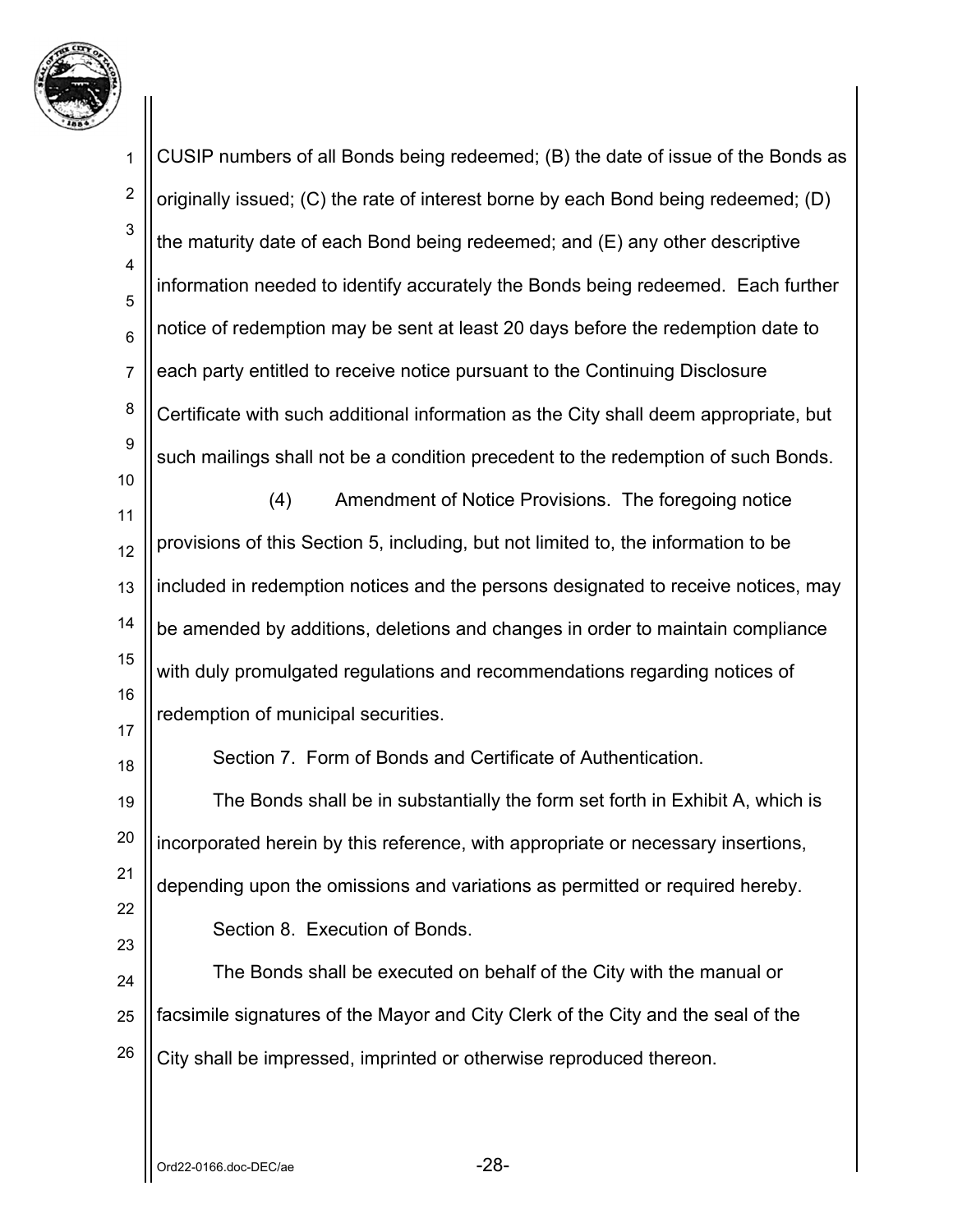CUSIP numbers of all Bonds being redeemed; (B) the date of issue of the Bonds as originally issued; (C) the rate of interest borne by each Bond being redeemed; (D) the maturity date of each Bond being redeemed; and (E) any other descriptive information needed to identify accurately the Bonds being redeemed. Each further notice of redemption may be sent at least 20 days before the redemption date to each party entitled to receive notice pursuant to the Continuing Disclosure Certificate with such additional information as the City shall deem appropriate, but such mailings shall not be a condition precedent to the redemption of such Bonds.

(4) Amendment of Notice Provisions. The foregoing notice provisions of this Section 5, including, but not limited to, the information to be included in redemption notices and the persons designated to receive notices, may be amended by additions, deletions and changes in order to maintain compliance with duly promulgated regulations and recommendations regarding notices of redemption of municipal securities.

Section 7. Form of Bonds and Certificate of Authentication.

The Bonds shall be in substantially the form set forth in Exhibit A, which is incorporated herein by this reference, with appropriate or necessary insertions, depending upon the omissions and variations as permitted or required hereby.

Section 8. Execution of Bonds.

The Bonds shall be executed on behalf of the City with the manual or facsimile signatures of the Mayor and City Clerk of the City and the seal of the City shall be impressed, imprinted or otherwise reproduced thereon.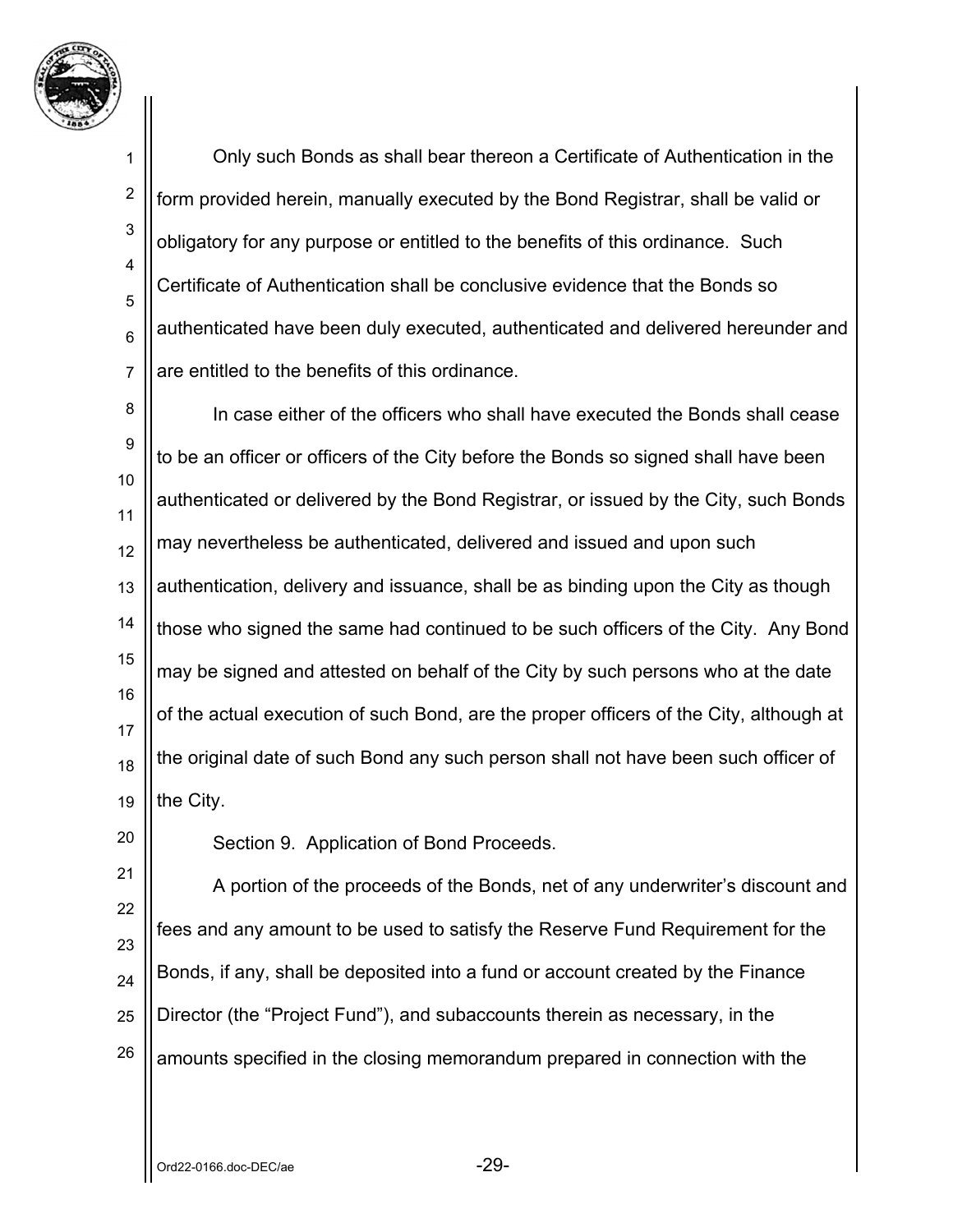Only such Bonds as shall bear thereon a Certificate of Authentication in the form provided herein, manually executed by the Bond Registrar, shall be valid or obligatory for any purpose or entitled to the benefits of this ordinance. Such Certificate of Authentication shall be conclusive evidence that the Bonds so authenticated have been duly executed, authenticated and delivered hereunder and are entitled to the benefits of this ordinance.

In case either of the officers who shall have executed the Bonds shall cease to be an officer or officers of the City before the Bonds so signed shall have been authenticated or delivered by the Bond Registrar, or issued by the City, such Bonds may nevertheless be authenticated, delivered and issued and upon such authentication, delivery and issuance, shall be as binding upon the City as though those who signed the same had continued to be such officers of the City. Any Bond may be signed and attested on behalf of the City by such persons who at the date of the actual execution of such Bond, are the proper officers of the City, although at the original date of such Bond any such person shall not have been such officer of the City.

Section 9. Application of Bond Proceeds.

A portion of the proceeds of the Bonds, net of any underwriter's discount and fees and any amount to be used to satisfy the Reserve Fund Requirement for the Bonds, if any, shall be deposited into a fund or account created by the Finance Director (the "Project Fund"), and subaccounts therein as necessary, in the amounts specified in the closing memorandum prepared in connection with the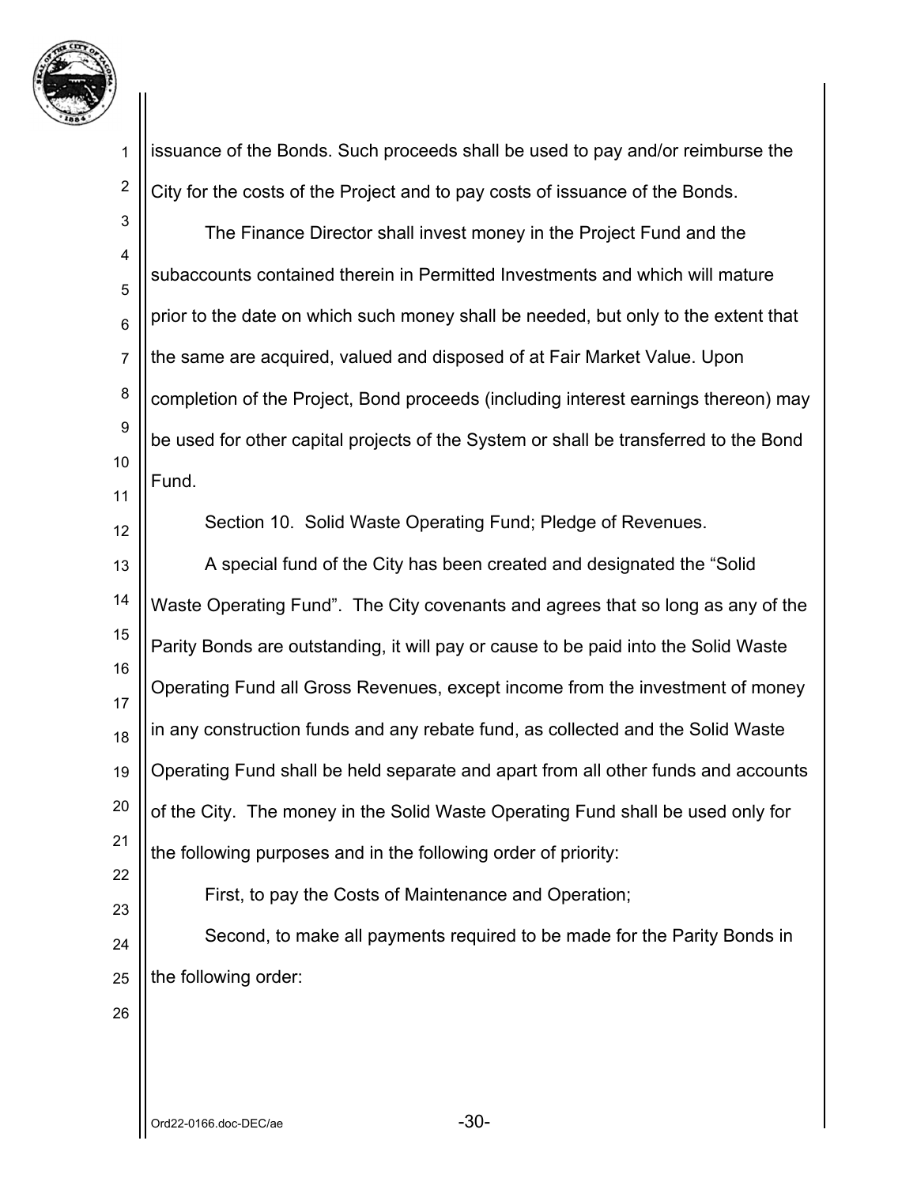issuance of the Bonds. Such proceeds shall be used to pay and/or reimburse the City for the costs of the Project and to pay costs of issuance of the Bonds.

The Finance Director shall invest money in the Project Fund and the subaccounts contained therein in Permitted Investments and which will mature prior to the date on which such money shall be needed, but only to the extent that the same are acquired, valued and disposed of at Fair Market Value. Upon completion of the Project, Bond proceeds (including interest earnings thereon) may be used for other capital projects of the System or shall be transferred to the Bond Fund.

Section 10. Solid Waste Operating Fund; Pledge of Revenues.

A special fund of the City has been created and designated the "Solid Waste Operating Fund". The City covenants and agrees that so long as any of the Parity Bonds are outstanding, it will pay or cause to be paid into the Solid Waste Operating Fund all Gross Revenues, except income from the investment of money in any construction funds and any rebate fund, as collected and the Solid Waste Operating Fund shall be held separate and apart from all other funds and accounts of the City. The money in the Solid Waste Operating Fund shall be used only for the following purposes and in the following order of priority:

First, to pay the Costs of Maintenance and Operation;

Second, to make all payments required to be made for the Parity Bonds in the following order: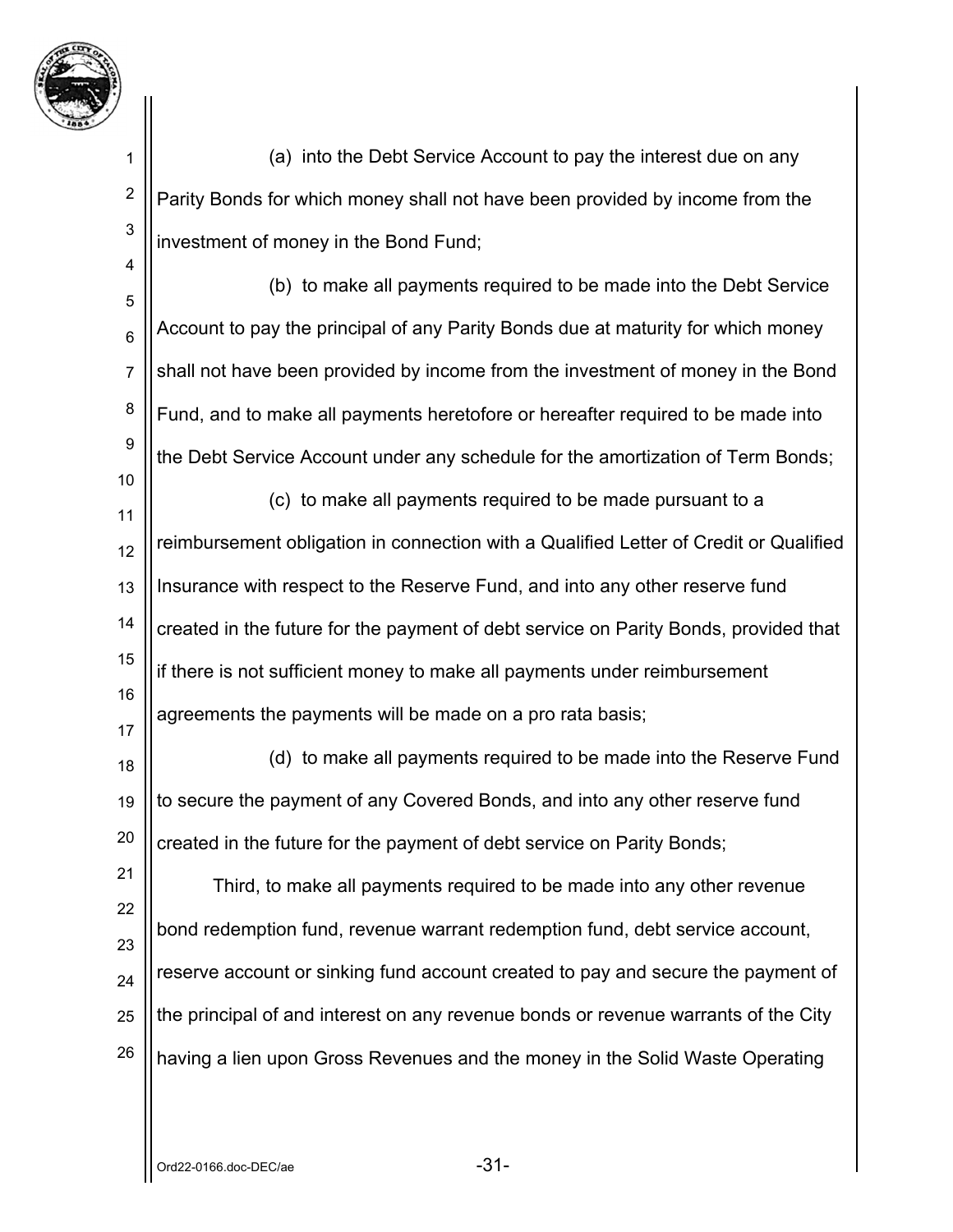(a) into the Debt Service Account to pay the interest due on any Parity Bonds for which money shall not have been provided by income from the investment of money in the Bond Fund;

(b) to make all payments required to be made into the Debt Service Account to pay the principal of any Parity Bonds due at maturity for which money shall not have been provided by income from the investment of money in the Bond Fund, and to make all payments heretofore or hereafter required to be made into the Debt Service Account under any schedule for the amortization of Term Bonds;

(c) to make all payments required to be made pursuant to a reimbursement obligation in connection with a Qualified Letter of Credit or Qualified Insurance with respect to the Reserve Fund, and into any other reserve fund created in the future for the payment of debt service on Parity Bonds, provided that if there is not sufficient money to make all payments under reimbursement agreements the payments will be made on a pro rata basis;

(d) to make all payments required to be made into the Reserve Fund to secure the payment of any Covered Bonds, and into any other reserve fund created in the future for the payment of debt service on Parity Bonds;

Third, to make all payments required to be made into any other revenue bond redemption fund, revenue warrant redemption fund, debt service account, reserve account or sinking fund account created to pay and secure the payment of the principal of and interest on any revenue bonds or revenue warrants of the City having a lien upon Gross Revenues and the money in the Solid Waste Operating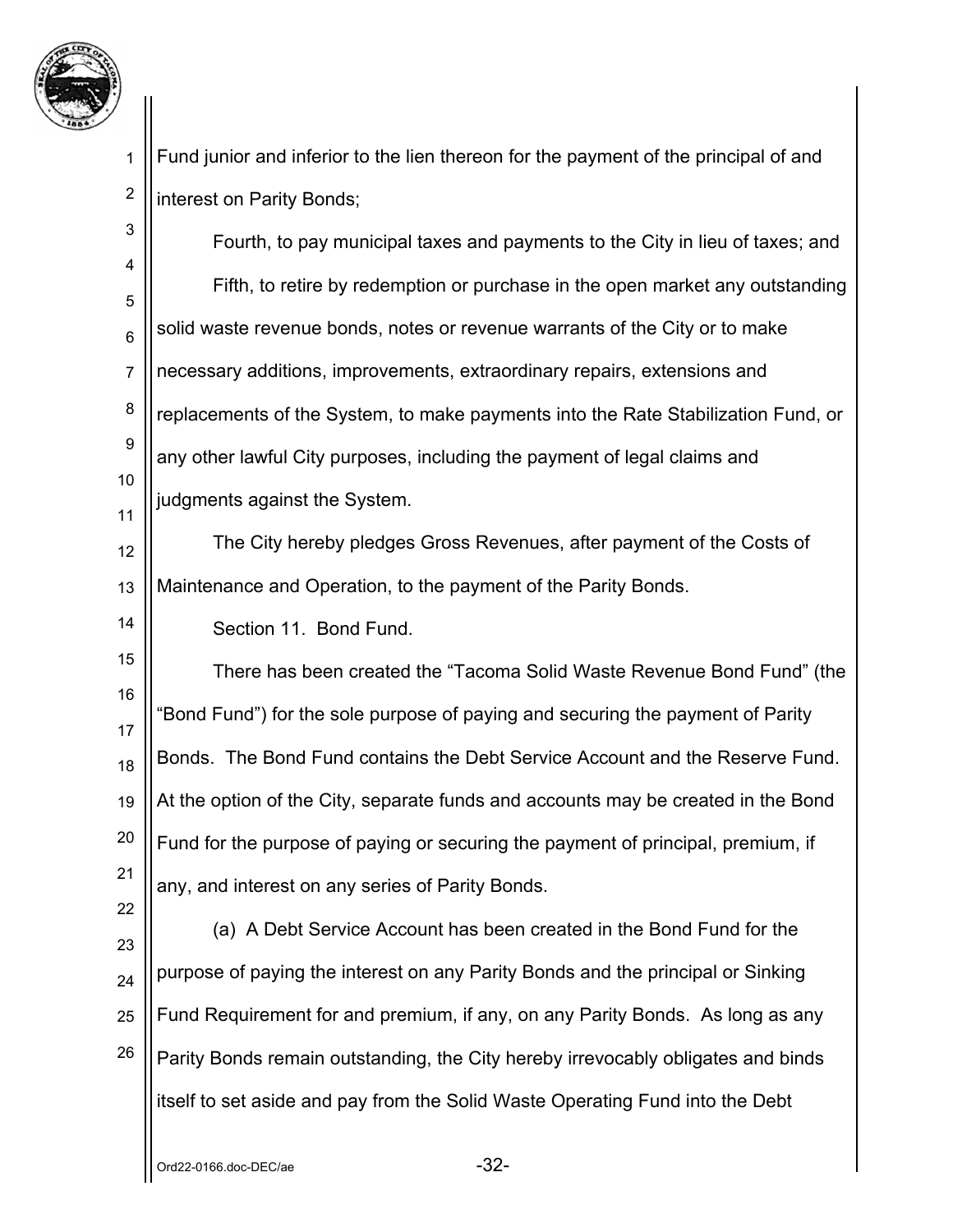Fund junior and inferior to the lien thereon for the payment of the principal of and interest on Parity Bonds;

Fourth, to pay municipal taxes and payments to the City in lieu of taxes; and

Fifth, to retire by redemption or purchase in the open market any outstanding solid waste revenue bonds, notes or revenue warrants of the City or to make necessary additions, improvements, extraordinary repairs, extensions and replacements of the System, to make payments into the Rate Stabilization Fund, or any other lawful City purposes, including the payment of legal claims and judgments against the System.

The City hereby pledges Gross Revenues, after payment of the Costs of Maintenance and Operation, to the payment of the Parity Bonds.

Section 11. Bond Fund.

There has been created the "Tacoma Solid Waste Revenue Bond Fund" (the "Bond Fund") for the sole purpose of paying and securing the payment of Parity Bonds. The Bond Fund contains the Debt Service Account and the Reserve Fund. At the option of the City, separate funds and accounts may be created in the Bond Fund for the purpose of paying or securing the payment of principal, premium, if any, and interest on any series of Parity Bonds.

(a) A Debt Service Account has been created in the Bond Fund for the purpose of paying the interest on any Parity Bonds and the principal or Sinking Fund Requirement for and premium, if any, on any Parity Bonds. As long as any Parity Bonds remain outstanding, the City hereby irrevocably obligates and binds itself to set aside and pay from the Solid Waste Operating Fund into the Debt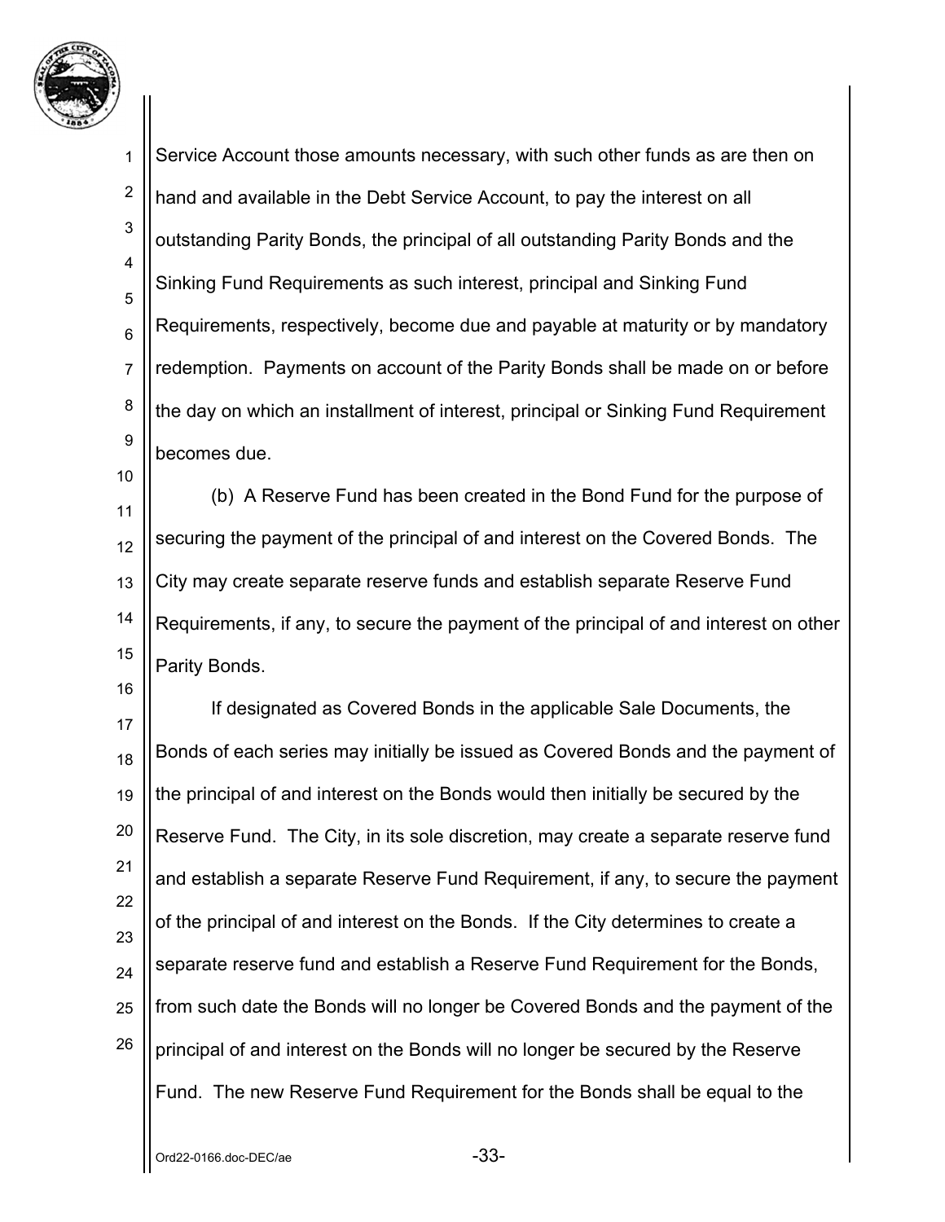Service Account those amounts necessary, with such other funds as are then on hand and available in the Debt Service Account, to pay the interest on all outstanding Parity Bonds, the principal of all outstanding Parity Bonds and the Sinking Fund Requirements as such interest, principal and Sinking Fund Requirements, respectively, become due and payable at maturity or by mandatory redemption. Payments on account of the Parity Bonds shall be made on or before the day on which an installment of interest, principal or Sinking Fund Requirement becomes due.

(b) A Reserve Fund has been created in the Bond Fund for the purpose of securing the payment of the principal of and interest on the Covered Bonds. The City may create separate reserve funds and establish separate Reserve Fund Requirements, if any, to secure the payment of the principal of and interest on other Parity Bonds.

If designated as Covered Bonds in the applicable Sale Documents, the Bonds of each series may initially be issued as Covered Bonds and the payment of the principal of and interest on the Bonds would then initially be secured by the Reserve Fund. The City, in its sole discretion, may create a separate reserve fund and establish a separate Reserve Fund Requirement, if any, to secure the payment of the principal of and interest on the Bonds. If the City determines to create a separate reserve fund and establish a Reserve Fund Requirement for the Bonds, from such date the Bonds will no longer be Covered Bonds and the payment of the principal of and interest on the Bonds will no longer be secured by the Reserve Fund. The new Reserve Fund Requirement for the Bonds shall be equal to the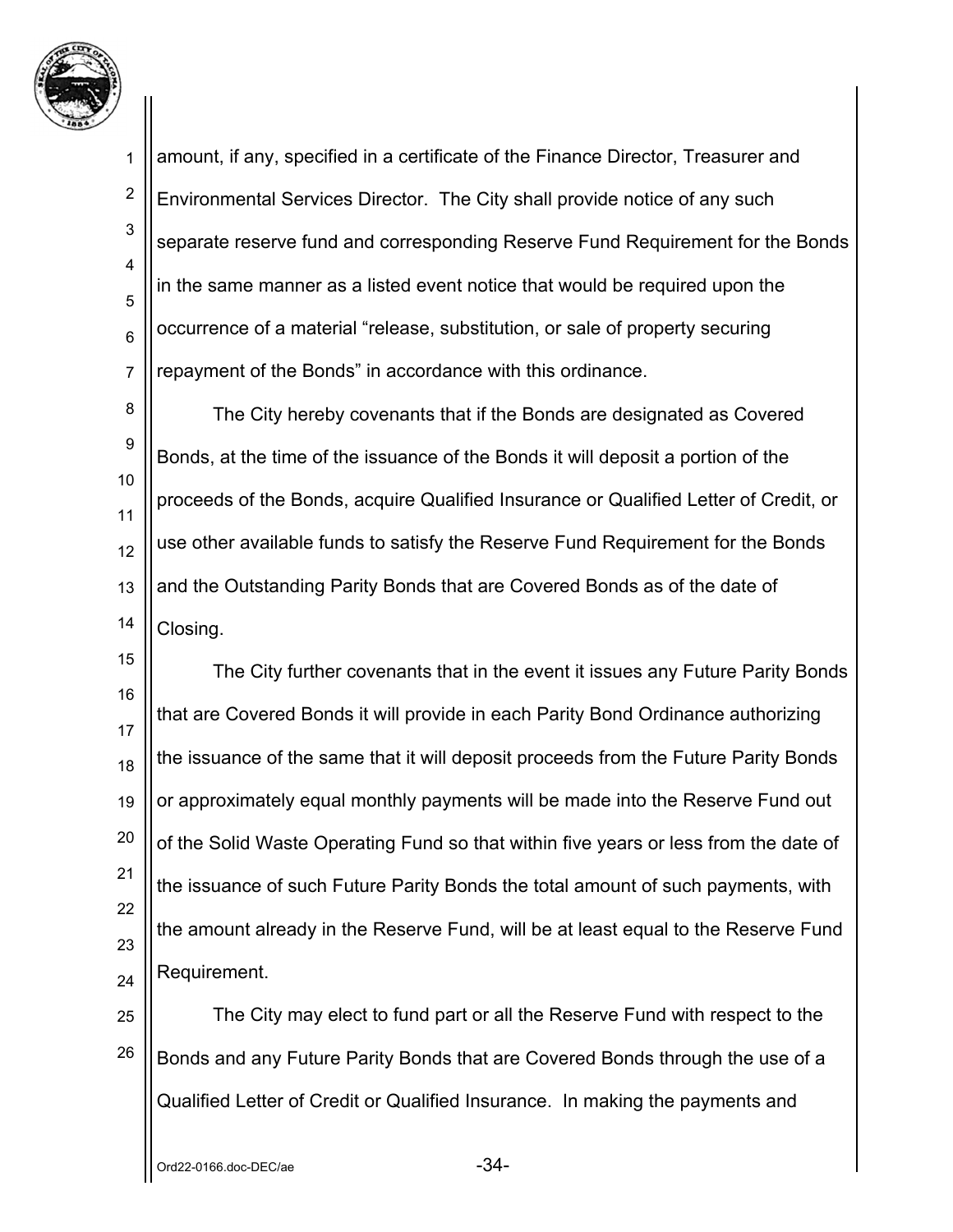amount, if any, specified in a certificate of the Finance Director, Treasurer and Environmental Services Director. The City shall provide notice of any such separate reserve fund and corresponding Reserve Fund Requirement for the Bonds in the same manner as a listed event notice that would be required upon the occurrence of a material "release, substitution, or sale of property securing repayment of the Bonds" in accordance with this ordinance.

The City hereby covenants that if the Bonds are designated as Covered Bonds, at the time of the issuance of the Bonds it will deposit a portion of the proceeds of the Bonds, acquire Qualified Insurance or Qualified Letter of Credit, or use other available funds to satisfy the Reserve Fund Requirement for the Bonds and the Outstanding Parity Bonds that are Covered Bonds as of the date of Closing.

The City further covenants that in the event it issues any Future Parity Bonds that are Covered Bonds it will provide in each Parity Bond Ordinance authorizing the issuance of the same that it will deposit proceeds from the Future Parity Bonds or approximately equal monthly payments will be made into the Reserve Fund out of the Solid Waste Operating Fund so that within five years or less from the date of the issuance of such Future Parity Bonds the total amount of such payments, with the amount already in the Reserve Fund, will be at least equal to the Reserve Fund Requirement.

The City may elect to fund part or all the Reserve Fund with respect to the Bonds and any Future Parity Bonds that are Covered Bonds through the use of a Qualified Letter of Credit or Qualified Insurance. In making the payments and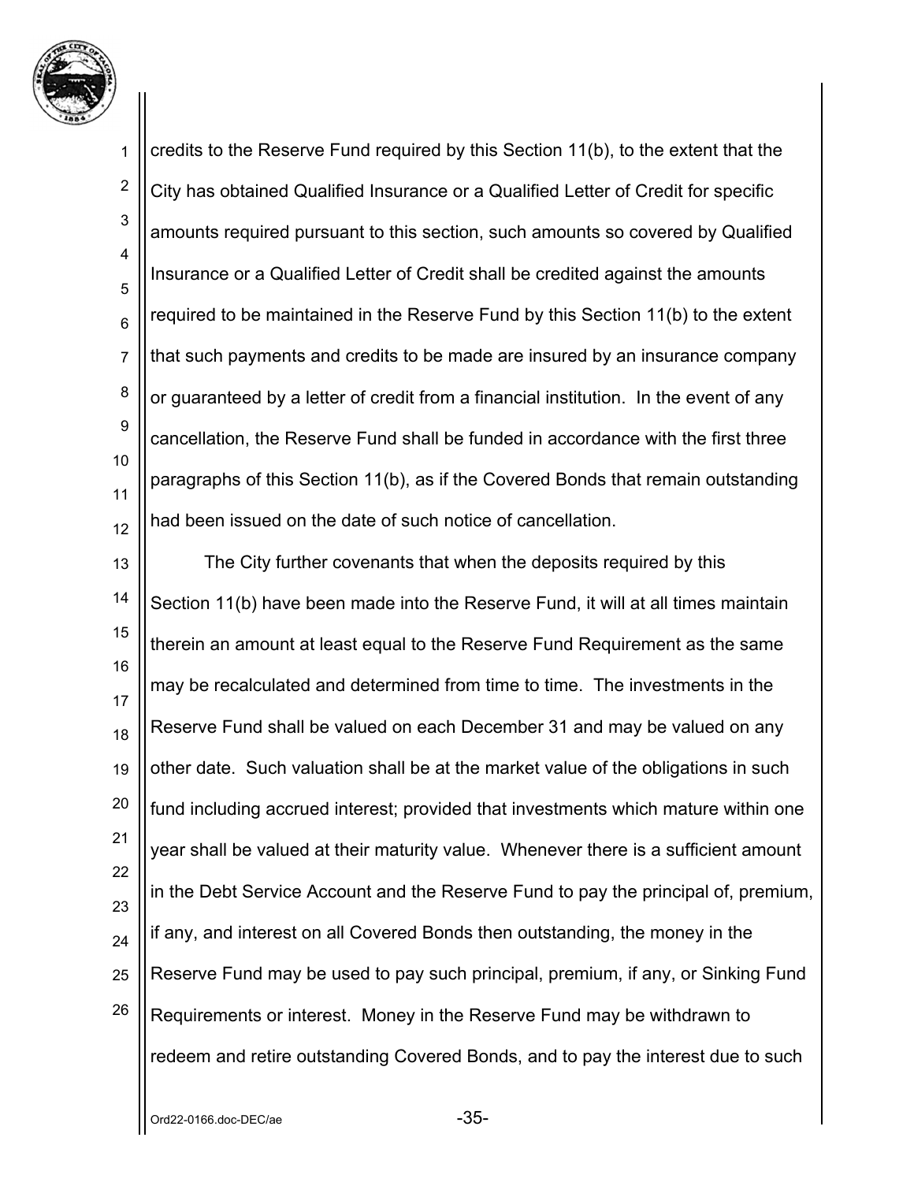credits to the Reserve Fund required by this Section 11(b), to the extent that the City has obtained Qualified Insurance or a Qualified Letter of Credit for specific amounts required pursuant to this section, such amounts so covered by Qualified Insurance or a Qualified Letter of Credit shall be credited against the amounts required to be maintained in the Reserve Fund by this Section 11(b) to the extent that such payments and credits to be made are insured by an insurance company or guaranteed by a letter of credit from a financial institution. In the event of any cancellation, the Reserve Fund shall be funded in accordance with the first three paragraphs of this Section 11(b), as if the Covered Bonds that remain outstanding had been issued on the date of such notice of cancellation.

The City further covenants that when the deposits required by this Section 11(b) have been made into the Reserve Fund, it will at all times maintain therein an amount at least equal to the Reserve Fund Requirement as the same may be recalculated and determined from time to time. The investments in the Reserve Fund shall be valued on each December 31 and may be valued on any other date. Such valuation shall be at the market value of the obligations in such fund including accrued interest; provided that investments which mature within one year shall be valued at their maturity value. Whenever there is a sufficient amount in the Debt Service Account and the Reserve Fund to pay the principal of, premium, if any, and interest on all Covered Bonds then outstanding, the money in the Reserve Fund may be used to pay such principal, premium, if any, or Sinking Fund Requirements or interest. Money in the Reserve Fund may be withdrawn to redeem and retire outstanding Covered Bonds, and to pay the interest due to such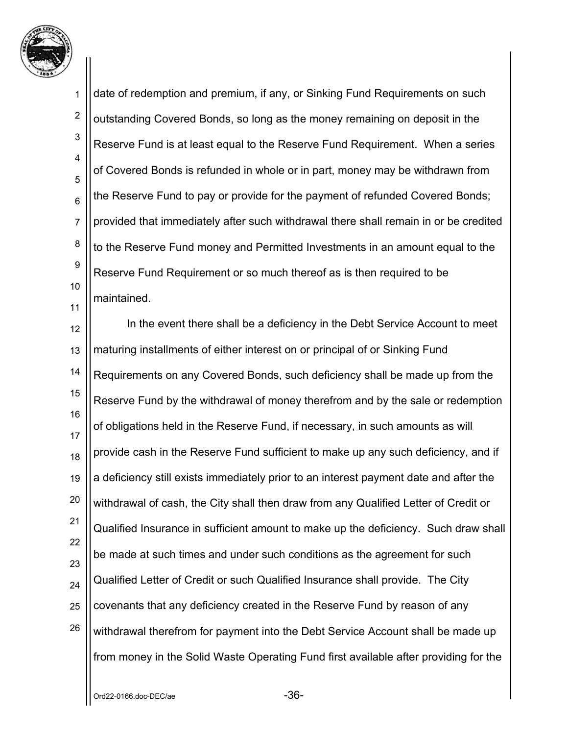date of redemption and premium, if any, or Sinking Fund Requirements on such outstanding Covered Bonds, so long as the money remaining on deposit in the Reserve Fund is at least equal to the Reserve Fund Requirement. When a series of Covered Bonds is refunded in whole or in part, money may be withdrawn from the Reserve Fund to pay or provide for the payment of refunded Covered Bonds; provided that immediately after such withdrawal there shall remain in or be credited to the Reserve Fund money and Permitted Investments in an amount equal to the Reserve Fund Requirement or so much thereof as is then required to be maintained.

In the event there shall be a deficiency in the Debt Service Account to meet maturing installments of either interest on or principal of or Sinking Fund Requirements on any Covered Bonds, such deficiency shall be made up from the Reserve Fund by the withdrawal of money therefrom and by the sale or redemption of obligations held in the Reserve Fund, if necessary, in such amounts as will provide cash in the Reserve Fund sufficient to make up any such deficiency, and if a deficiency still exists immediately prior to an interest payment date and after the withdrawal of cash, the City shall then draw from any Qualified Letter of Credit or Qualified Insurance in sufficient amount to make up the deficiency. Such draw shall be made at such times and under such conditions as the agreement for such Qualified Letter of Credit or such Qualified Insurance shall provide. The City covenants that any deficiency created in the Reserve Fund by reason of any withdrawal therefrom for payment into the Debt Service Account shall be made up from money in the Solid Waste Operating Fund first available after providing for the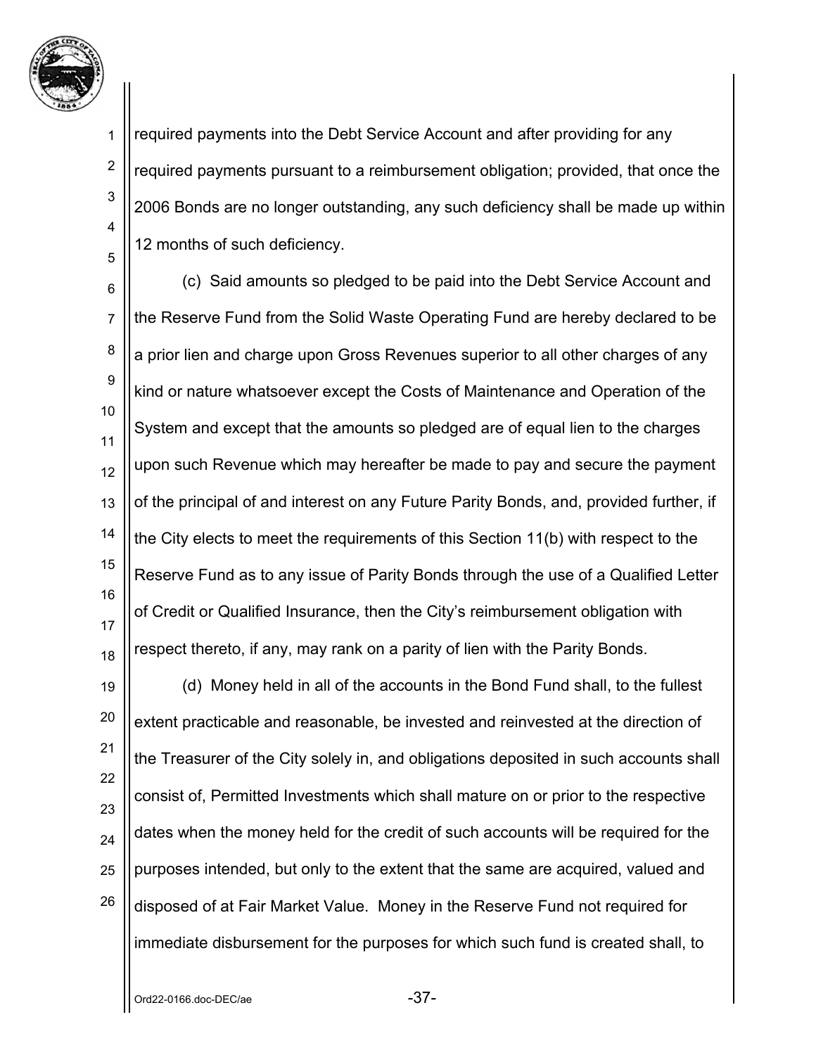required payments into the Debt Service Account and after providing for any required payments pursuant to a reimbursement obligation; provided, that once the 2006 Bonds are no longer outstanding, any such deficiency shall be made up within 12 months of such deficiency.

(c) Said amounts so pledged to be paid into the Debt Service Account and the Reserve Fund from the Solid Waste Operating Fund are hereby declared to be a prior lien and charge upon Gross Revenues superior to all other charges of any kind or nature whatsoever except the Costs of Maintenance and Operation of the System and except that the amounts so pledged are of equal lien to the charges upon such Revenue which may hereafter be made to pay and secure the payment of the principal of and interest on any Future Parity Bonds, and, provided further, if the City elects to meet the requirements of this Section 11(b) with respect to the Reserve Fund as to any issue of Parity Bonds through the use of a Qualified Letter of Credit or Qualified Insurance, then the City's reimbursement obligation with respect thereto, if any, may rank on a parity of lien with the Parity Bonds.

(d) Money held in all of the accounts in the Bond Fund shall, to the fullest extent practicable and reasonable, be invested and reinvested at the direction of the Treasurer of the City solely in, and obligations deposited in such accounts shall consist of, Permitted Investments which shall mature on or prior to the respective dates when the money held for the credit of such accounts will be required for the purposes intended, but only to the extent that the same are acquired, valued and disposed of at Fair Market Value. Money in the Reserve Fund not required for immediate disbursement for the purposes for which such fund is created shall, to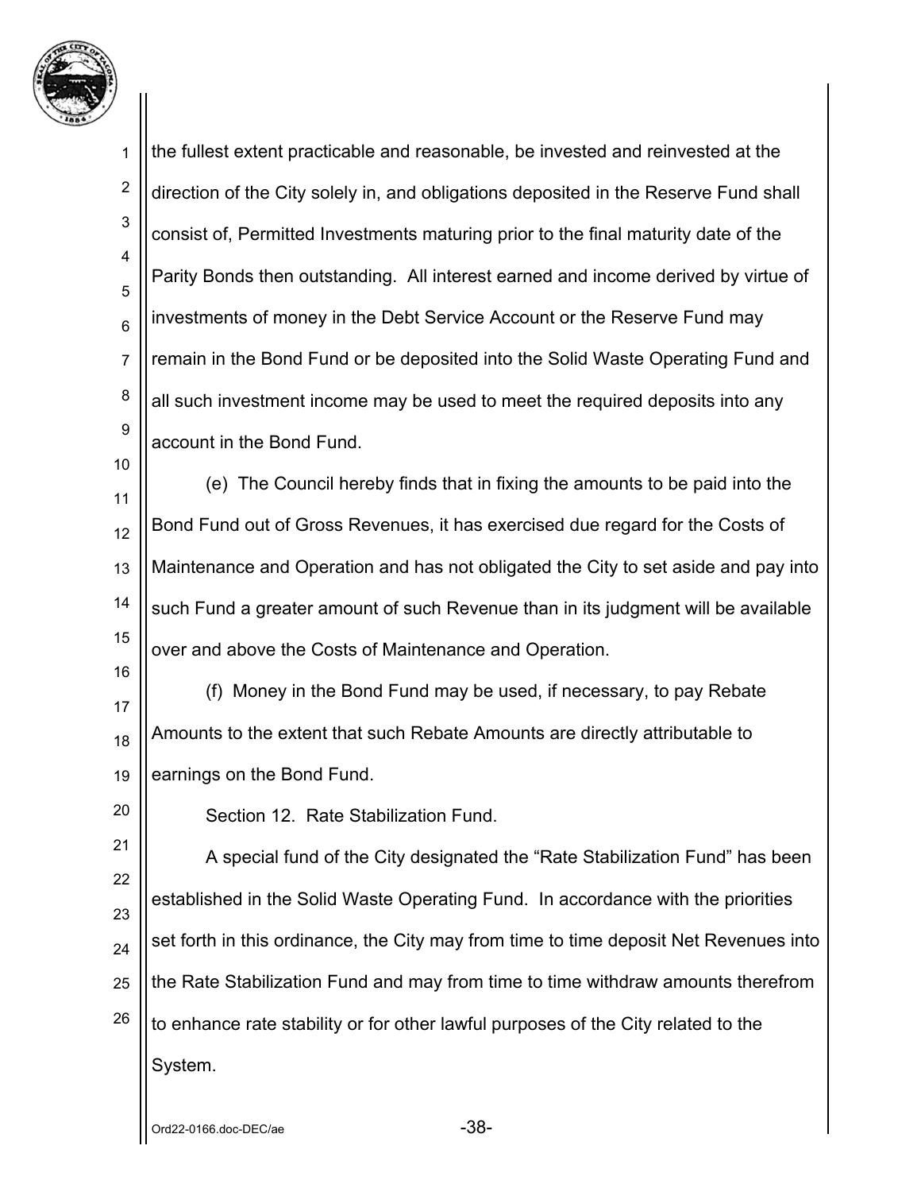the fullest extent practicable and reasonable, be invested and reinvested at the direction of the City solely in, and obligations deposited in the Reserve Fund shall consist of, Permitted Investments maturing prior to the final maturity date of the Parity Bonds then outstanding. All interest earned and income derived by virtue of investments of money in the Debt Service Account or the Reserve Fund may remain in the Bond Fund or be deposited into the Solid Waste Operating Fund and all such investment income may be used to meet the required deposits into any account in the Bond Fund.

(e) The Council hereby finds that in fixing the amounts to be paid into the Bond Fund out of Gross Revenues, it has exercised due regard for the Costs of Maintenance and Operation and has not obligated the City to set aside and pay into such Fund a greater amount of such Revenue than in its judgment will be available over and above the Costs of Maintenance and Operation.

(f) Money in the Bond Fund may be used, if necessary, to pay Rebate Amounts to the extent that such Rebate Amounts are directly attributable to earnings on the Bond Fund.

Section 12. Rate Stabilization Fund.

A special fund of the City designated the "Rate Stabilization Fund" has been established in the Solid Waste Operating Fund. In accordance with the priorities set forth in this ordinance, the City may from time to time deposit Net Revenues into the Rate Stabilization Fund and may from time to time withdraw amounts therefrom to enhance rate stability or for other lawful purposes of the City related to the System.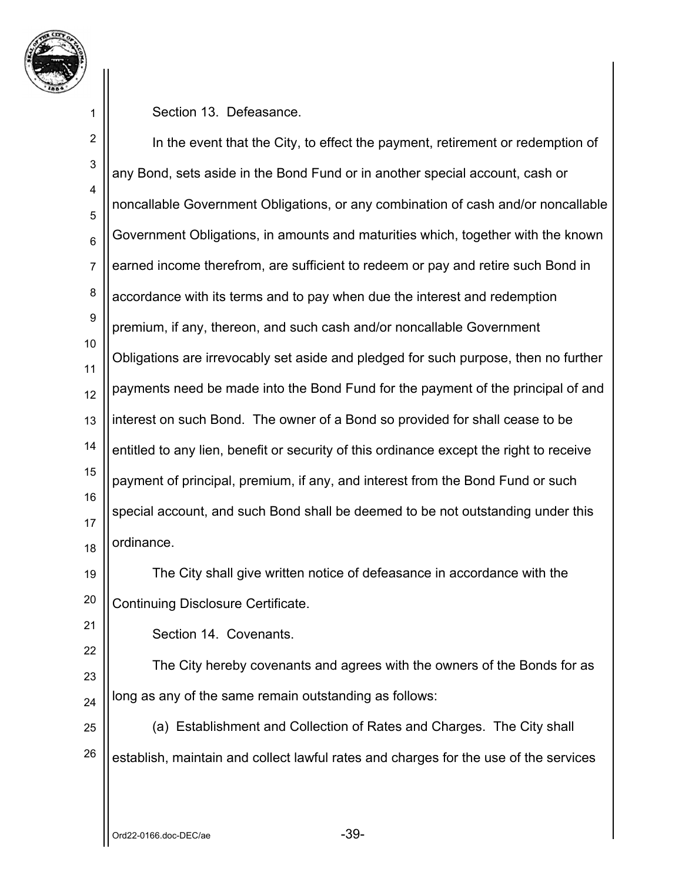Section 13. Defeasance.

In the event that the City, to effect the payment, retirement or redemption of any Bond, sets aside in the Bond Fund or in another special account, cash or noncallable Government Obligations, or any combination of cash and/or noncallable Government Obligations, in amounts and maturities which, together with the known earned income therefrom, are sufficient to redeem or pay and retire such Bond in accordance with its terms and to pay when due the interest and redemption premium, if any, thereon, and such cash and/or noncallable Government Obligations are irrevocably set aside and pledged for such purpose, then no further payments need be made into the Bond Fund for the payment of the principal of and interest on such Bond. The owner of a Bond so provided for shall cease to be entitled to any lien, benefit or security of this ordinance except the right to receive payment of principal, premium, if any, and interest from the Bond Fund or such special account, and such Bond shall be deemed to be not outstanding under this ordinance.

The City shall give written notice of defeasance in accordance with the Continuing Disclosure Certificate.

Section 14. Covenants.

The City hereby covenants and agrees with the owners of the Bonds for as long as any of the same remain outstanding as follows:

(a) Establishment and Collection of Rates and Charges. The City shall establish, maintain and collect lawful rates and charges for the use of the services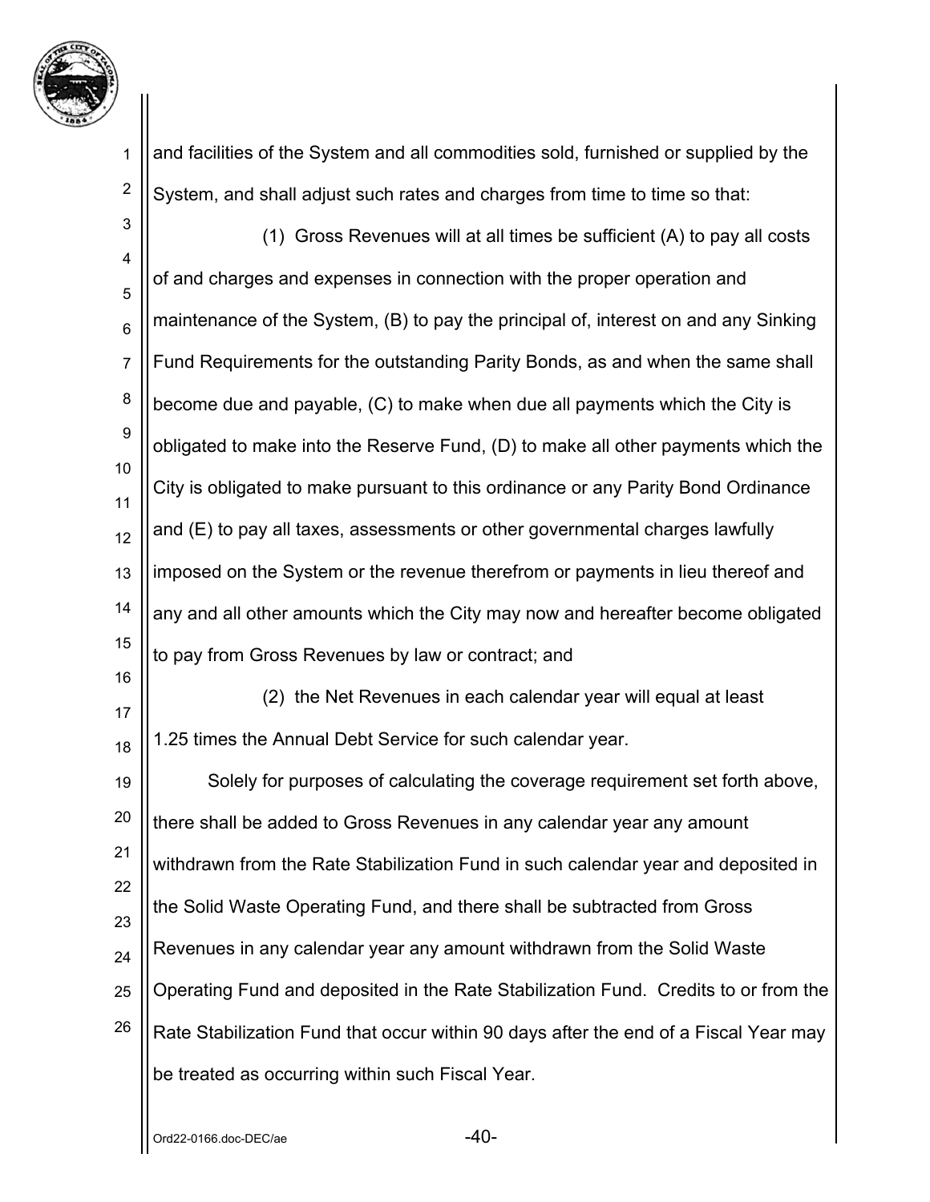and facilities of the System and all commodities sold, furnished or supplied by the System, and shall adjust such rates and charges from time to time so that:

(1) Gross Revenues will at all times be sufficient (A) to pay all costs of and charges and expenses in connection with the proper operation and maintenance of the System, (B) to pay the principal of, interest on and any Sinking Fund Requirements for the outstanding Parity Bonds, as and when the same shall become due and payable, (C) to make when due all payments which the City is obligated to make into the Reserve Fund, (D) to make all other payments which the City is obligated to make pursuant to this ordinance or any Parity Bond Ordinance and (E) to pay all taxes, assessments or other governmental charges lawfully imposed on the System or the revenue therefrom or payments in lieu thereof and any and all other amounts which the City may now and hereafter become obligated to pay from Gross Revenues by law or contract; and

(2) the Net Revenues in each calendar year will equal at least 1.25 times the Annual Debt Service for such calendar year.

Solely for purposes of calculating the coverage requirement set forth above, there shall be added to Gross Revenues in any calendar year any amount withdrawn from the Rate Stabilization Fund in such calendar year and deposited in the Solid Waste Operating Fund, and there shall be subtracted from Gross Revenues in any calendar year any amount withdrawn from the Solid Waste Operating Fund and deposited in the Rate Stabilization Fund. Credits to or from the Rate Stabilization Fund that occur within 90 days after the end of a Fiscal Year may be treated as occurring within such Fiscal Year.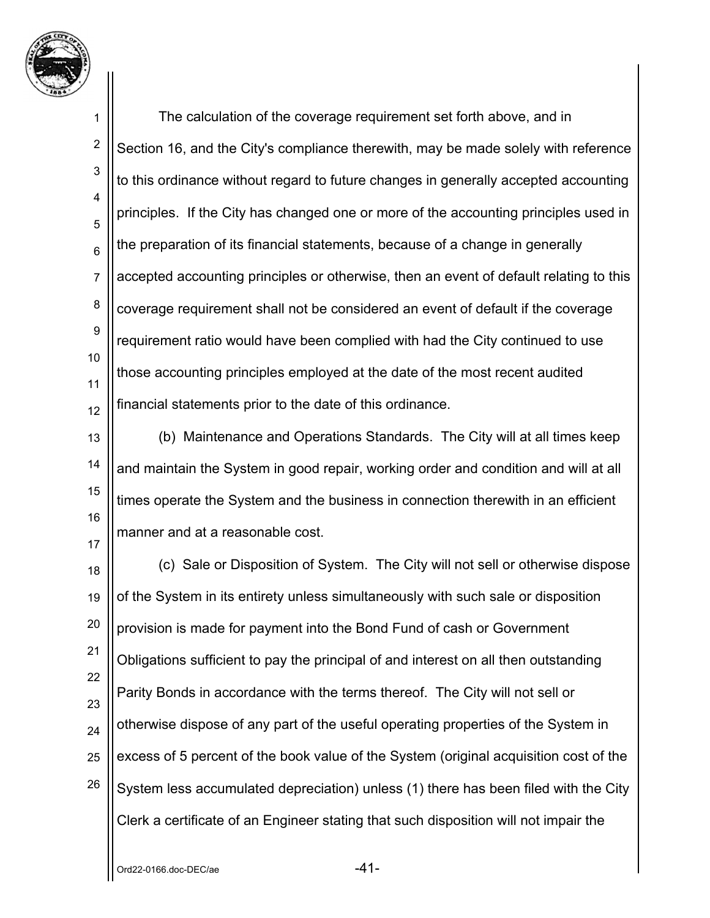The calculation of the coverage requirement set forth above, and in Section 16, and the City's compliance therewith, may be made solely with reference to this ordinance without regard to future changes in generally accepted accounting principles. If the City has changed one or more of the accounting principles used in the preparation of its financial statements, because of a change in generally accepted accounting principles or otherwise, then an event of default relating to this coverage requirement shall not be considered an event of default if the coverage requirement ratio would have been complied with had the City continued to use those accounting principles employed at the date of the most recent audited financial statements prior to the date of this ordinance.

(b) Maintenance and Operations Standards. The City will at all times keep and maintain the System in good repair, working order and condition and will at all times operate the System and the business in connection therewith in an efficient manner and at a reasonable cost.

(c) Sale or Disposition of System. The City will not sell or otherwise dispose of the System in its entirety unless simultaneously with such sale or disposition provision is made for payment into the Bond Fund of cash or Government Obligations sufficient to pay the principal of and interest on all then outstanding Parity Bonds in accordance with the terms thereof. The City will not sell or otherwise dispose of any part of the useful operating properties of the System in excess of 5 percent of the book value of the System (original acquisition cost of the System less accumulated depreciation) unless (1) there has been filed with the City Clerk a certificate of an Engineer stating that such disposition will not impair the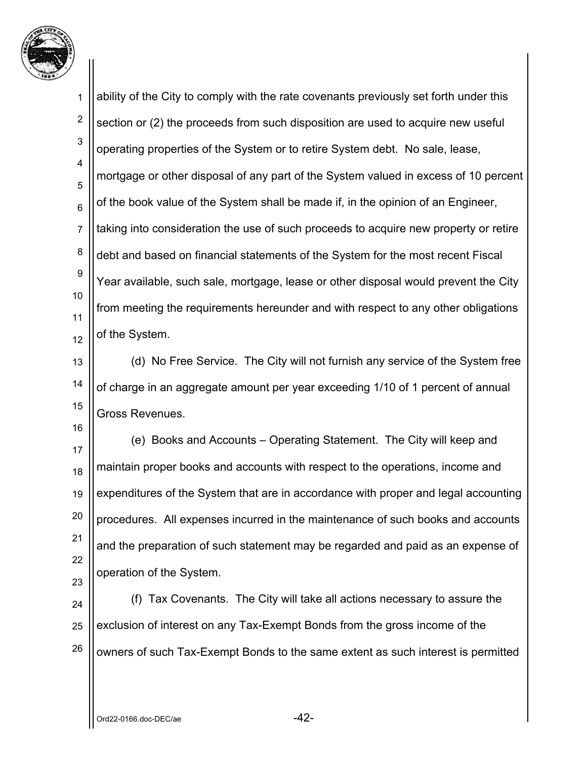ability of the City to comply with the rate covenants previously set forth under this section or (2) the proceeds from such disposition are used to acquire new useful operating properties of the System or to retire System debt. No sale, lease, mortgage or other disposal of any part of the System valued in excess of 10 percent of the book value of the System shall be made if, in the opinion of an Engineer, taking into consideration the use of such proceeds to acquire new property or retire debt and based on financial statements of the System for the most recent Fiscal Year available, such sale, mortgage, lease or other disposal would prevent the City from meeting the requirements hereunder and with respect to any other obligations of the System.

(d) No Free Service. The City will not furnish any service of the System free of charge in an aggregate amount per year exceeding 1/10 of 1 percent of annual Gross Revenues.

(e) Books and Accounts – Operating Statement. The City will keep and maintain proper books and accounts with respect to the operations, income and expenditures of the System that are in accordance with proper and legal accounting procedures. All expenses incurred in the maintenance of such books and accounts and the preparation of such statement may be regarded and paid as an expense of operation of the System.

(f) Tax Covenants. The City will take all actions necessary to assure the exclusion of interest on any Tax-Exempt Bonds from the gross income of the owners of such Tax-Exempt Bonds to the same extent as such interest is permitted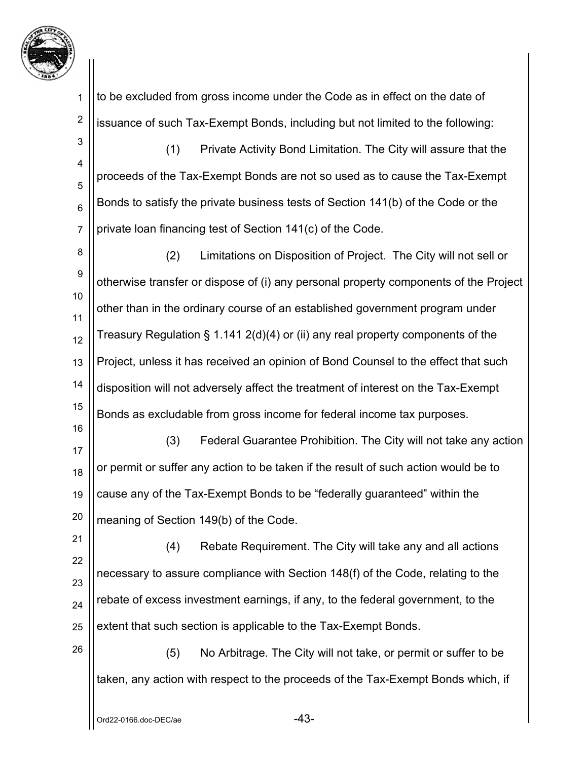to be excluded from gross income under the Code as in effect on the date of issuance of such Tax-Exempt Bonds, including but not limited to the following:

(1) Private Activity Bond Limitation. The City will assure that the proceeds of the Tax-Exempt Bonds are not so used as to cause the Tax-Exempt Bonds to satisfy the private business tests of Section 141(b) of the Code or the private loan financing test of Section 141(c) of the Code.

(2) Limitations on Disposition of Project. The City will not sell or otherwise transfer or dispose of (i) any personal property components of the Project other than in the ordinary course of an established government program under Treasury Regulation § 1.141 2(d)(4) or (ii) any real property components of the Project, unless it has received an opinion of Bond Counsel to the effect that such disposition will not adversely affect the treatment of interest on the Tax-Exempt Bonds as excludable from gross income for federal income tax purposes.

(3) Federal Guarantee Prohibition. The City will not take any action or permit or suffer any action to be taken if the result of such action would be to cause any of the Tax-Exempt Bonds to be "federally guaranteed" within the meaning of Section 149(b) of the Code.

(4) Rebate Requirement. The City will take any and all actions necessary to assure compliance with Section 148(f) of the Code, relating to the rebate of excess investment earnings, if any, to the federal government, to the extent that such section is applicable to the Tax-Exempt Bonds.

(5) No Arbitrage. The City will not take, or permit or suffer to be taken, any action with respect to the proceeds of the Tax-Exempt Bonds which, if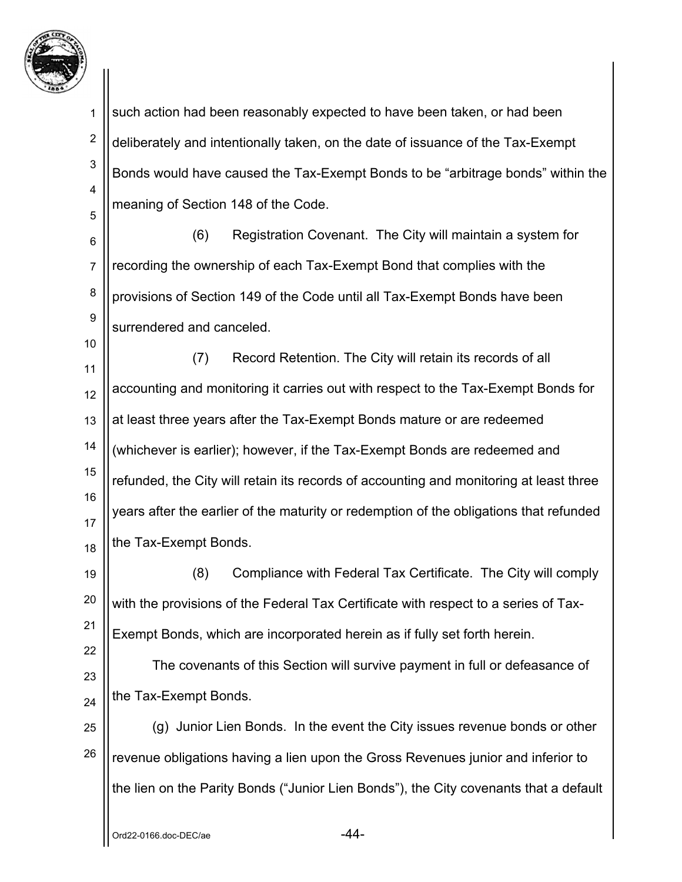such action had been reasonably expected to have been taken, or had been deliberately and intentionally taken, on the date of issuance of the Tax-Exempt Bonds would have caused the Tax-Exempt Bonds to be "arbitrage bonds" within the meaning of Section 148 of the Code.

(6) Registration Covenant. The City will maintain a system for recording the ownership of each Tax-Exempt Bond that complies with the provisions of Section 149 of the Code until all Tax-Exempt Bonds have been surrendered and canceled.

(7) Record Retention. The City will retain its records of all accounting and monitoring it carries out with respect to the Tax-Exempt Bonds for at least three years after the Tax-Exempt Bonds mature or are redeemed (whichever is earlier); however, if the Tax-Exempt Bonds are redeemed and refunded, the City will retain its records of accounting and monitoring at least three years after the earlier of the maturity or redemption of the obligations that refunded the Tax-Exempt Bonds.

(8) Compliance with Federal Tax Certificate. The City will comply with the provisions of the Federal Tax Certificate with respect to a series of Tax-Exempt Bonds, which are incorporated herein as if fully set forth herein.

The covenants of this Section will survive payment in full or defeasance of the Tax-Exempt Bonds.

(g) Junior Lien Bonds. In the event the City issues revenue bonds or other revenue obligations having a lien upon the Gross Revenues junior and inferior to the lien on the Parity Bonds ("Junior Lien Bonds"), the City covenants that a default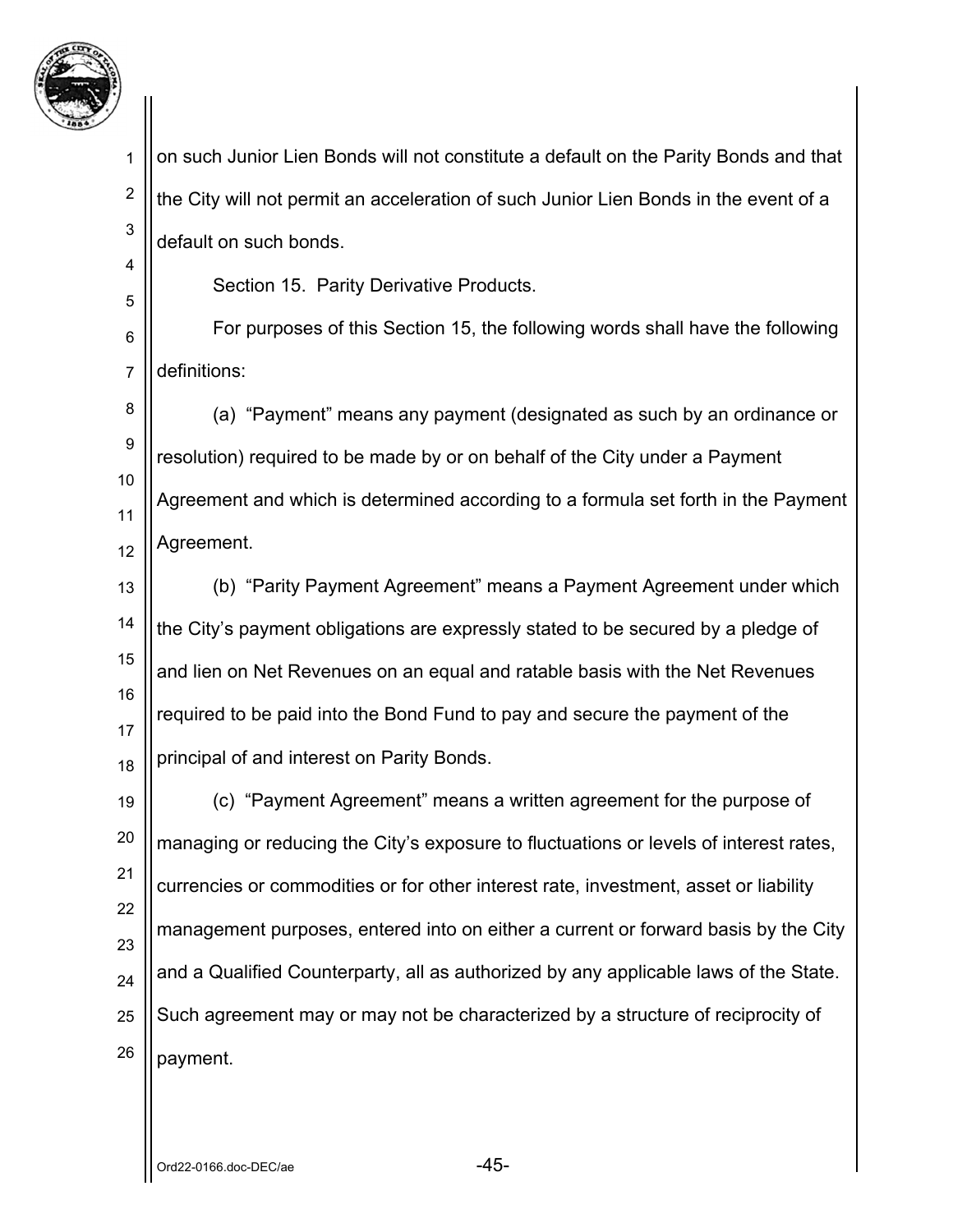on such Junior Lien Bonds will not constitute a default on the Parity Bonds and that the City will not permit an acceleration of such Junior Lien Bonds in the event of a default on such bonds.

Section 15. Parity Derivative Products.

For purposes of this Section 15, the following words shall have the following definitions:

(a) "Payment" means any payment (designated as such by an ordinance or resolution) required to be made by or on behalf of the City under a Payment Agreement and which is determined according to a formula set forth in the Payment Agreement.

(b) "Parity Payment Agreement" means a Payment Agreement under which the City's payment obligations are expressly stated to be secured by a pledge of and lien on Net Revenues on an equal and ratable basis with the Net Revenues required to be paid into the Bond Fund to pay and secure the payment of the principal of and interest on Parity Bonds.

(c) "Payment Agreement" means a written agreement for the purpose of managing or reducing the City's exposure to fluctuations or levels of interest rates, currencies or commodities or for other interest rate, investment, asset or liability management purposes, entered into on either a current or forward basis by the City and a Qualified Counterparty, all as authorized by any applicable laws of the State. Such agreement may or may not be characterized by a structure of reciprocity of payment.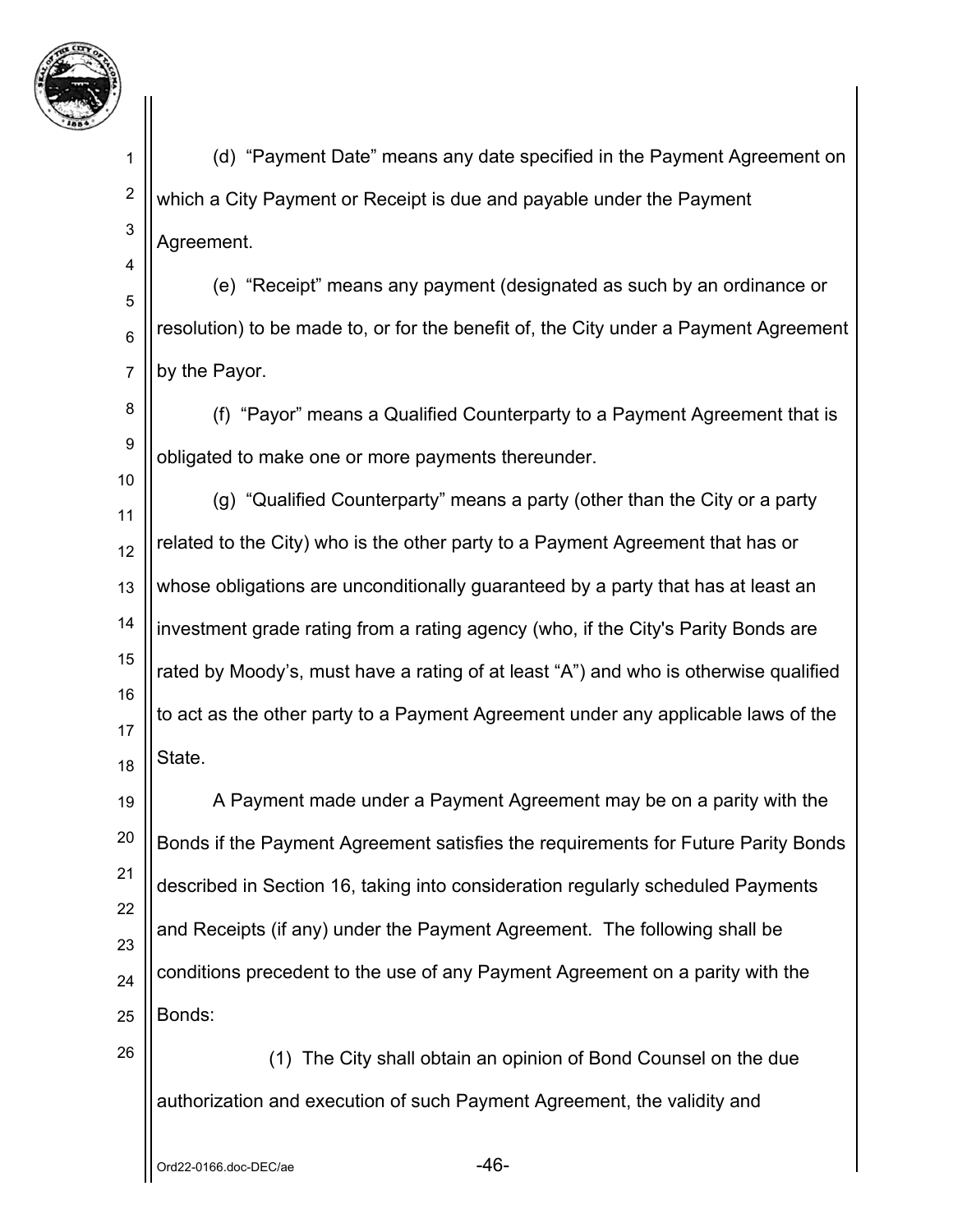(d) “Payment Date” means any date specified in the Payment Agreement on which a City Payment or Receipt is due and payable under the Payment Agreement.

(e) “Receipt” means any payment (designated as such by an ordinance or resolution) to be made to, or for the benefit of, the City under a Payment Agreement by the Payor.

(f) “Payor” means a Qualified Counterparty to a Payment Agreement that is obligated to make one or more payments thereunder.

(g) “Qualified Counterparty” means a party (other than the City or a party related to the City) who is the other party to a Payment Agreement that has or whose obligations are unconditionally guaranteed by a party that has at least an investment grade rating from a rating agency (who, if the City's Parity Bonds are rated by Moody’s, must have a rating of at least “A”) and who is otherwise qualified to act as the other party to a Payment Agreement under any applicable laws of the State.

A Payment made under a Payment Agreement may be on a parity with the Bonds if the Payment Agreement satisfies the requirements for Future Parity Bonds described in Section 16, taking into consideration regularly scheduled Payments and Receipts (if any) under the Payment Agreement. The following shall be conditions precedent to the use of any Payment Agreement on a parity with the Bonds:

(1) The City shall obtain an opinion of Bond Counsel on the due authorization and execution of such Payment Agreement, the validity and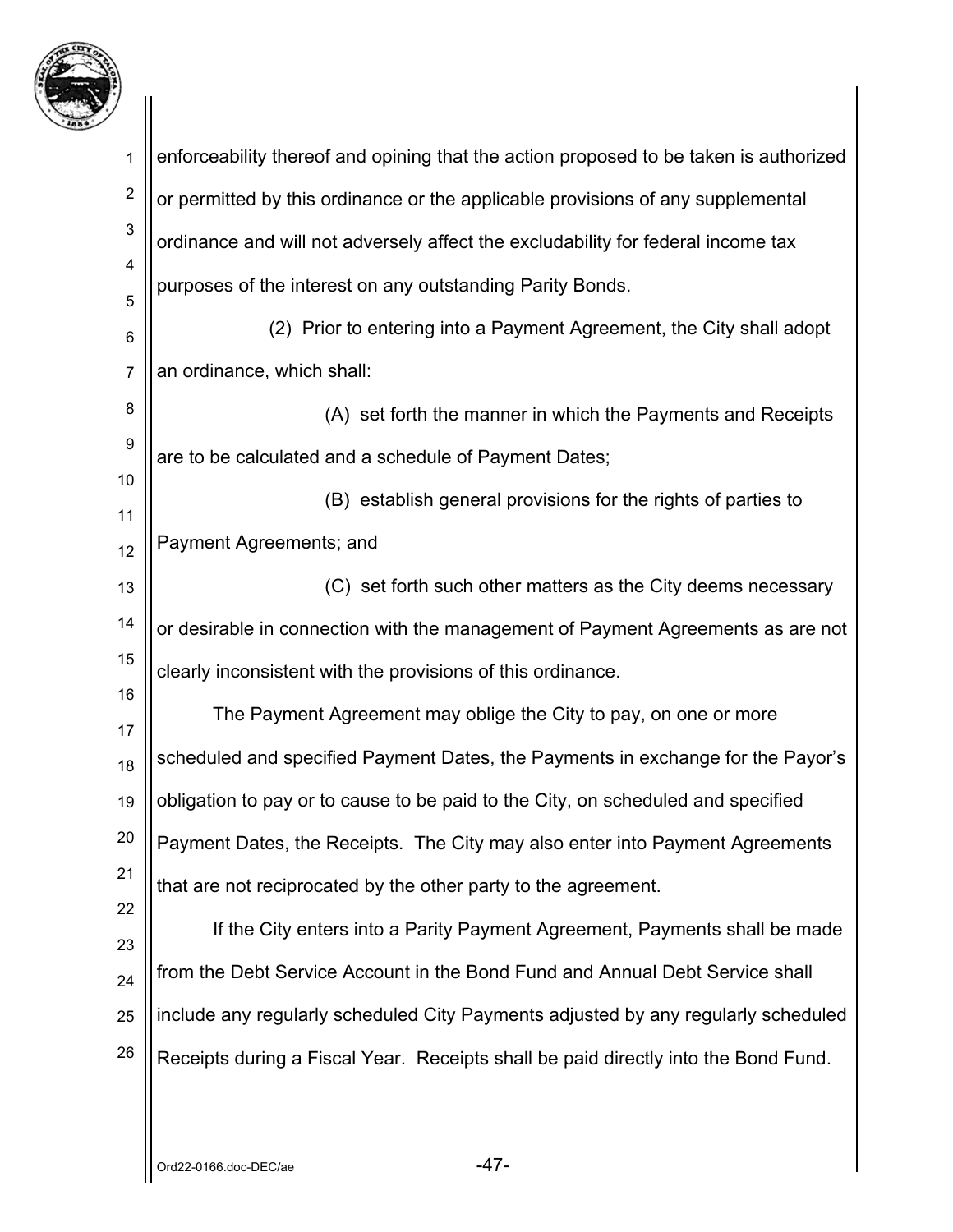enforceability thereof and opining that the action proposed to be taken is authorized or permitted by this ordinance or the applicable provisions of any supplemental ordinance and will not adversely affect the excludability for federal income tax purposes of the interest on any outstanding Parity Bonds.

(2) Prior to entering into a Payment Agreement, the City shall adopt an ordinance, which shall:

(A) set forth the manner in which the Payments and Receipts are to be calculated and a schedule of Payment Dates;

(B) establish general provisions for the rights of parties to Payment Agreements; and

(C) set forth such other matters as the City deems necessary or desirable in connection with the management of Payment Agreements as are not clearly inconsistent with the provisions of this ordinance.

The Payment Agreement may oblige the City to pay, on one or more scheduled and specified Payment Dates, the Payments in exchange for the Payor's obligation to pay or to cause to be paid to the City, on scheduled and specified Payment Dates, the Receipts. The City may also enter into Payment Agreements that are not reciprocated by the other party to the agreement.

If the City enters into a Parity Payment Agreement, Payments shall be made from the Debt Service Account in the Bond Fund and Annual Debt Service shall include any regularly scheduled City Payments adjusted by any regularly scheduled Receipts during a Fiscal Year. Receipts shall be paid directly into the Bond Fund.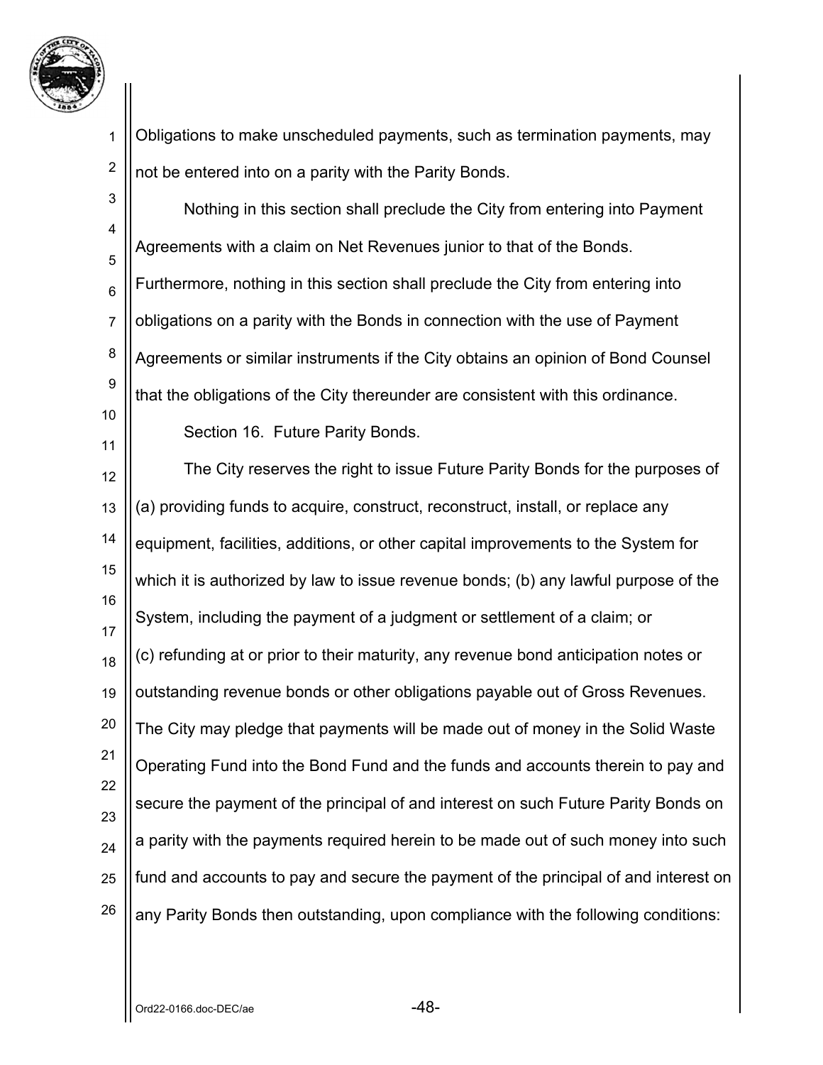Obligations to make unscheduled payments, such as termination payments, may not be entered into on a parity with the Parity Bonds.

Nothing in this section shall preclude the City from entering into Payment Agreements with a claim on Net Revenues junior to that of the Bonds. Furthermore, nothing in this section shall preclude the City from entering into obligations on a parity with the Bonds in connection with the use of Payment Agreements or similar instruments if the City obtains an opinion of Bond Counsel that the obligations of the City thereunder are consistent with this ordinance.

Section 16. Future Parity Bonds.

The City reserves the right to issue Future Parity Bonds for the purposes of (a) providing funds to acquire, construct, reconstruct, install, or replace any equipment, facilities, additions, or other capital improvements to the System for which it is authorized by law to issue revenue bonds; (b) any lawful purpose of the System, including the payment of a judgment or settlement of a claim; or (c) refunding at or prior to their maturity, any revenue bond anticipation notes or outstanding revenue bonds or other obligations payable out of Gross Revenues. The City may pledge that payments will be made out of money in the Solid Waste Operating Fund into the Bond Fund and the funds and accounts therein to pay and secure the payment of the principal of and interest on such Future Parity Bonds on a parity with the payments required herein to be made out of such money into such fund and accounts to pay and secure the payment of the principal of and interest on any Parity Bonds then outstanding, upon compliance with the following conditions:

Ord22-0166.doc-DEC/ae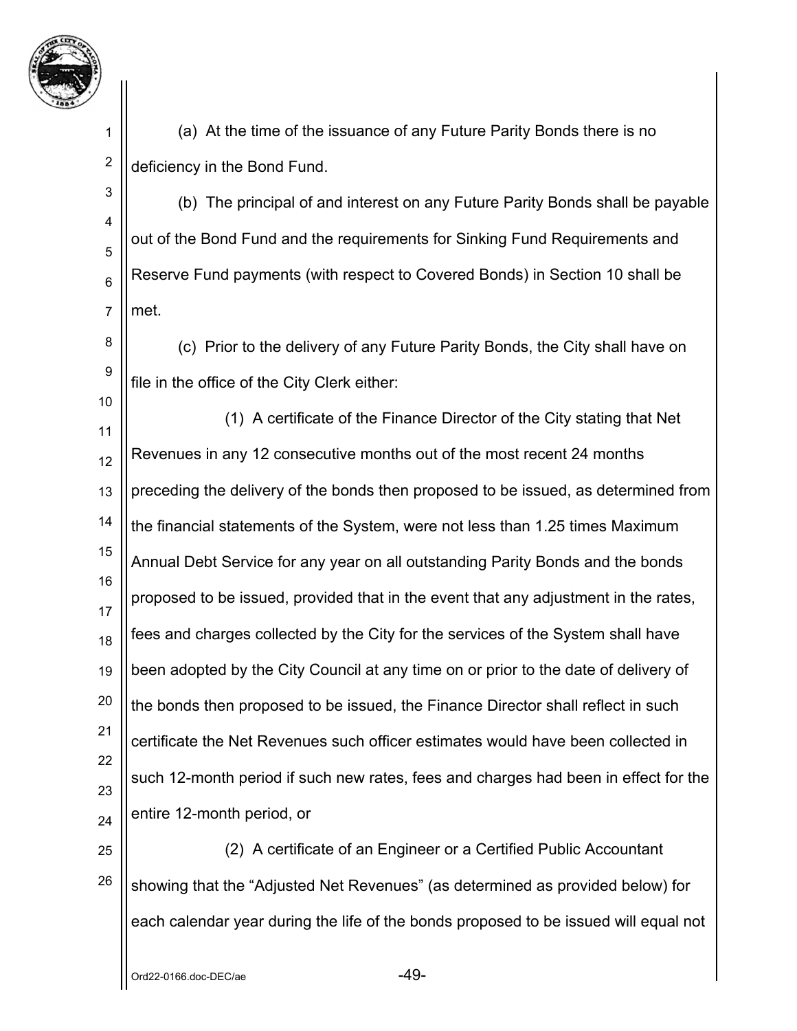(a) At the time of the issuance of any Future Parity Bonds there is no deficiency in the Bond Fund.

(b) The principal of and interest on any Future Parity Bonds shall be payable out of the Bond Fund and the requirements for Sinking Fund Requirements and Reserve Fund payments (with respect to Covered Bonds) in Section 10 shall be met.

(c) Prior to the delivery of any Future Parity Bonds, the City shall have on file in the office of the City Clerk either:

(1) A certificate of the Finance Director of the City stating that Net Revenues in any 12 consecutive months out of the most recent 24 months preceding the delivery of the bonds then proposed to be issued, as determined from the financial statements of the System, were not less than 1.25 times Maximum Annual Debt Service for any year on all outstanding Parity Bonds and the bonds proposed to be issued, provided that in the event that any adjustment in the rates, fees and charges collected by the City for the services of the System shall have been adopted by the City Council at any time on or prior to the date of delivery of the bonds then proposed to be issued, the Finance Director shall reflect in such certificate the Net Revenues such officer estimates would have been collected in such 12-month period if such new rates, fees and charges had been in effect for the entire 12-month period, or

(2) A certificate of an Engineer or a Certified Public Accountant showing that the "Adjusted Net Revenues" (as determined as provided below) for each calendar year during the life of the bonds proposed to be issued will equal not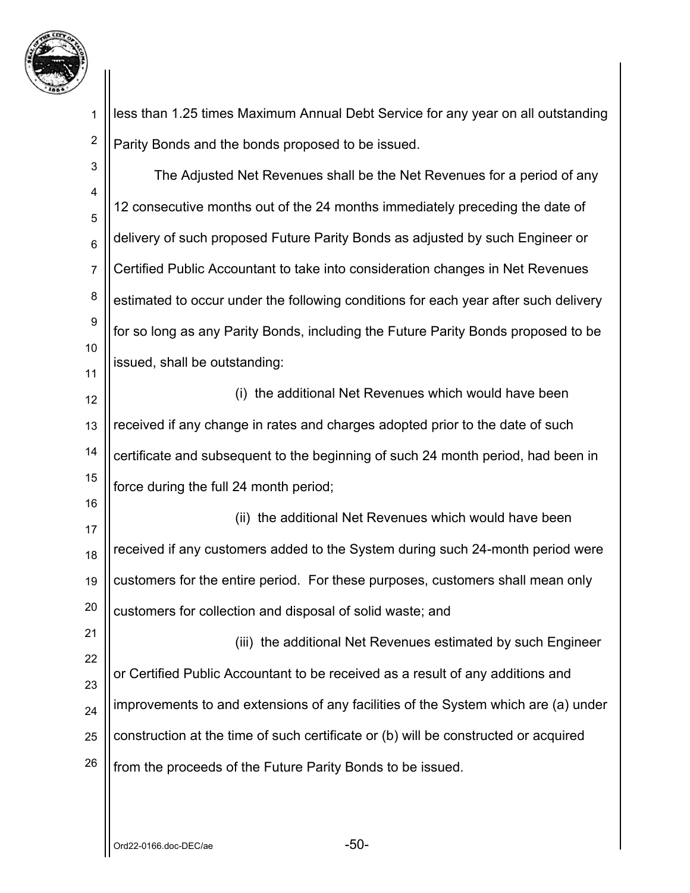less than 1.25 times Maximum Annual Debt Service for any year on all outstanding Parity Bonds and the bonds proposed to be issued.

The Adjusted Net Revenues shall be the Net Revenues for a period of any 12 consecutive months out of the 24 months immediately preceding the date of delivery of such proposed Future Parity Bonds as adjusted by such Engineer or Certified Public Accountant to take into consideration changes in Net Revenues estimated to occur under the following conditions for each year after such delivery for so long as any Parity Bonds, including the Future Parity Bonds proposed to be issued, shall be outstanding:

(i) the additional Net Revenues which would have been received if any change in rates and charges adopted prior to the date of such certificate and subsequent to the beginning of such 24 month period, had been in force during the full 24 month period;

(ii) the additional Net Revenues which would have been received if any customers added to the System during such 24-month period were customers for the entire period. For these purposes, customers shall mean only customers for collection and disposal of solid waste; and

(iii) the additional Net Revenues estimated by such Engineer or Certified Public Accountant to be received as a result of any additions and improvements to and extensions of any facilities of the System which are (a) under construction at the time of such certificate or (b) will be constructed or acquired from the proceeds of the Future Parity Bonds to be issued.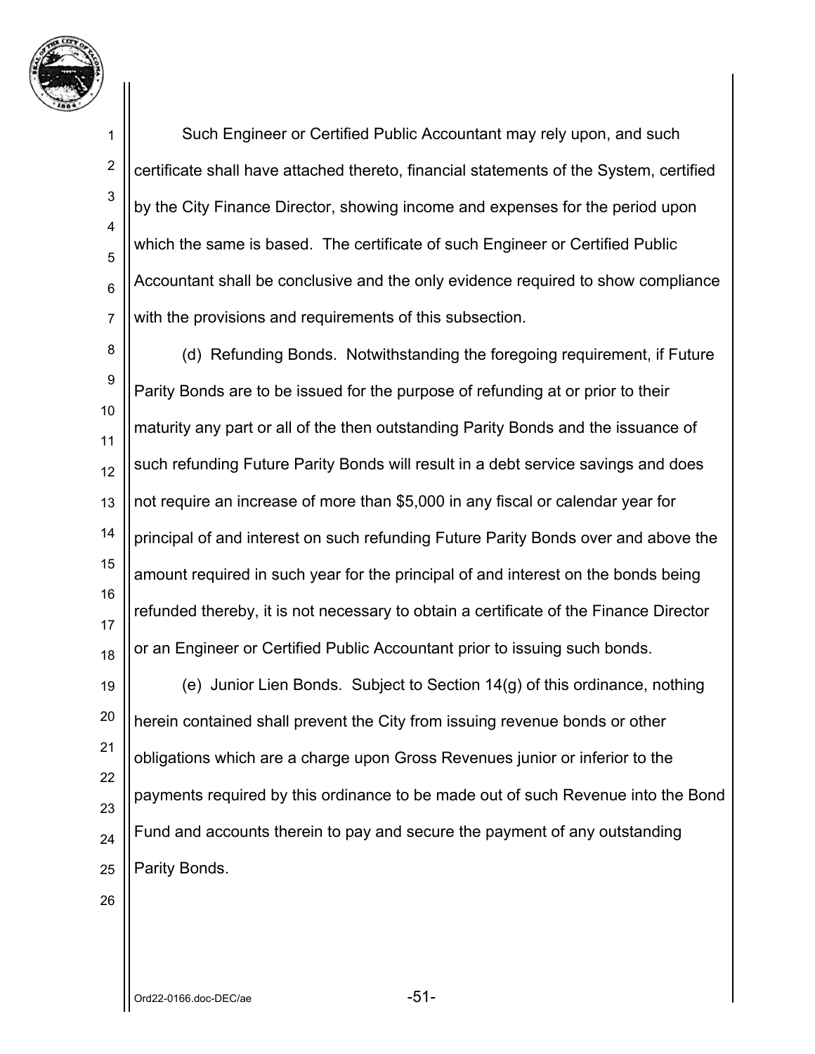Such Engineer or Certified Public Accountant may rely upon, and such certificate shall have attached thereto, financial statements of the System, certified by the City Finance Director, showing income and expenses for the period upon which the same is based. The certificate of such Engineer or Certified Public Accountant shall be conclusive and the only evidence required to show compliance with the provisions and requirements of this subsection.

(d) Refunding Bonds. Notwithstanding the foregoing requirement, if Future Parity Bonds are to be issued for the purpose of refunding at or prior to their maturity any part or all of the then outstanding Parity Bonds and the issuance of such refunding Future Parity Bonds will result in a debt service savings and does not require an increase of more than $5,000 in any fiscal or calendar year for principal of and interest on such refunding Future Parity Bonds over and above the amount required in such year for the principal of and interest on the bonds being refunded thereby, it is not necessary to obtain a certificate of the Finance Director or an Engineer or Certified Public Accountant prior to issuing such bonds.

(e) Junior Lien Bonds. Subject to Section 14(g) of this ordinance, nothing herein contained shall prevent the City from issuing revenue bonds or other obligations which are a charge upon Gross Revenues junior or inferior to the payments required by this ordinance to be made out of such Revenue into the Bond Fund and accounts therein to pay and secure the payment of any outstanding Parity Bonds.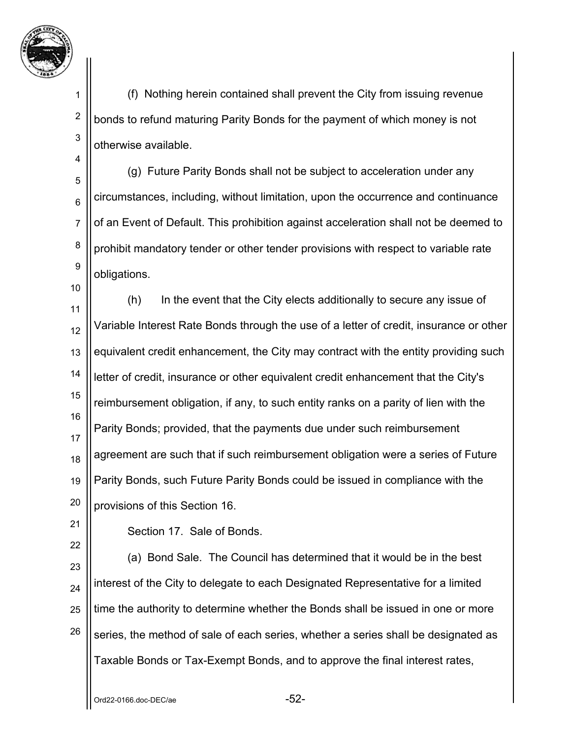(f) Nothing herein contained shall prevent the City from issuing revenue bonds to refund maturing Parity Bonds for the payment of which money is not otherwise available.

(g) Future Parity Bonds shall not be subject to acceleration under any circumstances, including, without limitation, upon the occurrence and continuance of an Event of Default. This prohibition against acceleration shall not be deemed to prohibit mandatory tender or other tender provisions with respect to variable rate obligations.

(h) In the event that the City elects additionally to secure any issue of Variable Interest Rate Bonds through the use of a letter of credit, insurance or other equivalent credit enhancement, the City may contract with the entity providing such letter of credit, insurance or other equivalent credit enhancement that the City's reimbursement obligation, if any, to such entity ranks on a parity of lien with the Parity Bonds; provided, that the payments due under such reimbursement agreement are such that if such reimbursement obligation were a series of Future Parity Bonds, such Future Parity Bonds could be issued in compliance with the provisions of this Section 16.

Section 17. Sale of Bonds.

(a) Bond Sale. The Council has determined that it would be in the best interest of the City to delegate to each Designated Representative for a limited time the authority to determine whether the Bonds shall be issued in one or more series, the method of sale of each series, whether a series shall be designated as Taxable Bonds or Tax-Exempt Bonds, and to approve the final interest rates,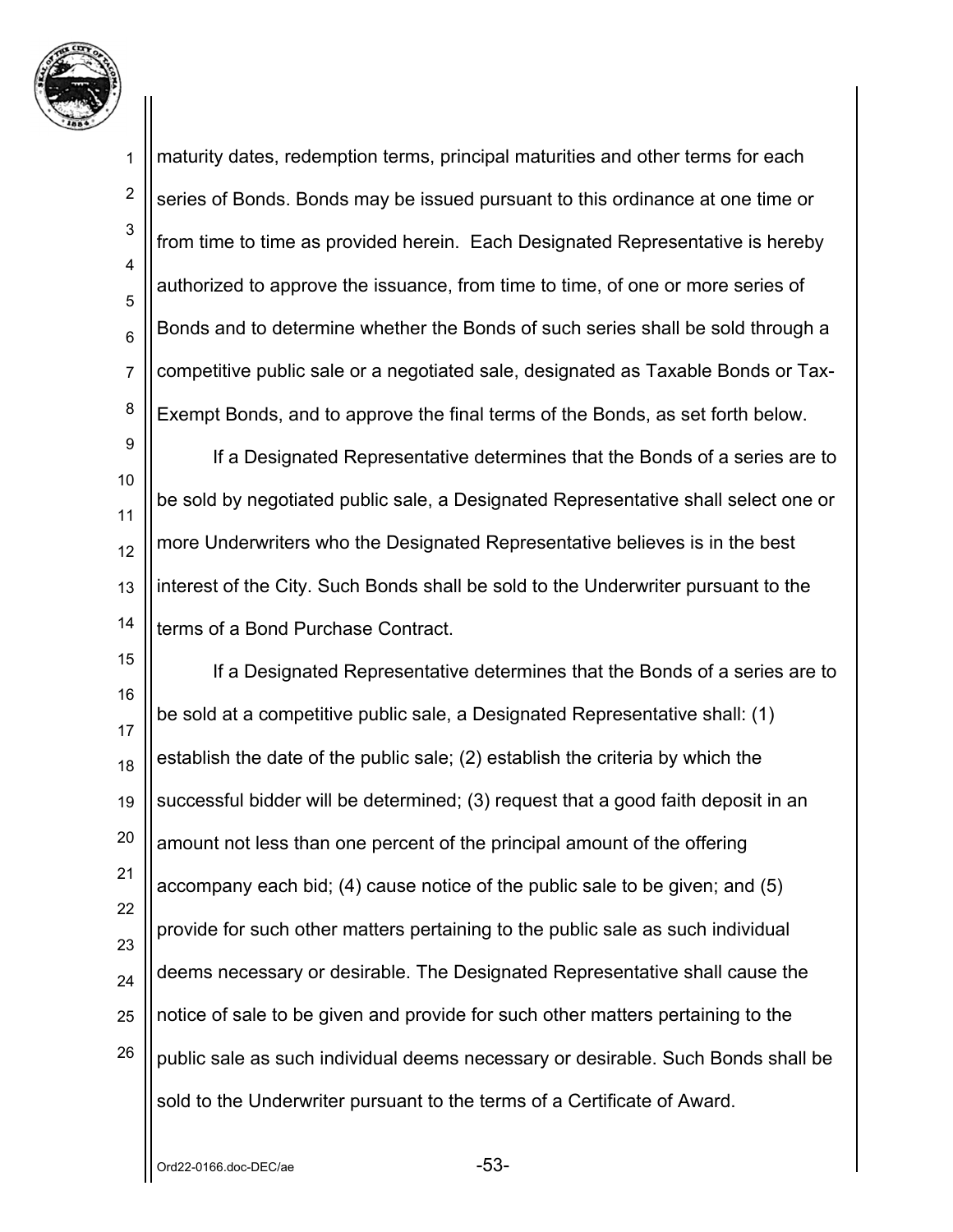maturity dates, redemption terms, principal maturities and other terms for each series of Bonds. Bonds may be issued pursuant to this ordinance at one time or from time to time as provided herein. Each Designated Representative is hereby authorized to approve the issuance, from time to time, of one or more series of Bonds and to determine whether the Bonds of such series shall be sold through a competitive public sale or a negotiated sale, designated as Taxable Bonds or Tax-Exempt Bonds, and to approve the final terms of the Bonds, as set forth below.

If a Designated Representative determines that the Bonds of a series are to be sold by negotiated public sale, a Designated Representative shall select one or more Underwriters who the Designated Representative believes is in the best interest of the City. Such Bonds shall be sold to the Underwriter pursuant to the terms of a Bond Purchase Contract.

If a Designated Representative determines that the Bonds of a series are to be sold at a competitive public sale, a Designated Representative shall: (1) establish the date of the public sale; (2) establish the criteria by which the successful bidder will be determined; (3) request that a good faith deposit in an amount not less than one percent of the principal amount of the offering accompany each bid; (4) cause notice of the public sale to be given; and (5) provide for such other matters pertaining to the public sale as such individual deems necessary or desirable. The Designated Representative shall cause the notice of sale to be given and provide for such other matters pertaining to the public sale as such individual deems necessary or desirable. Such Bonds shall be sold to the Underwriter pursuant to the terms of a Certificate of Award.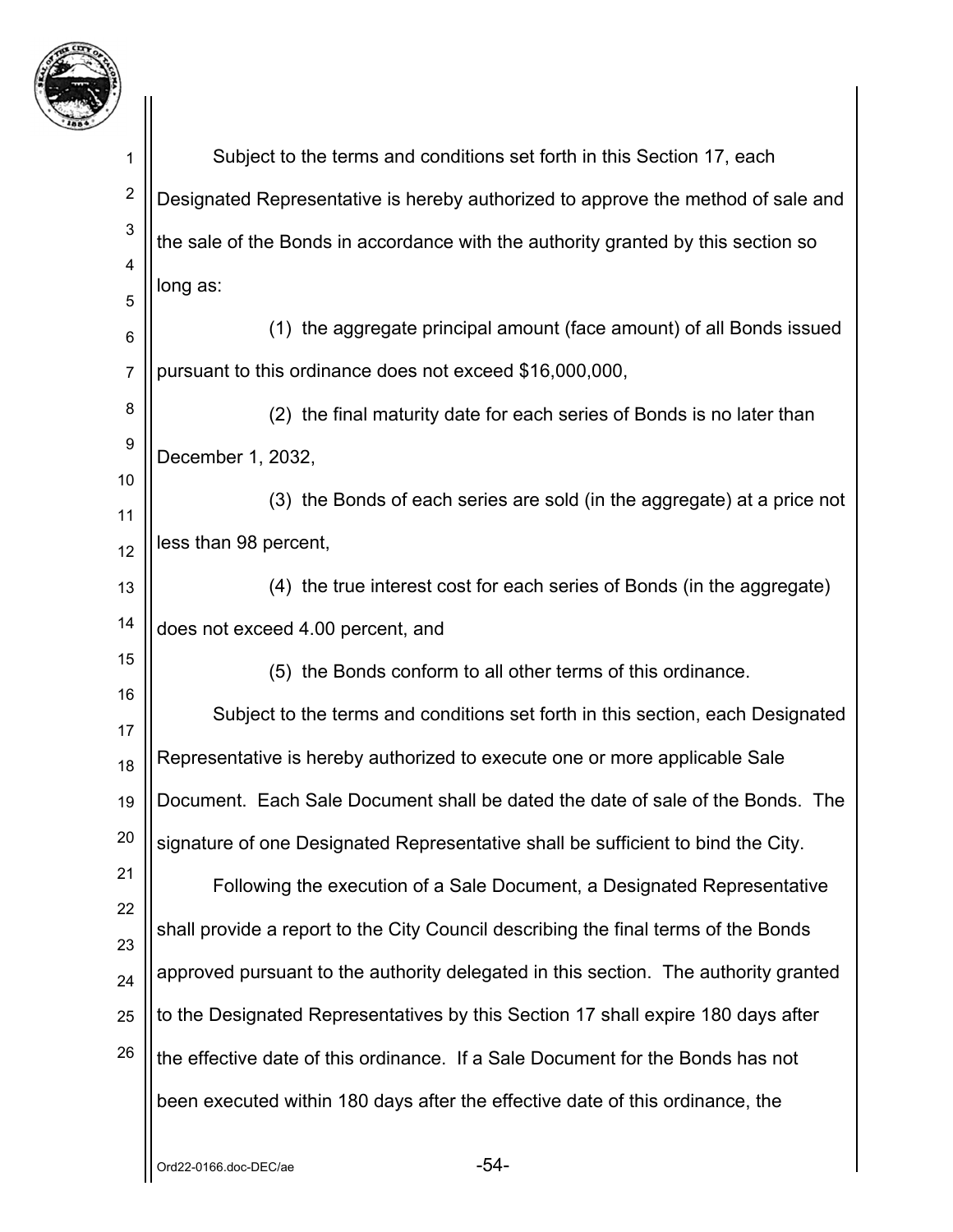Subject to the terms and conditions set forth in this Section 17, each Designated Representative is hereby authorized to approve the method of sale and the sale of the Bonds in accordance with the authority granted by this section so long as:

(1) the aggregate principal amount (face amount) of all Bonds issued pursuant to this ordinance does not exceed $16,000,000,

(2) the final maturity date for each series of Bonds is no later than December 1, 2032,

(3) the Bonds of each series are sold (in the aggregate) at a price not less than 98 percent,

(4) the true interest cost for each series of Bonds (in the aggregate) does not exceed 4.00 percent, and

(5) the Bonds conform to all other terms of this ordinance.

Subject to the terms and conditions set forth in this section, each Designated Representative is hereby authorized to execute one or more applicable Sale Document. Each Sale Document shall be dated the date of sale of the Bonds. The signature of one Designated Representative shall be sufficient to bind the City.

Following the execution of a Sale Document, a Designated Representative shall provide a report to the City Council describing the final terms of the Bonds approved pursuant to the authority delegated in this section. The authority granted to the Designated Representatives by this Section 17 shall expire 180 days after the effective date of this ordinance. If a Sale Document for the Bonds has not been executed within 180 days after the effective date of this ordinance, the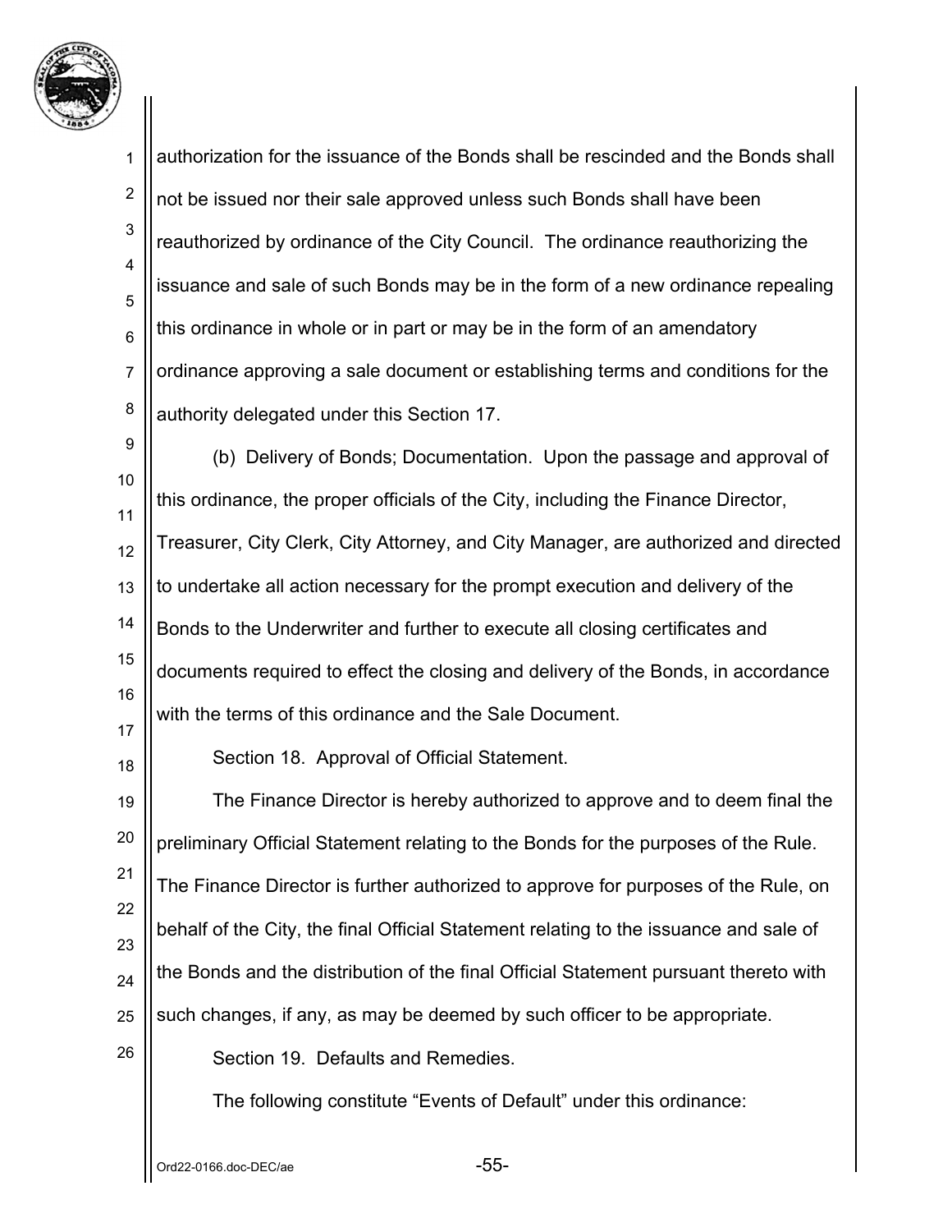authorization for the issuance of the Bonds shall be rescinded and the Bonds shall not be issued nor their sale approved unless such Bonds shall have been reauthorized by ordinance of the City Council. The ordinance reauthorizing the issuance and sale of such Bonds may be in the form of a new ordinance repealing this ordinance in whole or in part or may be in the form of an amendatory ordinance approving a sale document or establishing terms and conditions for the authority delegated under this Section 17.

(b) Delivery of Bonds; Documentation. Upon the passage and approval of this ordinance, the proper officials of the City, including the Finance Director, Treasurer, City Clerk, City Attorney, and City Manager, are authorized and directed to undertake all action necessary for the prompt execution and delivery of the Bonds to the Underwriter and further to execute all closing certificates and documents required to effect the closing and delivery of the Bonds, in accordance with the terms of this ordinance and the Sale Document.

Section 18. Approval of Official Statement.

The Finance Director is hereby authorized to approve and to deem final the preliminary Official Statement relating to the Bonds for the purposes of the Rule. The Finance Director is further authorized to approve for purposes of the Rule, on behalf of the City, the final Official Statement relating to the issuance and sale of the Bonds and the distribution of the final Official Statement pursuant thereto with such changes, if any, as may be deemed by such officer to be appropriate.

Section 19. Defaults and Remedies.

The following constitute "Events of Default" under this ordinance: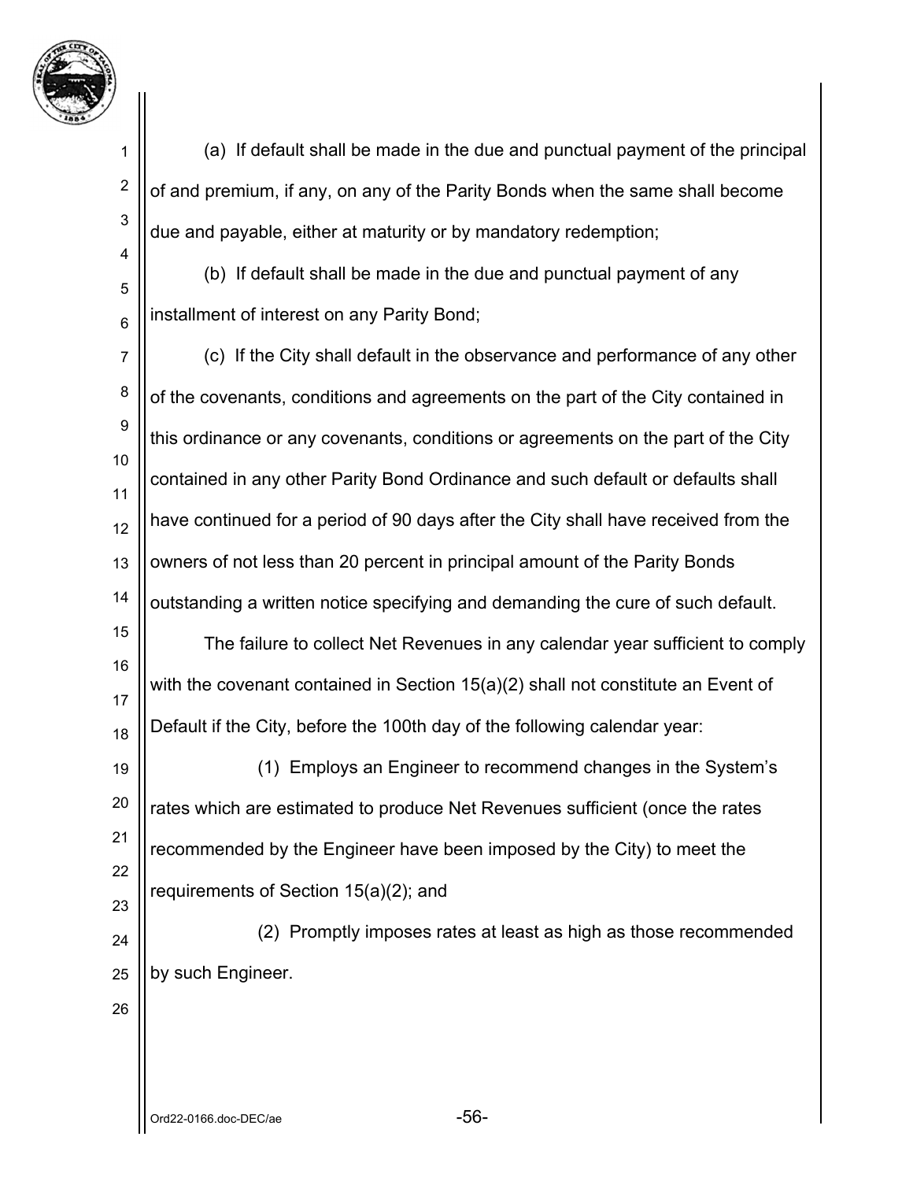(a) If default shall be made in the due and punctual payment of the principal of and premium, if any, on any of the Parity Bonds when the same shall become due and payable, either at maturity or by mandatory redemption;

(b) If default shall be made in the due and punctual payment of any installment of interest on any Parity Bond;

(c) If the City shall default in the observance and performance of any other of the covenants, conditions and agreements on the part of the City contained in this ordinance or any covenants, conditions or agreements on the part of the City contained in any other Parity Bond Ordinance and such default or defaults shall have continued for a period of 90 days after the City shall have received from the owners of not less than 20 percent in principal amount of the Parity Bonds outstanding a written notice specifying and demanding the cure of such default.

The failure to collect Net Revenues in any calendar year sufficient to comply with the covenant contained in Section 15(a)(2) shall not constitute an Event of Default if the City, before the 100th day of the following calendar year:

(1) Employs an Engineer to recommend changes in the System's rates which are estimated to produce Net Revenues sufficient (once the rates recommended by the Engineer have been imposed by the City) to meet the requirements of Section 15(a)(2); and

(2) Promptly imposes rates at least as high as those recommended by such Engineer.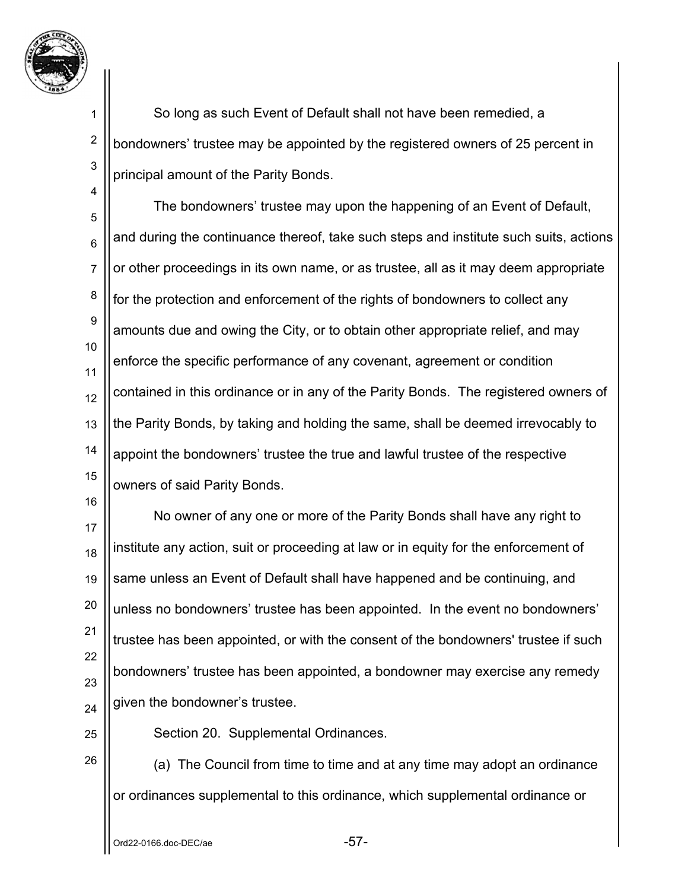So long as such Event of Default shall not have been remedied, a bondowners' trustee may be appointed by the registered owners of 25 percent in principal amount of the Parity Bonds.

The bondowners' trustee may upon the happening of an Event of Default, and during the continuance thereof, take such steps and institute such suits, actions or other proceedings in its own name, or as trustee, all as it may deem appropriate for the protection and enforcement of the rights of bondowners to collect any amounts due and owing the City, or to obtain other appropriate relief, and may enforce the specific performance of any covenant, agreement or condition contained in this ordinance or in any of the Parity Bonds. The registered owners of the Parity Bonds, by taking and holding the same, shall be deemed irrevocably to appoint the bondowners' trustee the true and lawful trustee of the respective owners of said Parity Bonds.

No owner of any one or more of the Parity Bonds shall have any right to institute any action, suit or proceeding at law or in equity for the enforcement of same unless an Event of Default shall have happened and be continuing, and unless no bondowners' trustee has been appointed. In the event no bondowners' trustee has been appointed, or with the consent of the bondowners' trustee if such bondowners' trustee has been appointed, a bondowner may exercise any remedy given the bondowner's trustee.

Section 20. Supplemental Ordinances.

(a) The Council from time to time and at any time may adopt an ordinance or ordinances supplemental to this ordinance, which supplemental ordinance or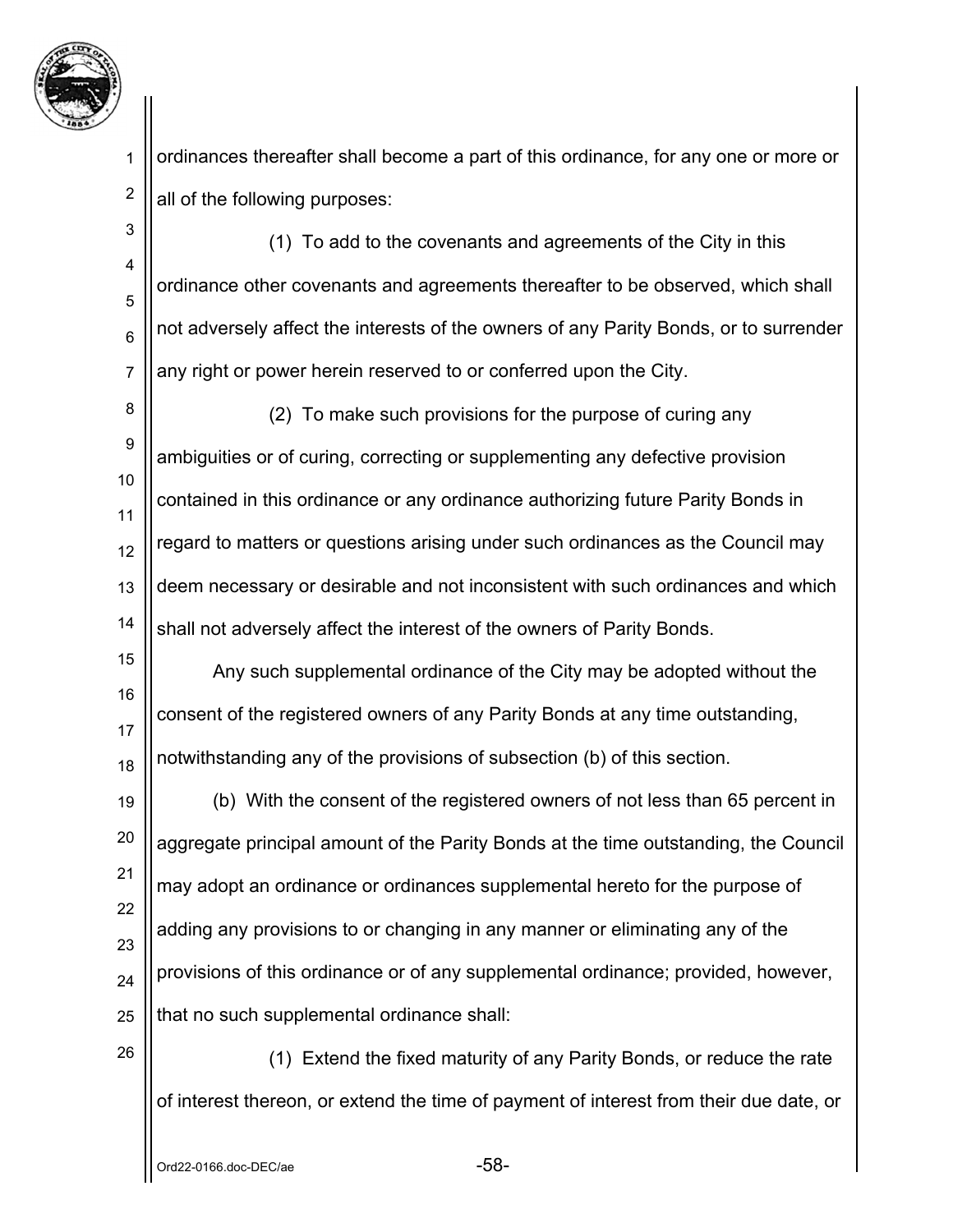ordinances thereafter shall become a part of this ordinance, for any one or more or all of the following purposes:

(1) To add to the covenants and agreements of the City in this ordinance other covenants and agreements thereafter to be observed, which shall not adversely affect the interests of the owners of any Parity Bonds, or to surrender any right or power herein reserved to or conferred upon the City.

(2) To make such provisions for the purpose of curing any ambiguities or of curing, correcting or supplementing any defective provision contained in this ordinance or any ordinance authorizing future Parity Bonds in regard to matters or questions arising under such ordinances as the Council may deem necessary or desirable and not inconsistent with such ordinances and which shall not adversely affect the interest of the owners of Parity Bonds.

Any such supplemental ordinance of the City may be adopted without the consent of the registered owners of any Parity Bonds at any time outstanding, notwithstanding any of the provisions of subsection (b) of this section.

(b) With the consent of the registered owners of not less than 65 percent in aggregate principal amount of the Parity Bonds at the time outstanding, the Council may adopt an ordinance or ordinances supplemental hereto for the purpose of adding any provisions to or changing in any manner or eliminating any of the provisions of this ordinance or of any supplemental ordinance; provided, however, that no such supplemental ordinance shall:

(1) Extend the fixed maturity of any Parity Bonds, or reduce the rate of interest thereon, or extend the time of payment of interest from their due date, or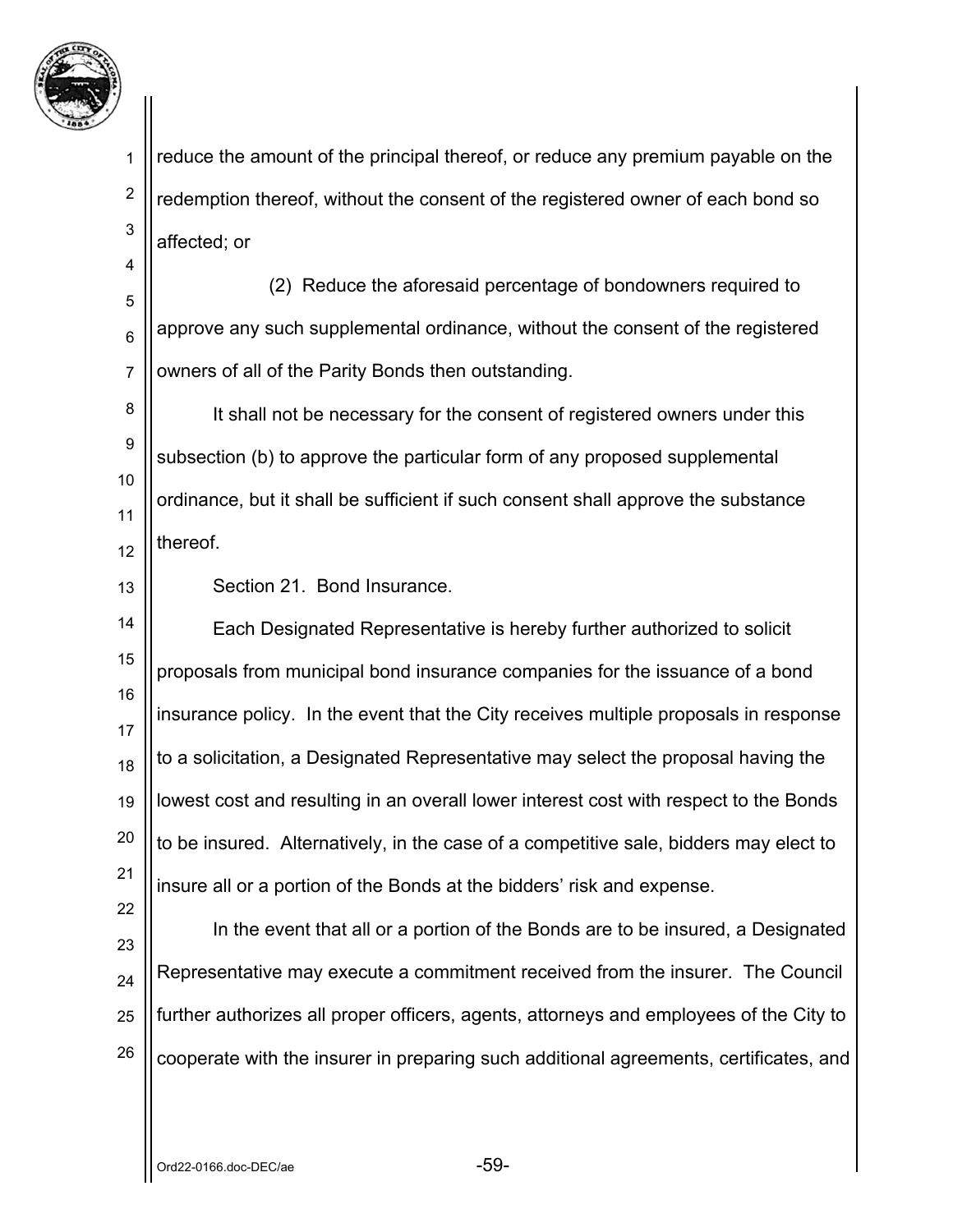reduce the amount of the principal thereof, or reduce any premium payable on the redemption thereof, without the consent of the registered owner of each bond so affected; or

(2) Reduce the aforesaid percentage of bondowners required to approve any such supplemental ordinance, without the consent of the registered owners of all of the Parity Bonds then outstanding.

It shall not be necessary for the consent of registered owners under this subsection (b) to approve the particular form of any proposed supplemental ordinance, but it shall be sufficient if such consent shall approve the substance thereof.

Section 21. Bond Insurance.

Each Designated Representative is hereby further authorized to solicit proposals from municipal bond insurance companies for the issuance of a bond insurance policy. In the event that the City receives multiple proposals in response to a solicitation, a Designated Representative may select the proposal having the lowest cost and resulting in an overall lower interest cost with respect to the Bonds to be insured. Alternatively, in the case of a competitive sale, bidders may elect to insure all or a portion of the Bonds at the bidders' risk and expense.

In the event that all or a portion of the Bonds are to be insured, a Designated Representative may execute a commitment received from the insurer. The Council further authorizes all proper officers, agents, attorneys and employees of the City to cooperate with the insurer in preparing such additional agreements, certificates, and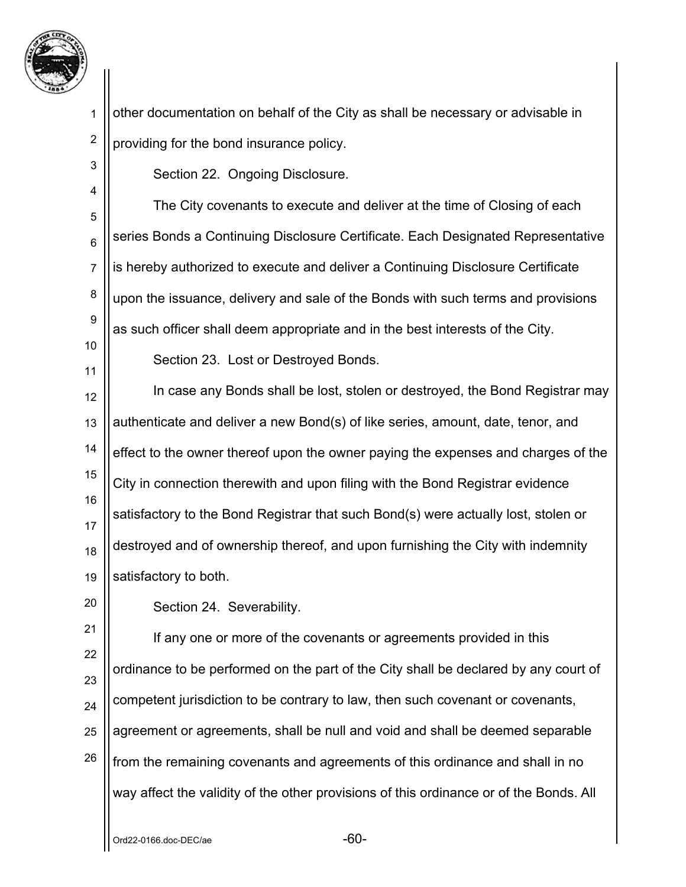other documentation on behalf of the City as shall be necessary or advisable in providing for the bond insurance policy.

Section 22. Ongoing Disclosure.

The City covenants to execute and deliver at the time of Closing of each series Bonds a Continuing Disclosure Certificate. Each Designated Representative is hereby authorized to execute and deliver a Continuing Disclosure Certificate upon the issuance, delivery and sale of the Bonds with such terms and provisions as such officer shall deem appropriate and in the best interests of the City.

Section 23. Lost or Destroyed Bonds.

In case any Bonds shall be lost, stolen or destroyed, the Bond Registrar may authenticate and deliver a new Bond(s) of like series, amount, date, tenor, and effect to the owner thereof upon the owner paying the expenses and charges of the City in connection therewith and upon filing with the Bond Registrar evidence satisfactory to the Bond Registrar that such Bond(s) were actually lost, stolen or destroyed and of ownership thereof, and upon furnishing the City with indemnity satisfactory to both.

Section 24. Severability.

If any one or more of the covenants or agreements provided in this ordinance to be performed on the part of the City shall be declared by any court of competent jurisdiction to be contrary to law, then such covenant or covenants, agreement or agreements, shall be null and void and shall be deemed separable from the remaining covenants and agreements of this ordinance and shall in no way affect the validity of the other provisions of this ordinance or of the Bonds. All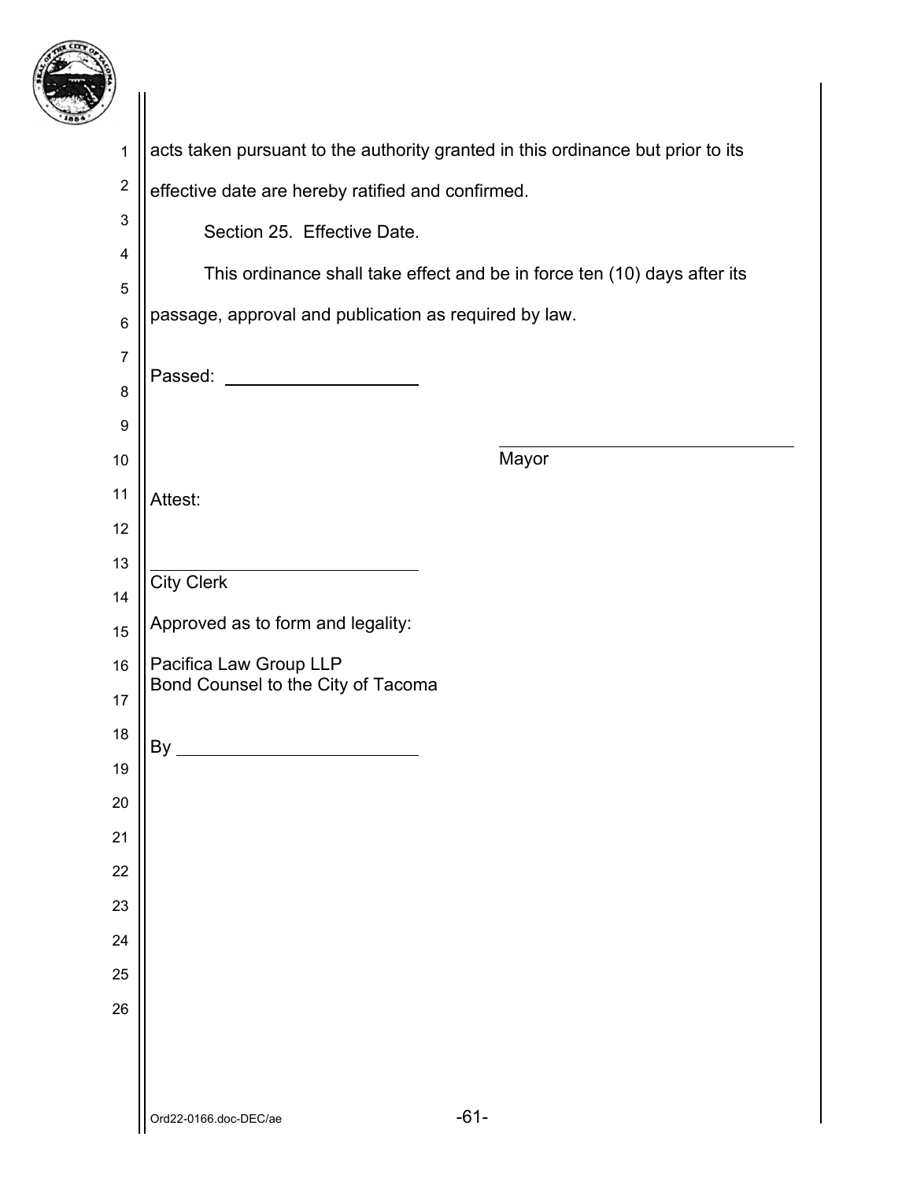acts taken pursuant to the authority granted in this ordinance but prior to its effective date are hereby ratified and confirmed.

Section 25. Effective Date.

This ordinance shall take effect and be in force ten (10) days after its passage, approval and publication as required by law.

Passed: ____________________

_______________________________
Mayor

Attest:

____________________________
City Clerk

Approved as to form and legality:

Pacifica Law Group LLP
Bond Counsel to the City of Tacoma

By ________________________

Ord22-0166.doc-DEC/ae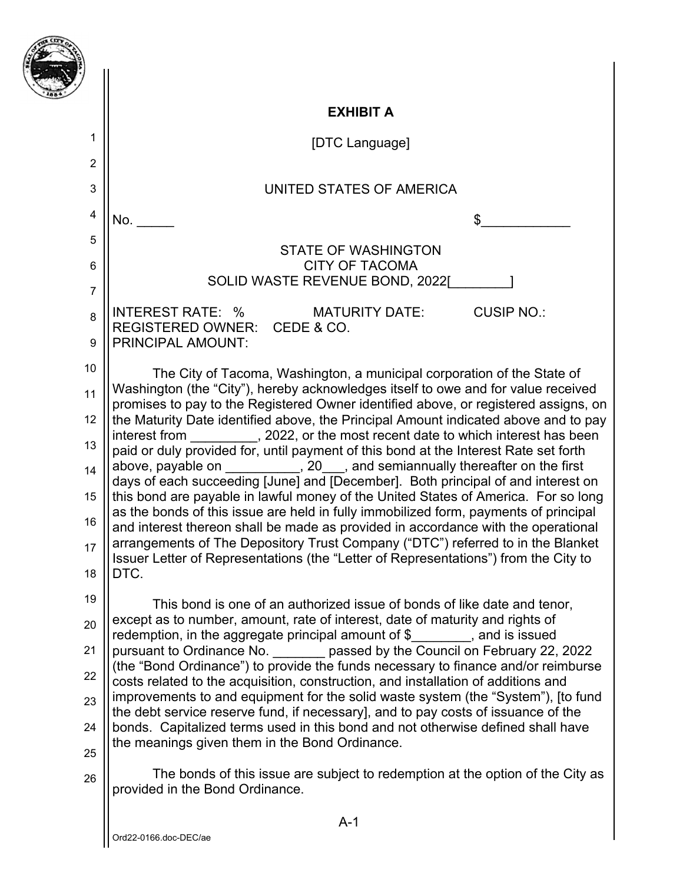## EXHIBIT A

[DTC Language]

UNITED STATES OF AMERICA

No. _____ $____________

STATE OF WASHINGTON
CITY OF TACOMA
SOLID WASTE REVENUE BOND, 2022[________]

INTEREST RATE: % MATURITY DATE: CUSIP NO.:
REGISTERED OWNER: CEDE & CO.
PRINCIPAL AMOUNT:

The City of Tacoma, Washington, a municipal corporation of the State of Washington (the "City"), hereby acknowledges itself to owe and for value received promises to pay to the Registered Owner identified above, or registered assigns, on the Maturity Date identified above, the Principal Amount indicated above and to pay interest from _________, 2022, or the most recent date to which interest has been paid or duly provided for, until payment of this bond at the Interest Rate set forth above, payable on __________, 20___, and semiannually thereafter on the first days of each succeeding [June] and [December]. Both principal of and interest on this bond are payable in lawful money of the United States of America. For so long as the bonds of this issue are held in fully immobilized form, payments of principal and interest thereon shall be made as provided in accordance with the operational arrangements of The Depository Trust Company ("DTC") referred to in the Blanket Issuer Letter of Representations (the "Letter of Representations") from the City to DTC.

This bond is one of an authorized issue of bonds of like date and tenor, except as to number, amount, rate of interest, date of maturity and rights of redemption, in the aggregate principal amount of $________, and is issued pursuant to Ordinance No. _______ passed by the Council on February 22, 2022 (the "Bond Ordinance") to provide the funds necessary to finance and/or reimburse costs related to the acquisition, construction, and installation of additions and improvements to and equipment for the solid waste system (the "System"), [to fund the debt service reserve fund, if necessary], and to pay costs of issuance of the bonds. Capitalized terms used in this bond and not otherwise defined shall have the meanings given them in the Bond Ordinance.

The bonds of this issue are subject to redemption at the option of the City as provided in the Bond Ordinance.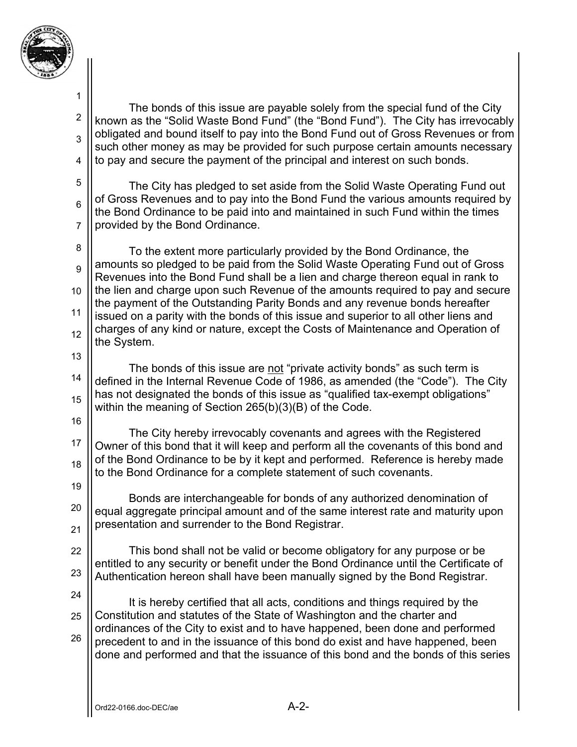The bonds of this issue are payable solely from the special fund of the City known as the "Solid Waste Bond Fund" (the "Bond Fund"). The City has irrevocably obligated and bound itself to pay into the Bond Fund out of Gross Revenues or from such other money as may be provided for such purpose certain amounts necessary to pay and secure the payment of the principal and interest on such bonds.

The City has pledged to set aside from the Solid Waste Operating Fund out of Gross Revenues and to pay into the Bond Fund the various amounts required by the Bond Ordinance to be paid into and maintained in such Fund within the times provided by the Bond Ordinance.

To the extent more particularly provided by the Bond Ordinance, the amounts so pledged to be paid from the Solid Waste Operating Fund out of Gross Revenues into the Bond Fund shall be a lien and charge thereon equal in rank to the lien and charge upon such Revenue of the amounts required to pay and secure the payment of the Outstanding Parity Bonds and any revenue bonds hereafter issued on a parity with the bonds of this issue and superior to all other liens and charges of any kind or nature, except the Costs of Maintenance and Operation of the System.

The bonds of this issue are not "private activity bonds" as such term is defined in the Internal Revenue Code of 1986, as amended (the "Code"). The City has not designated the bonds of this issue as "qualified tax-exempt obligations" within the meaning of Section 265(b)(3)(B) of the Code.

The City hereby irrevocably covenants and agrees with the Registered Owner of this bond that it will keep and perform all the covenants of this bond and of the Bond Ordinance to be by it kept and performed. Reference is hereby made to the Bond Ordinance for a complete statement of such covenants.

Bonds are interchangeable for bonds of any authorized denomination of equal aggregate principal amount and of the same interest rate and maturity upon presentation and surrender to the Bond Registrar.

This bond shall not be valid or become obligatory for any purpose or be entitled to any security or benefit under the Bond Ordinance until the Certificate of Authentication hereon shall have been manually signed by the Bond Registrar.

It is hereby certified that all acts, conditions and things required by the Constitution and statutes of the State of Washington and the charter and ordinances of the City to exist and to have happened, been done and performed precedent to and in the issuance of this bond do exist and have happened, been done and performed and that the issuance of this bond and the bonds of this series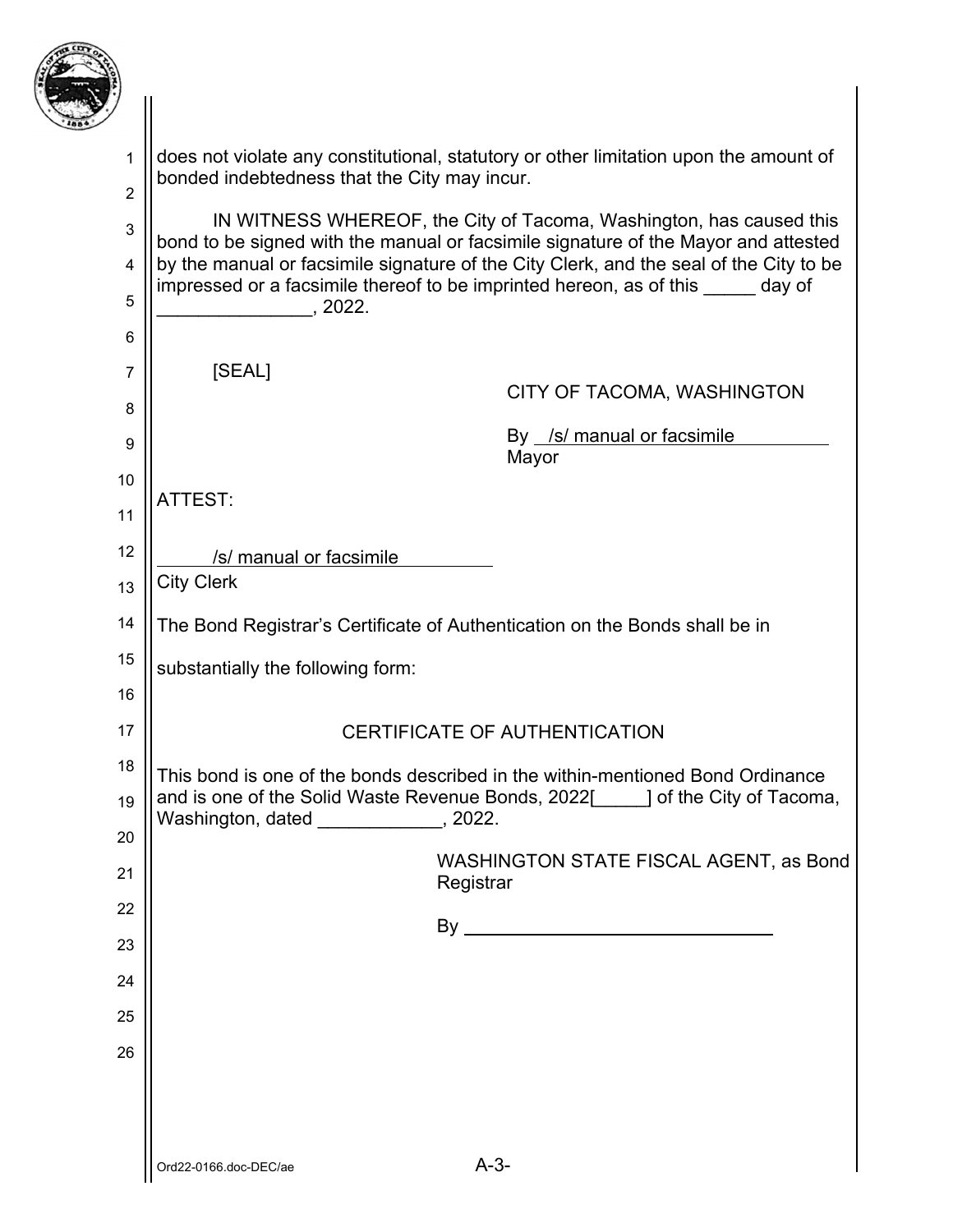does not violate any constitutional, statutory or other limitation upon the amount of bonded indebtedness that the City may incur.

IN WITNESS WHEREOF, the City of Tacoma, Washington, has caused this bond to be signed with the manual or facsimile signature of the Mayor and attested by the manual or facsimile signature of the City Clerk, and the seal of the City to be impressed or a facsimile thereof to be imprinted hereon, as of this _____ day of _______________, 2022.

[SEAL]

CITY OF TACOMA, WASHINGTON

By /s/ manual or facsimile
Mayor

ATTEST:

/s/ manual or facsimile
City Clerk

The Bond Registrar's Certificate of Authentication on the Bonds shall be in substantially the following form:

CERTIFICATE OF AUTHENTICATION

This bond is one of the bonds described in the within-mentioned Bond Ordinance and is one of the Solid Waste Revenue Bonds, 2022[_____] of the City of Tacoma, Washington, dated ____________, 2022.

WASHINGTON STATE FISCAL AGENT, as Bond Registrar

By ______________________________

Ord22-0166.doc-DEC/ae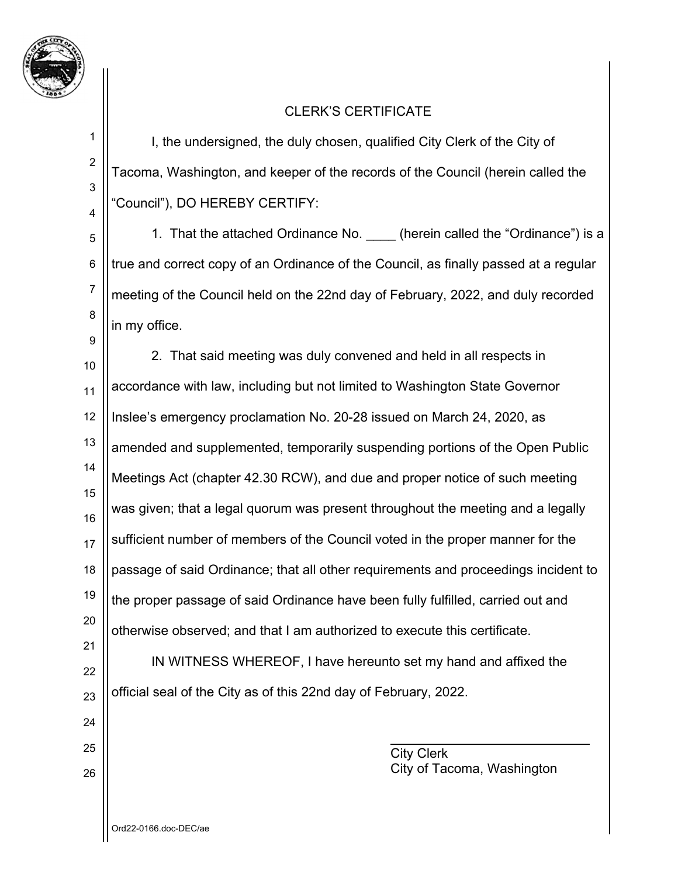# CLERK'S CERTIFICATE

I, the undersigned, the duly chosen, qualified City Clerk of the City of Tacoma, Washington, and keeper of the records of the Council (herein called the "Council"), DO HEREBY CERTIFY:

1. That the attached Ordinance No. ____ (herein called the "Ordinance") is a true and correct copy of an Ordinance of the Council, as finally passed at a regular meeting of the Council held on the 22nd day of February, 2022, and duly recorded in my office.

2. That said meeting was duly convened and held in all respects in accordance with law, including but not limited to Washington State Governor Inslee's emergency proclamation No. 20-28 issued on March 24, 2020, as amended and supplemented, temporarily suspending portions of the Open Public Meetings Act (chapter 42.30 RCW), and due and proper notice of such meeting was given; that a legal quorum was present throughout the meeting and a legally sufficient number of members of the Council voted in the proper manner for the passage of said Ordinance; that all other requirements and proceedings incident to the proper passage of said Ordinance have been fully fulfilled, carried out and otherwise observed; and that I am authorized to execute this certificate.

IN WITNESS WHEREOF, I have hereunto set my hand and affixed the official seal of the City as of this 22nd day of February, 2022.

\_\_\_\_\_\_\_\_\_\_\_\_\_\_\_\_\_\_\_\_\_\_\_\_\_\_\_\_

City Clerk
City of Tacoma, Washington

Ord22-0166.doc-DEC/ae